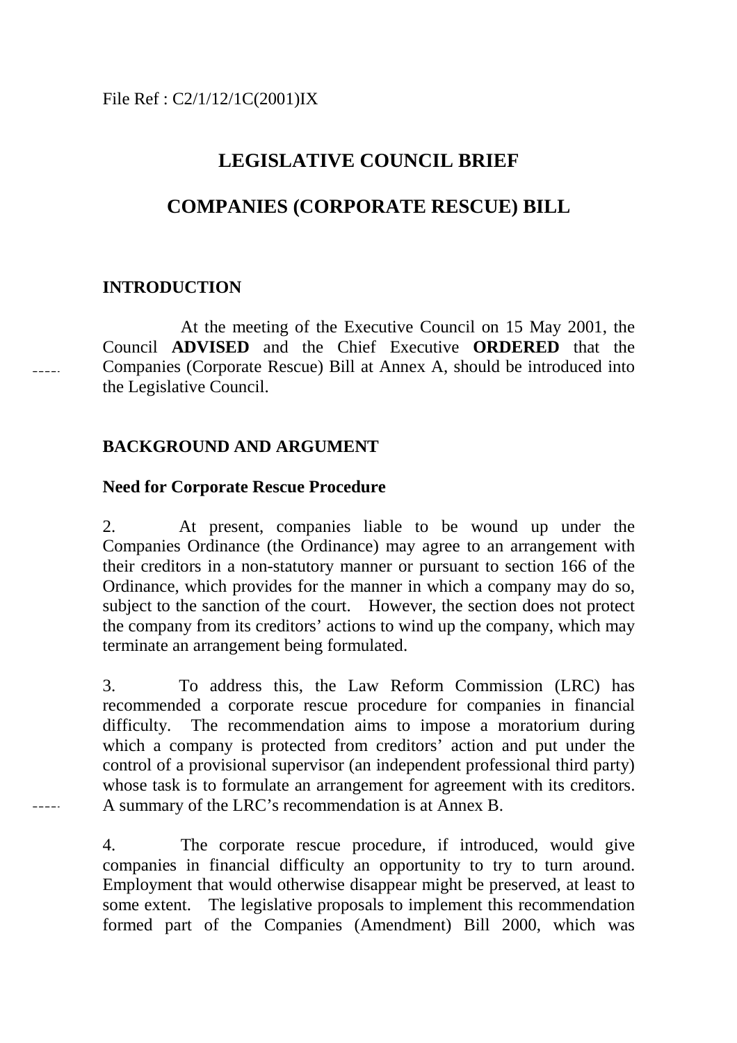File Ref : C2/1/12/1C(2001)IX

# LEGISLATIVE COUNCIL BRIEF

# COMPANIES (CORPORATE RESCUE) BILL

## INTRODUCTION

At the meeting of the Executive Council on 15 May 2001, the Council **ADVISED** and the Chief Executive **ORDERED** that the Companies (Corporate Rescue) Bill at Annex A, should be introduced into the Legislative Council.

## BACKGROUND AND ARGUMENT

### Need for Corporate Rescue Procedure

2. At present, companies liable to be wound up under the Companies Ordinance (the Ordinance) may agree to an arrangement with their creditors in a non-statutory manner or pursuant to section 166 of the Ordinance, which provides for the manner in which a company may do so, subject to the sanction of the court. However, the section does not protect the company from its creditors' actions to wind up the company, which may terminate an arrangement being formulated.

3. To address this, the Law Reform Commission (LRC) has recommended a corporate rescue procedure for companies in financial difficulty. The recommendation aims to impose a moratorium during which a company is protected from creditors' action and put under the control of a provisional supervisor (an independent professional third party) whose task is to formulate an arrangement for agreement with its creditors. A summary of the LRC's recommendation is at Annex B.

4. The corporate rescue procedure, if introduced, would give companies in financial difficulty an opportunity to try to turn around. Employment that would otherwise disappear might be preserved, at least to some extent. The legislative proposals to implement this recommendation formed part of the Companies (Amendment) Bill 2000, which was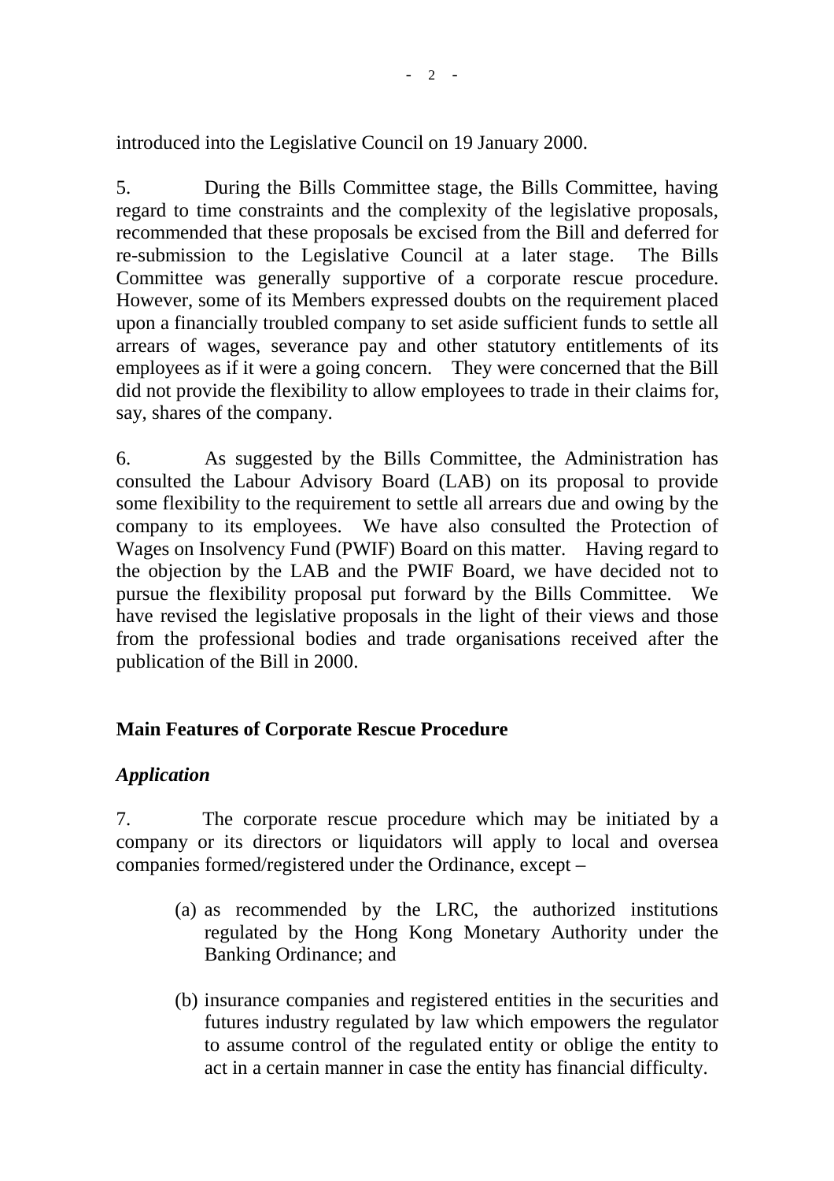introduced into the Legislative Council on 19 January 2000.

5. During the Bills Committee stage, the Bills Committee, having regard to time constraints and the complexity of the legislative proposals, recommended that these proposals be excised from the Bill and deferred for re-submission to the Legislative Council at a later stage. The Bills Committee was generally supportive of a corporate rescue procedure. However, some of its Members expressed doubts on the requirement placed upon a financially troubled company to set aside sufficient funds to settle all arrears of wages, severance pay and other statutory entitlements of its employees as if it were a going concern. They were concerned that the Bill did not provide the flexibility to allow employees to trade in their claims for, say, shares of the company.

6. As suggested by the Bills Committee, the Administration has consulted the Labour Advisory Board (LAB) on its proposal to provide some flexibility to the requirement to settle all arrears due and owing by the company to its employees. We have also consulted the Protection of Wages on Insolvency Fund (PWIF) Board on this matter. Having regard to the objection by the LAB and the PWIF Board, we have decided not to pursue the flexibility proposal put forward by the Bills Committee. We have revised the legislative proposals in the light of their views and those from the professional bodies and trade organisations received after the publication of the Bill in 2000.

## Main Features of Corporate Rescue Procedure

### *Application*

7. The corporate rescue procedure which may be initiated by a company or its directors or liquidators will apply to local and oversea companies formed/registered under the Ordinance, except –

(a) as recommended by the LRC, the authorized institutions regulated by the Hong Kong Monetary Authority under the Banking Ordinance; and

(b) insurance companies and registered entities in the securities and futures industry regulated by law which empowers the regulator to assume control of the regulated entity or oblige the entity to act in a certain manner in case the entity has financial difficulty.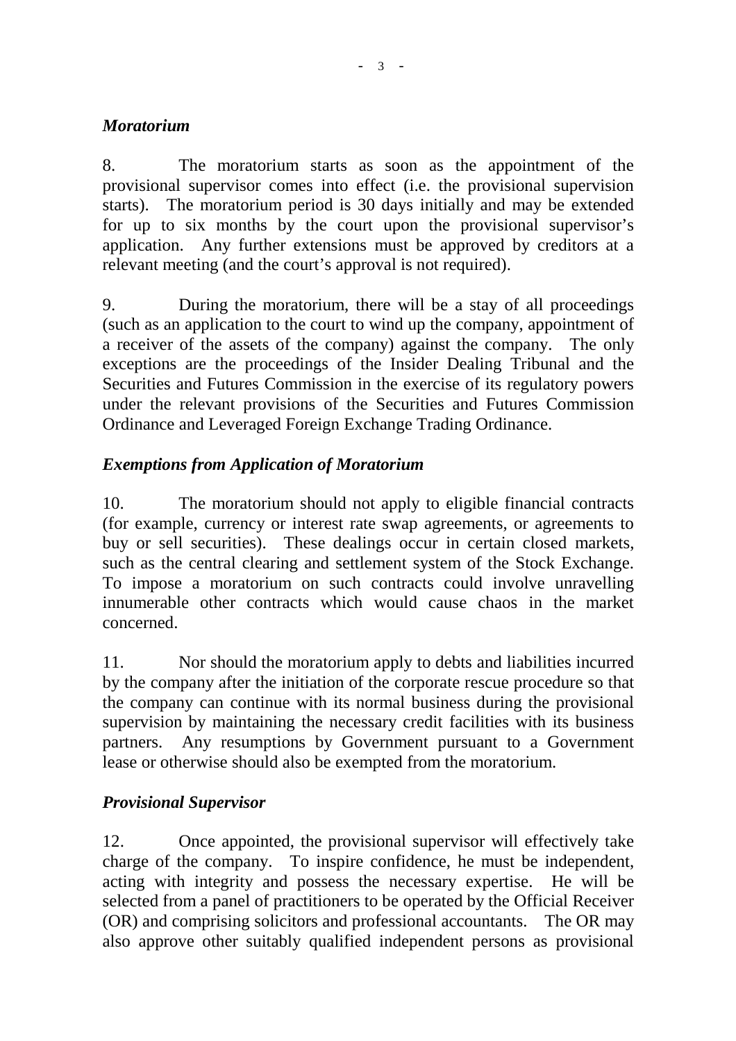### *Moratorium*

8. The moratorium starts as soon as the appointment of the provisional supervisor comes into effect (i.e. the provisional supervision starts). The moratorium period is 30 days initially and may be extended for up to six months by the court upon the provisional supervisor's application. Any further extensions must be approved by creditors at a relevant meeting (and the court's approval is not required).

9. During the moratorium, there will be a stay of all proceedings (such as an application to the court to wind up the company, appointment of a receiver of the assets of the company) against the company. The only exceptions are the proceedings of the Insider Dealing Tribunal and the Securities and Futures Commission in the exercise of its regulatory powers under the relevant provisions of the Securities and Futures Commission Ordinance and Leveraged Foreign Exchange Trading Ordinance.

### *Exemptions from Application of Moratorium*

10. The moratorium should not apply to eligible financial contracts (for example, currency or interest rate swap agreements, or agreements to buy or sell securities). These dealings occur in certain closed markets, such as the central clearing and settlement system of the Stock Exchange. To impose a moratorium on such contracts could involve unravelling innumerable other contracts which would cause chaos in the market concerned.

11. Nor should the moratorium apply to debts and liabilities incurred by the company after the initiation of the corporate rescue procedure so that the company can continue with its normal business during the provisional supervision by maintaining the necessary credit facilities with its business partners. Any resumptions by Government pursuant to a Government lease or otherwise should also be exempted from the moratorium.

### *Provisional Supervisor*

12. Once appointed, the provisional supervisor will effectively take charge of the company. To inspire confidence, he must be independent, acting with integrity and possess the necessary expertise. He will be selected from a panel of practitioners to be operated by the Official Receiver (OR) and comprising solicitors and professional accountants. The OR may also approve other suitably qualified independent persons as provisional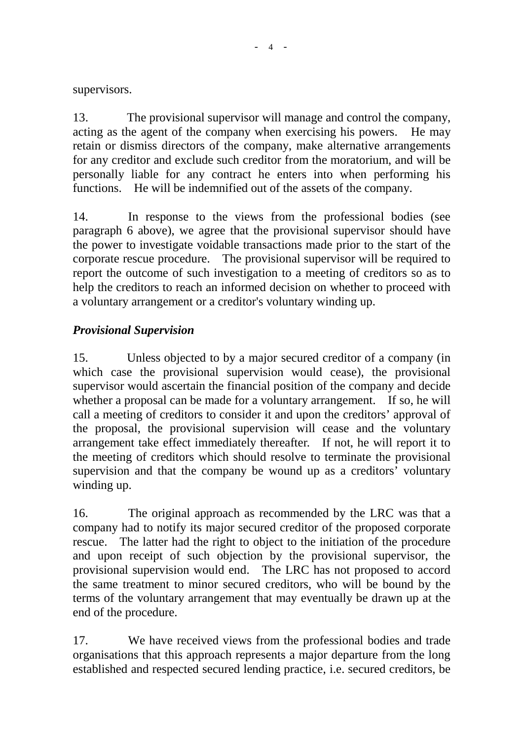supervisors.

13. The provisional supervisor will manage and control the company, acting as the agent of the company when exercising his powers. He may retain or dismiss directors of the company, make alternative arrangements for any creditor and exclude such creditor from the moratorium, and will be personally liable for any contract he enters into when performing his functions. He will be indemnified out of the assets of the company.

14. In response to the views from the professional bodies (see paragraph 6 above), we agree that the provisional supervisor should have the power to investigate voidable transactions made prior to the start of the corporate rescue procedure. The provisional supervisor will be required to report the outcome of such investigation to a meeting of creditors so as to help the creditors to reach an informed decision on whether to proceed with a voluntary arrangement or a creditor's voluntary winding up.

### *Provisional Supervision*

15. Unless objected to by a major secured creditor of a company (in which case the provisional supervision would cease), the provisional supervisor would ascertain the financial position of the company and decide whether a proposal can be made for a voluntary arrangement. If so, he will call a meeting of creditors to consider it and upon the creditors' approval of the proposal, the provisional supervision will cease and the voluntary arrangement take effect immediately thereafter. If not, he will report it to the meeting of creditors which should resolve to terminate the provisional supervision and that the company be wound up as a creditors' voluntary winding up.

16. The original approach as recommended by the LRC was that a company had to notify its major secured creditor of the proposed corporate rescue. The latter had the right to object to the initiation of the procedure and upon receipt of such objection by the provisional supervisor, the provisional supervision would end. The LRC has not proposed to accord the same treatment to minor secured creditors, who will be bound by the terms of the voluntary arrangement that may eventually be drawn up at the end of the procedure.

17. We have received views from the professional bodies and trade organisations that this approach represents a major departure from the long established and respected secured lending practice, i.e. secured creditors, be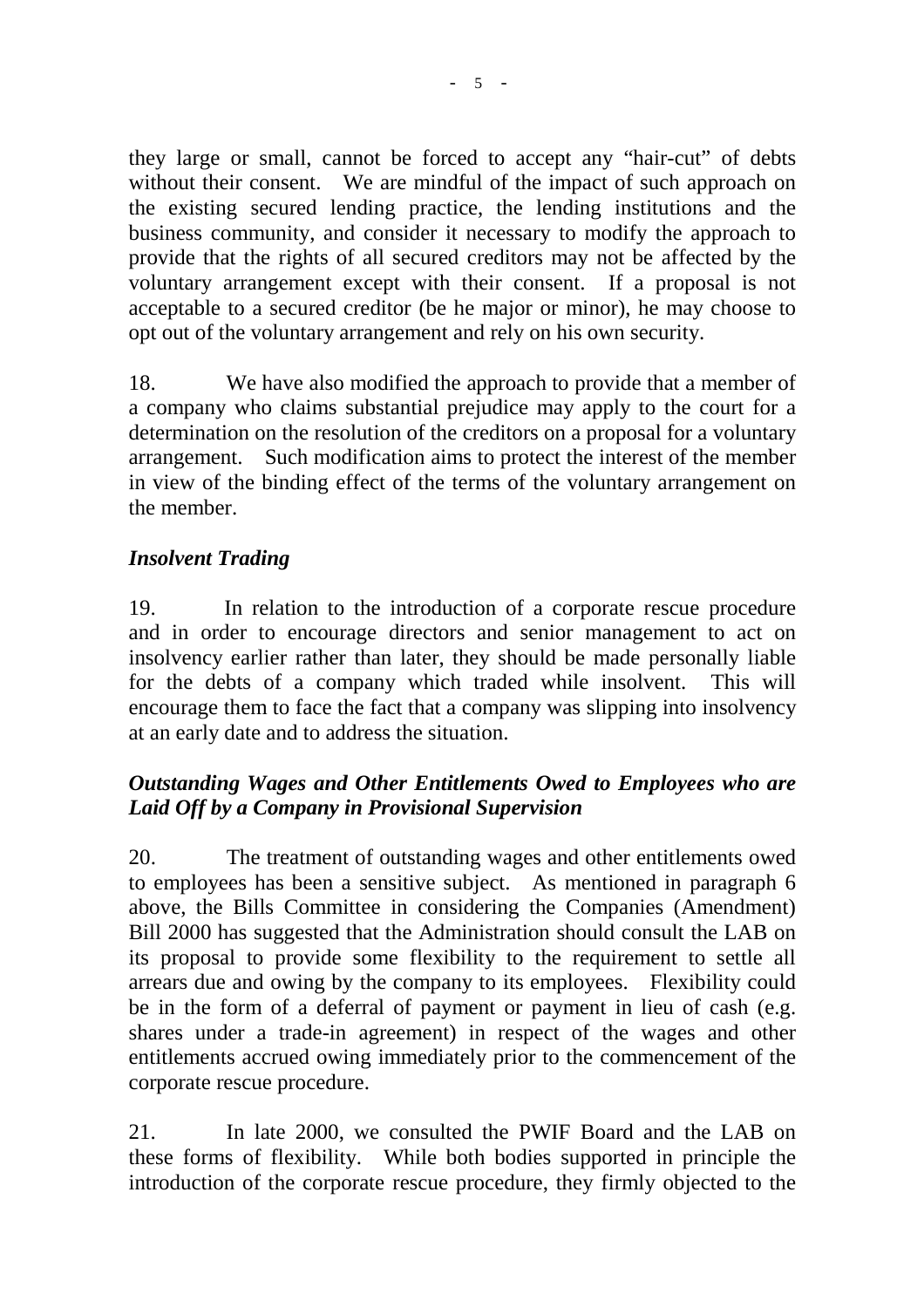they large or small, cannot be forced to accept any "hair-cut" of debts without their consent. We are mindful of the impact of such approach on the existing secured lending practice, the lending institutions and the business community, and consider it necessary to modify the approach to provide that the rights of all secured creditors may not be affected by the voluntary arrangement except with their consent. If a proposal is not acceptable to a secured creditor (be he major or minor), he may choose to opt out of the voluntary arrangement and rely on his own security.

18. We have also modified the approach to provide that a member of a company who claims substantial prejudice may apply to the court for a determination on the resolution of the creditors on a proposal for a voluntary arrangement. Such modification aims to protect the interest of the member in view of the binding effect of the terms of the voluntary arrangement on the member.

***Insolvent Trading***

19. In relation to the introduction of a corporate rescue procedure and in order to encourage directors and senior management to act on insolvency earlier rather than later, they should be made personally liable for the debts of a company which traded while insolvent. This will encourage them to face the fact that a company was slipping into insolvency at an early date and to address the situation.

***Outstanding Wages and Other Entitlements Owed to Employees who are Laid Off by a Company in Provisional Supervision***

20. The treatment of outstanding wages and other entitlements owed to employees has been a sensitive subject. As mentioned in paragraph 6 above, the Bills Committee in considering the Companies (Amendment) Bill 2000 has suggested that the Administration should consult the LAB on its proposal to provide some flexibility to the requirement to settle all arrears due and owing by the company to its employees. Flexibility could be in the form of a deferral of payment or payment in lieu of cash (e.g. shares under a trade-in agreement) in respect of the wages and other entitlements accrued owing immediately prior to the commencement of the corporate rescue procedure.

21. In late 2000, we consulted the PWIF Board and the LAB on these forms of flexibility. While both bodies supported in principle the introduction of the corporate rescue procedure, they firmly objected to the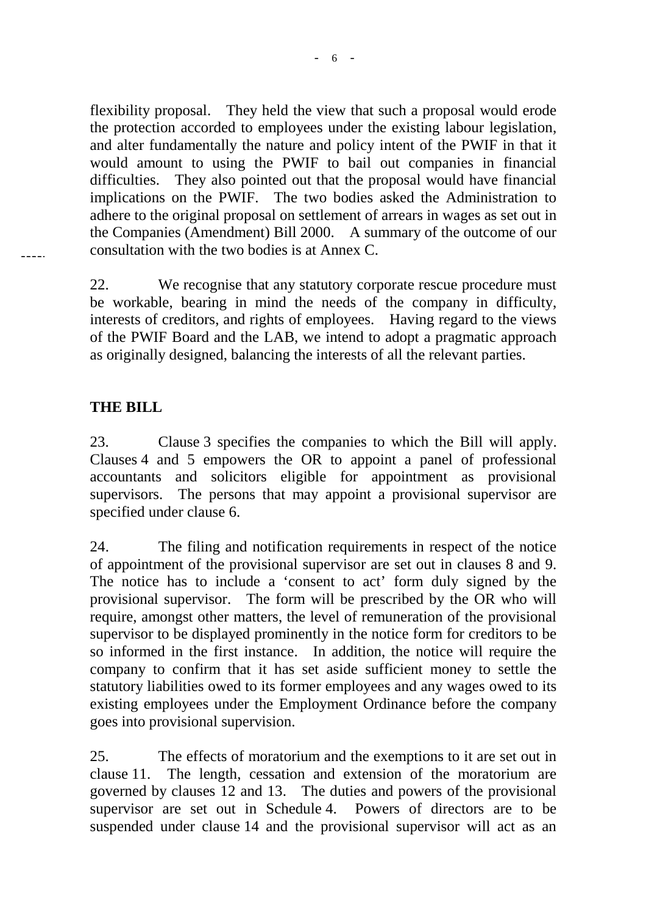flexibility proposal. They held the view that such a proposal would erode the protection accorded to employees under the existing labour legislation, and alter fundamentally the nature and policy intent of the PWIF in that it would amount to using the PWIF to bail out companies in financial difficulties. They also pointed out that the proposal would have financial implications on the PWIF. The two bodies asked the Administration to adhere to the original proposal on settlement of arrears in wages as set out in the Companies (Amendment) Bill 2000. A summary of the outcome of our consultation with the two bodies is at Annex C.

22. We recognise that any statutory corporate rescue procedure must be workable, bearing in mind the needs of the company in difficulty, interests of creditors, and rights of employees. Having regard to the views of the PWIF Board and the LAB, we intend to adopt a pragmatic approach as originally designed, balancing the interests of all the relevant parties.

## THE BILL

23. Clause 3 specifies the companies to which the Bill will apply. Clauses 4 and 5 empowers the OR to appoint a panel of professional accountants and solicitors eligible for appointment as provisional supervisors. The persons that may appoint a provisional supervisor are specified under clause 6.

24. The filing and notification requirements in respect of the notice of appointment of the provisional supervisor are set out in clauses 8 and 9. The notice has to include a 'consent to act' form duly signed by the provisional supervisor. The form will be prescribed by the OR who will require, amongst other matters, the level of remuneration of the provisional supervisor to be displayed prominently in the notice form for creditors to be so informed in the first instance. In addition, the notice will require the company to confirm that it has set aside sufficient money to settle the statutory liabilities owed to its former employees and any wages owed to its existing employees under the Employment Ordinance before the company goes into provisional supervision.

25. The effects of moratorium and the exemptions to it are set out in clause 11. The length, cessation and extension of the moratorium are governed by clauses 12 and 13. The duties and powers of the provisional supervisor are set out in Schedule 4. Powers of directors are to be suspended under clause 14 and the provisional supervisor will act as an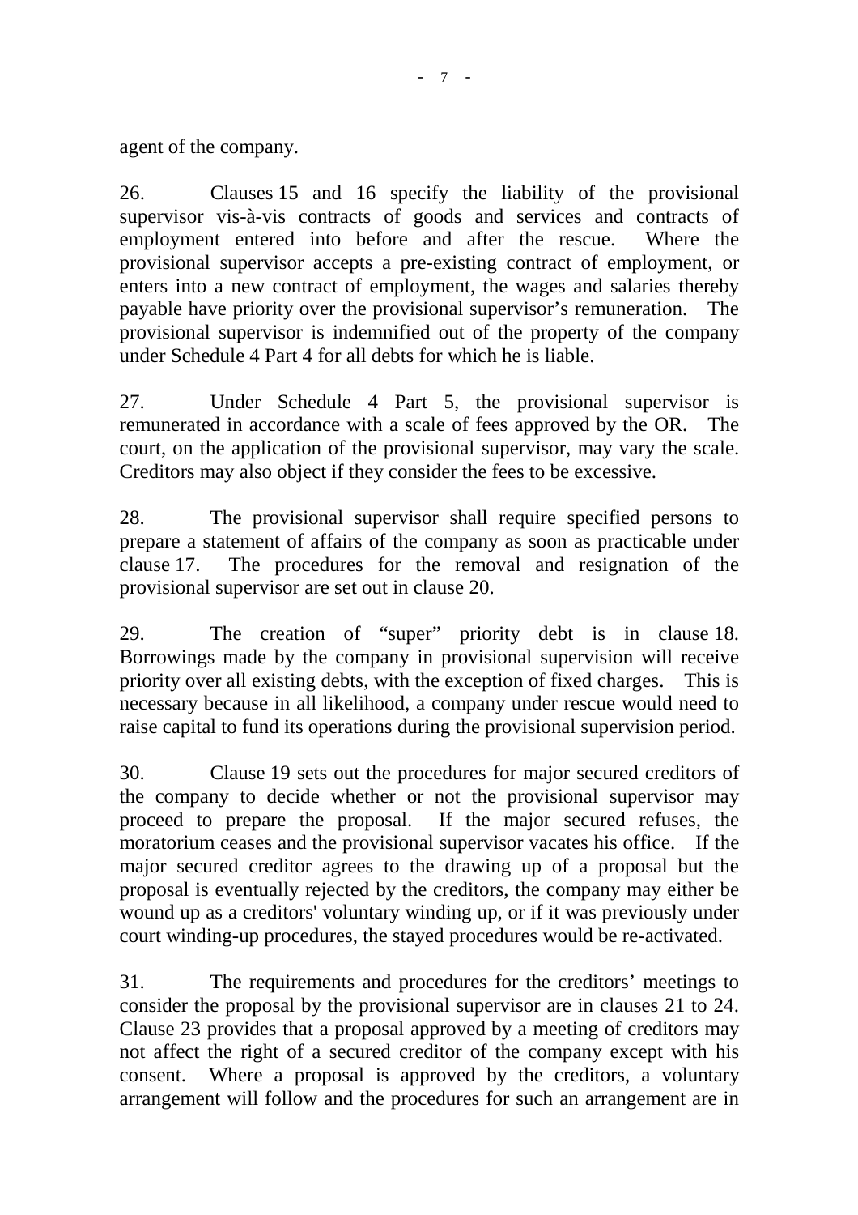agent of the company.

26. Clauses 15 and 16 specify the liability of the provisional supervisor vis-à-vis contracts of goods and services and contracts of employment entered into before and after the rescue. Where the provisional supervisor accepts a pre-existing contract of employment, or enters into a new contract of employment, the wages and salaries thereby payable have priority over the provisional supervisor's remuneration. The provisional supervisor is indemnified out of the property of the company under Schedule 4 Part 4 for all debts for which he is liable.

27. Under Schedule 4 Part 5, the provisional supervisor is remunerated in accordance with a scale of fees approved by the OR. The court, on the application of the provisional supervisor, may vary the scale. Creditors may also object if they consider the fees to be excessive.

28. The provisional supervisor shall require specified persons to prepare a statement of affairs of the company as soon as practicable under clause 17. The procedures for the removal and resignation of the provisional supervisor are set out in clause 20.

29. The creation of "super" priority debt is in clause 18. Borrowings made by the company in provisional supervision will receive priority over all existing debts, with the exception of fixed charges. This is necessary because in all likelihood, a company under rescue would need to raise capital to fund its operations during the provisional supervision period.

30. Clause 19 sets out the procedures for major secured creditors of the company to decide whether or not the provisional supervisor may proceed to prepare the proposal. If the major secured refuses, the moratorium ceases and the provisional supervisor vacates his office. If the major secured creditor agrees to the drawing up of a proposal but the proposal is eventually rejected by the creditors, the company may either be wound up as a creditors' voluntary winding up, or if it was previously under court winding-up procedures, the stayed procedures would be re-activated.

31. The requirements and procedures for the creditors' meetings to consider the proposal by the provisional supervisor are in clauses 21 to 24. Clause 23 provides that a proposal approved by a meeting of creditors may not affect the right of a secured creditor of the company except with his consent. Where a proposal is approved by the creditors, a voluntary arrangement will follow and the procedures for such an arrangement are in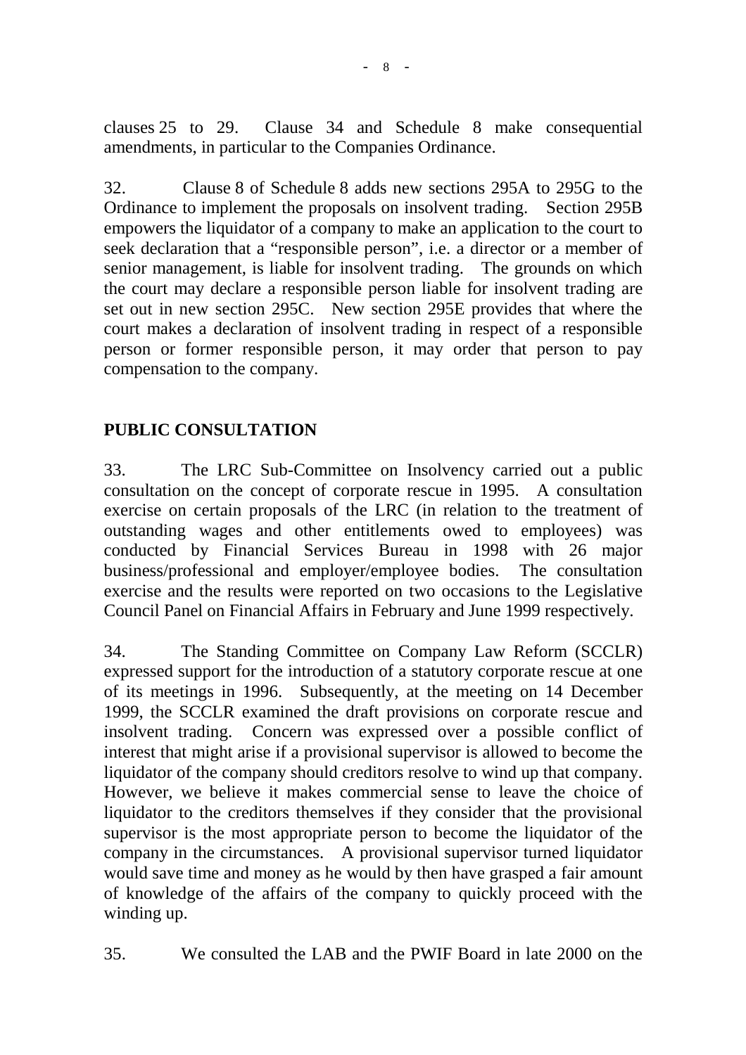clauses 25 to 29. Clause 34 and Schedule 8 make consequential amendments, in particular to the Companies Ordinance.

32. Clause 8 of Schedule 8 adds new sections 295A to 295G to the Ordinance to implement the proposals on insolvent trading. Section 295B empowers the liquidator of a company to make an application to the court to seek declaration that a "responsible person", i.e. a director or a member of senior management, is liable for insolvent trading. The grounds on which the court may declare a responsible person liable for insolvent trading are set out in new section 295C. New section 295E provides that where the court makes a declaration of insolvent trading in respect of a responsible person or former responsible person, it may order that person to pay compensation to the company.

## PUBLIC CONSULTATION

33. The LRC Sub-Committee on Insolvency carried out a public consultation on the concept of corporate rescue in 1995. A consultation exercise on certain proposals of the LRC (in relation to the treatment of outstanding wages and other entitlements owed to employees) was conducted by Financial Services Bureau in 1998 with 26 major business/professional and employer/employee bodies. The consultation exercise and the results were reported on two occasions to the Legislative Council Panel on Financial Affairs in February and June 1999 respectively.

34. The Standing Committee on Company Law Reform (SCCLR) expressed support for the introduction of a statutory corporate rescue at one of its meetings in 1996. Subsequently, at the meeting on 14 December 1999, the SCCLR examined the draft provisions on corporate rescue and insolvent trading. Concern was expressed over a possible conflict of interest that might arise if a provisional supervisor is allowed to become the liquidator of the company should creditors resolve to wind up that company. However, we believe it makes commercial sense to leave the choice of liquidator to the creditors themselves if they consider that the provisional supervisor is the most appropriate person to become the liquidator of the company in the circumstances. A provisional supervisor turned liquidator would save time and money as he would by then have grasped a fair amount of knowledge of the affairs of the company to quickly proceed with the winding up.

35. We consulted the LAB and the PWIF Board in late 2000 on the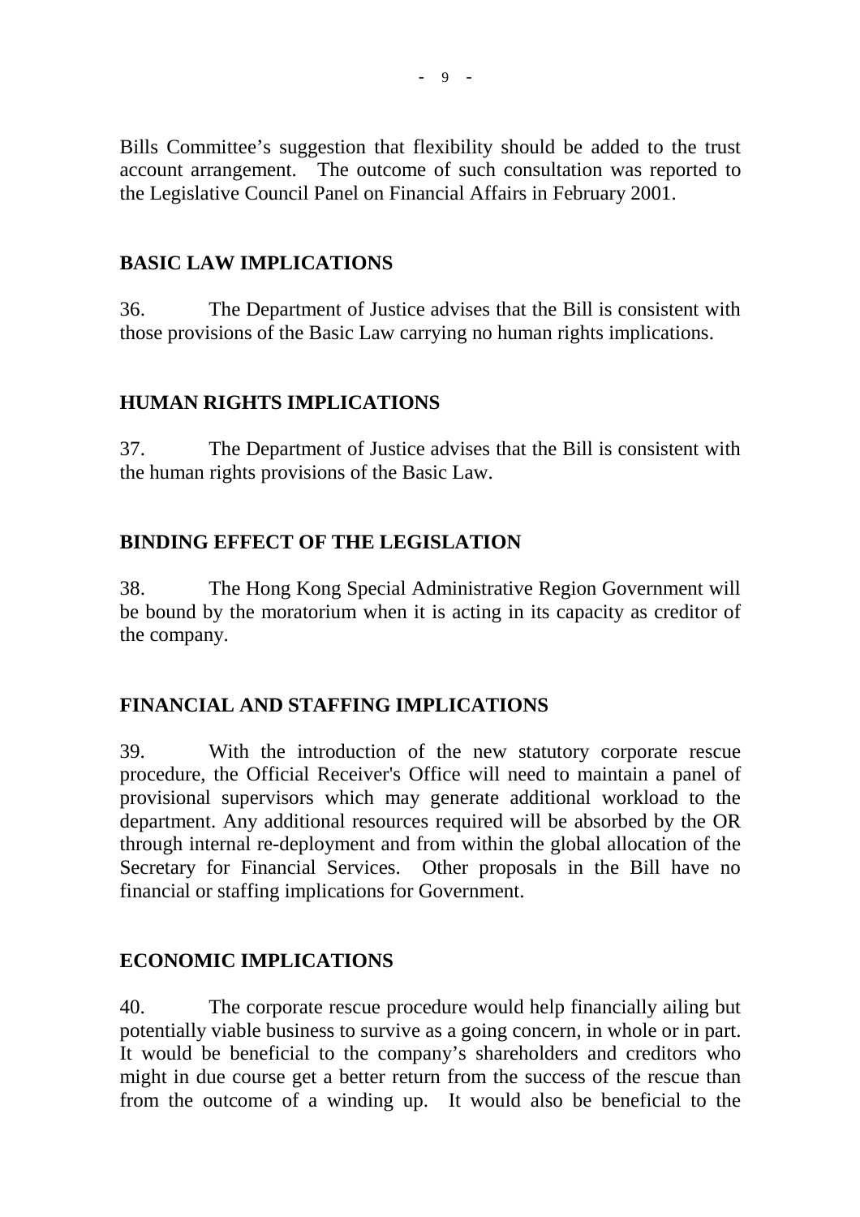Bills Committee's suggestion that flexibility should be added to the trust account arrangement. The outcome of such consultation was reported to the Legislative Council Panel on Financial Affairs in February 2001.

## BASIC LAW IMPLICATIONS

36. The Department of Justice advises that the Bill is consistent with those provisions of the Basic Law carrying no human rights implications.

## HUMAN RIGHTS IMPLICATIONS

37. The Department of Justice advises that the Bill is consistent with the human rights provisions of the Basic Law.

## BINDING EFFECT OF THE LEGISLATION

38. The Hong Kong Special Administrative Region Government will be bound by the moratorium when it is acting in its capacity as creditor of the company.

## FINANCIAL AND STAFFING IMPLICATIONS

39. With the introduction of the new statutory corporate rescue procedure, the Official Receiver's Office will need to maintain a panel of provisional supervisors which may generate additional workload to the department. Any additional resources required will be absorbed by the OR through internal re-deployment and from within the global allocation of the Secretary for Financial Services. Other proposals in the Bill have no financial or staffing implications for Government.

## ECONOMIC IMPLICATIONS

40. The corporate rescue procedure would help financially ailing but potentially viable business to survive as a going concern, in whole or in part. It would be beneficial to the company's shareholders and creditors who might in due course get a better return from the success of the rescue than from the outcome of a winding up. It would also be beneficial to the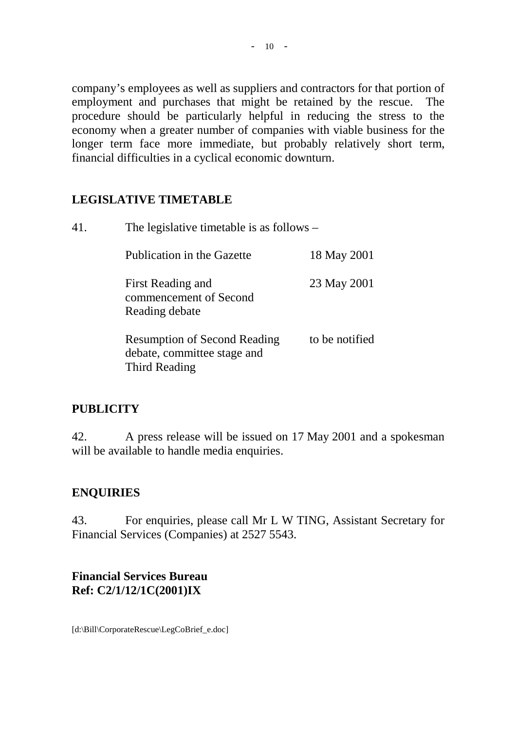company's employees as well as suppliers and contractors for that portion of employment and purchases that might be retained by the rescue. The procedure should be particularly helpful in reducing the stress to the economy when a greater number of companies with viable business for the longer term face more immediate, but probably relatively short term, financial difficulties in a cyclical economic downturn.

## LEGISLATIVE TIMETABLE

41. The legislative timetable is as follows –

| | |
|---|---|
| Publication in the Gazette | 18 May 2001 |
| First Reading and commencement of Second Reading debate | 23 May 2001 |
| Resumption of Second Reading debate, committee stage and Third Reading | to be notified |

## PUBLICITY

42. A press release will be issued on 17 May 2001 and a spokesman will be available to handle media enquiries.

## ENQUIRIES

43. For enquiries, please call Mr L W TING, Assistant Secretary for Financial Services (Companies) at 2527 5543.

**Financial Services Bureau**
**Ref: C2/1/12/1C(2001)IX**

[d:\Bill\CorporateRescue\LegCoBrief_e.doc]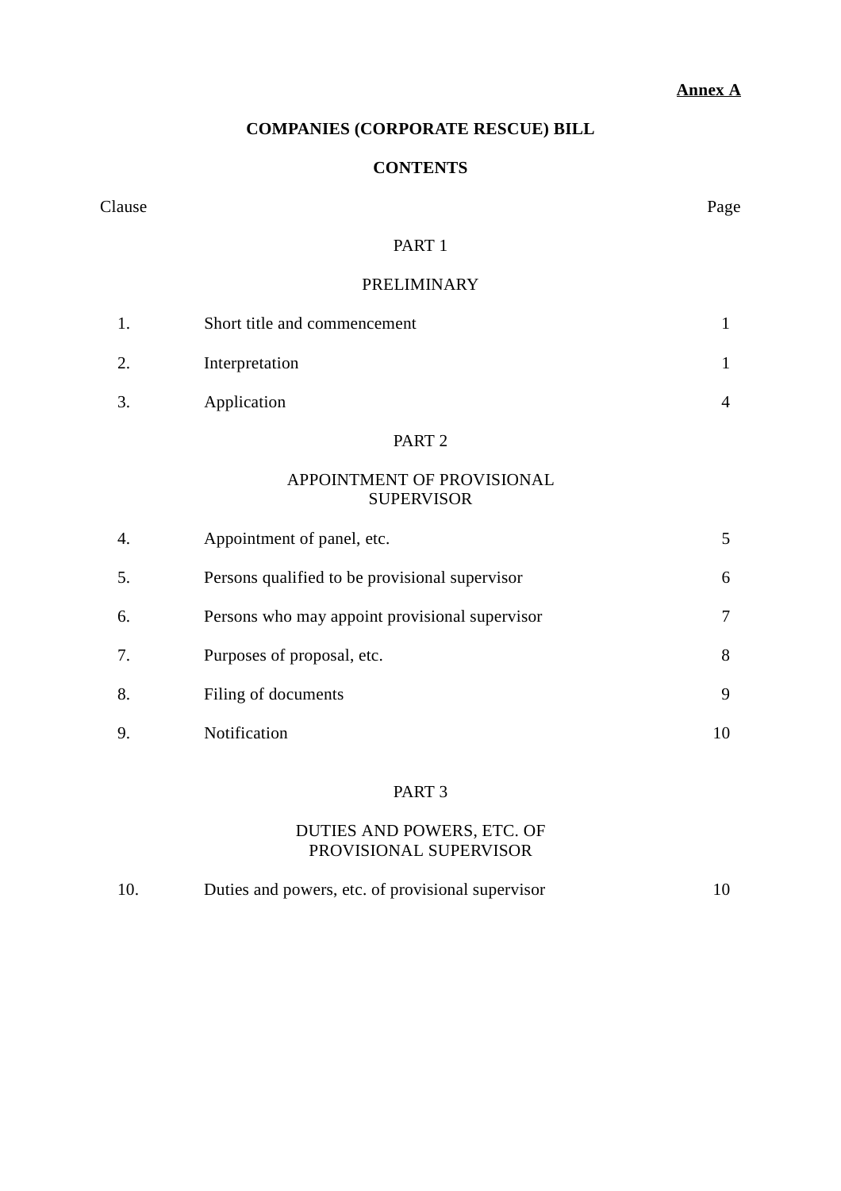**Annex A**

# COMPANIES (CORPORATE RESCUE) BILL

## CONTENTS

| Clause | | Page |
|---|---|---|
| | **PART 1** | |
| | **PRELIMINARY** | |
| 1. | Short title and commencement | 1 |
| 2. | Interpretation | 1 |
| 3. | Application | 4 |
| | **PART 2** | |
| | **APPOINTMENT OF PROVISIONAL SUPERVISOR** | |
| 4. | Appointment of panel, etc. | 5 |
| 5. | Persons qualified to be provisional supervisor | 6 |
| 6. | Persons who may appoint provisional supervisor | 7 |
| 7. | Purposes of proposal, etc. | 8 |
| 8. | Filing of documents | 9 |
| 9. | Notification | 10 |
| | **PART 3** | |
| | **DUTIES AND POWERS, ETC. OF PROVISIONAL SUPERVISOR** | |
| 10. | Duties and powers, etc. of provisional supervisor | 10 |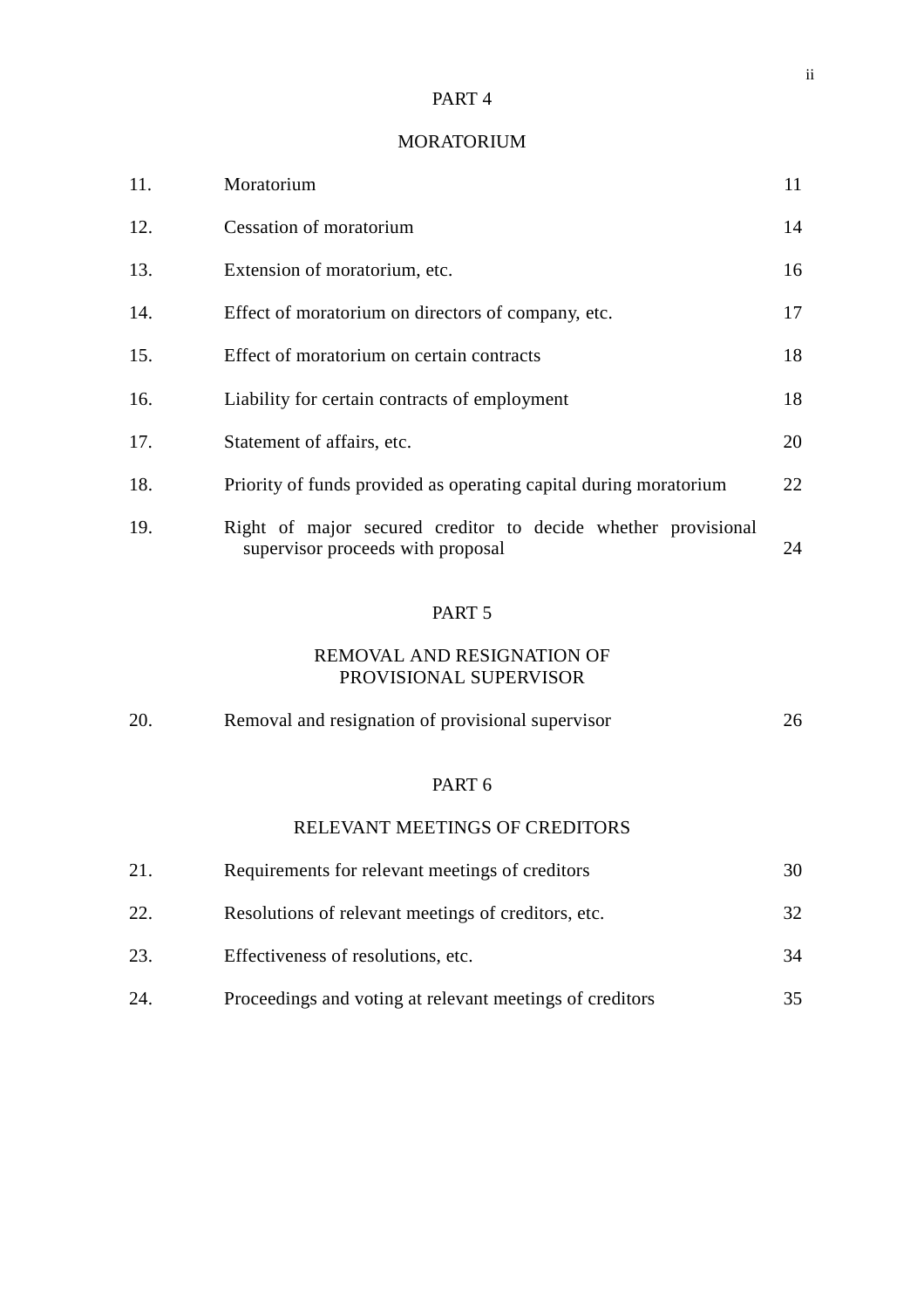## PART 4

## MORATORIUM

| | | |
|---|---|---|
| 11. | Moratorium | 11 |
| 12. | Cessation of moratorium | 14 |
| 13. | Extension of moratorium, etc. | 16 |
| 14. | Effect of moratorium on directors of company, etc. | 17 |
| 15. | Effect of moratorium on certain contracts | 18 |
| 16. | Liability for certain contracts of employment | 18 |
| 17. | Statement of affairs, etc. | 20 |
| 18. | Priority of funds provided as operating capital during moratorium | 22 |
| 19. | Right of major secured creditor to decide whether provisional supervisor proceeds with proposal | 24 |

## PART 5

## REMOVAL AND RESIGNATION OF PROVISIONAL SUPERVISOR

| | | |
|---|---|---|
| 20. | Removal and resignation of provisional supervisor | 26 |

## PART 6

## RELEVANT MEETINGS OF CREDITORS

| | | |
|---|---|---|
| 21. | Requirements for relevant meetings of creditors | 30 |
| 22. | Resolutions of relevant meetings of creditors, etc. | 32 |
| 23. | Effectiveness of resolutions, etc. | 34 |
| 24. | Proceedings and voting at relevant meetings of creditors | 35 |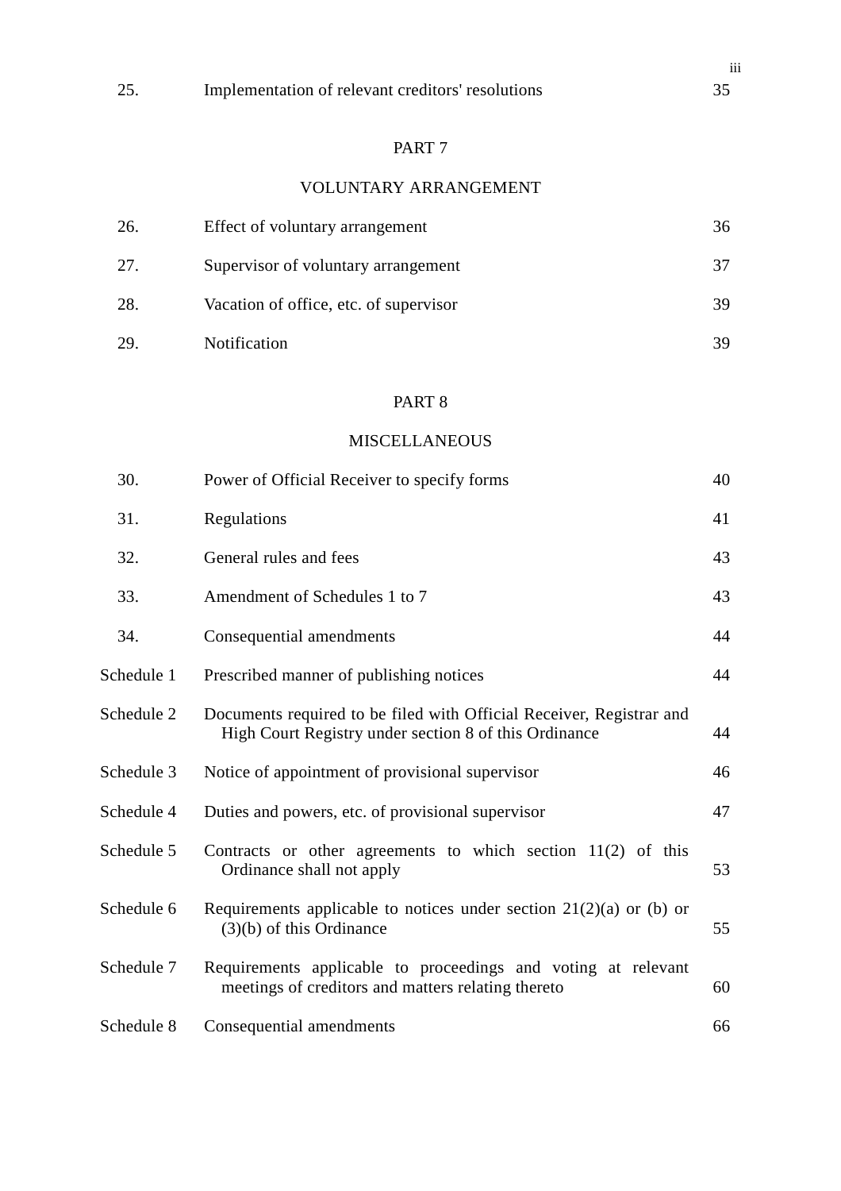| | | |
|---|---|---|
| 25. | Implementation of relevant creditors' resolutions | 35 |

PART 7

VOLUNTARY ARRANGEMENT

| | | |
|---|---|---|
| 26. | Effect of voluntary arrangement | 36 |
| 27. | Supervisor of voluntary arrangement | 37 |
| 28. | Vacation of office, etc. of supervisor | 39 |
| 29. | Notification | 39 |

PART 8

MISCELLANEOUS

| | | |
|---|---|---|
| 30. | Power of Official Receiver to specify forms | 40 |
| 31. | Regulations | 41 |
| 32. | General rules and fees | 43 |
| 33. | Amendment of Schedules 1 to 7 | 43 |
| 34. | Consequential amendments | 44 |
| Schedule 1 | Prescribed manner of publishing notices | 44 |
| Schedule 2 | Documents required to be filed with Official Receiver, Registrar and High Court Registry under section 8 of this Ordinance | 44 |
| Schedule 3 | Notice of appointment of provisional supervisor | 46 |
| Schedule 4 | Duties and powers, etc. of provisional supervisor | 47 |
| Schedule 5 | Contracts or other agreements to which section 11(2) of this Ordinance shall not apply | 53 |
| Schedule 6 | Requirements applicable to notices under section 21(2)(a) or (b) or (3)(b) of this Ordinance | 55 |
| Schedule 7 | Requirements applicable to proceedings and voting at relevant meetings of creditors and matters relating thereto | 60 |
| Schedule 8 | Consequential amendments | 66 |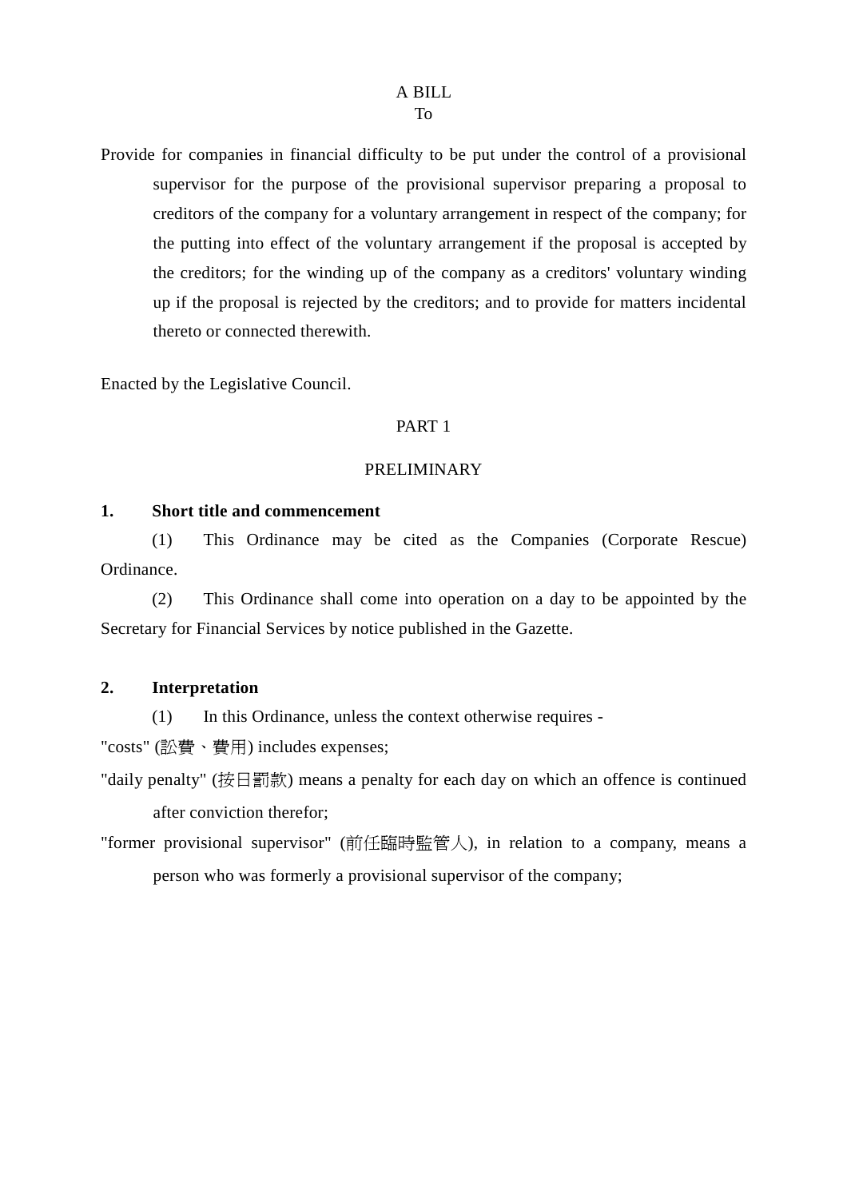A BILL

To

Provide for companies in financial difficulty to be put under the control of a provisional supervisor for the purpose of the provisional supervisor preparing a proposal to creditors of the company for a voluntary arrangement in respect of the company; for the putting into effect of the voluntary arrangement if the proposal is accepted by the creditors; for the winding up of the company as a creditors' voluntary winding up if the proposal is rejected by the creditors; and to provide for matters incidental thereto or connected therewith.

Enacted by the Legislative Council.

## PART 1

## PRELIMINARY

**1. Short title and commencement**

(1) This Ordinance may be cited as the Companies (Corporate Rescue) Ordinance.

(2) This Ordinance shall come into operation on a day to be appointed by the Secretary for Financial Services by notice published in the Gazette.

**2. Interpretation**

(1) In this Ordinance, unless the context otherwise requires -

"costs" (訟費、費用) includes expenses;

"daily penalty" (按日罰款) means a penalty for each day on which an offence is continued after conviction therefor;

"former provisional supervisor" (前任臨時監管人), in relation to a company, means a person who was formerly a provisional supervisor of the company;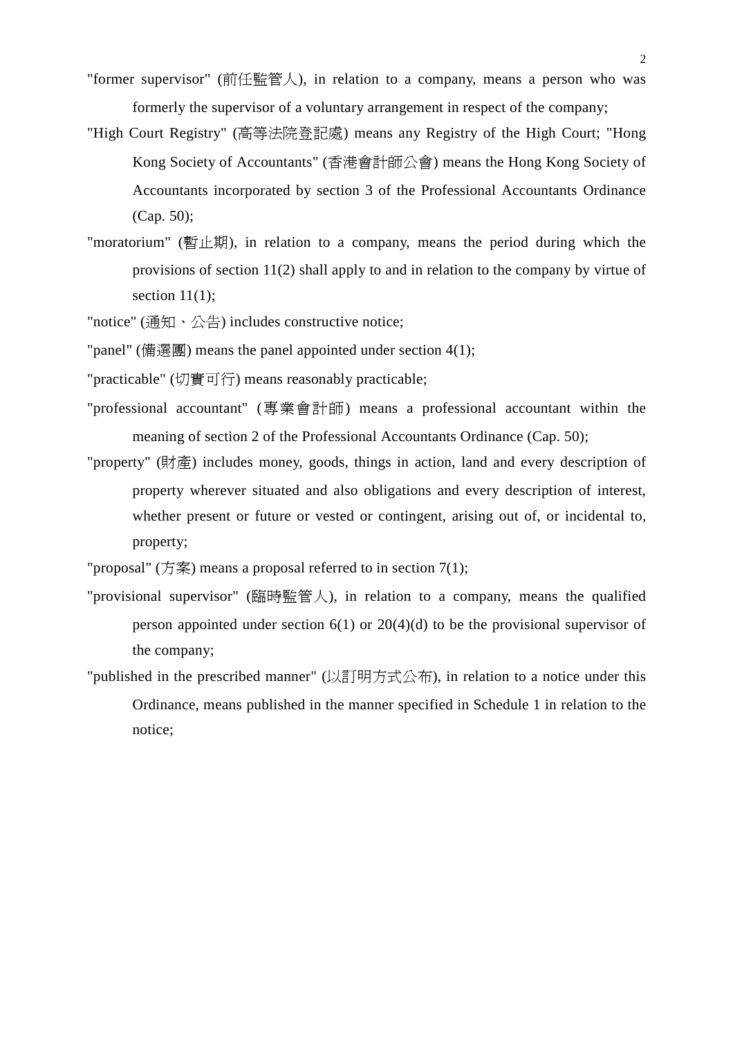"former supervisor" (前任監管人), in relation to a company, means a person who was formerly the supervisor of a voluntary arrangement in respect of the company;

"High Court Registry" (高等法院登記處) means any Registry of the High Court; "Hong Kong Society of Accountants" (香港會計師公會) means the Hong Kong Society of Accountants incorporated by section 3 of the Professional Accountants Ordinance (Cap. 50);

"moratorium" (暫止期), in relation to a company, means the period during which the provisions of section 11(2) shall apply to and in relation to the company by virtue of section 11(1);

"notice" (通知、公告) includes constructive notice;

"panel" (備選團) means the panel appointed under section 4(1);

"practicable" (切實可行) means reasonably practicable;

"professional accountant" (專業會計師) means a professional accountant within the meaning of section 2 of the Professional Accountants Ordinance (Cap. 50);

"property" (財產) includes money, goods, things in action, land and every description of property wherever situated and also obligations and every description of interest, whether present or future or vested or contingent, arising out of, or incidental to, property;

"proposal" (方案) means a proposal referred to in section 7(1);

"provisional supervisor" (臨時監管人), in relation to a company, means the qualified person appointed under section 6(1) or 20(4)(d) to be the provisional supervisor of the company;

"published in the prescribed manner" (以訂明方式公布), in relation to a notice under this Ordinance, means published in the manner specified in Schedule 1 in relation to the notice;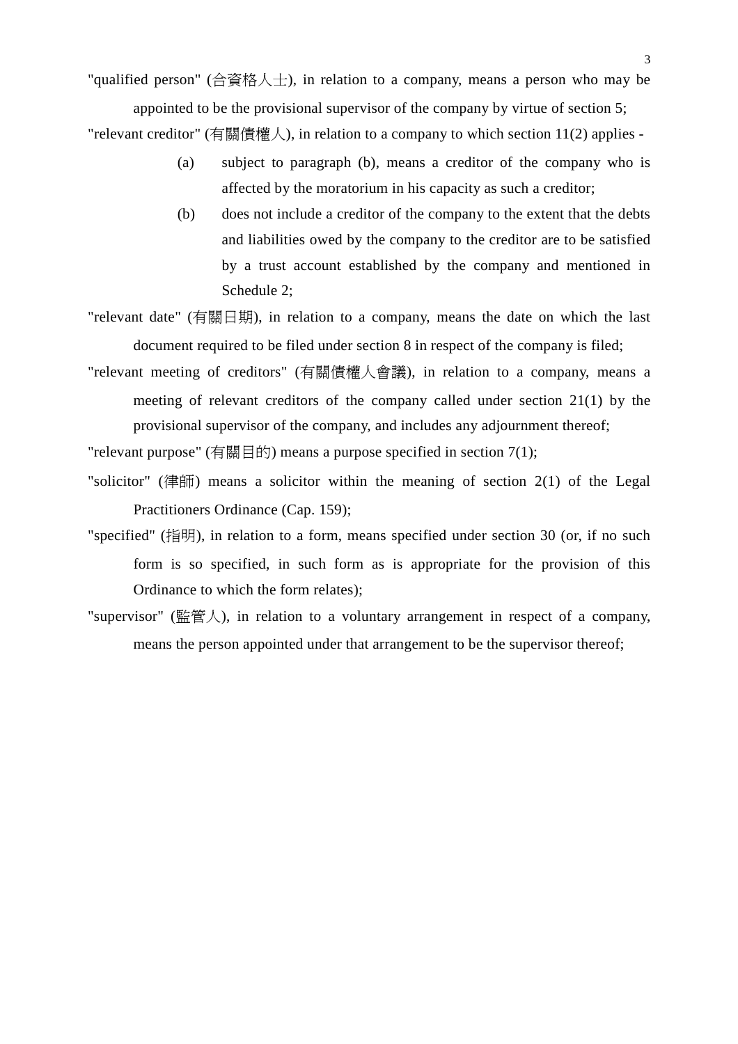"qualified person" (合資格人士), in relation to a company, means a person who may be appointed to be the provisional supervisor of the company by virtue of section 5;

"relevant creditor" (有關債權人), in relation to a company to which section 11(2) applies -

(a) subject to paragraph (b), means a creditor of the company who is affected by the moratorium in his capacity as such a creditor;

(b) does not include a creditor of the company to the extent that the debts and liabilities owed by the company to the creditor are to be satisfied by a trust account established by the company and mentioned in Schedule 2;

"relevant date" (有關日期), in relation to a company, means the date on which the last document required to be filed under section 8 in respect of the company is filed;

"relevant meeting of creditors" (有關債權人會議), in relation to a company, means a meeting of relevant creditors of the company called under section 21(1) by the provisional supervisor of the company, and includes any adjournment thereof;

"relevant purpose" (有關目的) means a purpose specified in section 7(1);

"solicitor" (律師) means a solicitor within the meaning of section 2(1) of the Legal Practitioners Ordinance (Cap. 159);

"specified" (指明), in relation to a form, means specified under section 30 (or, if no such form is so specified, in such form as is appropriate for the provision of this Ordinance to which the form relates);

"supervisor" (監管人), in relation to a voluntary arrangement in respect of a company, means the person appointed under that arrangement to be the supervisor thereof;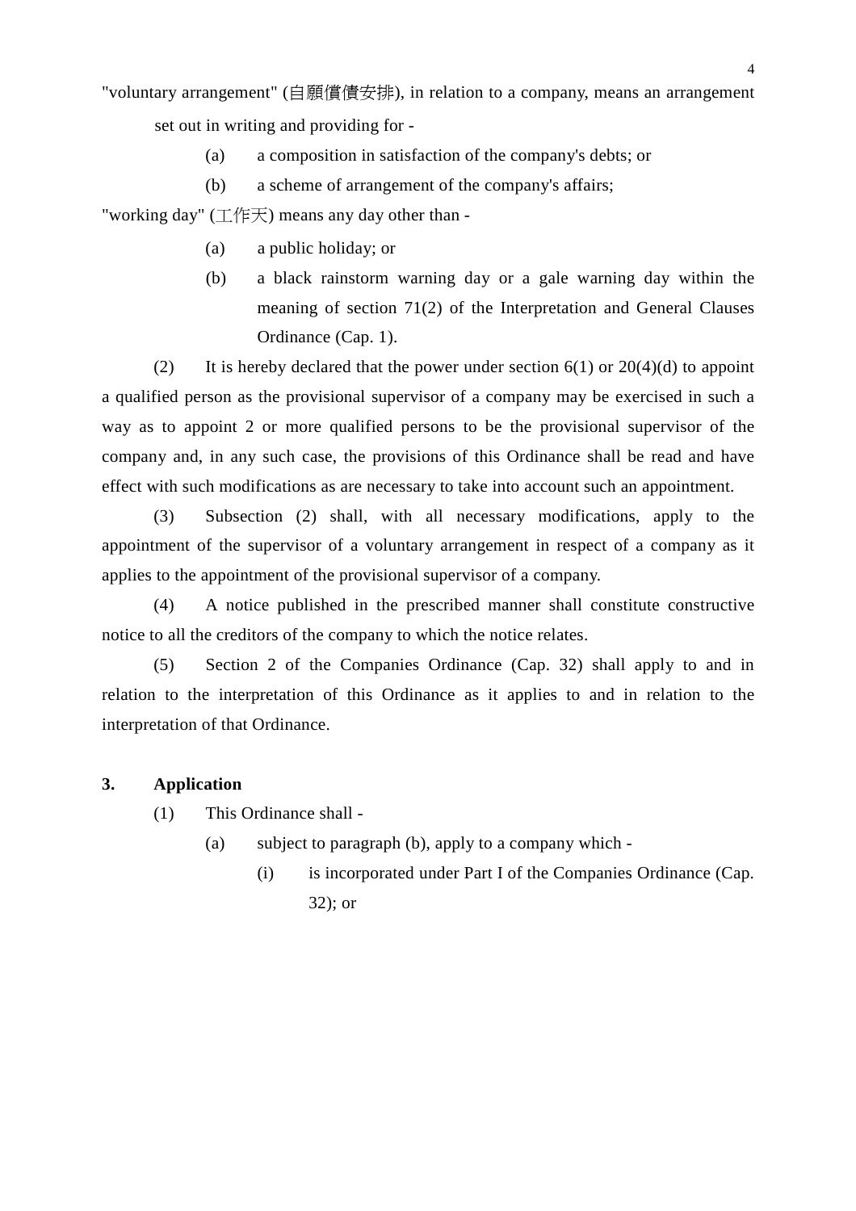"voluntary arrangement" (自願償債安排), in relation to a company, means an arrangement set out in writing and providing for -

(a) a composition in satisfaction of the company's debts; or

(b) a scheme of arrangement of the company's affairs;

"working day" (工作天) means any day other than -

(a) a public holiday; or

(b) a black rainstorm warning day or a gale warning day within the meaning of section 71(2) of the Interpretation and General Clauses Ordinance (Cap. 1).

(2) It is hereby declared that the power under section 6(1) or 20(4)(d) to appoint a qualified person as the provisional supervisor of a company may be exercised in such a way as to appoint 2 or more qualified persons to be the provisional supervisor of the company and, in any such case, the provisions of this Ordinance shall be read and have effect with such modifications as are necessary to take into account such an appointment.

(3) Subsection (2) shall, with all necessary modifications, apply to the appointment of the supervisor of a voluntary arrangement in respect of a company as it applies to the appointment of the provisional supervisor of a company.

(4) A notice published in the prescribed manner shall constitute constructive notice to all the creditors of the company to which the notice relates.

(5) Section 2 of the Companies Ordinance (Cap. 32) shall apply to and in relation to the interpretation of this Ordinance as it applies to and in relation to the interpretation of that Ordinance.

**3. Application**

(1) This Ordinance shall -

(a) subject to paragraph (b), apply to a company which -

(i) is incorporated under Part I of the Companies Ordinance (Cap. 32); or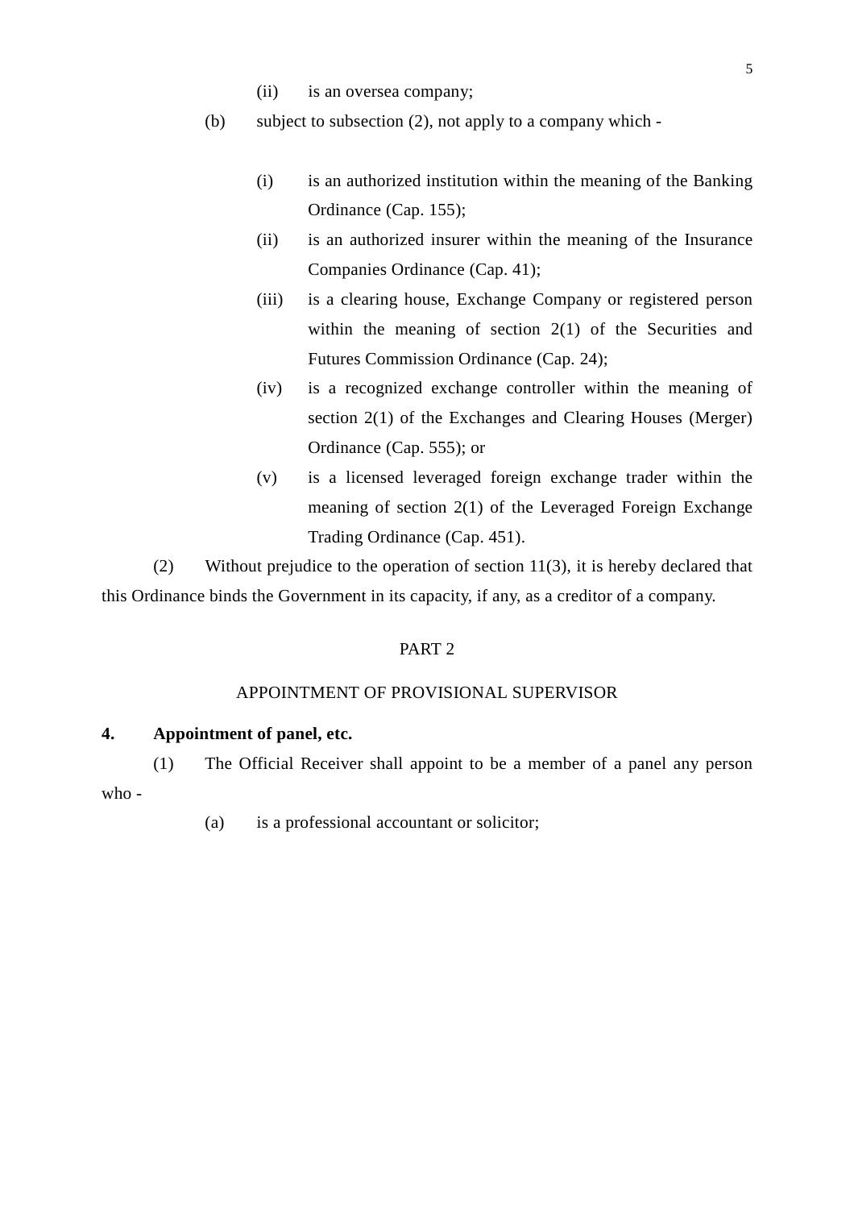(ii) is an oversea company;

(b) subject to subsection (2), not apply to a company which -

(i) is an authorized institution within the meaning of the Banking Ordinance (Cap. 155);

(ii) is an authorized insurer within the meaning of the Insurance Companies Ordinance (Cap. 41);

(iii) is a clearing house, Exchange Company or registered person within the meaning of section 2(1) of the Securities and Futures Commission Ordinance (Cap. 24);

(iv) is a recognized exchange controller within the meaning of section 2(1) of the Exchanges and Clearing Houses (Merger) Ordinance (Cap. 555); or

(v) is a licensed leveraged foreign exchange trader within the meaning of section 2(1) of the Leveraged Foreign Exchange Trading Ordinance (Cap. 451).

(2) Without prejudice to the operation of section 11(3), it is hereby declared that this Ordinance binds the Government in its capacity, if any, as a creditor of a company.

## PART 2

## APPOINTMENT OF PROVISIONAL SUPERVISOR

**4. Appointment of panel, etc.**

(1) The Official Receiver shall appoint to be a member of a panel any person who -

(a) is a professional accountant or solicitor;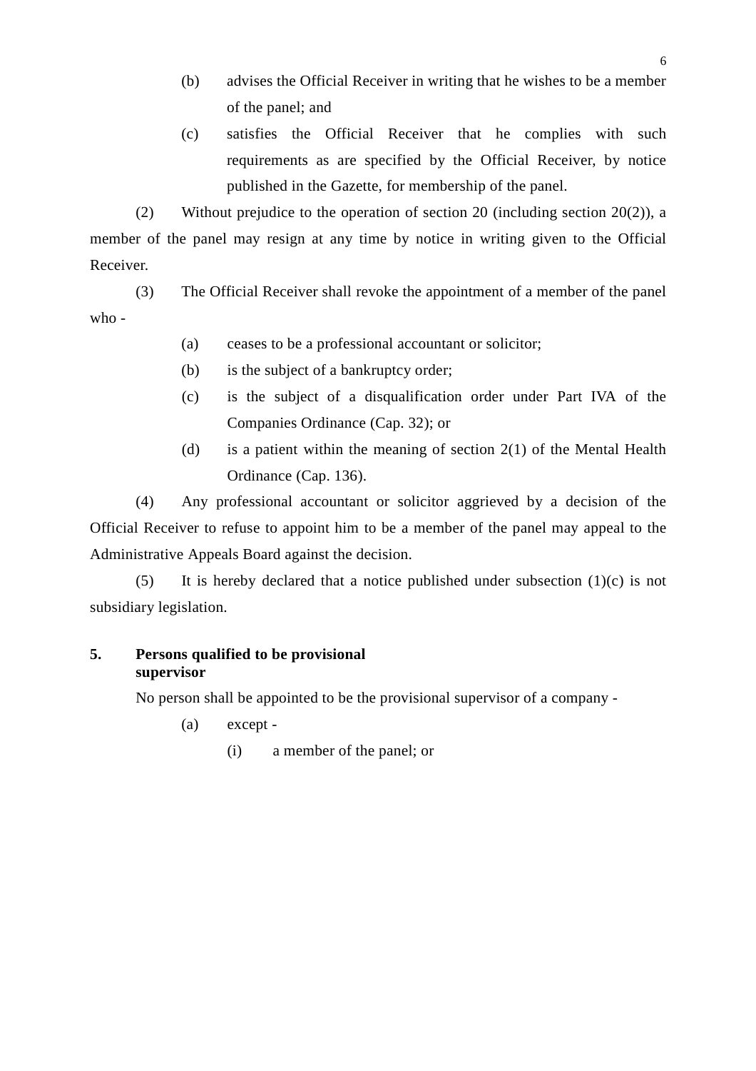(b) advises the Official Receiver in writing that he wishes to be a member of the panel; and

(c) satisfies the Official Receiver that he complies with such requirements as are specified by the Official Receiver, by notice published in the Gazette, for membership of the panel.

(2) Without prejudice to the operation of section 20 (including section 20(2)), a member of the panel may resign at any time by notice in writing given to the Official Receiver.

(3) The Official Receiver shall revoke the appointment of a member of the panel who -

(a) ceases to be a professional accountant or solicitor;

(b) is the subject of a bankruptcy order;

(c) is the subject of a disqualification order under Part IVA of the Companies Ordinance (Cap. 32); or

(d) is a patient within the meaning of section 2(1) of the Mental Health Ordinance (Cap. 136).

(4) Any professional accountant or solicitor aggrieved by a decision of the Official Receiver to refuse to appoint him to be a member of the panel may appeal to the Administrative Appeals Board against the decision.

(5) It is hereby declared that a notice published under subsection (1)(c) is not subsidiary legislation.

**5. Persons qualified to be provisional supervisor**

No person shall be appointed to be the provisional supervisor of a company -

(a) except -

(i) a member of the panel; or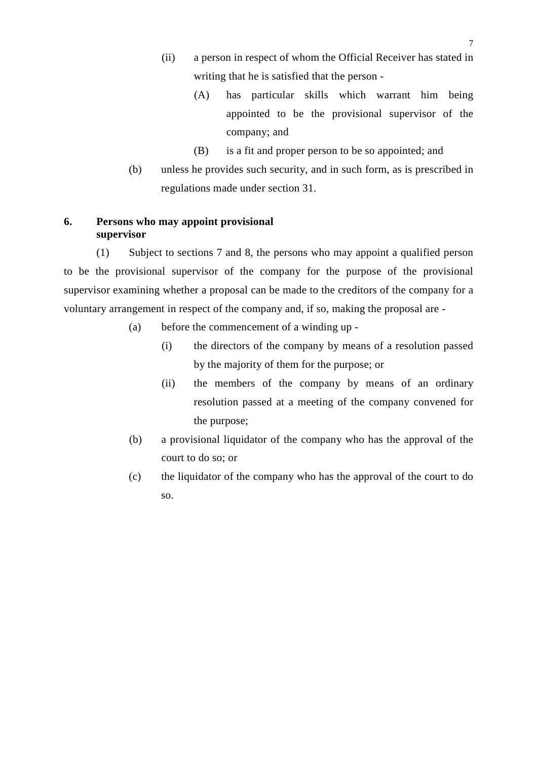(ii) a person in respect of whom the Official Receiver has stated in writing that he is satisfied that the person -

(A) has particular skills which warrant him being appointed to be the provisional supervisor of the company; and

(B) is a fit and proper person to be so appointed; and

(b) unless he provides such security, and in such form, as is prescribed in regulations made under section 31.

**6. Persons who may appoint provisional supervisor**

(1) Subject to sections 7 and 8, the persons who may appoint a qualified person to be the provisional supervisor of the company for the purpose of the provisional supervisor examining whether a proposal can be made to the creditors of the company for a voluntary arrangement in respect of the company and, if so, making the proposal are -

(a) before the commencement of a winding up -

(i) the directors of the company by means of a resolution passed by the majority of them for the purpose; or

(ii) the members of the company by means of an ordinary resolution passed at a meeting of the company convened for the purpose;

(b) a provisional liquidator of the company who has the approval of the court to do so; or

(c) the liquidator of the company who has the approval of the court to do so.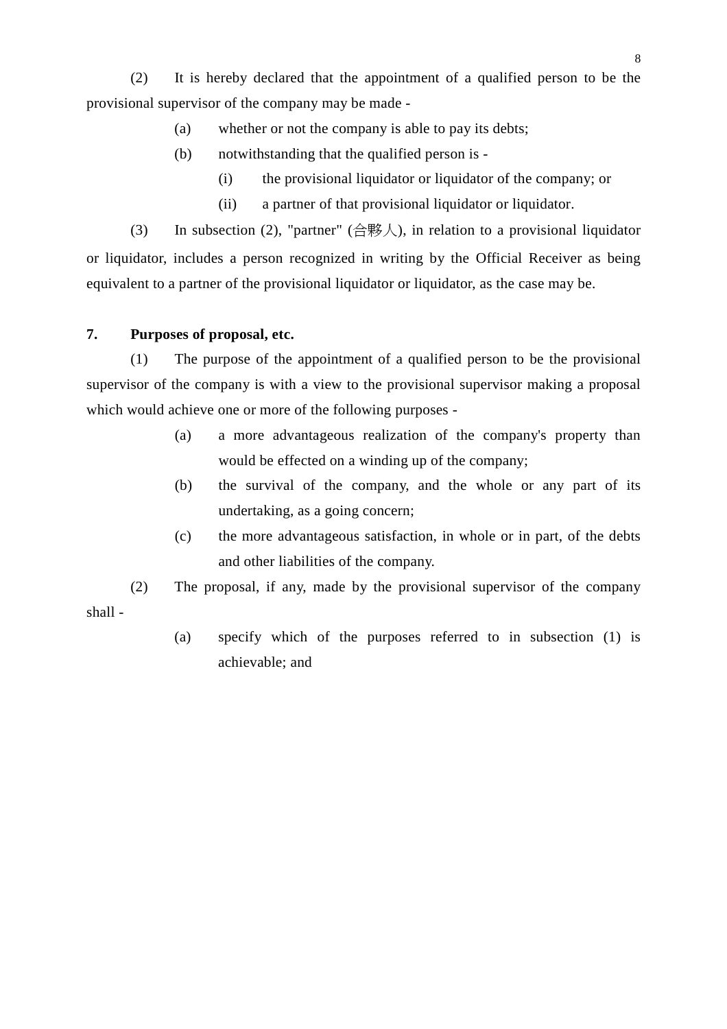(2) It is hereby declared that the appointment of a qualified person to be the provisional supervisor of the company may be made -

(a) whether or not the company is able to pay its debts;

(b) notwithstanding that the qualified person is -

(i) the provisional liquidator or liquidator of the company; or

(ii) a partner of that provisional liquidator or liquidator.

(3) In subsection (2), "partner" (合夥人), in relation to a provisional liquidator or liquidator, includes a person recognized in writing by the Official Receiver as being equivalent to a partner of the provisional liquidator or liquidator, as the case may be.

**7. Purposes of proposal, etc.**

(1) The purpose of the appointment of a qualified person to be the provisional supervisor of the company is with a view to the provisional supervisor making a proposal which would achieve one or more of the following purposes -

(a) a more advantageous realization of the company's property than would be effected on a winding up of the company;

(b) the survival of the company, and the whole or any part of its undertaking, as a going concern;

(c) the more advantageous satisfaction, in whole or in part, of the debts and other liabilities of the company.

(2) The proposal, if any, made by the provisional supervisor of the company shall -

(a) specify which of the purposes referred to in subsection (1) is achievable; and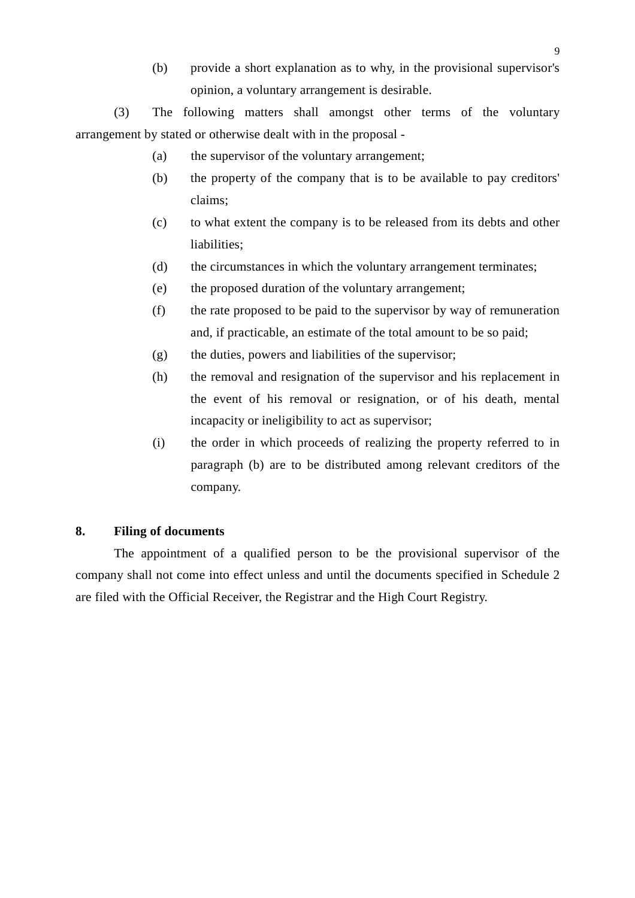(b) provide a short explanation as to why, in the provisional supervisor's opinion, a voluntary arrangement is desirable.

(3) The following matters shall amongst other terms of the voluntary arrangement by stated or otherwise dealt with in the proposal -

(a) the supervisor of the voluntary arrangement;

(b) the property of the company that is to be available to pay creditors' claims;

(c) to what extent the company is to be released from its debts and other liabilities;

(d) the circumstances in which the voluntary arrangement terminates;

(e) the proposed duration of the voluntary arrangement;

(f) the rate proposed to be paid to the supervisor by way of remuneration and, if practicable, an estimate of the total amount to be so paid;

(g) the duties, powers and liabilities of the supervisor;

(h) the removal and resignation of the supervisor and his replacement in the event of his removal or resignation, or of his death, mental incapacity or ineligibility to act as supervisor;

(i) the order in which proceeds of realizing the property referred to in paragraph (b) are to be distributed among relevant creditors of the company.

**8. Filing of documents**

The appointment of a qualified person to be the provisional supervisor of the company shall not come into effect unless and until the documents specified in Schedule 2 are filed with the Official Receiver, the Registrar and the High Court Registry.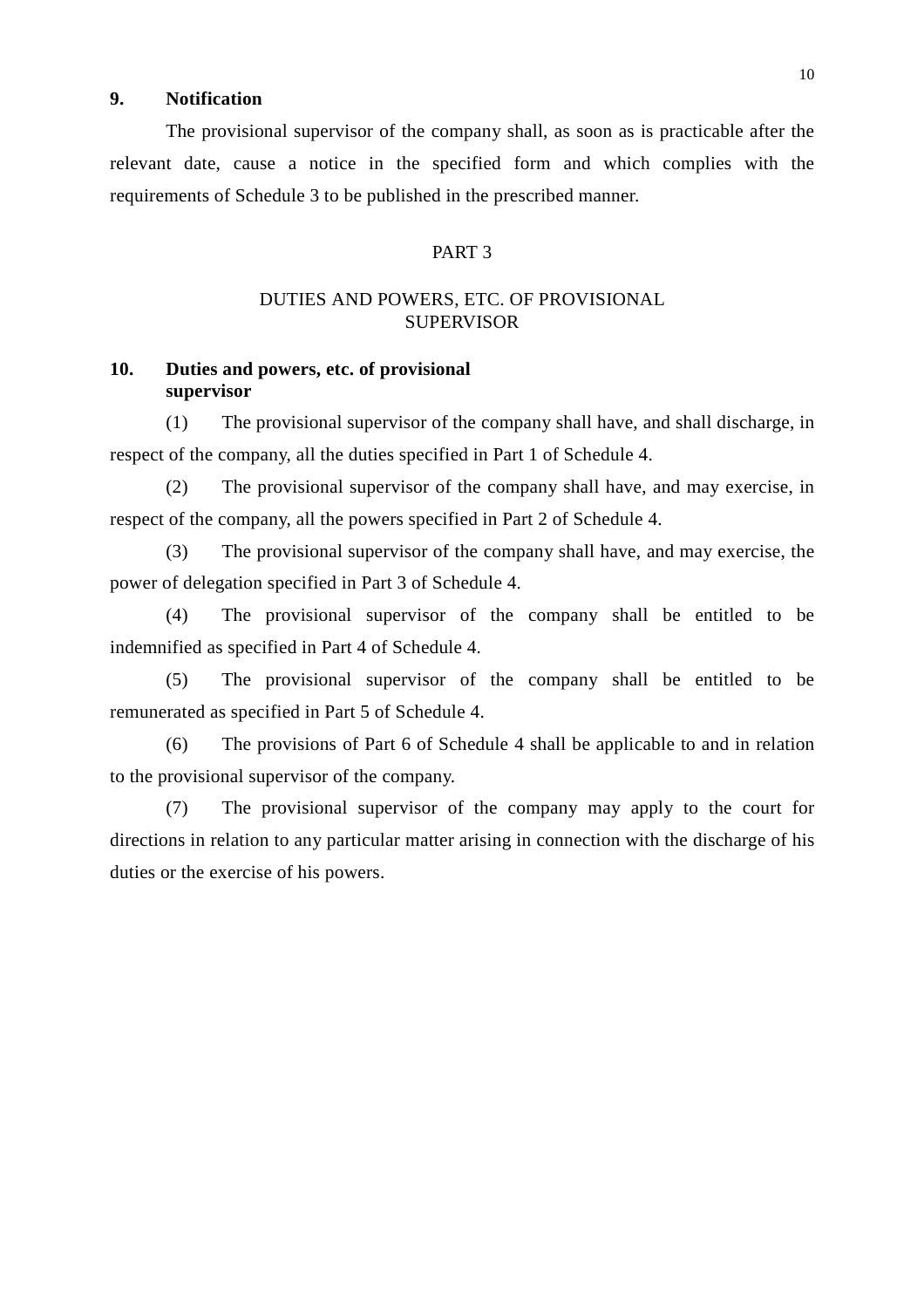**9. Notification**

The provisional supervisor of the company shall, as soon as is practicable after the relevant date, cause a notice in the specified form and which complies with the requirements of Schedule 3 to be published in the prescribed manner.

## PART 3

## DUTIES AND POWERS, ETC. OF PROVISIONAL SUPERVISOR

**10. Duties and powers, etc. of provisional supervisor**

(1) The provisional supervisor of the company shall have, and shall discharge, in respect of the company, all the duties specified in Part 1 of Schedule 4.

(2) The provisional supervisor of the company shall have, and may exercise, in respect of the company, all the powers specified in Part 2 of Schedule 4.

(3) The provisional supervisor of the company shall have, and may exercise, the power of delegation specified in Part 3 of Schedule 4.

(4) The provisional supervisor of the company shall be entitled to be indemnified as specified in Part 4 of Schedule 4.

(5) The provisional supervisor of the company shall be entitled to be remunerated as specified in Part 5 of Schedule 4.

(6) The provisions of Part 6 of Schedule 4 shall be applicable to and in relation to the provisional supervisor of the company.

(7) The provisional supervisor of the company may apply to the court for directions in relation to any particular matter arising in connection with the discharge of his duties or the exercise of his powers.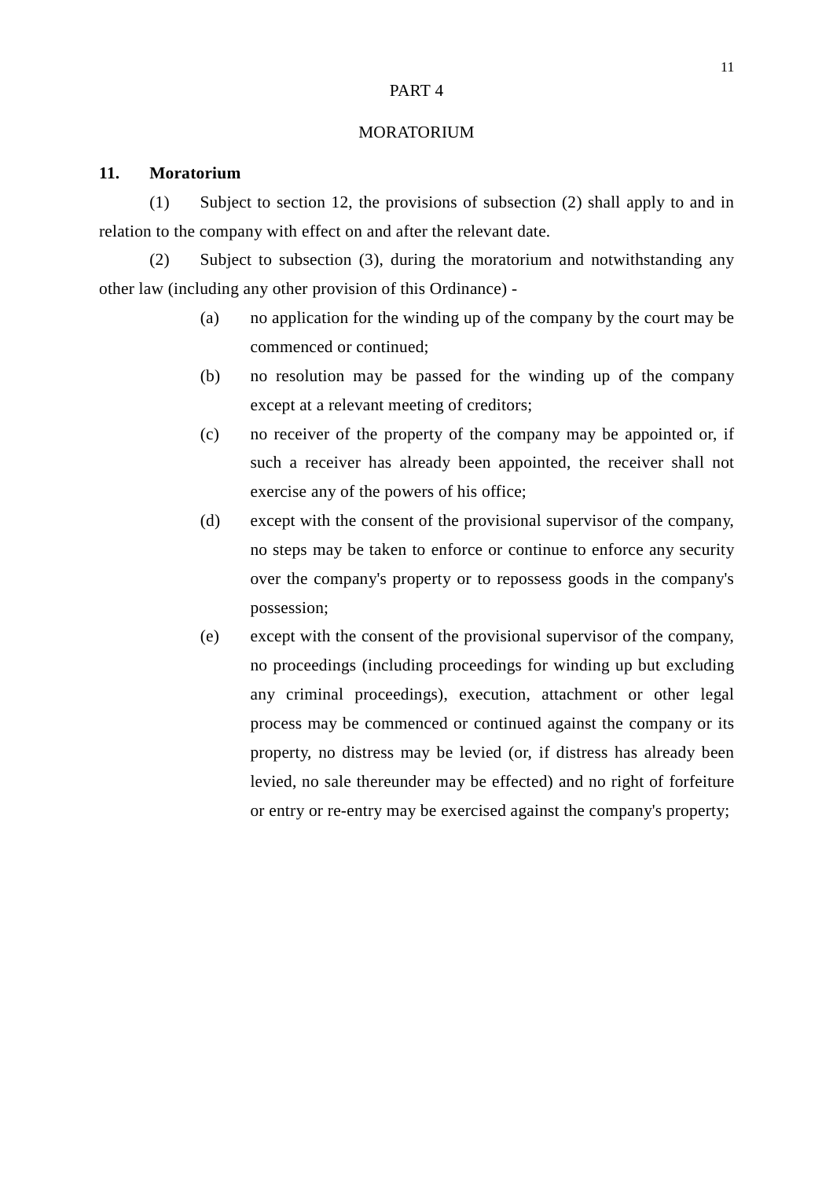PART 4

MORATORIUM

**11. Moratorium**

(1) Subject to section 12, the provisions of subsection (2) shall apply to and in relation to the company with effect on and after the relevant date.

(2) Subject to subsection (3), during the moratorium and notwithstanding any other law (including any other provision of this Ordinance) -

(a) no application for the winding up of the company by the court may be commenced or continued;

(b) no resolution may be passed for the winding up of the company except at a relevant meeting of creditors;

(c) no receiver of the property of the company may be appointed or, if such a receiver has already been appointed, the receiver shall not exercise any of the powers of his office;

(d) except with the consent of the provisional supervisor of the company, no steps may be taken to enforce or continue to enforce any security over the company's property or to repossess goods in the company's possession;

(e) except with the consent of the provisional supervisor of the company, no proceedings (including proceedings for winding up but excluding any criminal proceedings), execution, attachment or other legal process may be commenced or continued against the company or its property, no distress may be levied (or, if distress has already been levied, no sale thereunder may be effected) and no right of forfeiture or entry or re-entry may be exercised against the company's property;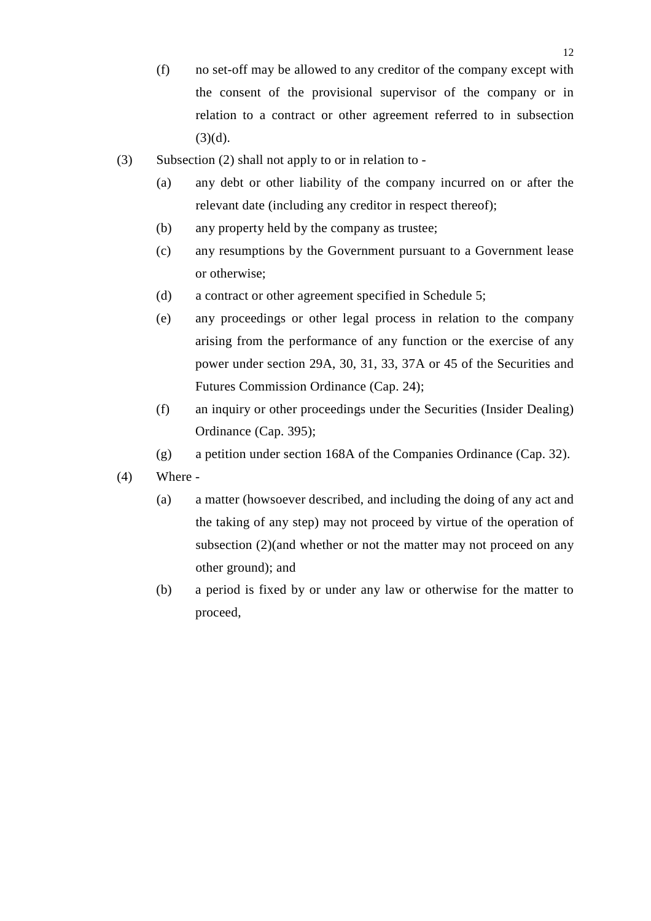(f) no set-off may be allowed to any creditor of the company except with the consent of the provisional supervisor of the company or in relation to a contract or other agreement referred to in subsection (3)(d).

(3) Subsection (2) shall not apply to or in relation to -

(a) any debt or other liability of the company incurred on or after the relevant date (including any creditor in respect thereof);

(b) any property held by the company as trustee;

(c) any resumptions by the Government pursuant to a Government lease or otherwise;

(d) a contract or other agreement specified in Schedule 5;

(e) any proceedings or other legal process in relation to the company arising from the performance of any function or the exercise of any power under section 29A, 30, 31, 33, 37A or 45 of the Securities and Futures Commission Ordinance (Cap. 24);

(f) an inquiry or other proceedings under the Securities (Insider Dealing) Ordinance (Cap. 395);

(g) a petition under section 168A of the Companies Ordinance (Cap. 32).

(4) Where -

(a) a matter (howsoever described, and including the doing of any act and the taking of any step) may not proceed by virtue of the operation of subsection (2)(and whether or not the matter may not proceed on any other ground); and

(b) a period is fixed by or under any law or otherwise for the matter to proceed,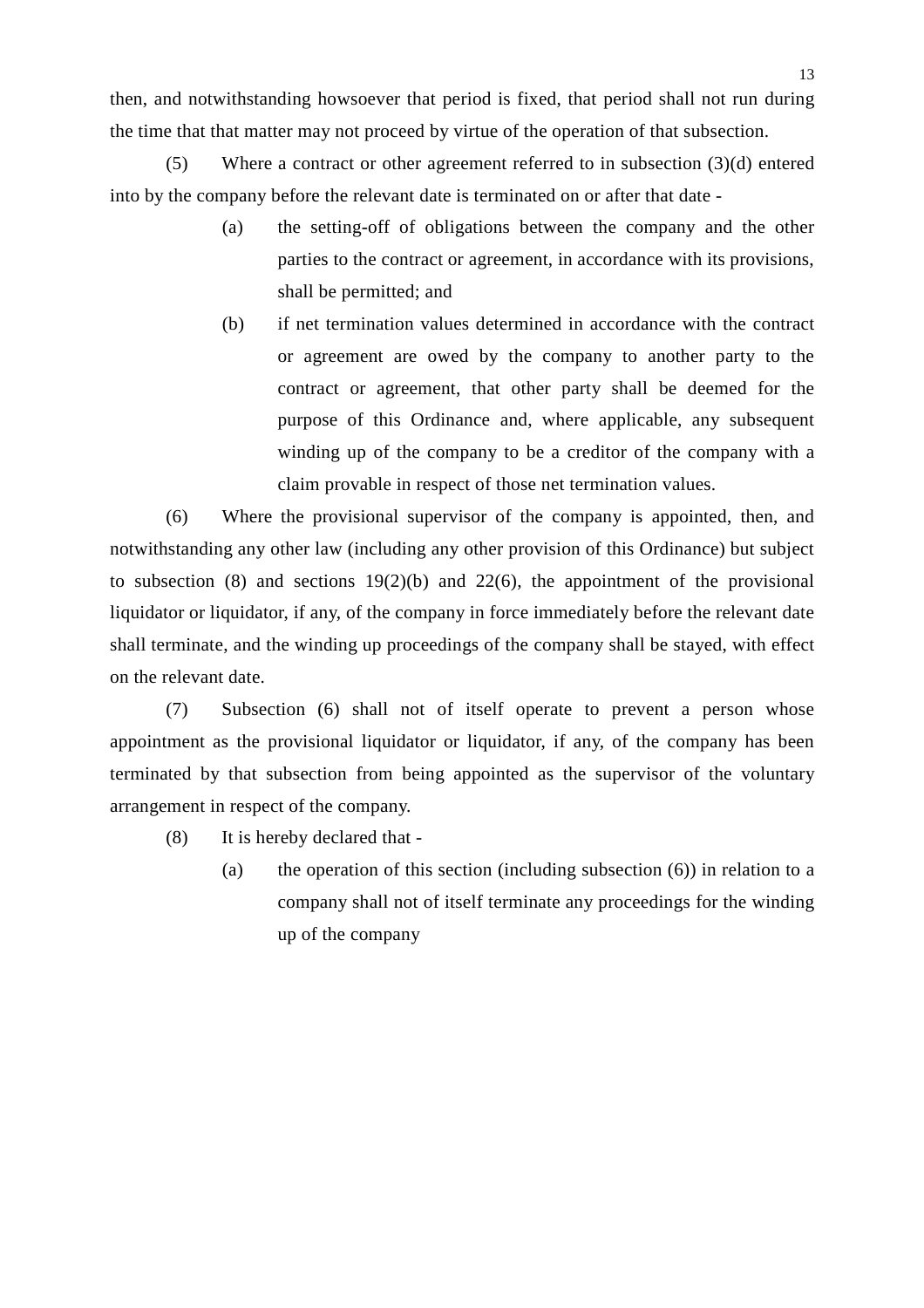then, and notwithstanding howsoever that period is fixed, that period shall not run during the time that that matter may not proceed by virtue of the operation of that subsection.

(5) Where a contract or other agreement referred to in subsection (3)(d) entered into by the company before the relevant date is terminated on or after that date -

- (a) the setting-off of obligations between the company and the other parties to the contract or agreement, in accordance with its provisions, shall be permitted; and
- (b) if net termination values determined in accordance with the contract or agreement are owed by the company to another party to the contract or agreement, that other party shall be deemed for the purpose of this Ordinance and, where applicable, any subsequent winding up of the company to be a creditor of the company with a claim provable in respect of those net termination values.

(6) Where the provisional supervisor of the company is appointed, then, and notwithstanding any other law (including any other provision of this Ordinance) but subject to subsection (8) and sections 19(2)(b) and 22(6), the appointment of the provisional liquidator or liquidator, if any, of the company in force immediately before the relevant date shall terminate, and the winding up proceedings of the company shall be stayed, with effect on the relevant date.

(7) Subsection (6) shall not of itself operate to prevent a person whose appointment as the provisional liquidator or liquidator, if any, of the company has been terminated by that subsection from being appointed as the supervisor of the voluntary arrangement in respect of the company.

(8) It is hereby declared that -

- (a) the operation of this section (including subsection (6)) in relation to a company shall not of itself terminate any proceedings for the winding up of the company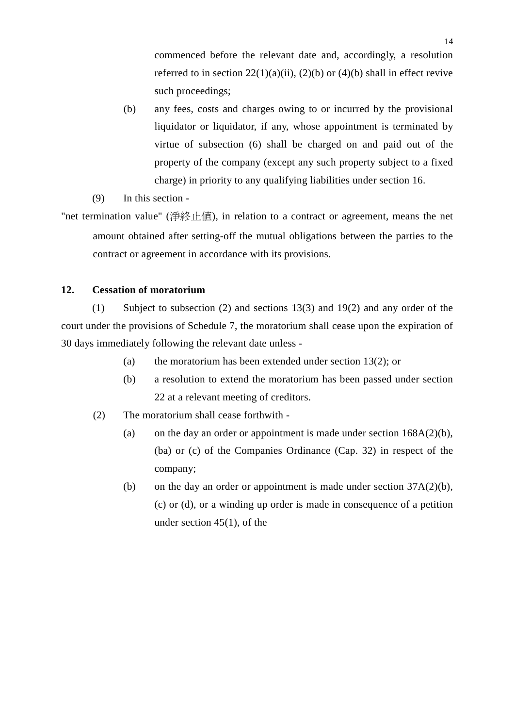commenced before the relevant date and, accordingly, a resolution referred to in section 22(1)(a)(ii), (2)(b) or (4)(b) shall in effect revive such proceedings;

(b) any fees, costs and charges owing to or incurred by the provisional liquidator or liquidator, if any, whose appointment is terminated by virtue of subsection (6) shall be charged on and paid out of the property of the company (except any such property subject to a fixed charge) in priority to any qualifying liabilities under section 16.

(9) In this section -

"net termination value" (淨終止值), in relation to a contract or agreement, means the net amount obtained after setting-off the mutual obligations between the parties to the contract or agreement in accordance with its provisions.

**12. Cessation of moratorium**

(1) Subject to subsection (2) and sections 13(3) and 19(2) and any order of the court under the provisions of Schedule 7, the moratorium shall cease upon the expiration of 30 days immediately following the relevant date unless -

(a) the moratorium has been extended under section 13(2); or

(b) a resolution to extend the moratorium has been passed under section 22 at a relevant meeting of creditors.

(2) The moratorium shall cease forthwith -

(a) on the day an order or appointment is made under section 168A(2)(b), (ba) or (c) of the Companies Ordinance (Cap. 32) in respect of the company;

(b) on the day an order or appointment is made under section 37A(2)(b), (c) or (d), or a winding up order is made in consequence of a petition under section 45(1), of the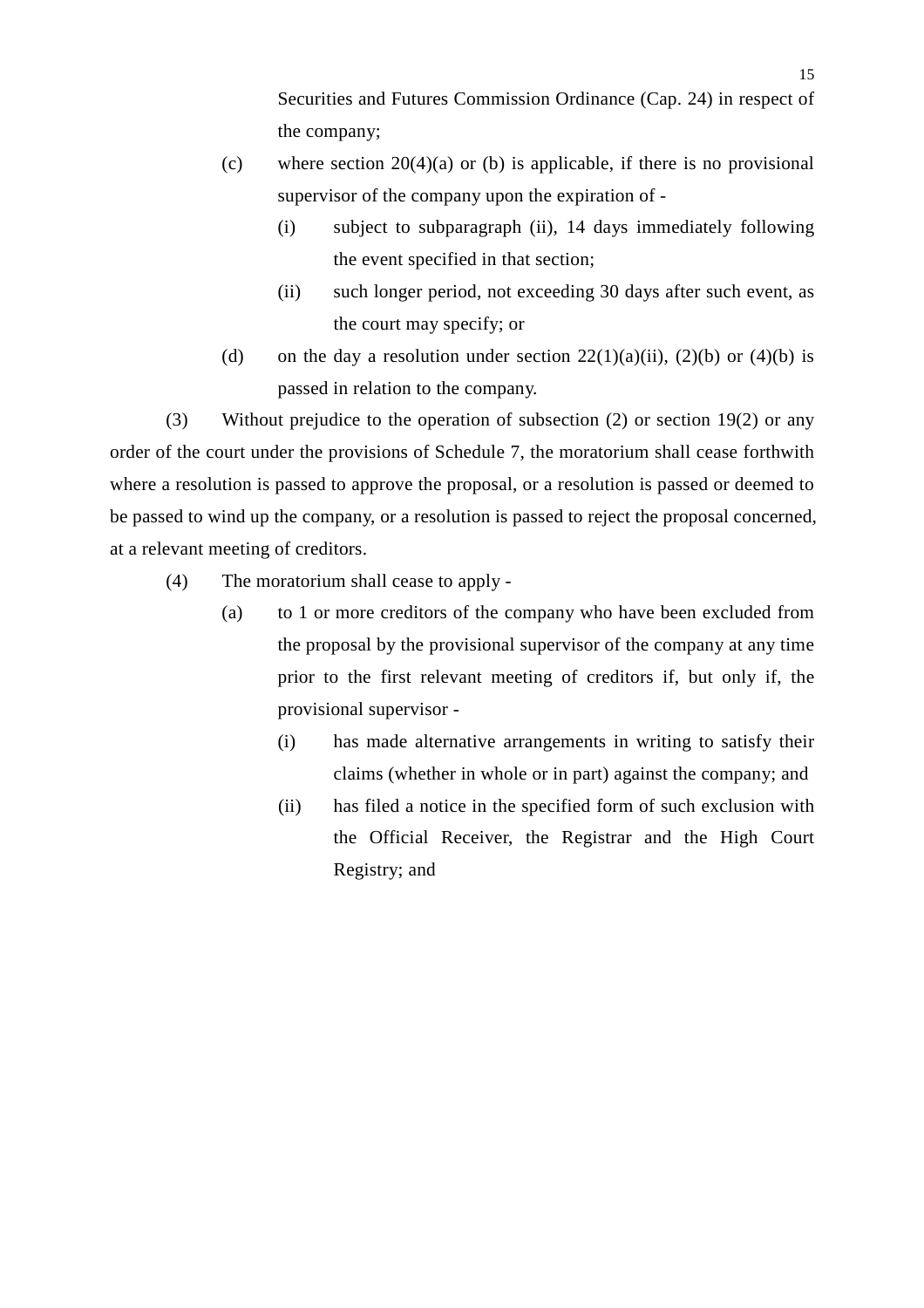Securities and Futures Commission Ordinance (Cap. 24) in respect of the company;

(c) where section 20(4)(a) or (b) is applicable, if there is no provisional supervisor of the company upon the expiration of -

(i) subject to subparagraph (ii), 14 days immediately following the event specified in that section;

(ii) such longer period, not exceeding 30 days after such event, as the court may specify; or

(d) on the day a resolution under section 22(1)(a)(ii), (2)(b) or (4)(b) is passed in relation to the company.

(3) Without prejudice to the operation of subsection (2) or section 19(2) or any order of the court under the provisions of Schedule 7, the moratorium shall cease forthwith where a resolution is passed to approve the proposal, or a resolution is passed or deemed to be passed to wind up the company, or a resolution is passed to reject the proposal concerned, at a relevant meeting of creditors.

(4) The moratorium shall cease to apply -

(a) to 1 or more creditors of the company who have been excluded from the proposal by the provisional supervisor of the company at any time prior to the first relevant meeting of creditors if, but only if, the provisional supervisor -

(i) has made alternative arrangements in writing to satisfy their claims (whether in whole or in part) against the company; and

(ii) has filed a notice in the specified form of such exclusion with the Official Receiver, the Registrar and the High Court Registry; and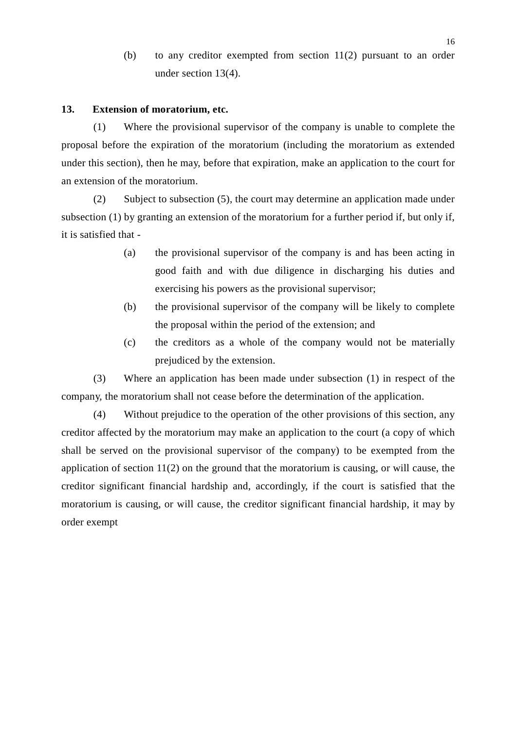(b) to any creditor exempted from section 11(2) pursuant to an order under section 13(4).

**13. Extension of moratorium, etc.**

(1) Where the provisional supervisor of the company is unable to complete the proposal before the expiration of the moratorium (including the moratorium as extended under this section), then he may, before that expiration, make an application to the court for an extension of the moratorium.

(2) Subject to subsection (5), the court may determine an application made under subsection (1) by granting an extension of the moratorium for a further period if, but only if, it is satisfied that -

(a) the provisional supervisor of the company is and has been acting in good faith and with due diligence in discharging his duties and exercising his powers as the provisional supervisor;

(b) the provisional supervisor of the company will be likely to complete the proposal within the period of the extension; and

(c) the creditors as a whole of the company would not be materially prejudiced by the extension.

(3) Where an application has been made under subsection (1) in respect of the company, the moratorium shall not cease before the determination of the application.

(4) Without prejudice to the operation of the other provisions of this section, any creditor affected by the moratorium may make an application to the court (a copy of which shall be served on the provisional supervisor of the company) to be exempted from the application of section 11(2) on the ground that the moratorium is causing, or will cause, the creditor significant financial hardship and, accordingly, if the court is satisfied that the moratorium is causing, or will cause, the creditor significant financial hardship, it may by order exempt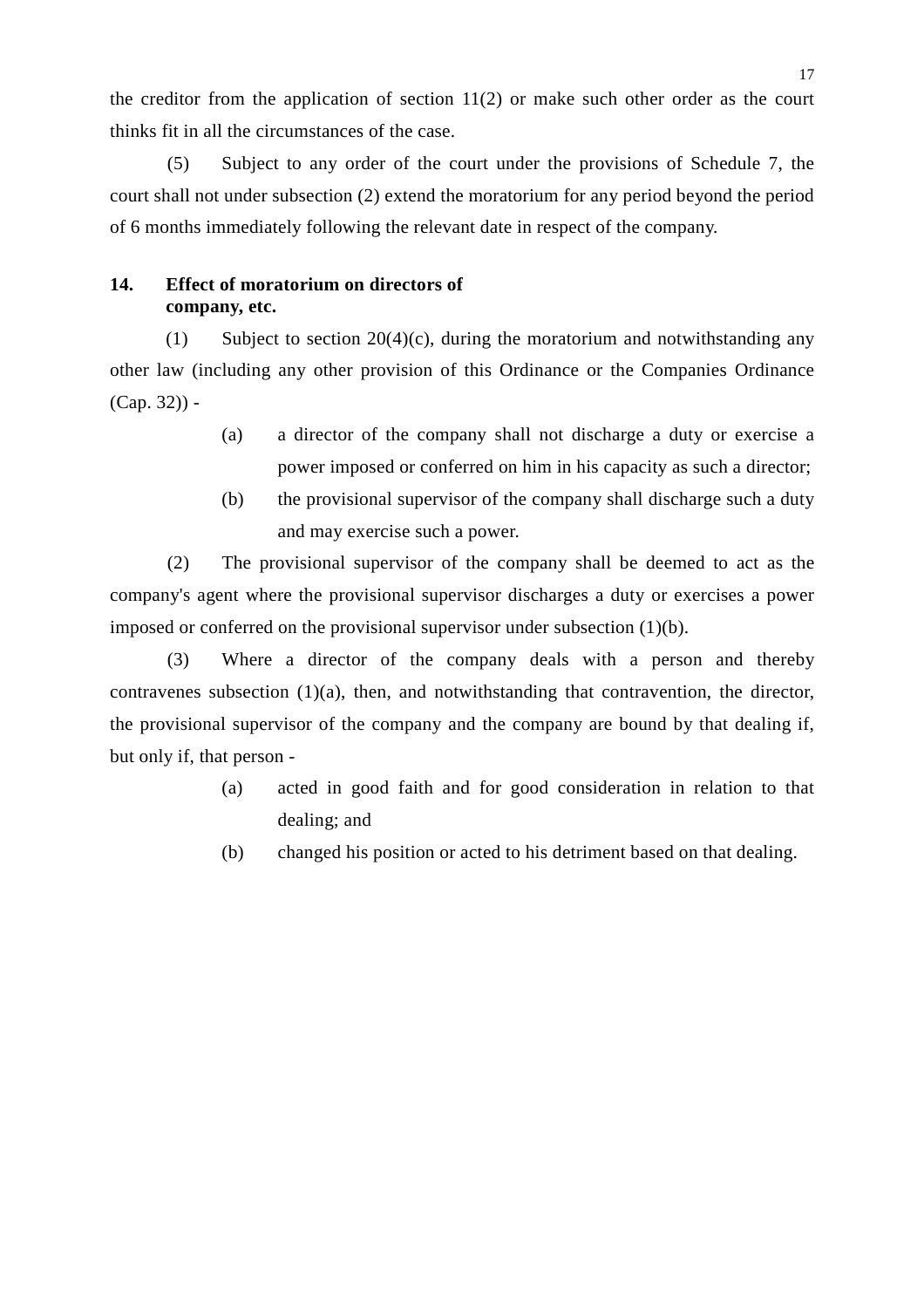the creditor from the application of section 11(2) or make such other order as the court thinks fit in all the circumstances of the case.

(5) Subject to any order of the court under the provisions of Schedule 7, the court shall not under subsection (2) extend the moratorium for any period beyond the period of 6 months immediately following the relevant date in respect of the company.

**14. Effect of moratorium on directors of company, etc.**

(1) Subject to section 20(4)(c), during the moratorium and notwithstanding any other law (including any other provision of this Ordinance or the Companies Ordinance (Cap. 32)) -

- (a) a director of the company shall not discharge a duty or exercise a power imposed or conferred on him in his capacity as such a director;
- (b) the provisional supervisor of the company shall discharge such a duty and may exercise such a power.

(2) The provisional supervisor of the company shall be deemed to act as the company's agent where the provisional supervisor discharges a duty or exercises a power imposed or conferred on the provisional supervisor under subsection (1)(b).

(3) Where a director of the company deals with a person and thereby contravenes subsection (1)(a), then, and notwithstanding that contravention, the director, the provisional supervisor of the company and the company are bound by that dealing if, but only if, that person -

- (a) acted in good faith and for good consideration in relation to that dealing; and
- (b) changed his position or acted to his detriment based on that dealing.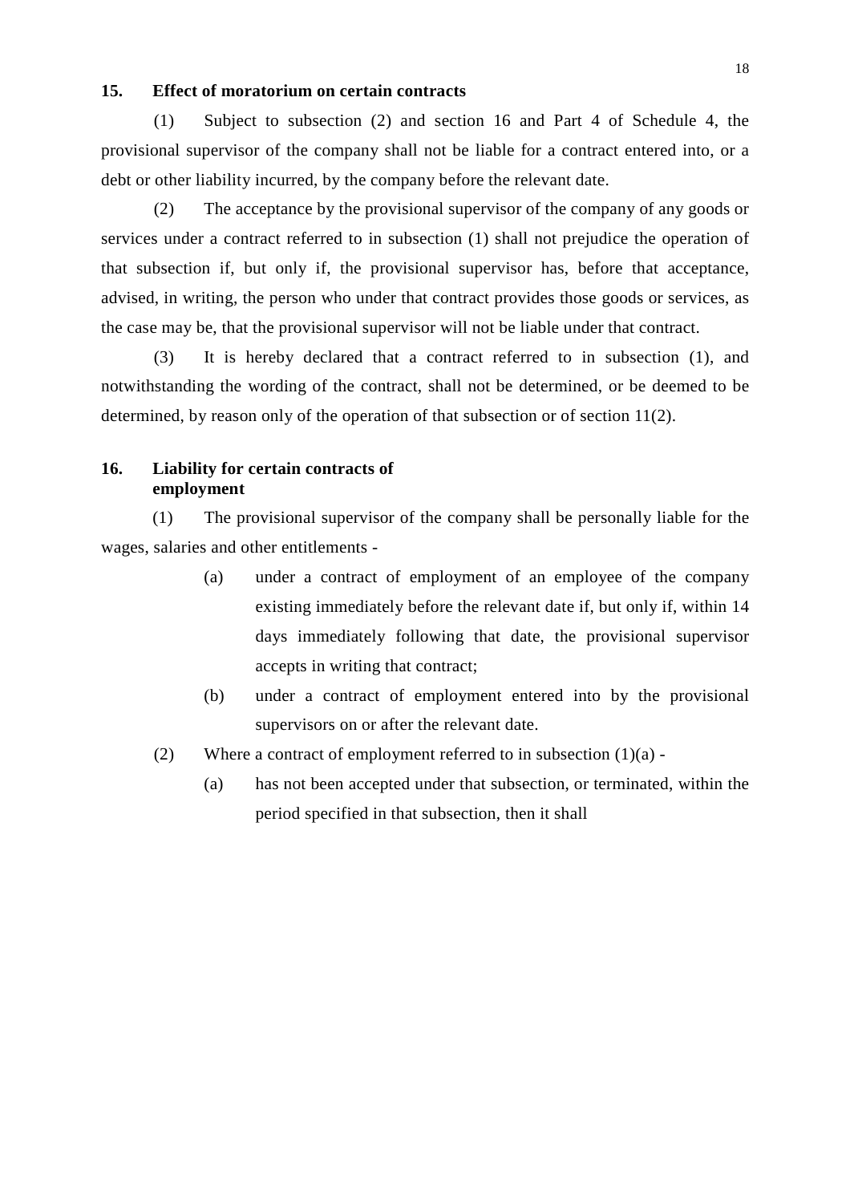### 15. Effect of moratorium on certain contracts

(1) Subject to subsection (2) and section 16 and Part 4 of Schedule 4, the provisional supervisor of the company shall not be liable for a contract entered into, or a debt or other liability incurred, by the company before the relevant date.

(2) The acceptance by the provisional supervisor of the company of any goods or services under a contract referred to in subsection (1) shall not prejudice the operation of that subsection if, but only if, the provisional supervisor has, before that acceptance, advised, in writing, the person who under that contract provides those goods or services, as the case may be, that the provisional supervisor will not be liable under that contract.

(3) It is hereby declared that a contract referred to in subsection (1), and notwithstanding the wording of the contract, shall not be determined, or be deemed to be determined, by reason only of the operation of that subsection or of section 11(2).

### 16. Liability for certain contracts of employment

(1) The provisional supervisor of the company shall be personally liable for the wages, salaries and other entitlements -

- (a) under a contract of employment of an employee of the company existing immediately before the relevant date if, but only if, within 14 days immediately following that date, the provisional supervisor accepts in writing that contract;
- (b) under a contract of employment entered into by the provisional supervisors on or after the relevant date.

(2) Where a contract of employment referred to in subsection (1)(a) -

- (a) has not been accepted under that subsection, or terminated, within the period specified in that subsection, then it shall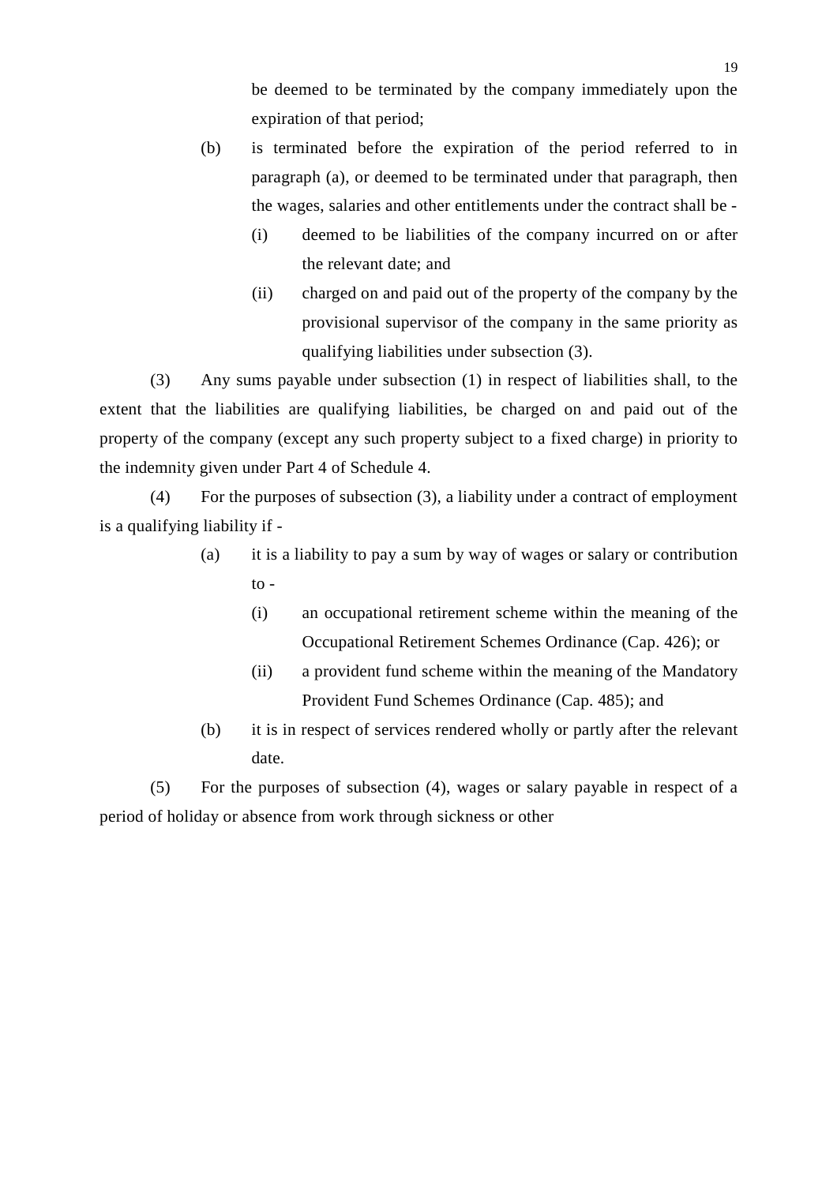be deemed to be terminated by the company immediately upon the expiration of that period;

(b) is terminated before the expiration of the period referred to in paragraph (a), or deemed to be terminated under that paragraph, then the wages, salaries and other entitlements under the contract shall be -

  (i) deemed to be liabilities of the company incurred on or after the relevant date; and

  (ii) charged on and paid out of the property of the company by the provisional supervisor of the company in the same priority as qualifying liabilities under subsection (3).

(3) Any sums payable under subsection (1) in respect of liabilities shall, to the extent that the liabilities are qualifying liabilities, be charged on and paid out of the property of the company (except any such property subject to a fixed charge) in priority to the indemnity given under Part 4 of Schedule 4.

(4) For the purposes of subsection (3), a liability under a contract of employment is a qualifying liability if -

(a) it is a liability to pay a sum by way of wages or salary or contribution to -

  (i) an occupational retirement scheme within the meaning of the Occupational Retirement Schemes Ordinance (Cap. 426); or

  (ii) a provident fund scheme within the meaning of the Mandatory Provident Fund Schemes Ordinance (Cap. 485); and

(b) it is in respect of services rendered wholly or partly after the relevant date.

(5) For the purposes of subsection (4), wages or salary payable in respect of a period of holiday or absence from work through sickness or other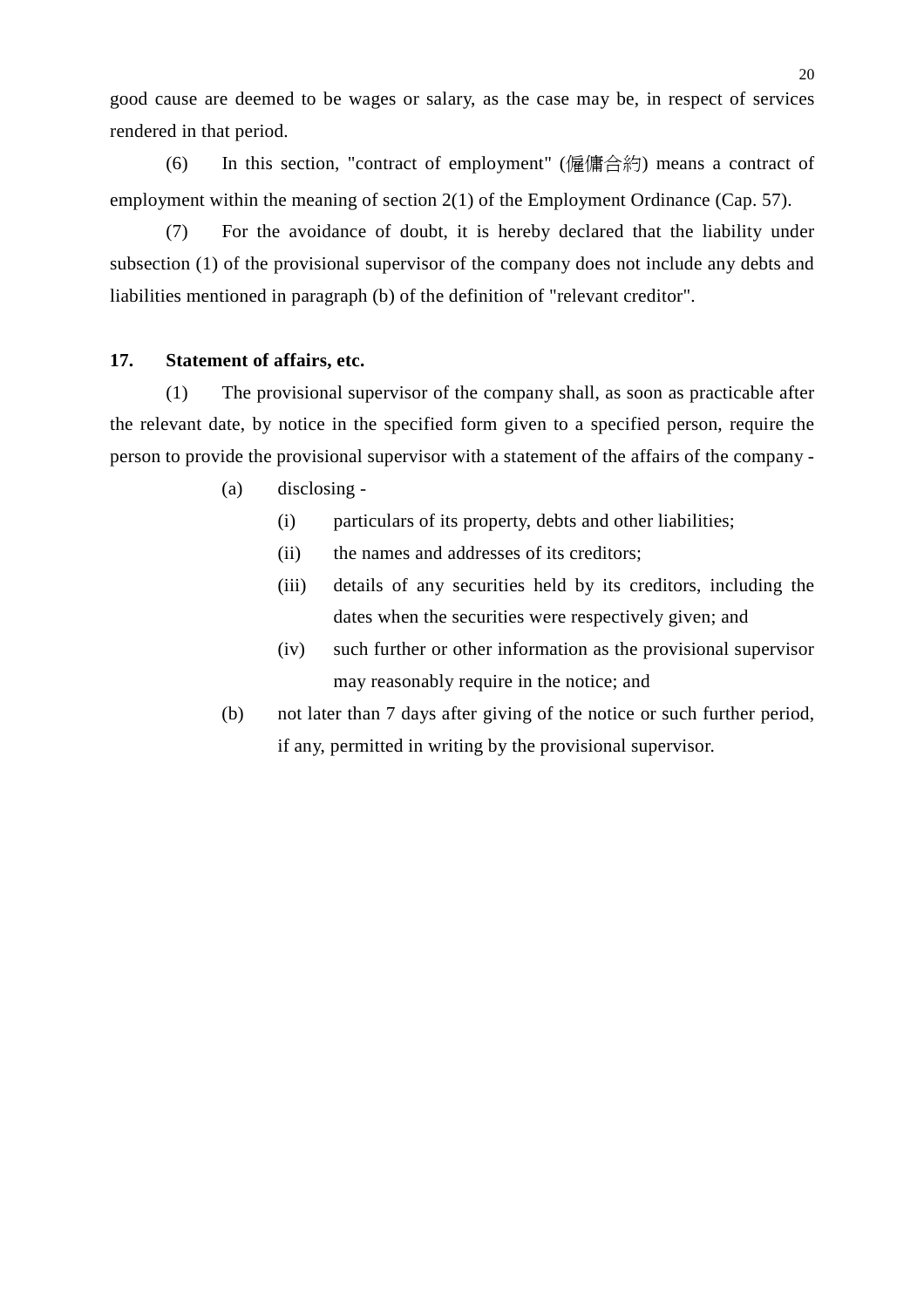good cause are deemed to be wages or salary, as the case may be, in respect of services rendered in that period.

(6) In this section, "contract of employment" (僱傭合約) means a contract of employment within the meaning of section 2(1) of the Employment Ordinance (Cap. 57).

(7) For the avoidance of doubt, it is hereby declared that the liability under subsection (1) of the provisional supervisor of the company does not include any debts and liabilities mentioned in paragraph (b) of the definition of "relevant creditor".

**17. Statement of affairs, etc.**

(1) The provisional supervisor of the company shall, as soon as practicable after the relevant date, by notice in the specified form given to a specified person, require the person to provide the provisional supervisor with a statement of the affairs of the company -

- (a) disclosing -
  - (i) particulars of its property, debts and other liabilities;
  - (ii) the names and addresses of its creditors;
  - (iii) details of any securities held by its creditors, including the dates when the securities were respectively given; and
  - (iv) such further or other information as the provisional supervisor may reasonably require in the notice; and
- (b) not later than 7 days after giving of the notice or such further period, if any, permitted in writing by the provisional supervisor.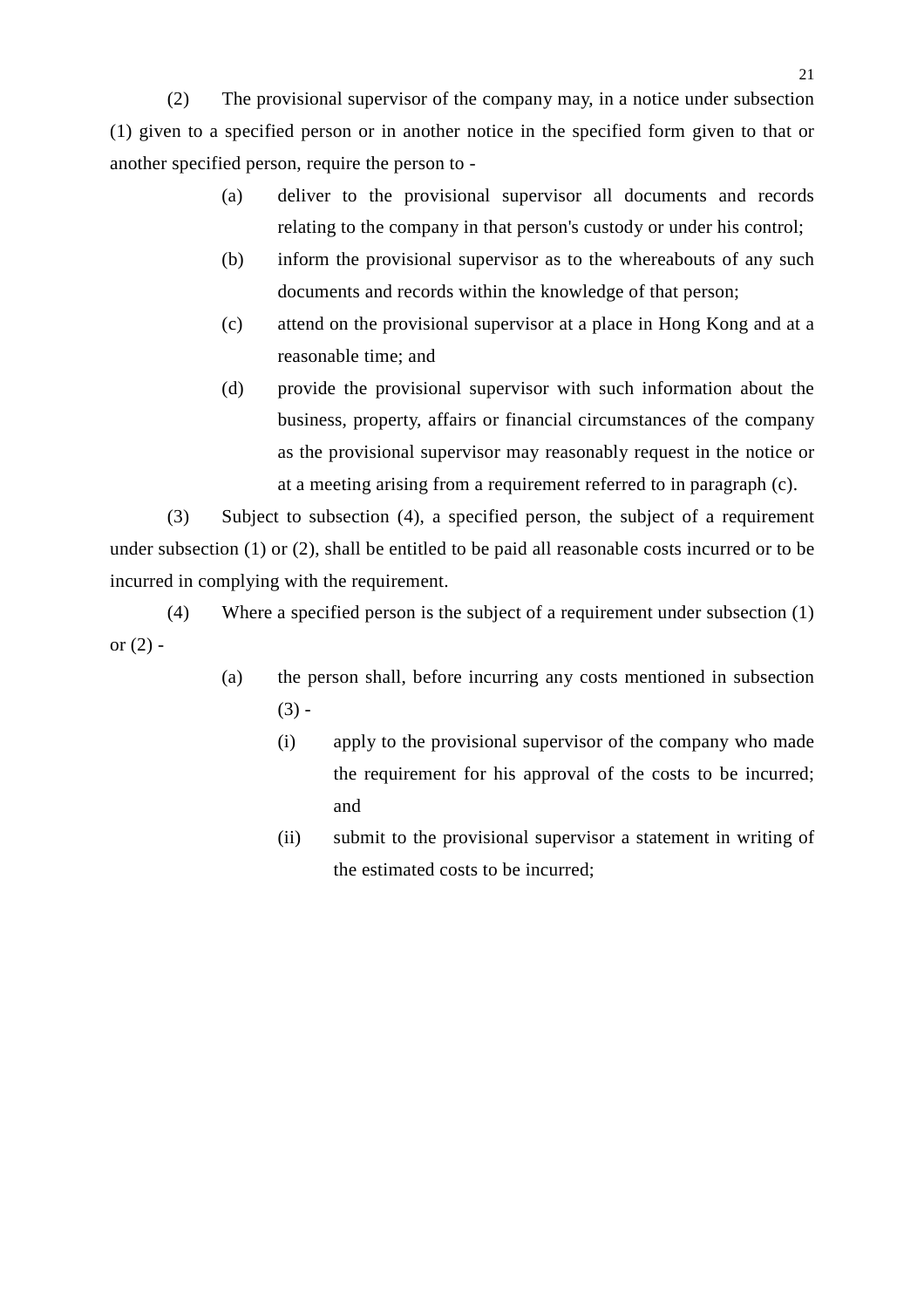(2) The provisional supervisor of the company may, in a notice under subsection (1) given to a specified person or in another notice in the specified form given to that or another specified person, require the person to -

- (a) deliver to the provisional supervisor all documents and records relating to the company in that person's custody or under his control;
- (b) inform the provisional supervisor as to the whereabouts of any such documents and records within the knowledge of that person;
- (c) attend on the provisional supervisor at a place in Hong Kong and at a reasonable time; and
- (d) provide the provisional supervisor with such information about the business, property, affairs or financial circumstances of the company as the provisional supervisor may reasonably request in the notice or at a meeting arising from a requirement referred to in paragraph (c).

(3) Subject to subsection (4), a specified person, the subject of a requirement under subsection (1) or (2), shall be entitled to be paid all reasonable costs incurred or to be incurred in complying with the requirement.

(4) Where a specified person is the subject of a requirement under subsection (1) or (2) -

- (a) the person shall, before incurring any costs mentioned in subsection (3) -
  - (i) apply to the provisional supervisor of the company who made the requirement for his approval of the costs to be incurred; and
  - (ii) submit to the provisional supervisor a statement in writing of the estimated costs to be incurred;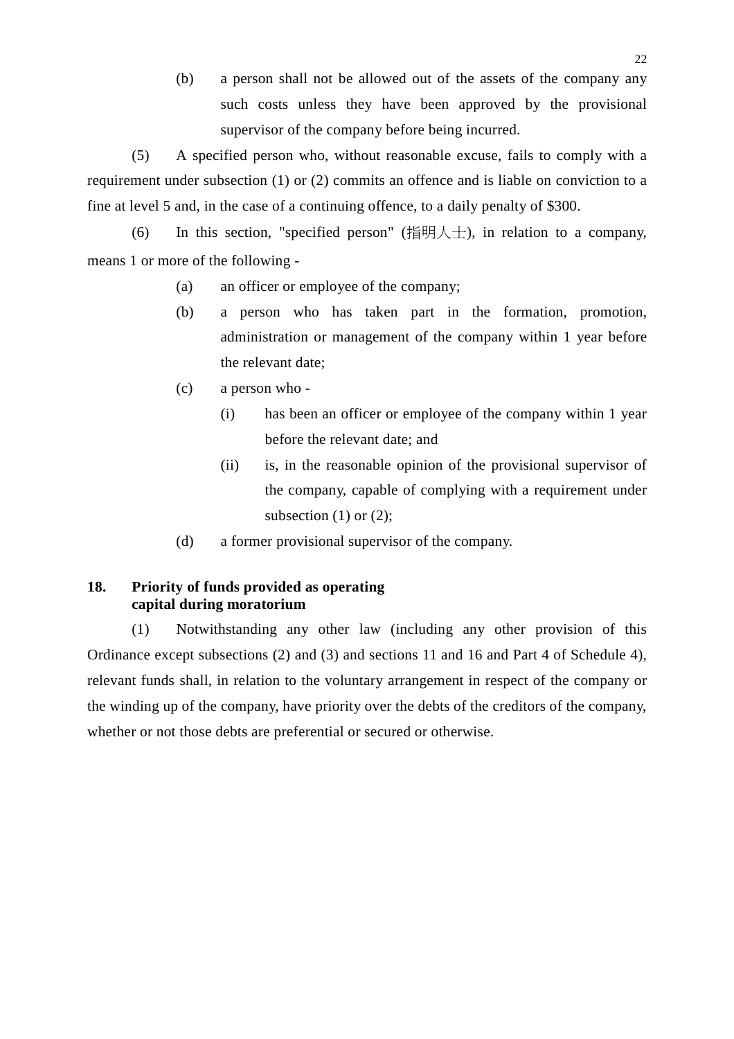(b) a person shall not be allowed out of the assets of the company any such costs unless they have been approved by the provisional supervisor of the company before being incurred.

(5) A specified person who, without reasonable excuse, fails to comply with a requirement under subsection (1) or (2) commits an offence and is liable on conviction to a fine at level 5 and, in the case of a continuing offence, to a daily penalty of $300.

(6) In this section, "specified person" (指明人士), in relation to a company, means 1 or more of the following -

(a) an officer or employee of the company;

(b) a person who has taken part in the formation, promotion, administration or management of the company within 1 year before the relevant date;

(c) a person who -

(i) has been an officer or employee of the company within 1 year before the relevant date; and

(ii) is, in the reasonable opinion of the provisional supervisor of the company, capable of complying with a requirement under subsection (1) or (2);

(d) a former provisional supervisor of the company.

**18. Priority of funds provided as operating capital during moratorium**

(1) Notwithstanding any other law (including any other provision of this Ordinance except subsections (2) and (3) and sections 11 and 16 and Part 4 of Schedule 4), relevant funds shall, in relation to the voluntary arrangement in respect of the company or the winding up of the company, have priority over the debts of the creditors of the company, whether or not those debts are preferential or secured or otherwise.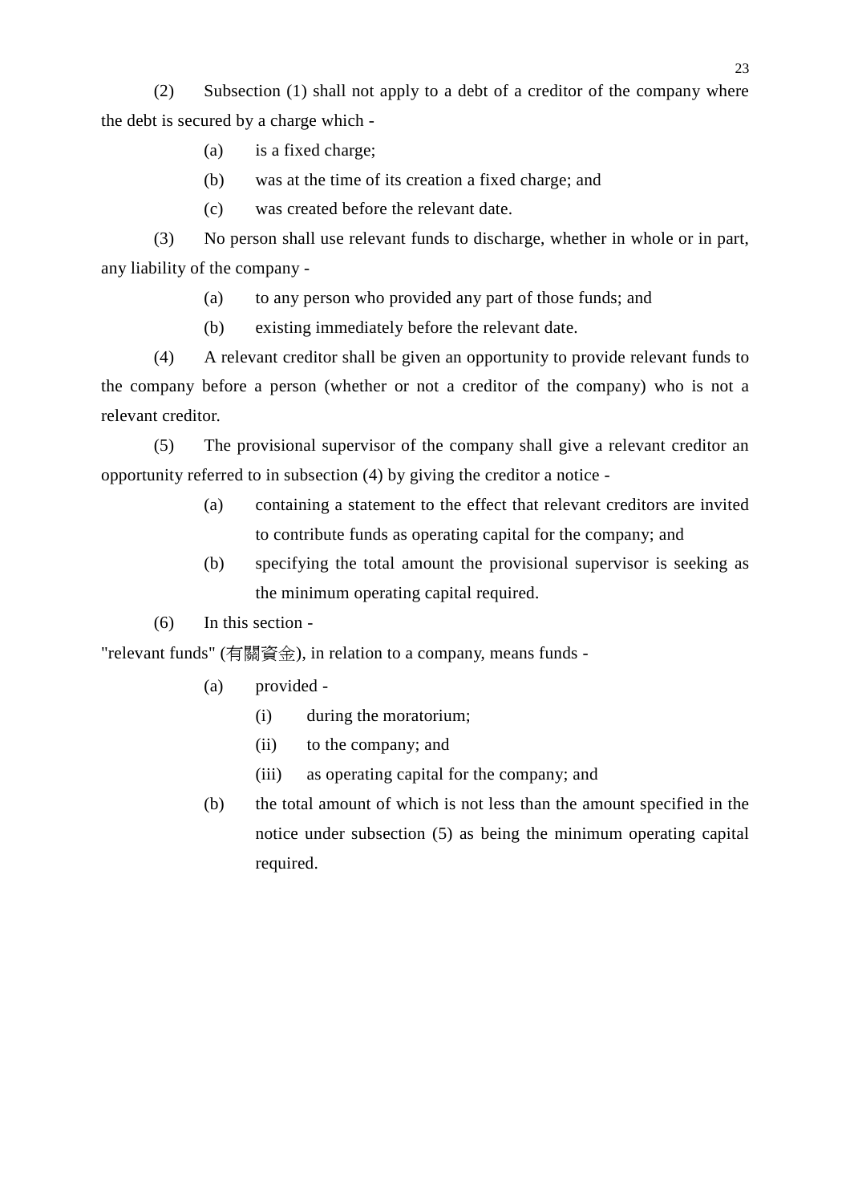(2) Subsection (1) shall not apply to a debt of a creditor of the company where the debt is secured by a charge which -

(a) is a fixed charge;

(b) was at the time of its creation a fixed charge; and

(c) was created before the relevant date.

(3) No person shall use relevant funds to discharge, whether in whole or in part, any liability of the company -

(a) to any person who provided any part of those funds; and

(b) existing immediately before the relevant date.

(4) A relevant creditor shall be given an opportunity to provide relevant funds to the company before a person (whether or not a creditor of the company) who is not a relevant creditor.

(5) The provisional supervisor of the company shall give a relevant creditor an opportunity referred to in subsection (4) by giving the creditor a notice -

(a) containing a statement to the effect that relevant creditors are invited to contribute funds as operating capital for the company; and

(b) specifying the total amount the provisional supervisor is seeking as the minimum operating capital required.

(6) In this section -

"relevant funds" (有關資金), in relation to a company, means funds -

(a) provided -

(i) during the moratorium;

(ii) to the company; and

(iii) as operating capital for the company; and

(b) the total amount of which is not less than the amount specified in the notice under subsection (5) as being the minimum operating capital required.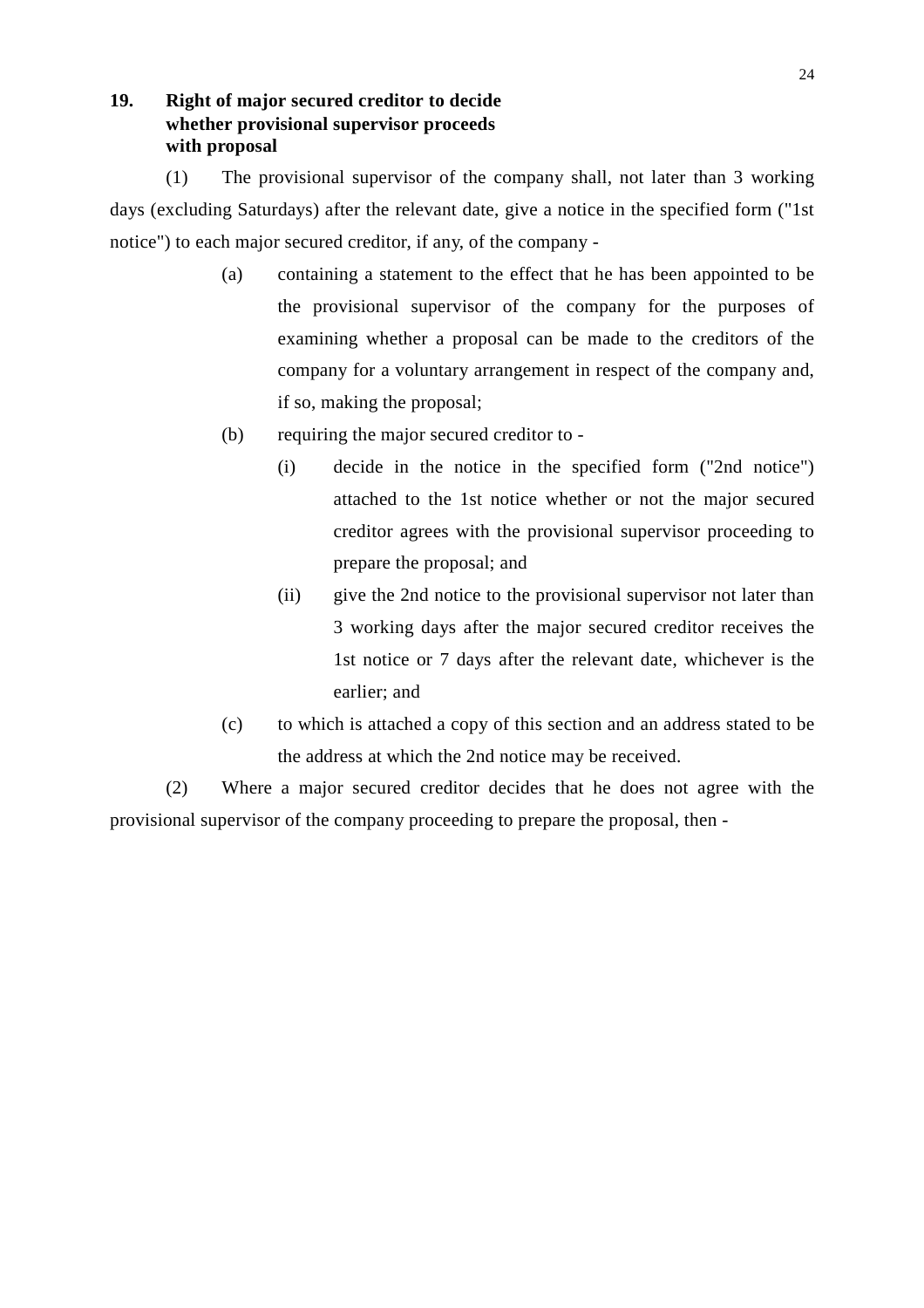### 19. Right of major secured creditor to decide whether provisional supervisor proceeds with proposal

(1) The provisional supervisor of the company shall, not later than 3 working days (excluding Saturdays) after the relevant date, give a notice in the specified form ("1st notice") to each major secured creditor, if any, of the company -

(a) containing a statement to the effect that he has been appointed to be the provisional supervisor of the company for the purposes of examining whether a proposal can be made to the creditors of the company for a voluntary arrangement in respect of the company and, if so, making the proposal;

(b) requiring the major secured creditor to -

(i) decide in the notice in the specified form ("2nd notice") attached to the 1st notice whether or not the major secured creditor agrees with the provisional supervisor proceeding to prepare the proposal; and

(ii) give the 2nd notice to the provisional supervisor not later than 3 working days after the major secured creditor receives the 1st notice or 7 days after the relevant date, whichever is the earlier; and

(c) to which is attached a copy of this section and an address stated to be the address at which the 2nd notice may be received.

(2) Where a major secured creditor decides that he does not agree with the provisional supervisor of the company proceeding to prepare the proposal, then -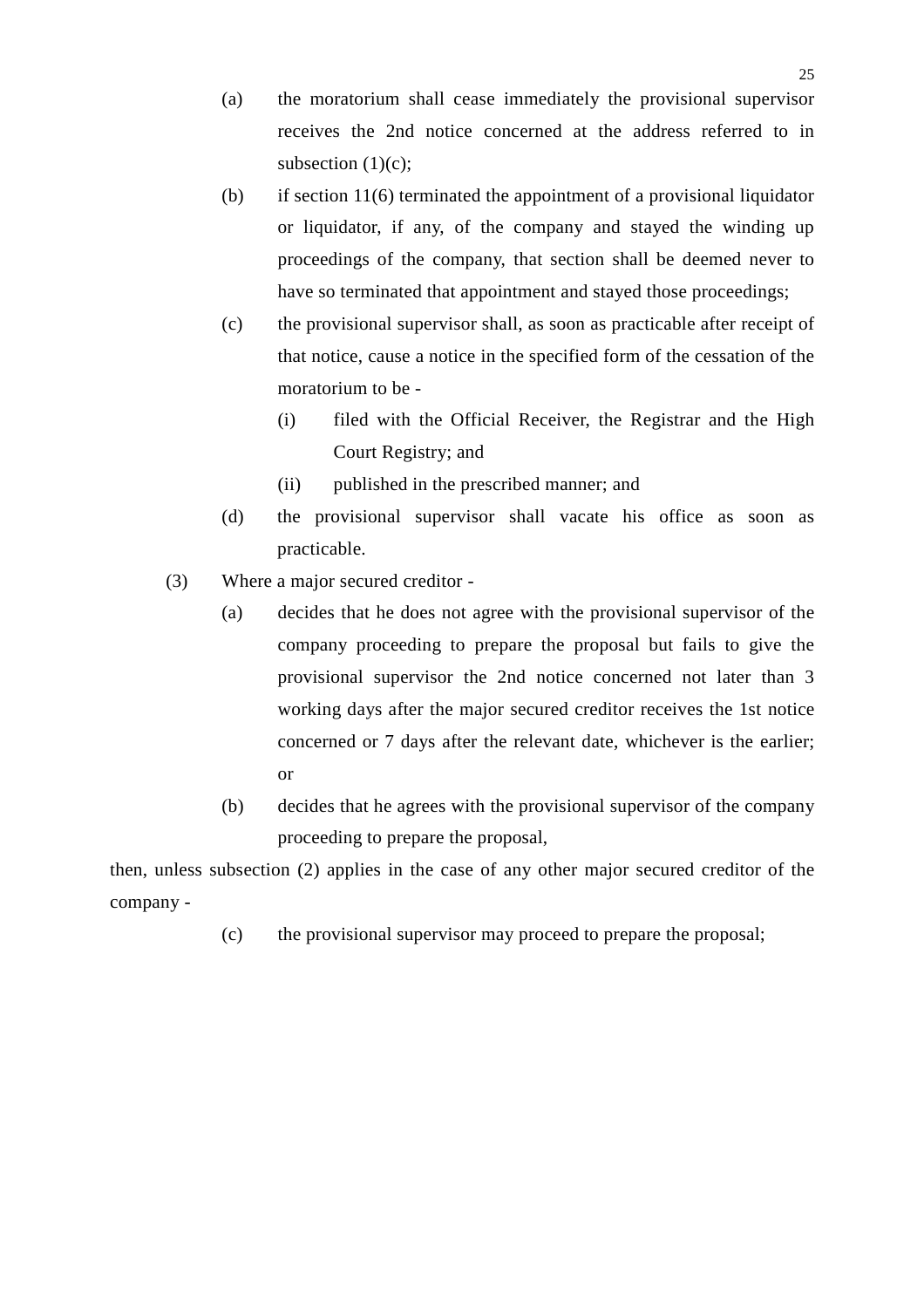(a) the moratorium shall cease immediately the provisional supervisor receives the 2nd notice concerned at the address referred to in subsection (1)(c);

(b) if section 11(6) terminated the appointment of a provisional liquidator or liquidator, if any, of the company and stayed the winding up proceedings of the company, that section shall be deemed never to have so terminated that appointment and stayed those proceedings;

(c) the provisional supervisor shall, as soon as practicable after receipt of that notice, cause a notice in the specified form of the cessation of the moratorium to be -

   (i) filed with the Official Receiver, the Registrar and the High Court Registry; and

   (ii) published in the prescribed manner; and

(d) the provisional supervisor shall vacate his office as soon as practicable.

(3) Where a major secured creditor -

(a) decides that he does not agree with the provisional supervisor of the company proceeding to prepare the proposal but fails to give the provisional supervisor the 2nd notice concerned not later than 3 working days after the major secured creditor receives the 1st notice concerned or 7 days after the relevant date, whichever is the earlier; or

(b) decides that he agrees with the provisional supervisor of the company proceeding to prepare the proposal,

then, unless subsection (2) applies in the case of any other major secured creditor of the company -

(c) the provisional supervisor may proceed to prepare the proposal;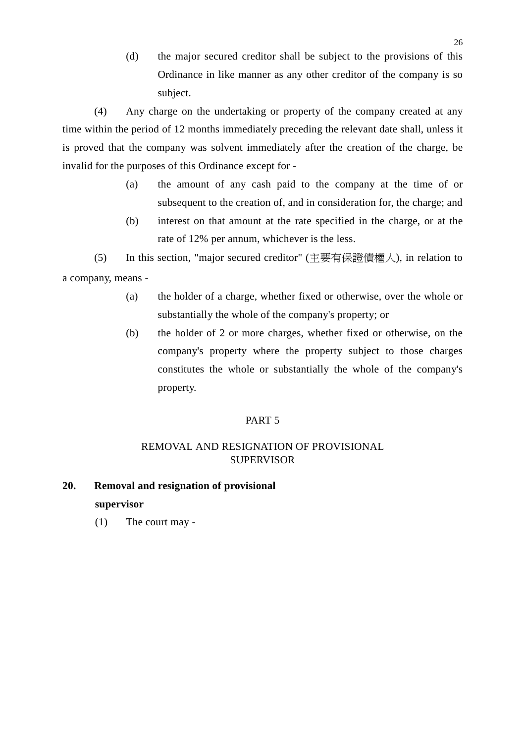(d) the major secured creditor shall be subject to the provisions of this Ordinance in like manner as any other creditor of the company is so subject.

(4) Any charge on the undertaking or property of the company created at any time within the period of 12 months immediately preceding the relevant date shall, unless it is proved that the company was solvent immediately after the creation of the charge, be invalid for the purposes of this Ordinance except for -

(a) the amount of any cash paid to the company at the time of or subsequent to the creation of, and in consideration for, the charge; and

(b) interest on that amount at the rate specified in the charge, or at the rate of 12% per annum, whichever is the less.

(5) In this section, "major secured creditor" (主要有保證債權人), in relation to a company, means -

(a) the holder of a charge, whether fixed or otherwise, over the whole or substantially the whole of the company's property; or

(b) the holder of 2 or more charges, whether fixed or otherwise, on the company's property where the property subject to those charges constitutes the whole or substantially the whole of the company's property.

## PART 5

## REMOVAL AND RESIGNATION OF PROVISIONAL SUPERVISOR

**20. Removal and resignation of provisional supervisor**

(1) The court may -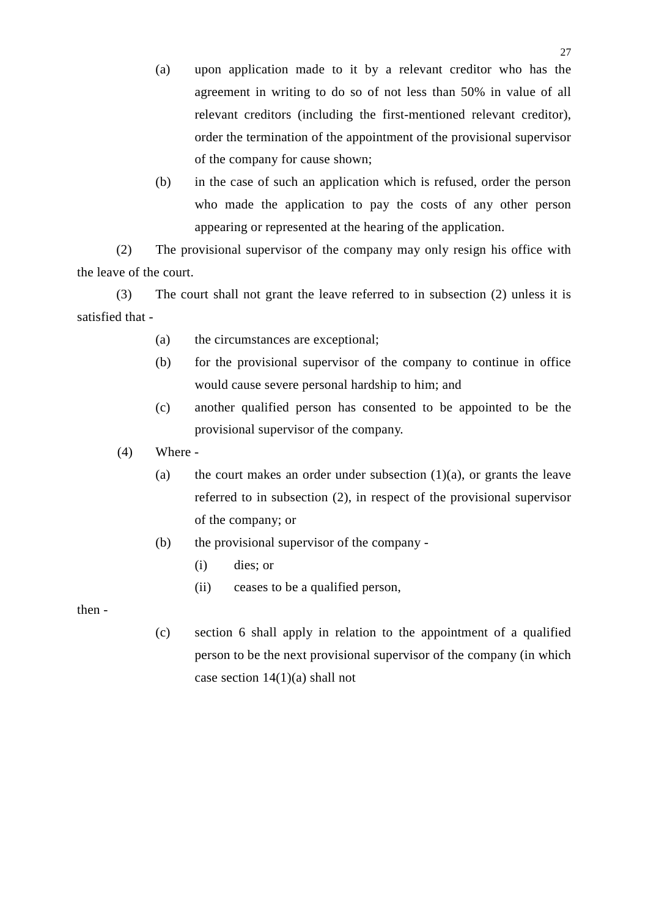(a) upon application made to it by a relevant creditor who has the agreement in writing to do so of not less than 50% in value of all relevant creditors (including the first-mentioned relevant creditor), order the termination of the appointment of the provisional supervisor of the company for cause shown;

(b) in the case of such an application which is refused, order the person who made the application to pay the costs of any other person appearing or represented at the hearing of the application.

(2) The provisional supervisor of the company may only resign his office with the leave of the court.

(3) The court shall not grant the leave referred to in subsection (2) unless it is satisfied that -

(a) the circumstances are exceptional;

(b) for the provisional supervisor of the company to continue in office would cause severe personal hardship to him; and

(c) another qualified person has consented to be appointed to be the provisional supervisor of the company.

(4) Where -

(a) the court makes an order under subsection (1)(a), or grants the leave referred to in subsection (2), in respect of the provisional supervisor of the company; or

(b) the provisional supervisor of the company -

(i) dies; or

(ii) ceases to be a qualified person,

then -

(c) section 6 shall apply in relation to the appointment of a qualified person to be the next provisional supervisor of the company (in which case section 14(1)(a) shall not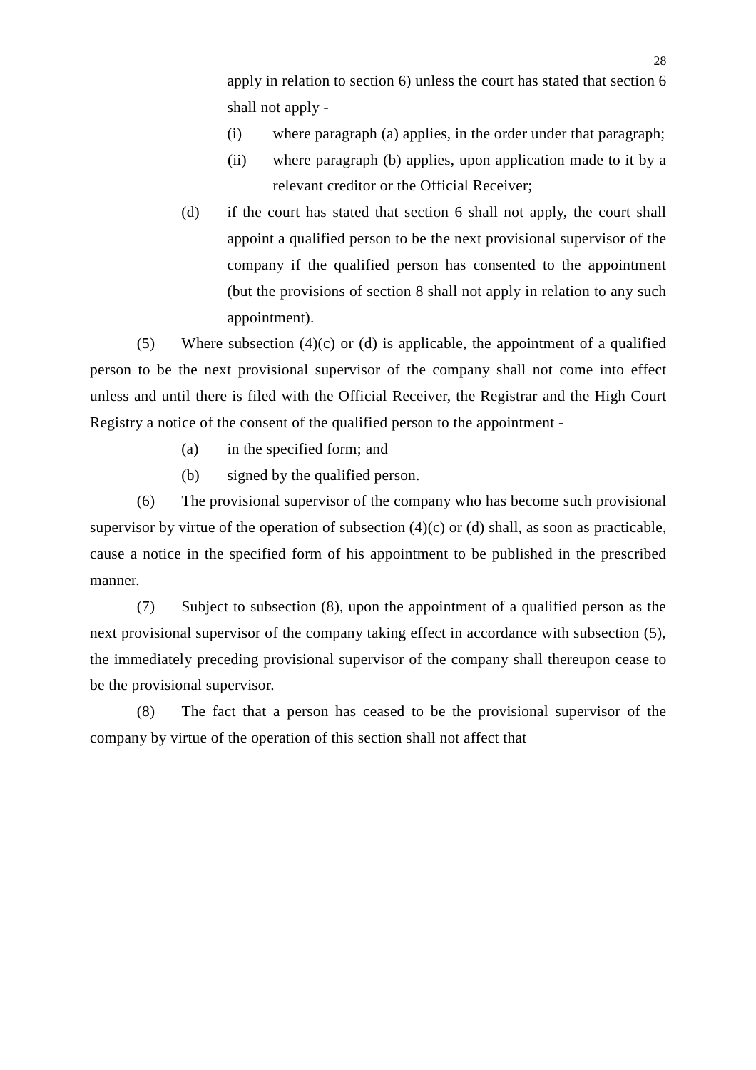apply in relation to section 6) unless the court has stated that section 6 shall not apply -

(i) where paragraph (a) applies, in the order under that paragraph;

(ii) where paragraph (b) applies, upon application made to it by a relevant creditor or the Official Receiver;

(d) if the court has stated that section 6 shall not apply, the court shall appoint a qualified person to be the next provisional supervisor of the company if the qualified person has consented to the appointment (but the provisions of section 8 shall not apply in relation to any such appointment).

(5) Where subsection (4)(c) or (d) is applicable, the appointment of a qualified person to be the next provisional supervisor of the company shall not come into effect unless and until there is filed with the Official Receiver, the Registrar and the High Court Registry a notice of the consent of the qualified person to the appointment -

(a) in the specified form; and

(b) signed by the qualified person.

(6) The provisional supervisor of the company who has become such provisional supervisor by virtue of the operation of subsection (4)(c) or (d) shall, as soon as practicable, cause a notice in the specified form of his appointment to be published in the prescribed manner.

(7) Subject to subsection (8), upon the appointment of a qualified person as the next provisional supervisor of the company taking effect in accordance with subsection (5), the immediately preceding provisional supervisor of the company shall thereupon cease to be the provisional supervisor.

(8) The fact that a person has ceased to be the provisional supervisor of the company by virtue of the operation of this section shall not affect that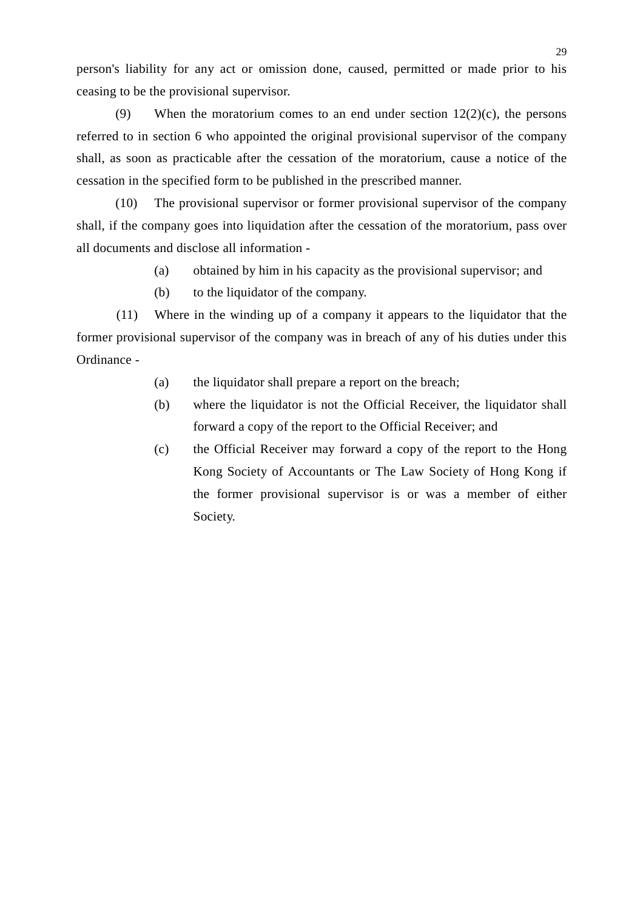person's liability for any act or omission done, caused, permitted or made prior to his ceasing to be the provisional supervisor.

(9) When the moratorium comes to an end under section 12(2)(c), the persons referred to in section 6 who appointed the original provisional supervisor of the company shall, as soon as practicable after the cessation of the moratorium, cause a notice of the cessation in the specified form to be published in the prescribed manner.

(10) The provisional supervisor or former provisional supervisor of the company shall, if the company goes into liquidation after the cessation of the moratorium, pass over all documents and disclose all information -

(a) obtained by him in his capacity as the provisional supervisor; and

(b) to the liquidator of the company.

(11) Where in the winding up of a company it appears to the liquidator that the former provisional supervisor of the company was in breach of any of his duties under this Ordinance -

(a) the liquidator shall prepare a report on the breach;

(b) where the liquidator is not the Official Receiver, the liquidator shall forward a copy of the report to the Official Receiver; and

(c) the Official Receiver may forward a copy of the report to the Hong Kong Society of Accountants or The Law Society of Hong Kong if the former provisional supervisor is or was a member of either Society.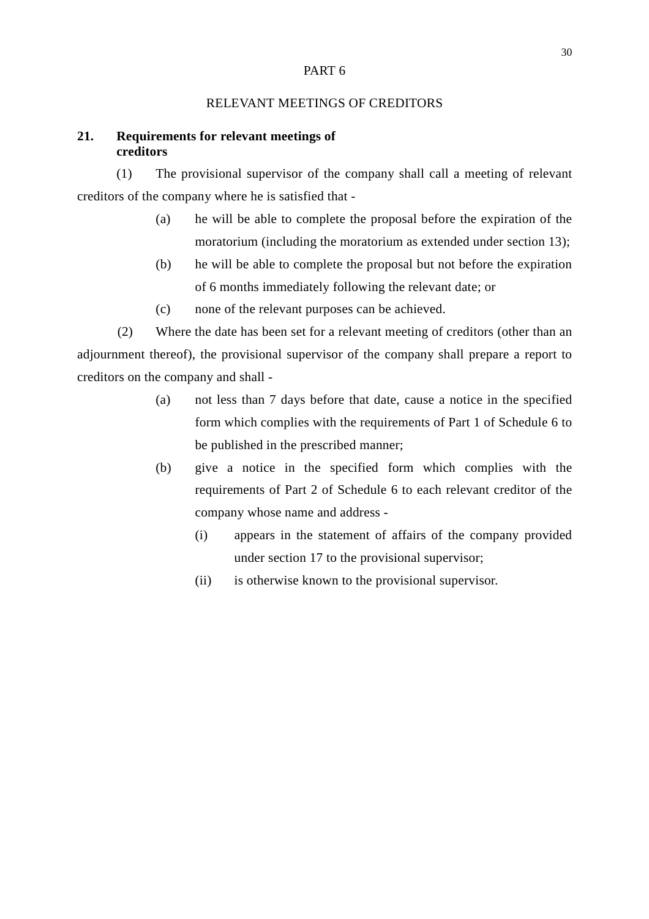# PART 6

## RELEVANT MEETINGS OF CREDITORS

### 21. Requirements for relevant meetings of creditors

(1) The provisional supervisor of the company shall call a meeting of relevant creditors of the company where he is satisfied that -

(a) he will be able to complete the proposal before the expiration of the moratorium (including the moratorium as extended under section 13);

(b) he will be able to complete the proposal but not before the expiration of 6 months immediately following the relevant date; or

(c) none of the relevant purposes can be achieved.

(2) Where the date has been set for a relevant meeting of creditors (other than an adjournment thereof), the provisional supervisor of the company shall prepare a report to creditors on the company and shall -

(a) not less than 7 days before that date, cause a notice in the specified form which complies with the requirements of Part 1 of Schedule 6 to be published in the prescribed manner;

(b) give a notice in the specified form which complies with the requirements of Part 2 of Schedule 6 to each relevant creditor of the company whose name and address -

(i) appears in the statement of affairs of the company provided under section 17 to the provisional supervisor;

(ii) is otherwise known to the provisional supervisor.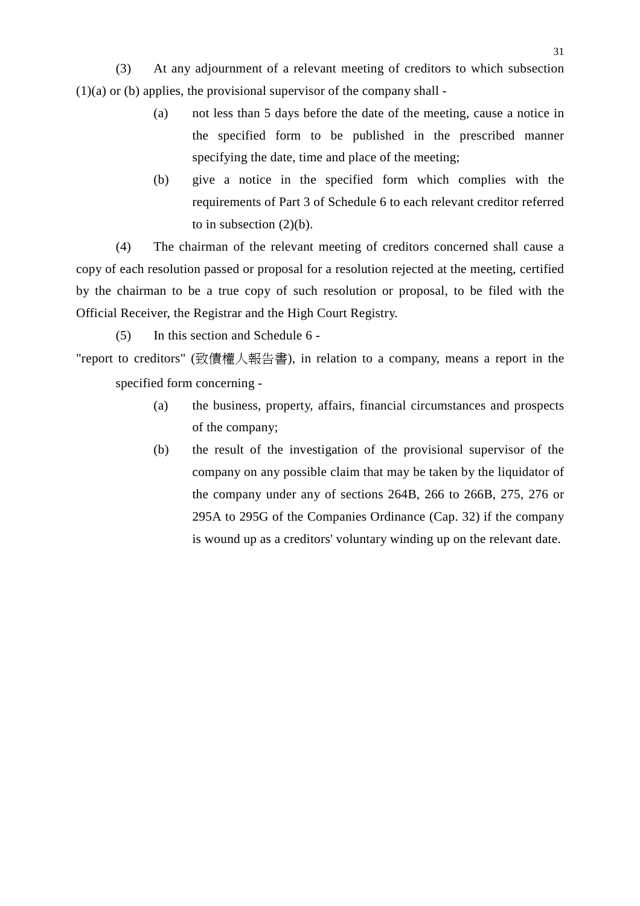(3) At any adjournment of a relevant meeting of creditors to which subsection (1)(a) or (b) applies, the provisional supervisor of the company shall -

- (a) not less than 5 days before the date of the meeting, cause a notice in the specified form to be published in the prescribed manner specifying the date, time and place of the meeting;
- (b) give a notice in the specified form which complies with the requirements of Part 3 of Schedule 6 to each relevant creditor referred to in subsection (2)(b).

(4) The chairman of the relevant meeting of creditors concerned shall cause a copy of each resolution passed or proposal for a resolution rejected at the meeting, certified by the chairman to be a true copy of such resolution or proposal, to be filed with the Official Receiver, the Registrar and the High Court Registry.

(5) In this section and Schedule 6 -

"report to creditors" (致債權人報告書), in relation to a company, means a report in the specified form concerning -

- (a) the business, property, affairs, financial circumstances and prospects of the company;
- (b) the result of the investigation of the provisional supervisor of the company on any possible claim that may be taken by the liquidator of the company under any of sections 264B, 266 to 266B, 275, 276 or 295A to 295G of the Companies Ordinance (Cap. 32) if the company is wound up as a creditors' voluntary winding up on the relevant date.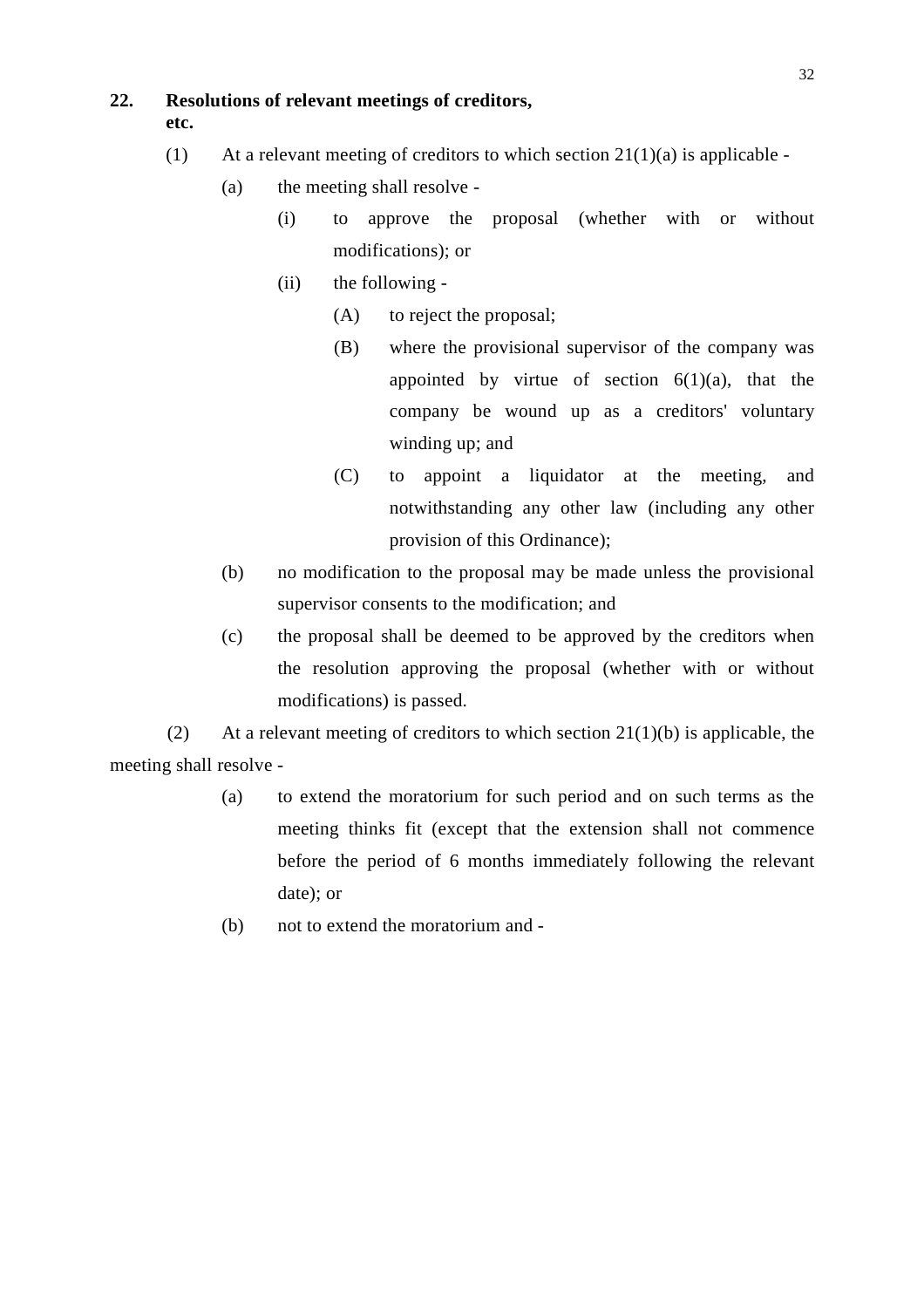**22. Resolutions of relevant meetings of creditors, etc.**

(1) At a relevant meeting of creditors to which section 21(1)(a) is applicable -

(a) the meeting shall resolve -

(i) to approve the proposal (whether with or without modifications); or

(ii) the following -

(A) to reject the proposal;

(B) where the provisional supervisor of the company was appointed by virtue of section 6(1)(a), that the company be wound up as a creditors' voluntary winding up; and

(C) to appoint a liquidator at the meeting, and notwithstanding any other law (including any other provision of this Ordinance);

(b) no modification to the proposal may be made unless the provisional supervisor consents to the modification; and

(c) the proposal shall be deemed to be approved by the creditors when the resolution approving the proposal (whether with or without modifications) is passed.

(2) At a relevant meeting of creditors to which section 21(1)(b) is applicable, the meeting shall resolve -

(a) to extend the moratorium for such period and on such terms as the meeting thinks fit (except that the extension shall not commence before the period of 6 months immediately following the relevant date); or

(b) not to extend the moratorium and -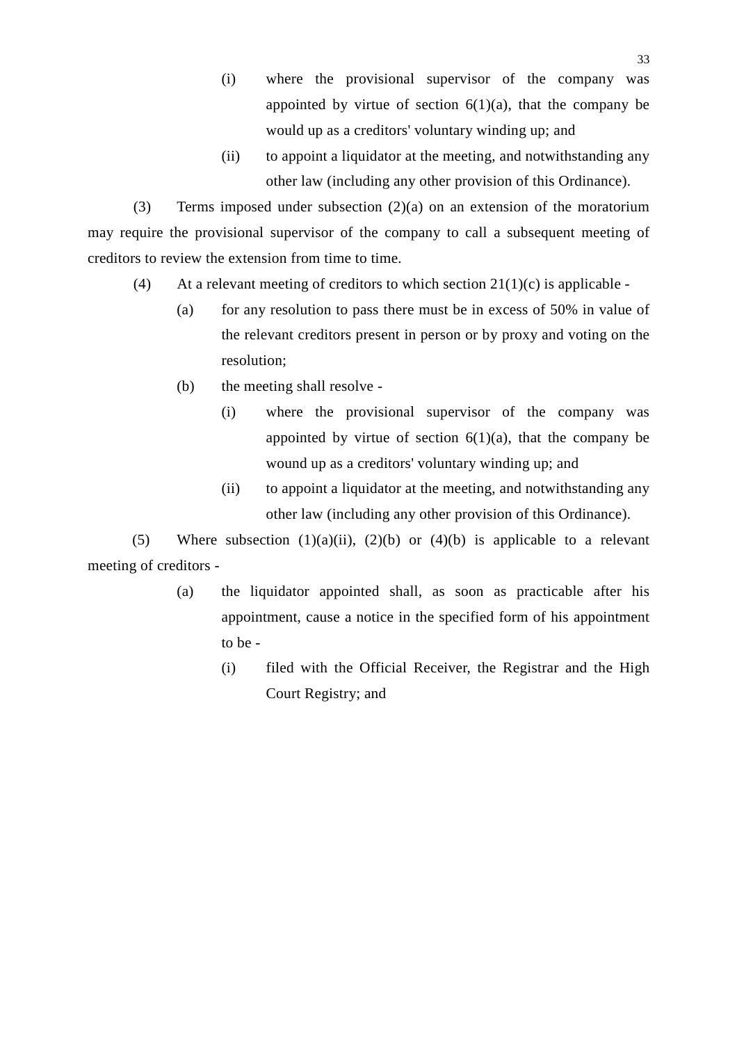(i) where the provisional supervisor of the company was appointed by virtue of section 6(1)(a), that the company be would up as a creditors' voluntary winding up; and

(ii) to appoint a liquidator at the meeting, and notwithstanding any other law (including any other provision of this Ordinance).

(3) Terms imposed under subsection (2)(a) on an extension of the moratorium may require the provisional supervisor of the company to call a subsequent meeting of creditors to review the extension from time to time.

(4) At a relevant meeting of creditors to which section 21(1)(c) is applicable -

(a) for any resolution to pass there must be in excess of 50% in value of the relevant creditors present in person or by proxy and voting on the resolution;

(b) the meeting shall resolve -

(i) where the provisional supervisor of the company was appointed by virtue of section 6(1)(a), that the company be wound up as a creditors' voluntary winding up; and

(ii) to appoint a liquidator at the meeting, and notwithstanding any other law (including any other provision of this Ordinance).

(5) Where subsection (1)(a)(ii), (2)(b) or (4)(b) is applicable to a relevant meeting of creditors -

(a) the liquidator appointed shall, as soon as practicable after his appointment, cause a notice in the specified form of his appointment to be -

(i) filed with the Official Receiver, the Registrar and the High Court Registry; and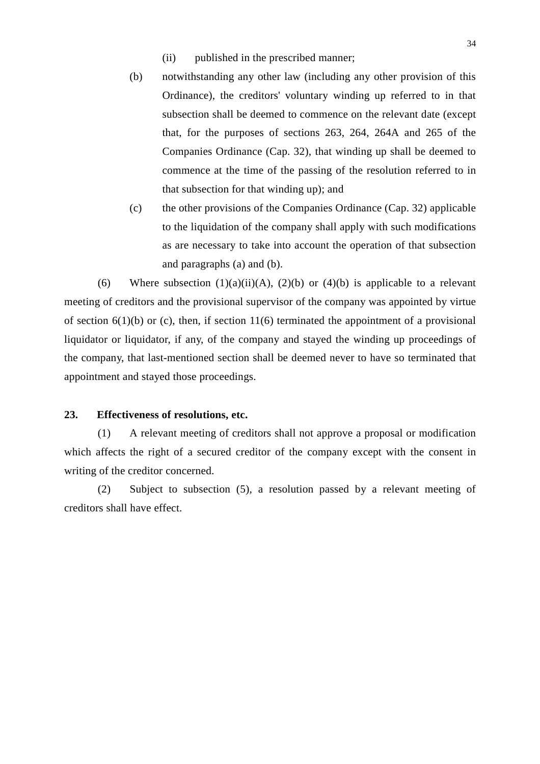(ii) published in the prescribed manner;

(b) notwithstanding any other law (including any other provision of this Ordinance), the creditors' voluntary winding up referred to in that subsection shall be deemed to commence on the relevant date (except that, for the purposes of sections 263, 264, 264A and 265 of the Companies Ordinance (Cap. 32), that winding up shall be deemed to commence at the time of the passing of the resolution referred to in that subsection for that winding up); and

(c) the other provisions of the Companies Ordinance (Cap. 32) applicable to the liquidation of the company shall apply with such modifications as are necessary to take into account the operation of that subsection and paragraphs (a) and (b).

(6) Where subsection (1)(a)(ii)(A), (2)(b) or (4)(b) is applicable to a relevant meeting of creditors and the provisional supervisor of the company was appointed by virtue of section 6(1)(b) or (c), then, if section 11(6) terminated the appointment of a provisional liquidator or liquidator, if any, of the company and stayed the winding up proceedings of the company, that last-mentioned section shall be deemed never to have so terminated that appointment and stayed those proceedings.

**23. Effectiveness of resolutions, etc.**

(1) A relevant meeting of creditors shall not approve a proposal or modification which affects the right of a secured creditor of the company except with the consent in writing of the creditor concerned.

(2) Subject to subsection (5), a resolution passed by a relevant meeting of creditors shall have effect.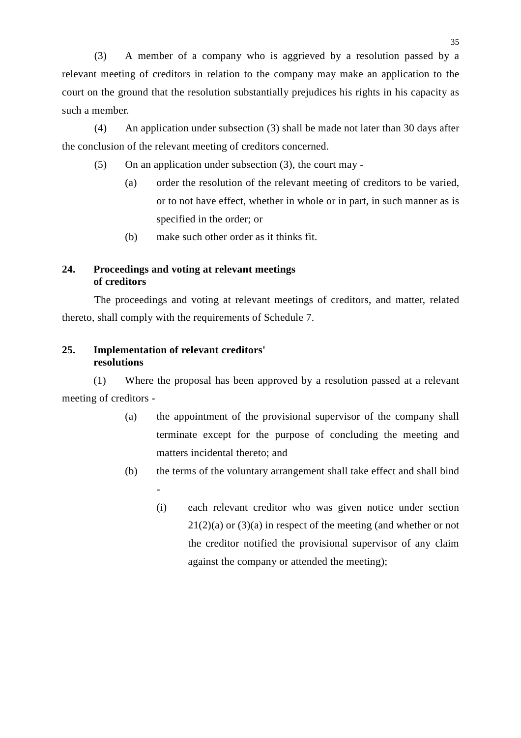(3) A member of a company who is aggrieved by a resolution passed by a relevant meeting of creditors in relation to the company may make an application to the court on the ground that the resolution substantially prejudices his rights in his capacity as such a member.

(4) An application under subsection (3) shall be made not later than 30 days after the conclusion of the relevant meeting of creditors concerned.

(5) On an application under subsection (3), the court may -

(a) order the resolution of the relevant meeting of creditors to be varied, or to not have effect, whether in whole or in part, in such manner as is specified in the order; or

(b) make such other order as it thinks fit.

**24. Proceedings and voting at relevant meetings of creditors**

The proceedings and voting at relevant meetings of creditors, and matter, related thereto, shall comply with the requirements of Schedule 7.

**25. Implementation of relevant creditors' resolutions**

(1) Where the proposal has been approved by a resolution passed at a relevant meeting of creditors -

(a) the appointment of the provisional supervisor of the company shall terminate except for the purpose of concluding the meeting and matters incidental thereto; and

(b) the terms of the voluntary arrangement shall take effect and shall bind -

(i) each relevant creditor who was given notice under section 21(2)(a) or (3)(a) in respect of the meeting (and whether or not the creditor notified the provisional supervisor of any claim against the company or attended the meeting);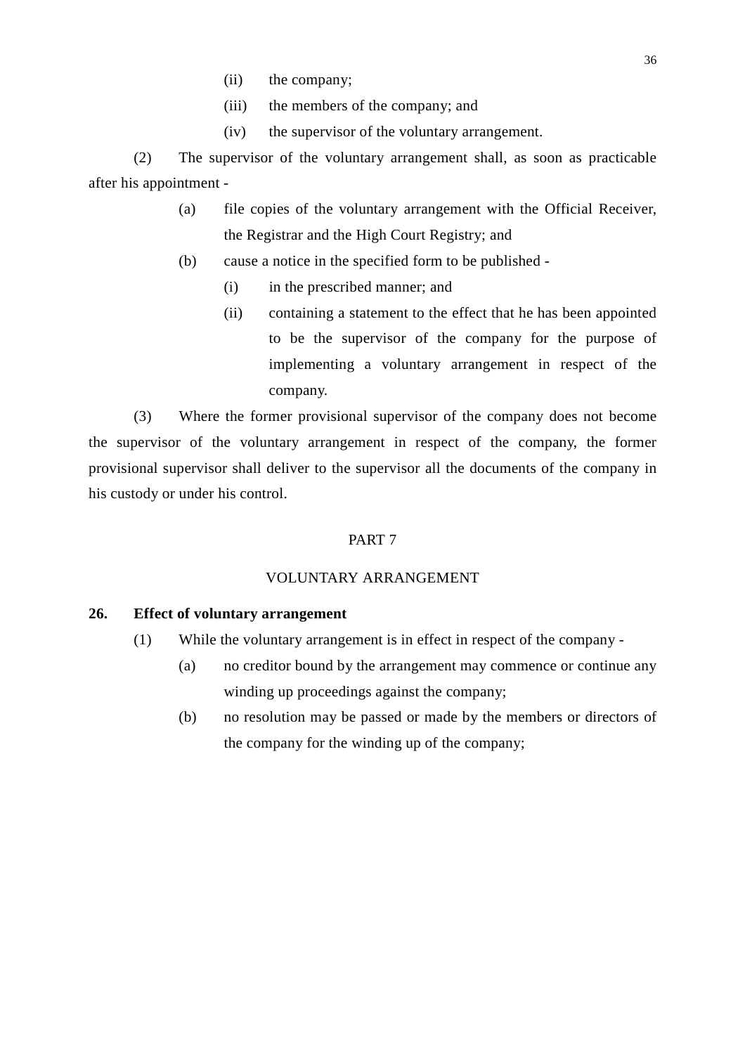(ii) the company;

(iii) the members of the company; and

(iv) the supervisor of the voluntary arrangement.

(2) The supervisor of the voluntary arrangement shall, as soon as practicable after his appointment -

(a) file copies of the voluntary arrangement with the Official Receiver, the Registrar and the High Court Registry; and

(b) cause a notice in the specified form to be published -

(i) in the prescribed manner; and

(ii) containing a statement to the effect that he has been appointed to be the supervisor of the company for the purpose of implementing a voluntary arrangement in respect of the company.

(3) Where the former provisional supervisor of the company does not become the supervisor of the voluntary arrangement in respect of the company, the former provisional supervisor shall deliver to the supervisor all the documents of the company in his custody or under his control.

## PART 7

## VOLUNTARY ARRANGEMENT

**26. Effect of voluntary arrangement**

(1) While the voluntary arrangement is in effect in respect of the company -

(a) no creditor bound by the arrangement may commence or continue any winding up proceedings against the company;

(b) no resolution may be passed or made by the members or directors of the company for the winding up of the company;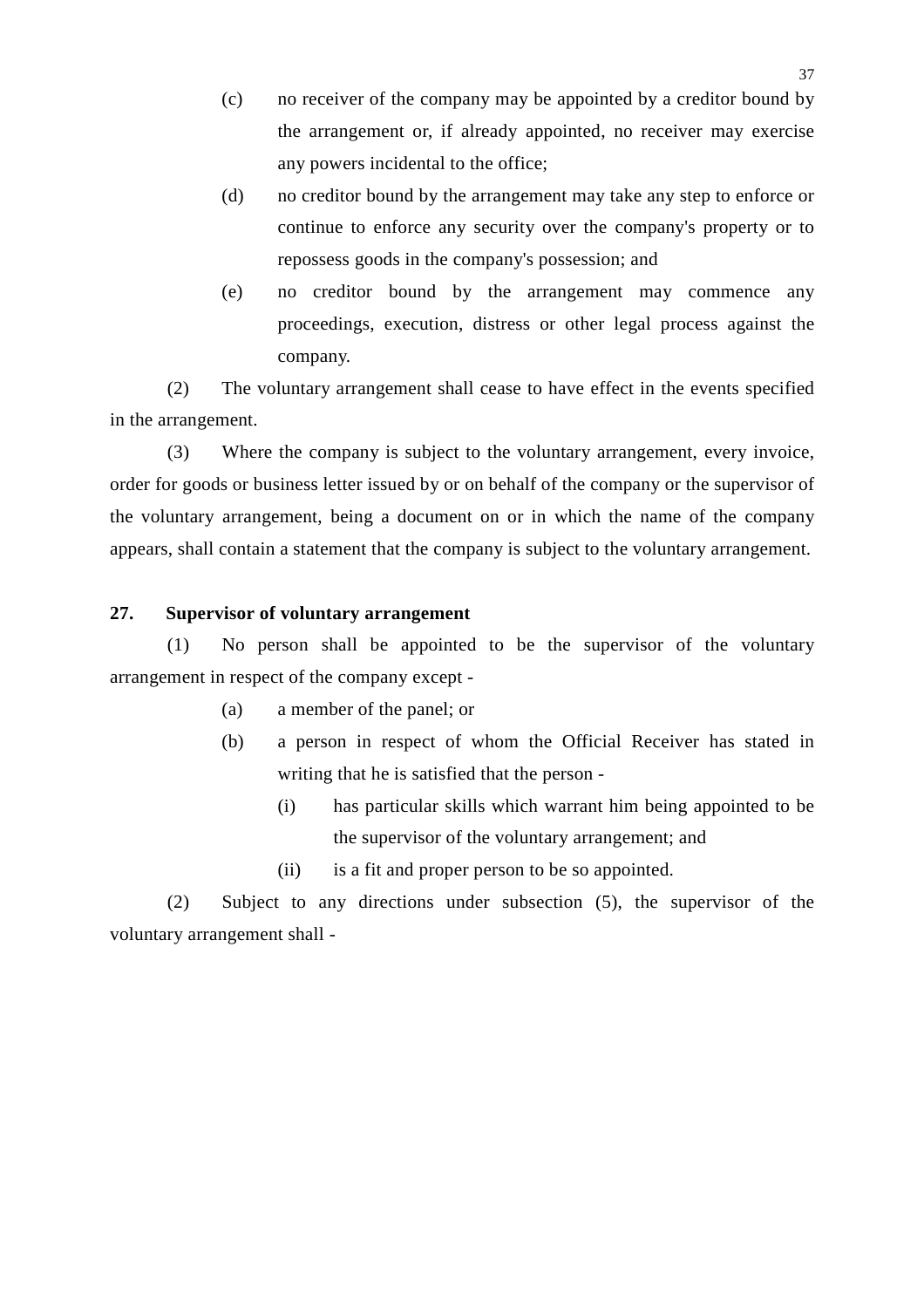(c) no receiver of the company may be appointed by a creditor bound by the arrangement or, if already appointed, no receiver may exercise any powers incidental to the office;

(d) no creditor bound by the arrangement may take any step to enforce or continue to enforce any security over the company's property or to repossess goods in the company's possession; and

(e) no creditor bound by the arrangement may commence any proceedings, execution, distress or other legal process against the company.

(2) The voluntary arrangement shall cease to have effect in the events specified in the arrangement.

(3) Where the company is subject to the voluntary arrangement, every invoice, order for goods or business letter issued by or on behalf of the company or the supervisor of the voluntary arrangement, being a document on or in which the name of the company appears, shall contain a statement that the company is subject to the voluntary arrangement.

**27. Supervisor of voluntary arrangement**

(1) No person shall be appointed to be the supervisor of the voluntary arrangement in respect of the company except -

(a) a member of the panel; or

(b) a person in respect of whom the Official Receiver has stated in writing that he is satisfied that the person -

(i) has particular skills which warrant him being appointed to be the supervisor of the voluntary arrangement; and

(ii) is a fit and proper person to be so appointed.

(2) Subject to any directions under subsection (5), the supervisor of the voluntary arrangement shall -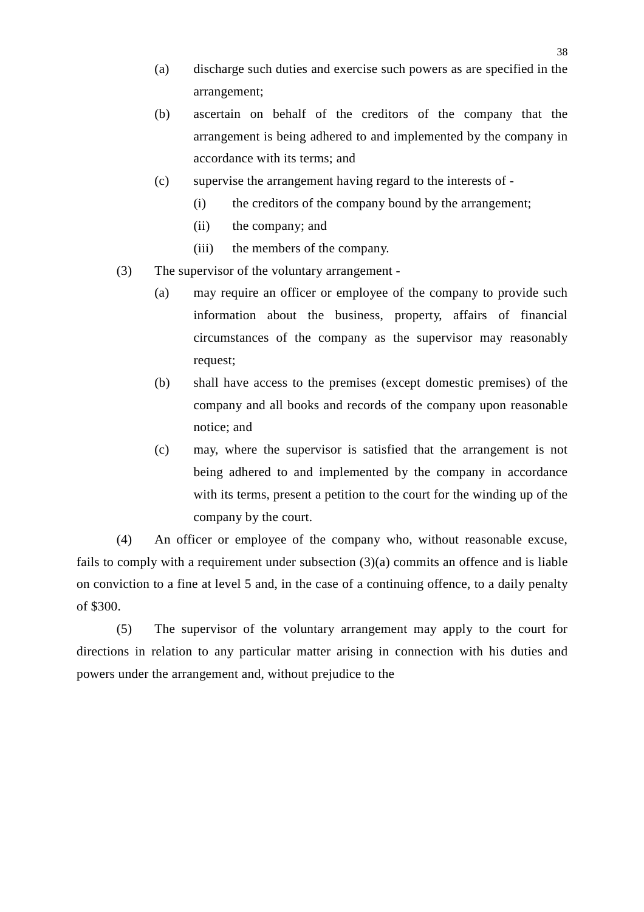(a) discharge such duties and exercise such powers as are specified in the arrangement;

(b) ascertain on behalf of the creditors of the company that the arrangement is being adhered to and implemented by the company in accordance with its terms; and

(c) supervise the arrangement having regard to the interests of -

(i) the creditors of the company bound by the arrangement;

(ii) the company; and

(iii) the members of the company.

(3) The supervisor of the voluntary arrangement -

(a) may require an officer or employee of the company to provide such information about the business, property, affairs of financial circumstances of the company as the supervisor may reasonably request;

(b) shall have access to the premises (except domestic premises) of the company and all books and records of the company upon reasonable notice; and

(c) may, where the supervisor is satisfied that the arrangement is not being adhered to and implemented by the company in accordance with its terms, present a petition to the court for the winding up of the company by the court.

(4) An officer or employee of the company who, without reasonable excuse, fails to comply with a requirement under subsection (3)(a) commits an offence and is liable on conviction to a fine at level 5 and, in the case of a continuing offence, to a daily penalty of $300.

(5) The supervisor of the voluntary arrangement may apply to the court for directions in relation to any particular matter arising in connection with his duties and powers under the arrangement and, without prejudice to the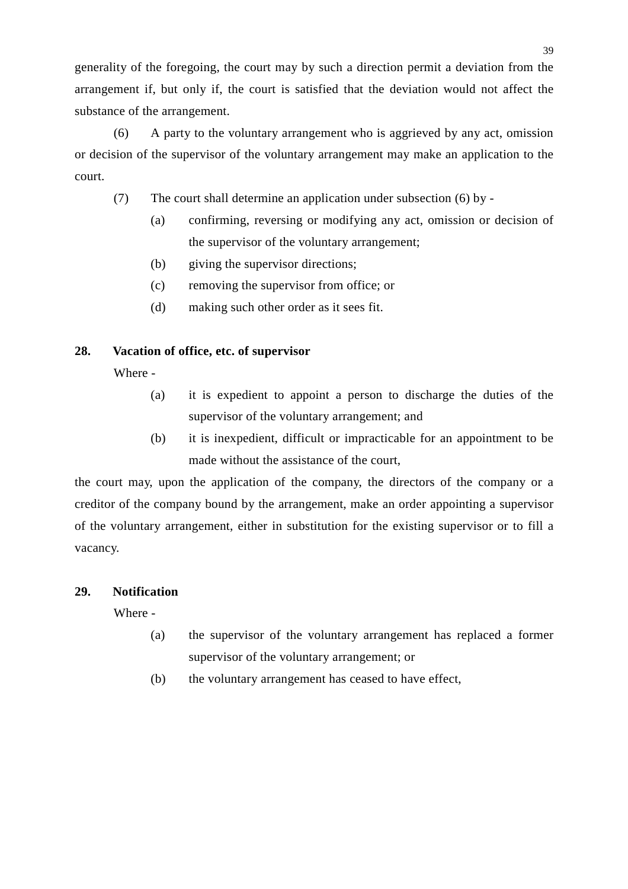generality of the foregoing, the court may by such a direction permit a deviation from the arrangement if, but only if, the court is satisfied that the deviation would not affect the substance of the arrangement.

(6) A party to the voluntary arrangement who is aggrieved by any act, omission or decision of the supervisor of the voluntary arrangement may make an application to the court.

(7) The court shall determine an application under subsection (6) by -

- (a) confirming, reversing or modifying any act, omission or decision of the supervisor of the voluntary arrangement;
- (b) giving the supervisor directions;
- (c) removing the supervisor from office; or
- (d) making such other order as it sees fit.

**28. Vacation of office, etc. of supervisor**

Where -

- (a) it is expedient to appoint a person to discharge the duties of the supervisor of the voluntary arrangement; and
- (b) it is inexpedient, difficult or impracticable for an appointment to be made without the assistance of the court,

the court may, upon the application of the company, the directors of the company or a creditor of the company bound by the arrangement, make an order appointing a supervisor of the voluntary arrangement, either in substitution for the existing supervisor or to fill a vacancy.

**29. Notification**

Where -

- (a) the supervisor of the voluntary arrangement has replaced a former supervisor of the voluntary arrangement; or
- (b) the voluntary arrangement has ceased to have effect,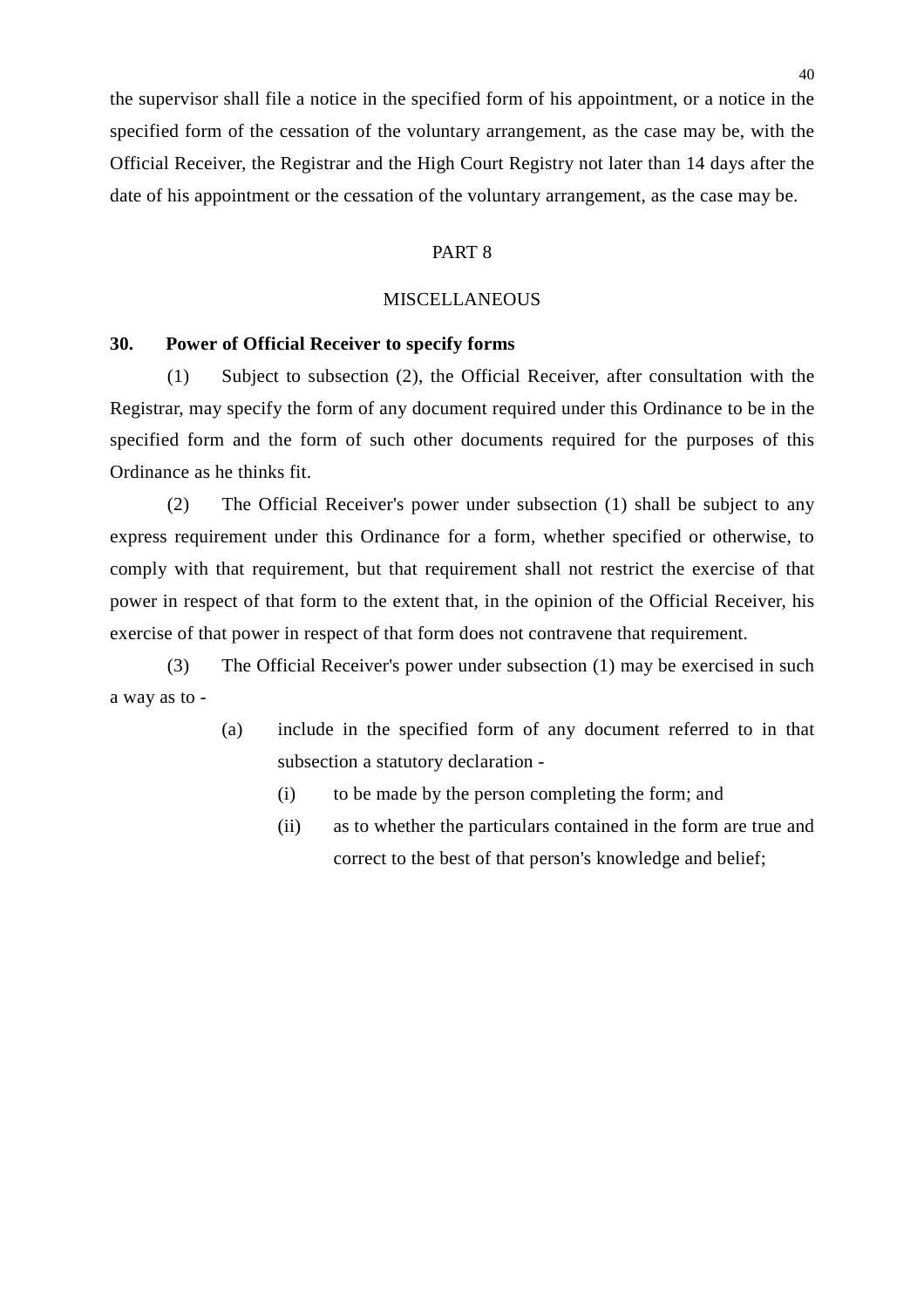the supervisor shall file a notice in the specified form of his appointment, or a notice in the specified form of the cessation of the voluntary arrangement, as the case may be, with the Official Receiver, the Registrar and the High Court Registry not later than 14 days after the date of his appointment or the cessation of the voluntary arrangement, as the case may be.

## PART 8

## MISCELLANEOUS

**30. Power of Official Receiver to specify forms**

(1) Subject to subsection (2), the Official Receiver, after consultation with the Registrar, may specify the form of any document required under this Ordinance to be in the specified form and the form of such other documents required for the purposes of this Ordinance as he thinks fit.

(2) The Official Receiver's power under subsection (1) shall be subject to any express requirement under this Ordinance for a form, whether specified or otherwise, to comply with that requirement, but that requirement shall not restrict the exercise of that power in respect of that form to the extent that, in the opinion of the Official Receiver, his exercise of that power in respect of that form does not contravene that requirement.

(3) The Official Receiver's power under subsection (1) may be exercised in such a way as to -

- (a) include in the specified form of any document referred to in that subsection a statutory declaration -
  - (i) to be made by the person completing the form; and
  - (ii) as to whether the particulars contained in the form are true and correct to the best of that person's knowledge and belief;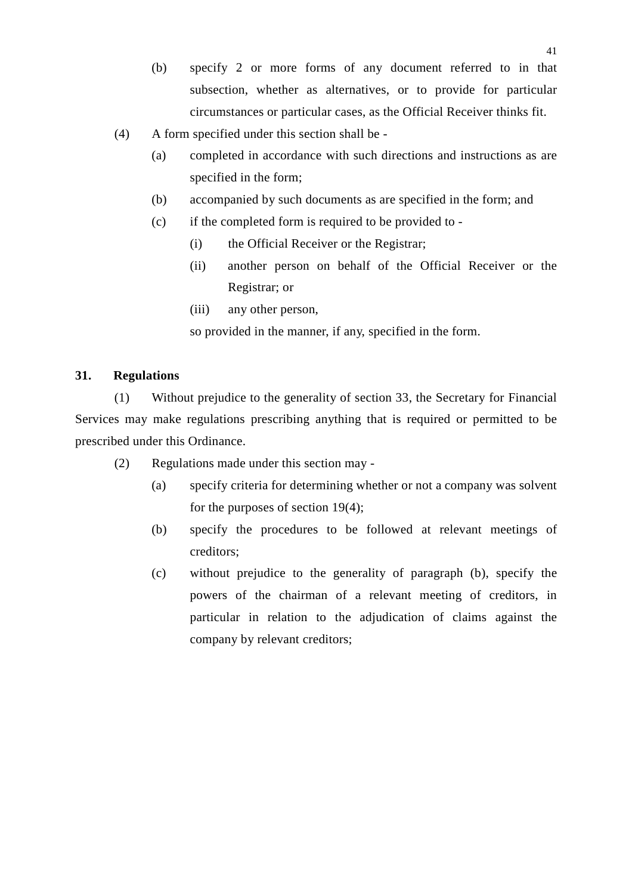(b) specify 2 or more forms of any document referred to in that subsection, whether as alternatives, or to provide for particular circumstances or particular cases, as the Official Receiver thinks fit.

(4) A form specified under this section shall be -

(a) completed in accordance with such directions and instructions as are specified in the form;

(b) accompanied by such documents as are specified in the form; and

(c) if the completed form is required to be provided to -

(i) the Official Receiver or the Registrar;

(ii) another person on behalf of the Official Receiver or the Registrar; or

(iii) any other person,

so provided in the manner, if any, specified in the form.

**31. Regulations**

(1) Without prejudice to the generality of section 33, the Secretary for Financial Services may make regulations prescribing anything that is required or permitted to be prescribed under this Ordinance.

(2) Regulations made under this section may -

(a) specify criteria for determining whether or not a company was solvent for the purposes of section 19(4);

(b) specify the procedures to be followed at relevant meetings of creditors;

(c) without prejudice to the generality of paragraph (b), specify the powers of the chairman of a relevant meeting of creditors, in particular in relation to the adjudication of claims against the company by relevant creditors;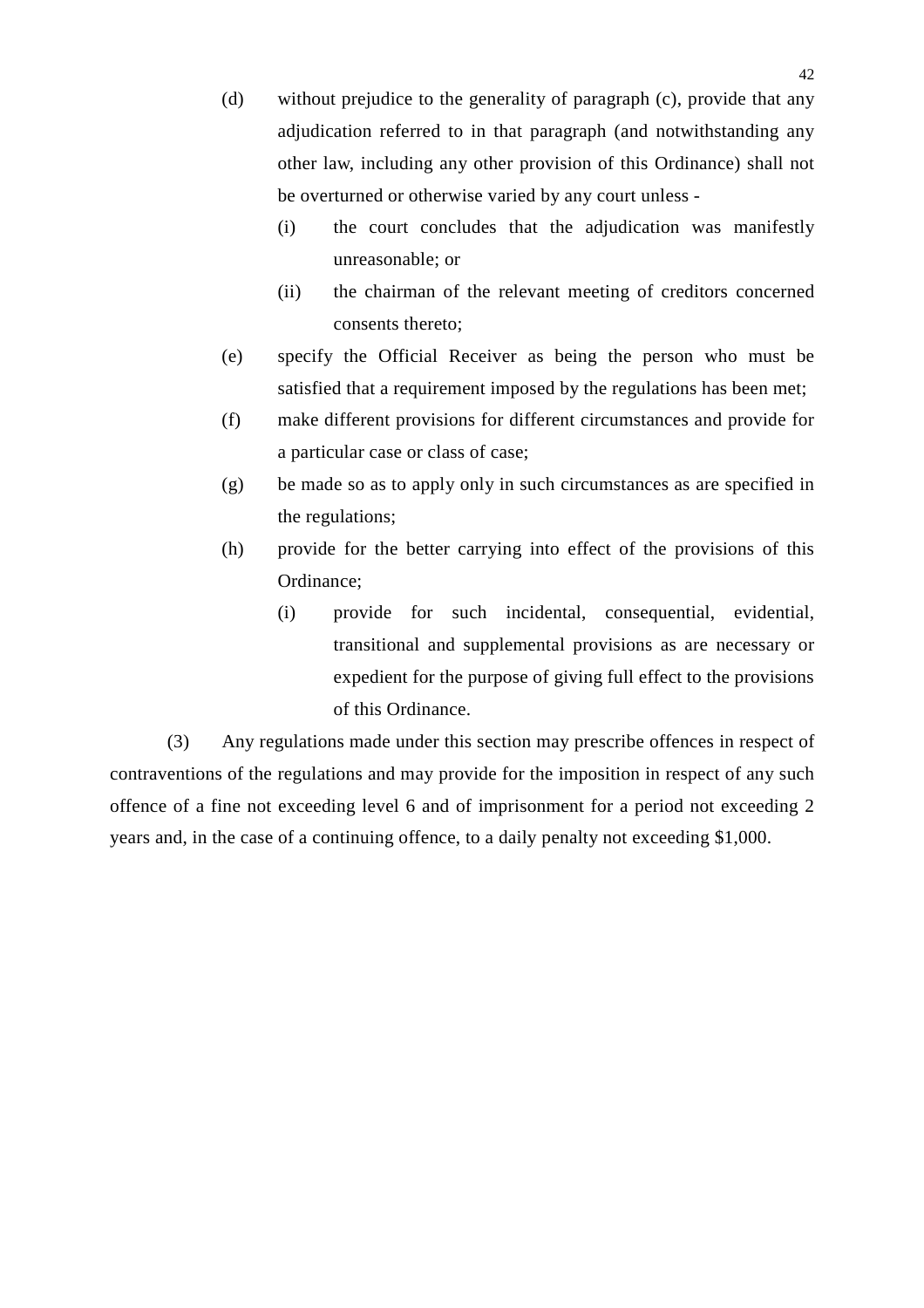(d) without prejudice to the generality of paragraph (c), provide that any adjudication referred to in that paragraph (and notwithstanding any other law, including any other provision of this Ordinance) shall not be overturned or otherwise varied by any court unless -

   (i) the court concludes that the adjudication was manifestly unreasonable; or

   (ii) the chairman of the relevant meeting of creditors concerned consents thereto;

(e) specify the Official Receiver as being the person who must be satisfied that a requirement imposed by the regulations has been met;

(f) make different provisions for different circumstances and provide for a particular case or class of case;

(g) be made so as to apply only in such circumstances as are specified in the regulations;

(h) provide for the better carrying into effect of the provisions of this Ordinance;

   (i) provide for such incidental, consequential, evidential, transitional and supplemental provisions as are necessary or expedient for the purpose of giving full effect to the provisions of this Ordinance.

(3) Any regulations made under this section may prescribe offences in respect of contraventions of the regulations and may provide for the imposition in respect of any such offence of a fine not exceeding level 6 and of imprisonment for a period not exceeding 2 years and, in the case of a continuing offence, to a daily penalty not exceeding $1,000.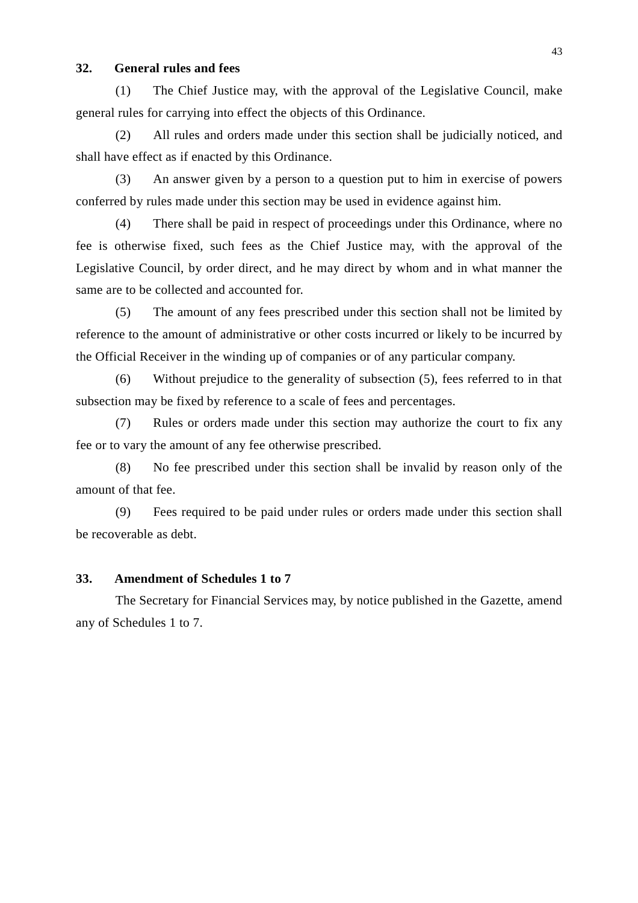**32. General rules and fees**

(1) The Chief Justice may, with the approval of the Legislative Council, make general rules for carrying into effect the objects of this Ordinance.

(2) All rules and orders made under this section shall be judicially noticed, and shall have effect as if enacted by this Ordinance.

(3) An answer given by a person to a question put to him in exercise of powers conferred by rules made under this section may be used in evidence against him.

(4) There shall be paid in respect of proceedings under this Ordinance, where no fee is otherwise fixed, such fees as the Chief Justice may, with the approval of the Legislative Council, by order direct, and he may direct by whom and in what manner the same are to be collected and accounted for.

(5) The amount of any fees prescribed under this section shall not be limited by reference to the amount of administrative or other costs incurred or likely to be incurred by the Official Receiver in the winding up of companies or of any particular company.

(6) Without prejudice to the generality of subsection (5), fees referred to in that subsection may be fixed by reference to a scale of fees and percentages.

(7) Rules or orders made under this section may authorize the court to fix any fee or to vary the amount of any fee otherwise prescribed.

(8) No fee prescribed under this section shall be invalid by reason only of the amount of that fee.

(9) Fees required to be paid under rules or orders made under this section shall be recoverable as debt.

**33. Amendment of Schedules 1 to 7**

The Secretary for Financial Services may, by notice published in the Gazette, amend any of Schedules 1 to 7.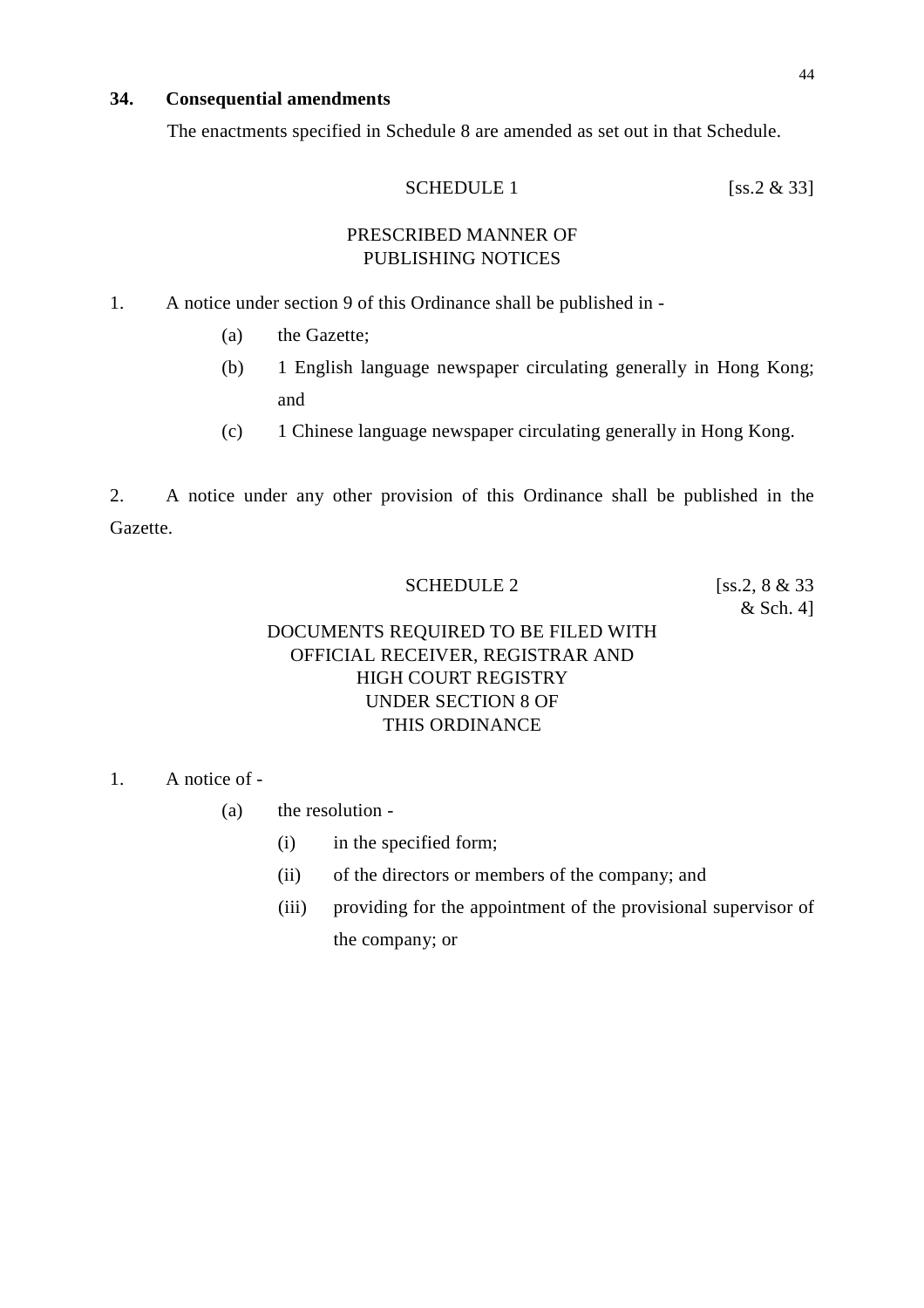**34. Consequential amendments**

The enactments specified in Schedule 8 are amended as set out in that Schedule.

SCHEDULE 1 [ss.2 & 33]

PRESCRIBED MANNER OF
PUBLISHING NOTICES

1. A notice under section 9 of this Ordinance shall be published in -

   (a) the Gazette;

   (b) 1 English language newspaper circulating generally in Hong Kong; and

   (c) 1 Chinese language newspaper circulating generally in Hong Kong.

2. A notice under any other provision of this Ordinance shall be published in the Gazette.

SCHEDULE 2 [ss.2, 8 & 33 & Sch. 4]

DOCUMENTS REQUIRED TO BE FILED WITH
OFFICIAL RECEIVER, REGISTRAR AND
HIGH COURT REGISTRY
UNDER SECTION 8 OF
THIS ORDINANCE

1. A notice of -

   (a) the resolution -

      (i) in the specified form;

      (ii) of the directors or members of the company; and

      (iii) providing for the appointment of the provisional supervisor of the company; or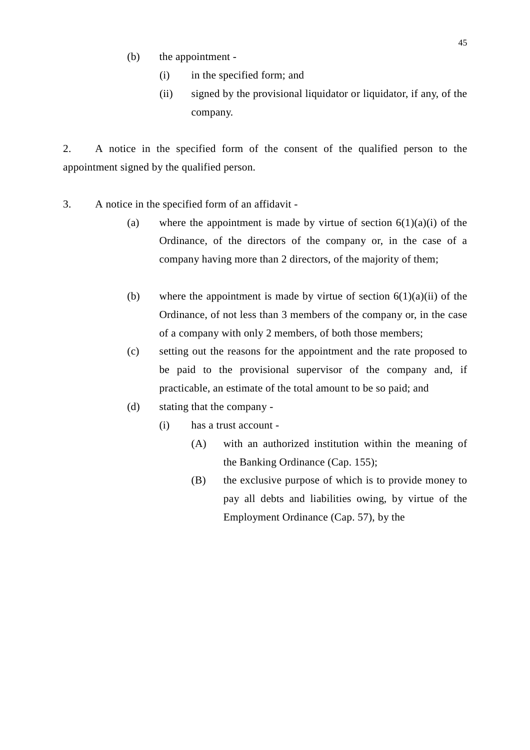(b) the appointment -

  (i) in the specified form; and

  (ii) signed by the provisional liquidator or liquidator, if any, of the company.

2. A notice in the specified form of the consent of the qualified person to the appointment signed by the qualified person.

3. A notice in the specified form of an affidavit -

  (a) where the appointment is made by virtue of section 6(1)(a)(i) of the Ordinance, of the directors of the company or, in the case of a company having more than 2 directors, of the majority of them;

  (b) where the appointment is made by virtue of section 6(1)(a)(ii) of the Ordinance, of not less than 3 members of the company or, in the case of a company with only 2 members, of both those members;

  (c) setting out the reasons for the appointment and the rate proposed to be paid to the provisional supervisor of the company and, if practicable, an estimate of the total amount to be so paid; and

  (d) stating that the company -

    (i) has a trust account -

      (A) with an authorized institution within the meaning of the Banking Ordinance (Cap. 155);

      (B) the exclusive purpose of which is to provide money to pay all debts and liabilities owing, by virtue of the Employment Ordinance (Cap. 57), by the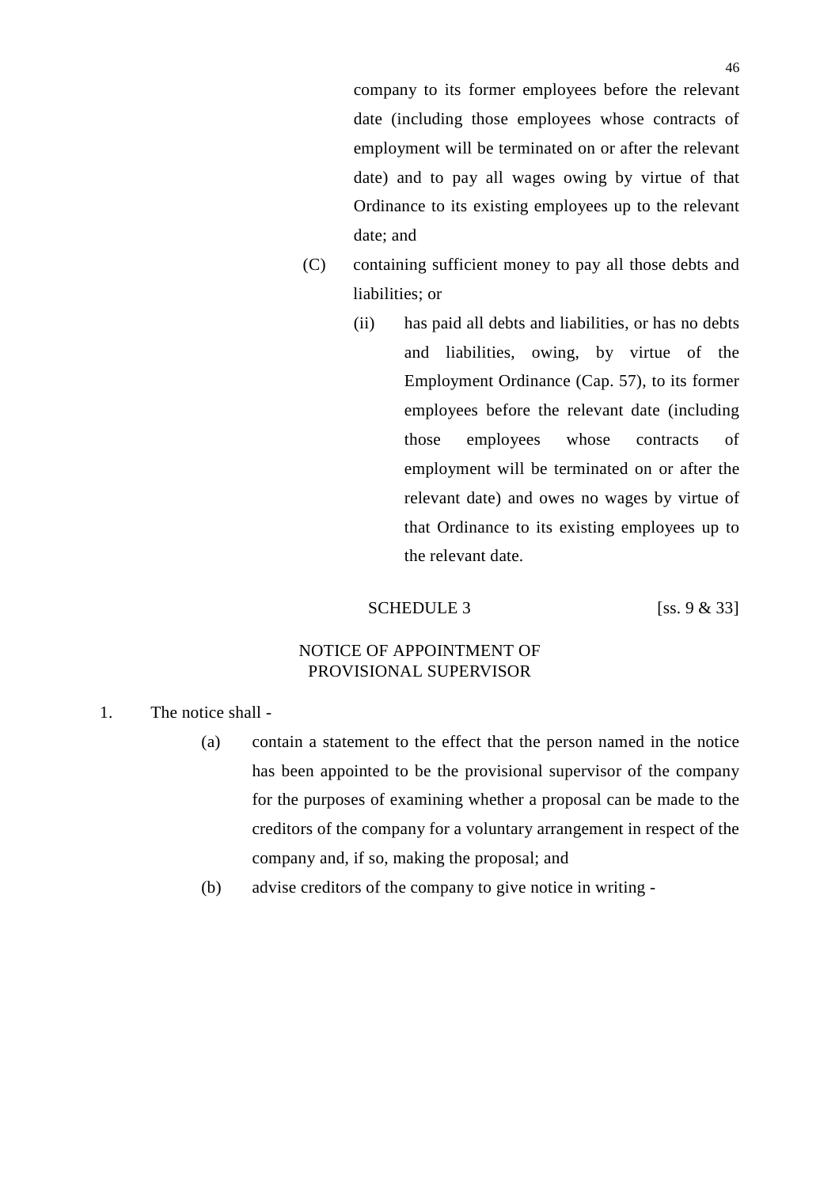company to its former employees before the relevant date (including those employees whose contracts of employment will be terminated on or after the relevant date) and to pay all wages owing by virtue of that Ordinance to its existing employees up to the relevant date; and

(C) containing sufficient money to pay all those debts and liabilities; or

(ii) has paid all debts and liabilities, or has no debts and liabilities, owing, by virtue of the Employment Ordinance (Cap. 57), to its former employees before the relevant date (including those employees whose contracts of employment will be terminated on or after the relevant date) and owes no wages by virtue of that Ordinance to its existing employees up to the relevant date.

## SCHEDULE 3 [ss. 9 & 33]

### NOTICE OF APPOINTMENT OF PROVISIONAL SUPERVISOR

1. The notice shall -

(a) contain a statement to the effect that the person named in the notice has been appointed to be the provisional supervisor of the company for the purposes of examining whether a proposal can be made to the creditors of the company for a voluntary arrangement in respect of the company and, if so, making the proposal; and

(b) advise creditors of the company to give notice in writing -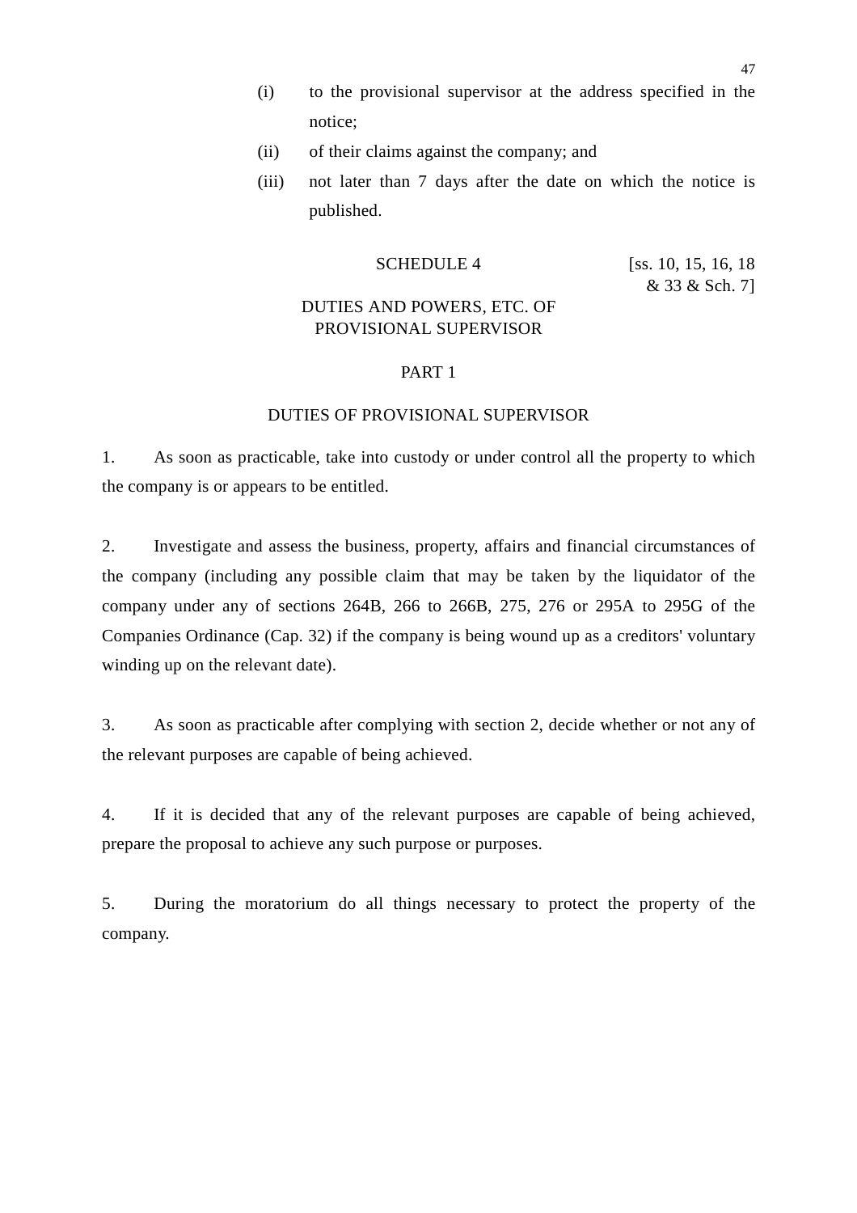(i) to the provisional supervisor at the address specified in the notice;

(ii) of their claims against the company; and

(iii) not later than 7 days after the date on which the notice is published.

# SCHEDULE 4

[ss. 10, 15, 16, 18 & 33 & Sch. 7]

# DUTIES AND POWERS, ETC. OF PROVISIONAL SUPERVISOR

## PART 1

## DUTIES OF PROVISIONAL SUPERVISOR

1. As soon as practicable, take into custody or under control all the property to which the company is or appears to be entitled.

2. Investigate and assess the business, property, affairs and financial circumstances of the company (including any possible claim that may be taken by the liquidator of the company under any of sections 264B, 266 to 266B, 275, 276 or 295A to 295G of the Companies Ordinance (Cap. 32) if the company is being wound up as a creditors' voluntary winding up on the relevant date).

3. As soon as practicable after complying with section 2, decide whether or not any of the relevant purposes are capable of being achieved.

4. If it is decided that any of the relevant purposes are capable of being achieved, prepare the proposal to achieve any such purpose or purposes.

5. During the moratorium do all things necessary to protect the property of the company.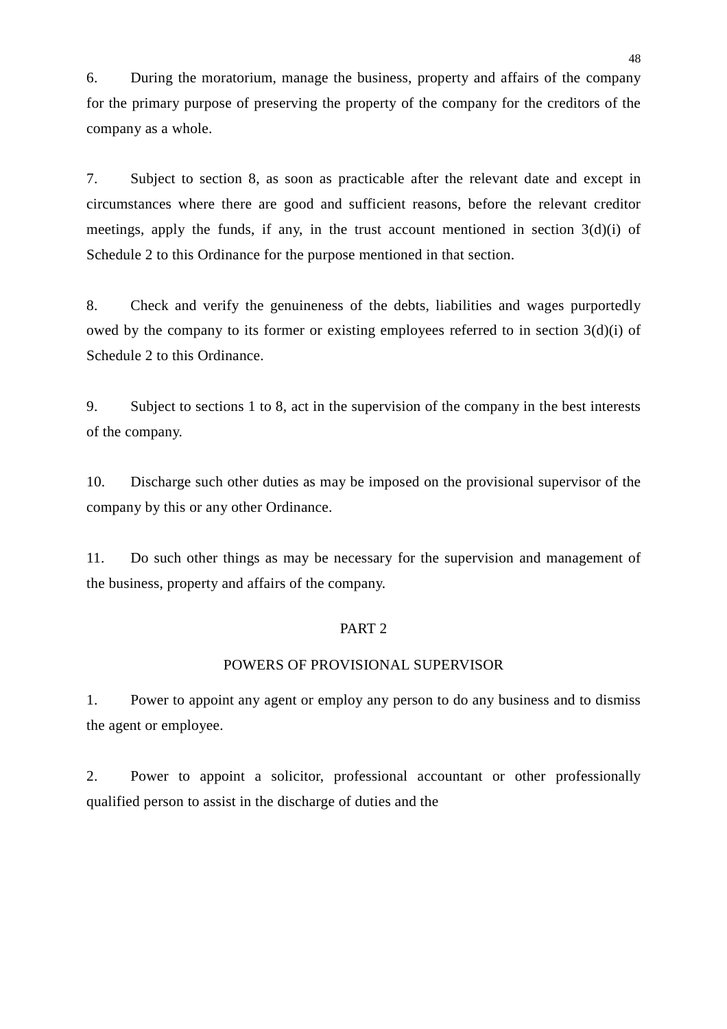6. During the moratorium, manage the business, property and affairs of the company for the primary purpose of preserving the property of the company for the creditors of the company as a whole.

7. Subject to section 8, as soon as practicable after the relevant date and except in circumstances where there are good and sufficient reasons, before the relevant creditor meetings, apply the funds, if any, in the trust account mentioned in section 3(d)(i) of Schedule 2 to this Ordinance for the purpose mentioned in that section.

8. Check and verify the genuineness of the debts, liabilities and wages purportedly owed by the company to its former or existing employees referred to in section 3(d)(i) of Schedule 2 to this Ordinance.

9. Subject to sections 1 to 8, act in the supervision of the company in the best interests of the company.

10. Discharge such other duties as may be imposed on the provisional supervisor of the company by this or any other Ordinance.

11. Do such other things as may be necessary for the supervision and management of the business, property and affairs of the company.

## PART 2

## POWERS OF PROVISIONAL SUPERVISOR

1. Power to appoint any agent or employ any person to do any business and to dismiss the agent or employee.

2. Power to appoint a solicitor, professional accountant or other professionally qualified person to assist in the discharge of duties and the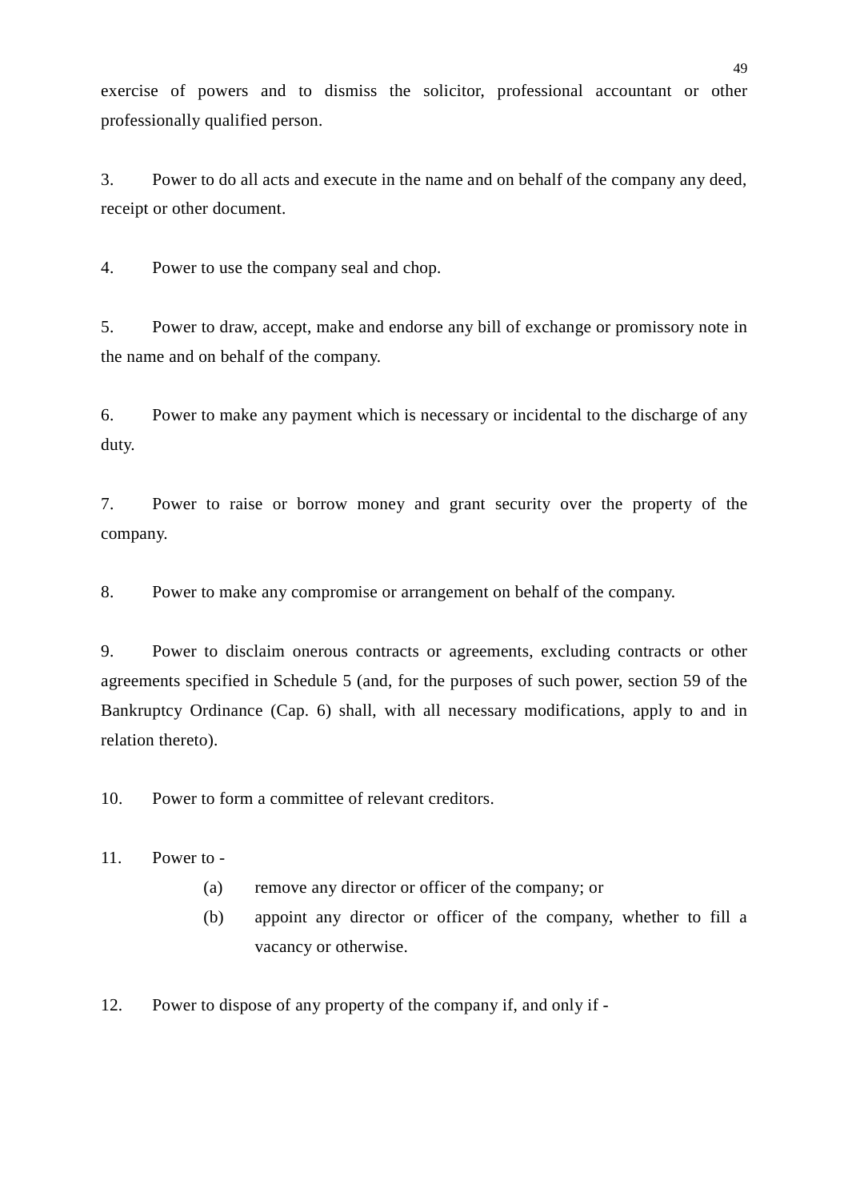exercise of powers and to dismiss the solicitor, professional accountant or other professionally qualified person.

3. Power to do all acts and execute in the name and on behalf of the company any deed, receipt or other document.

4. Power to use the company seal and chop.

5. Power to draw, accept, make and endorse any bill of exchange or promissory note in the name and on behalf of the company.

6. Power to make any payment which is necessary or incidental to the discharge of any duty.

7. Power to raise or borrow money and grant security over the property of the company.

8. Power to make any compromise or arrangement on behalf of the company.

9. Power to disclaim onerous contracts or agreements, excluding contracts or other agreements specified in Schedule 5 (and, for the purposes of such power, section 59 of the Bankruptcy Ordinance (Cap. 6) shall, with all necessary modifications, apply to and in relation thereto).

10. Power to form a committee of relevant creditors.

11. Power to -

 (a) remove any director or officer of the company; or
 
 (b) appoint any director or officer of the company, whether to fill a vacancy or otherwise.

12. Power to dispose of any property of the company if, and only if -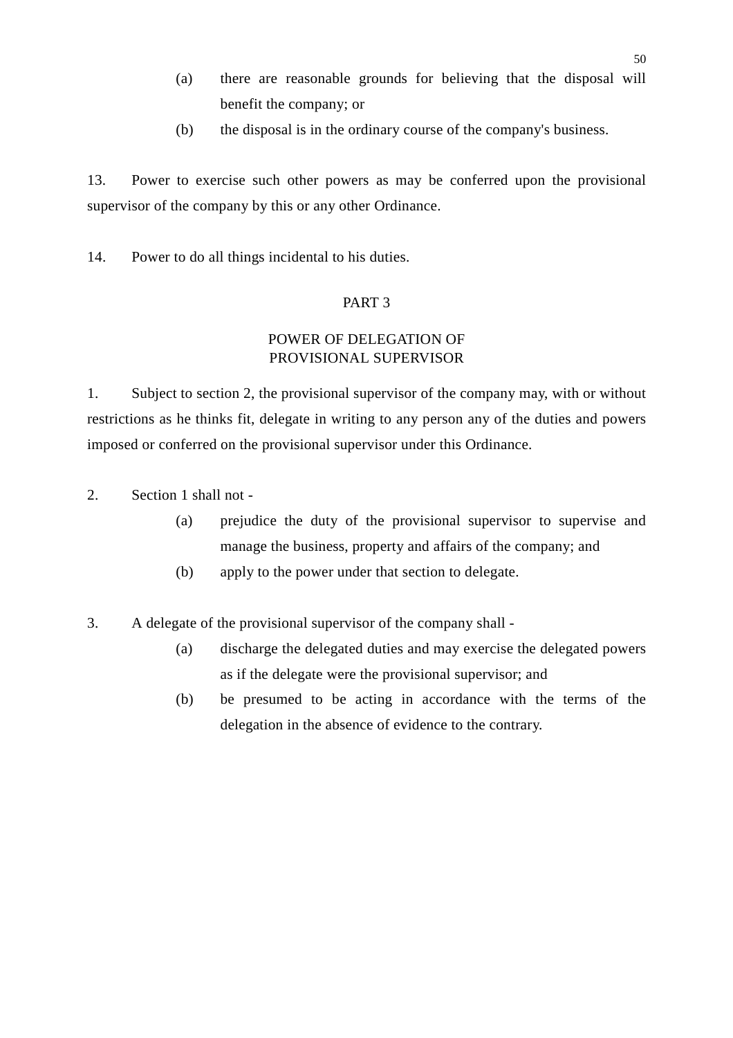(a) there are reasonable grounds for believing that the disposal will benefit the company; or

(b) the disposal is in the ordinary course of the company's business.

13. Power to exercise such other powers as may be conferred upon the provisional supervisor of the company by this or any other Ordinance.

14. Power to do all things incidental to his duties.

## PART 3

## POWER OF DELEGATION OF PROVISIONAL SUPERVISOR

1. Subject to section 2, the provisional supervisor of the company may, with or without restrictions as he thinks fit, delegate in writing to any person any of the duties and powers imposed or conferred on the provisional supervisor under this Ordinance.

2. Section 1 shall not -

    (a) prejudice the duty of the provisional supervisor to supervise and manage the business, property and affairs of the company; and

    (b) apply to the power under that section to delegate.

3. A delegate of the provisional supervisor of the company shall -

    (a) discharge the delegated duties and may exercise the delegated powers as if the delegate were the provisional supervisor; and

    (b) be presumed to be acting in accordance with the terms of the delegation in the absence of evidence to the contrary.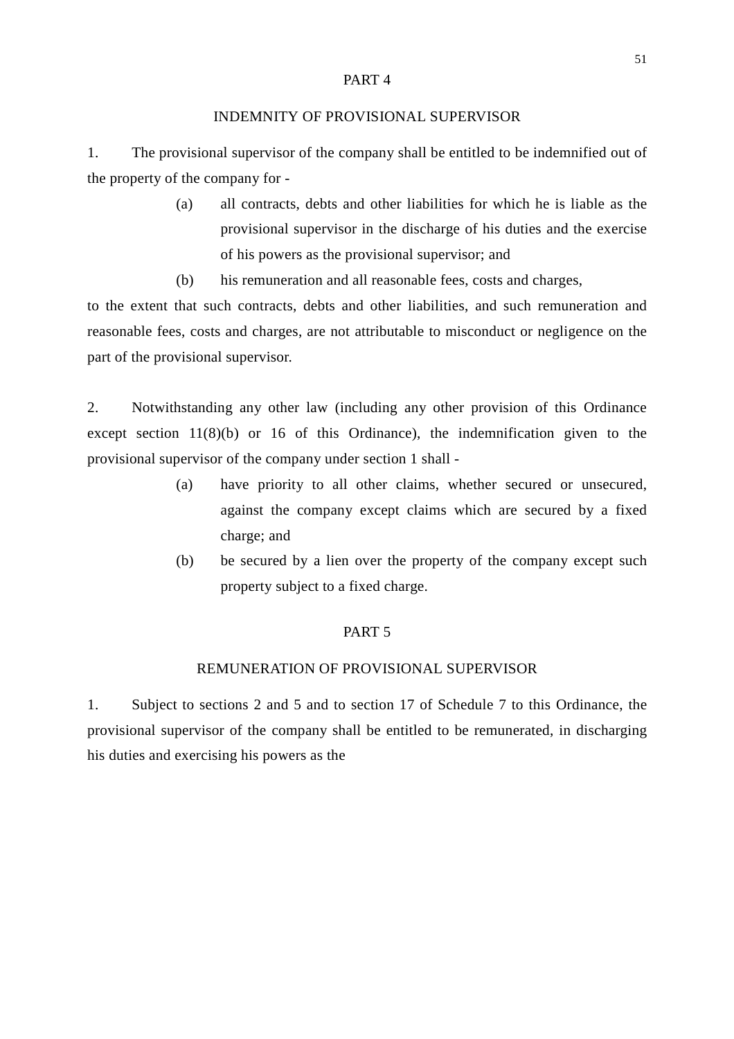## PART 4

## INDEMNITY OF PROVISIONAL SUPERVISOR

1. The provisional supervisor of the company shall be entitled to be indemnified out of the property of the company for -

   (a) all contracts, debts and other liabilities for which he is liable as the provisional supervisor in the discharge of his duties and the exercise of his powers as the provisional supervisor; and

   (b) his remuneration and all reasonable fees, costs and charges,

to the extent that such contracts, debts and other liabilities, and such remuneration and reasonable fees, costs and charges, are not attributable to misconduct or negligence on the part of the provisional supervisor.

2. Notwithstanding any other law (including any other provision of this Ordinance except section 11(8)(b) or 16 of this Ordinance), the indemnification given to the provisional supervisor of the company under section 1 shall -

   (a) have priority to all other claims, whether secured or unsecured, against the company except claims which are secured by a fixed charge; and

   (b) be secured by a lien over the property of the company except such property subject to a fixed charge.

## PART 5

## REMUNERATION OF PROVISIONAL SUPERVISOR

1. Subject to sections 2 and 5 and to section 17 of Schedule 7 to this Ordinance, the provisional supervisor of the company shall be entitled to be remunerated, in discharging his duties and exercising his powers as the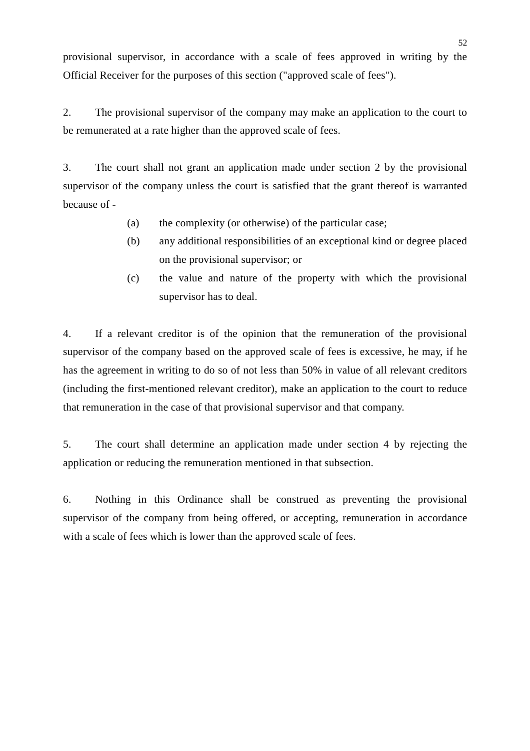provisional supervisor, in accordance with a scale of fees approved in writing by the Official Receiver for the purposes of this section ("approved scale of fees").

2. The provisional supervisor of the company may make an application to the court to be remunerated at a rate higher than the approved scale of fees.

3. The court shall not grant an application made under section 2 by the provisional supervisor of the company unless the court is satisfied that the grant thereof is warranted because of -

   (a) the complexity (or otherwise) of the particular case;

   (b) any additional responsibilities of an exceptional kind or degree placed on the provisional supervisor; or

   (c) the value and nature of the property with which the provisional supervisor has to deal.

4. If a relevant creditor is of the opinion that the remuneration of the provisional supervisor of the company based on the approved scale of fees is excessive, he may, if he has the agreement in writing to do so of not less than 50% in value of all relevant creditors (including the first-mentioned relevant creditor), make an application to the court to reduce that remuneration in the case of that provisional supervisor and that company.

5. The court shall determine an application made under section 4 by rejecting the application or reducing the remuneration mentioned in that subsection.

6. Nothing in this Ordinance shall be construed as preventing the provisional supervisor of the company from being offered, or accepting, remuneration in accordance with a scale of fees which is lower than the approved scale of fees.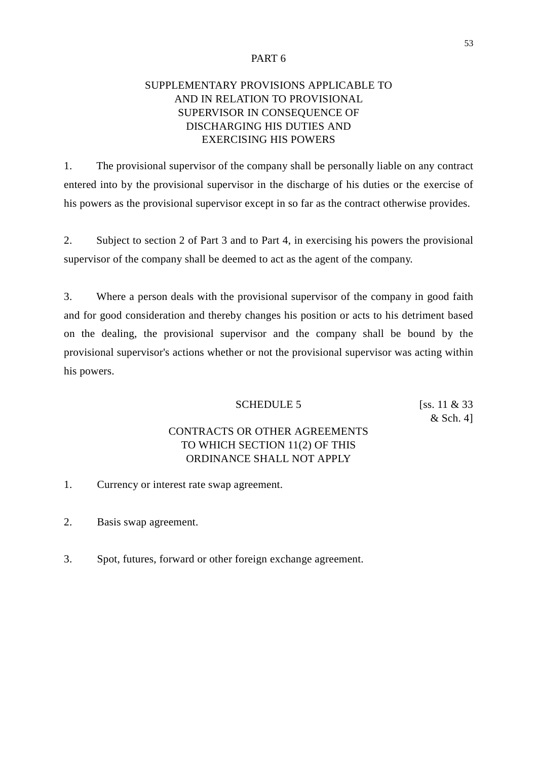## PART 6

## SUPPLEMENTARY PROVISIONS APPLICABLE TO AND IN RELATION TO PROVISIONAL SUPERVISOR IN CONSEQUENCE OF DISCHARGING HIS DUTIES AND EXERCISING HIS POWERS

1. The provisional supervisor of the company shall be personally liable on any contract entered into by the provisional supervisor in the discharge of his duties or the exercise of his powers as the provisional supervisor except in so far as the contract otherwise provides.

2. Subject to section 2 of Part 3 and to Part 4, in exercising his powers the provisional supervisor of the company shall be deemed to act as the agent of the company.

3. Where a person deals with the provisional supervisor of the company in good faith and for good consideration and thereby changes his position or acts to his detriment based on the dealing, the provisional supervisor and the company shall be bound by the provisional supervisor's actions whether or not the provisional supervisor was acting within his powers.

## SCHEDULE 5

[ss. 11 & 33 & Sch. 4]

## CONTRACTS OR OTHER AGREEMENTS TO WHICH SECTION 11(2) OF THIS ORDINANCE SHALL NOT APPLY

1. Currency or interest rate swap agreement.

2. Basis swap agreement.

3. Spot, futures, forward or other foreign exchange agreement.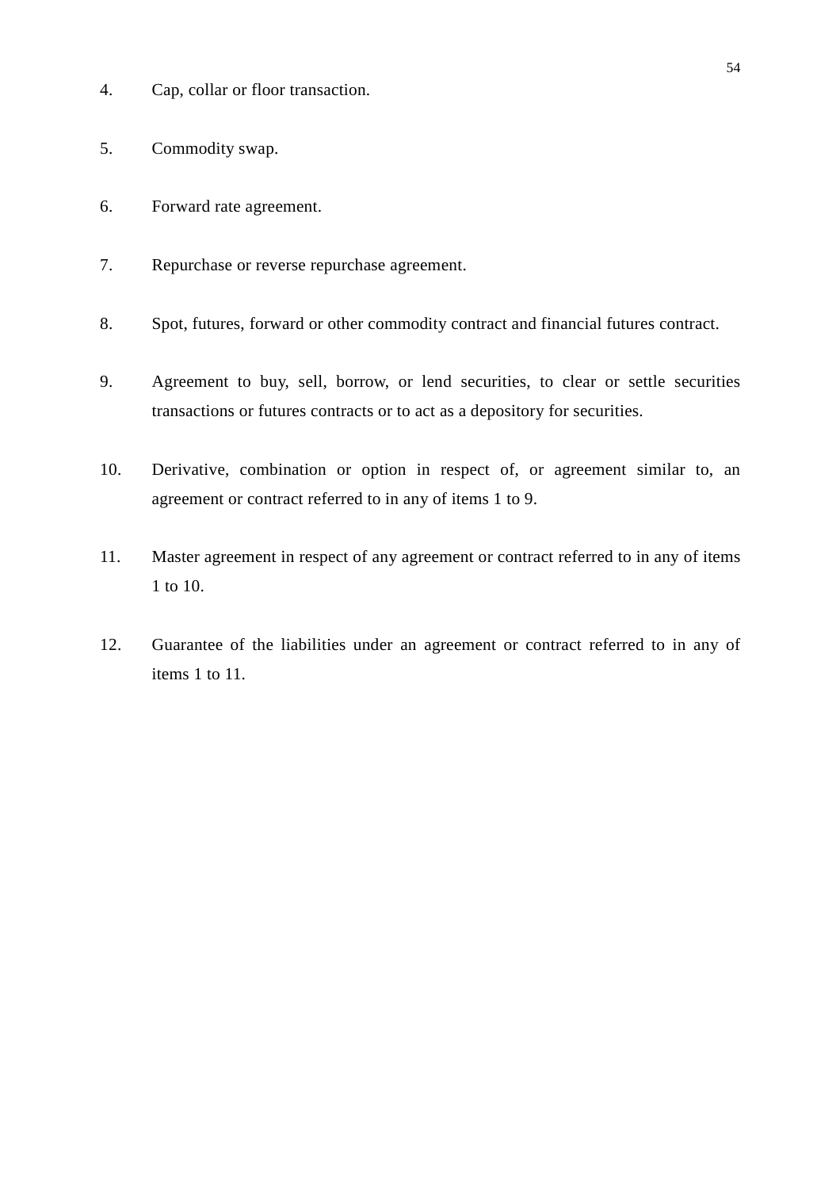4. Cap, collar or floor transaction.

5. Commodity swap.

6. Forward rate agreement.

7. Repurchase or reverse repurchase agreement.

8. Spot, futures, forward or other commodity contract and financial futures contract.

9. Agreement to buy, sell, borrow, or lend securities, to clear or settle securities transactions or futures contracts or to act as a depository for securities.

10. Derivative, combination or option in respect of, or agreement similar to, an agreement or contract referred to in any of items 1 to 9.

11. Master agreement in respect of any agreement or contract referred to in any of items 1 to 10.

12. Guarantee of the liabilities under an agreement or contract referred to in any of items 1 to 11.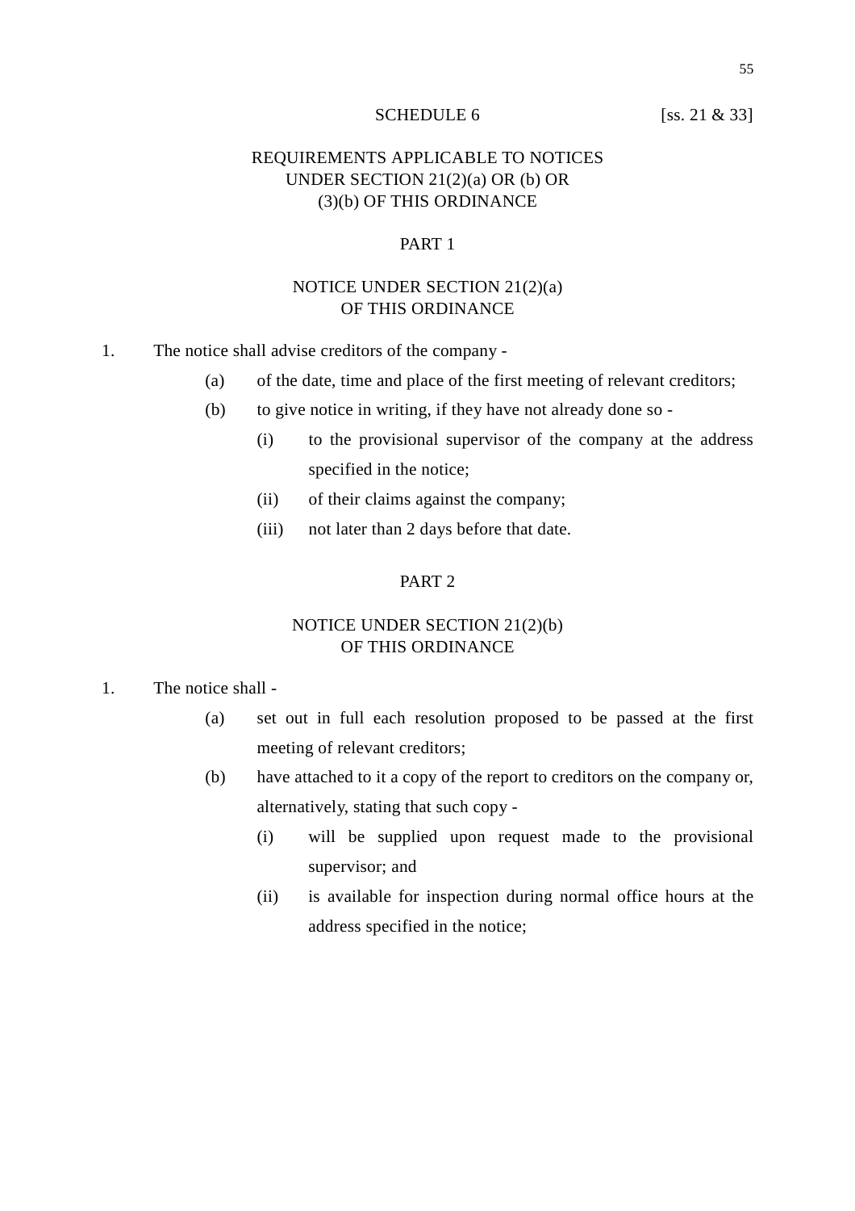## SCHEDULE 6 [ss. 21 & 33]

## REQUIREMENTS APPLICABLE TO NOTICES UNDER SECTION 21(2)(a) OR (b) OR (3)(b) OF THIS ORDINANCE

### PART 1

### NOTICE UNDER SECTION 21(2)(a) OF THIS ORDINANCE

1. The notice shall advise creditors of the company -
   - (a) of the date, time and place of the first meeting of relevant creditors;
   - (b) to give notice in writing, if they have not already done so -
     - (i) to the provisional supervisor of the company at the address specified in the notice;
     - (ii) of their claims against the company;
     - (iii) not later than 2 days before that date.

### PART 2

### NOTICE UNDER SECTION 21(2)(b) OF THIS ORDINANCE

1. The notice shall -
   - (a) set out in full each resolution proposed to be passed at the first meeting of relevant creditors;
   - (b) have attached to it a copy of the report to creditors on the company or, alternatively, stating that such copy -
     - (i) will be supplied upon request made to the provisional supervisor; and
     - (ii) is available for inspection during normal office hours at the address specified in the notice;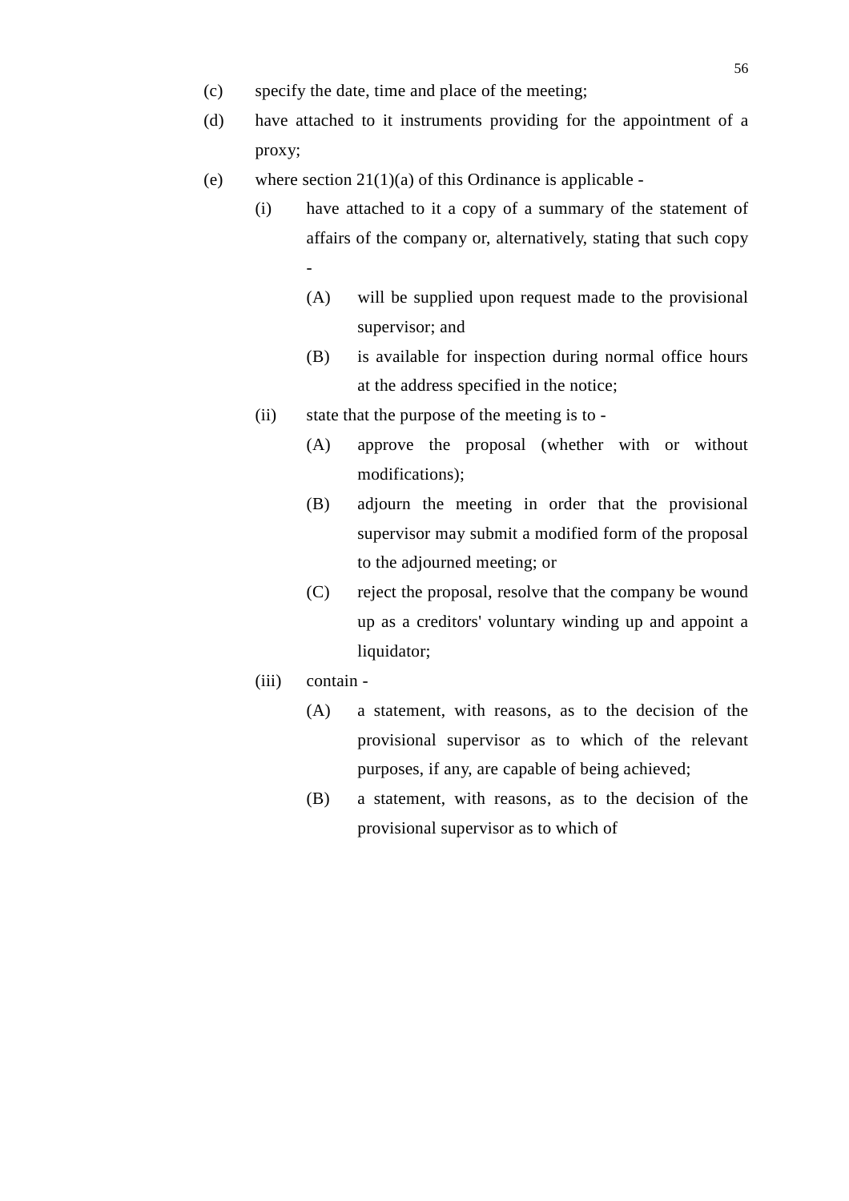(c) specify the date, time and place of the meeting;

(d) have attached to it instruments providing for the appointment of a proxy;

(e) where section 21(1)(a) of this Ordinance is applicable -

  (i) have attached to it a copy of a summary of the statement of affairs of the company or, alternatively, stating that such copy -

    (A) will be supplied upon request made to the provisional supervisor; and

    (B) is available for inspection during normal office hours at the address specified in the notice;

  (ii) state that the purpose of the meeting is to -

    (A) approve the proposal (whether with or without modifications);

    (B) adjourn the meeting in order that the provisional supervisor may submit a modified form of the proposal to the adjourned meeting; or

    (C) reject the proposal, resolve that the company be wound up as a creditors' voluntary winding up and appoint a liquidator;

  (iii) contain -

    (A) a statement, with reasons, as to the decision of the provisional supervisor as to which of the relevant purposes, if any, are capable of being achieved;

    (B) a statement, with reasons, as to the decision of the provisional supervisor as to which of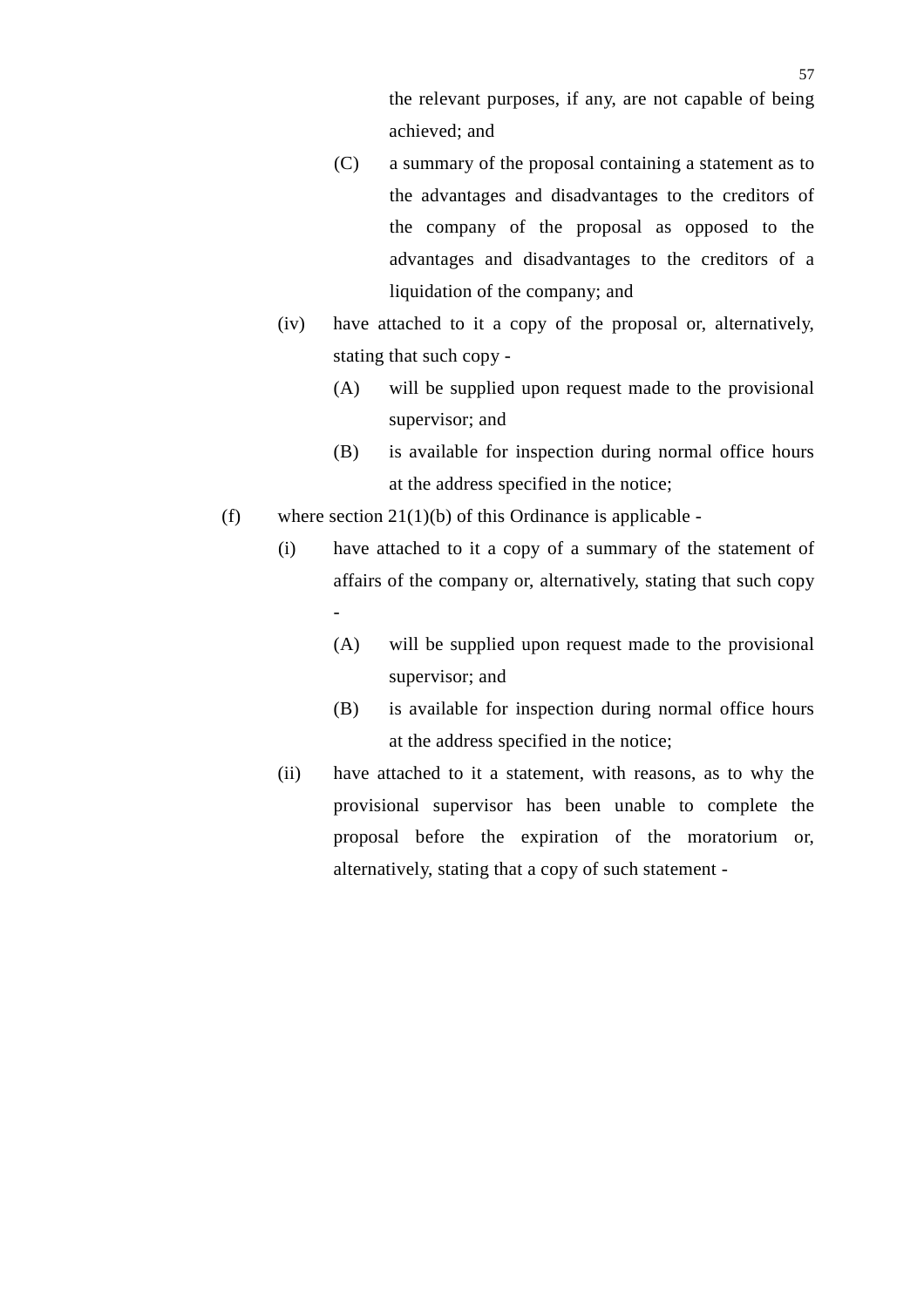the relevant purposes, if any, are not capable of being achieved; and

(C) a summary of the proposal containing a statement as to the advantages and disadvantages to the creditors of the company of the proposal as opposed to the advantages and disadvantages to the creditors of a liquidation of the company; and

(iv) have attached to it a copy of the proposal or, alternatively, stating that such copy -

(A) will be supplied upon request made to the provisional supervisor; and

(B) is available for inspection during normal office hours at the address specified in the notice;

(f) where section 21(1)(b) of this Ordinance is applicable -

(i) have attached to it a copy of a summary of the statement of affairs of the company or, alternatively, stating that such copy -

(A) will be supplied upon request made to the provisional supervisor; and

(B) is available for inspection during normal office hours at the address specified in the notice;

(ii) have attached to it a statement, with reasons, as to why the provisional supervisor has been unable to complete the proposal before the expiration of the moratorium or, alternatively, stating that a copy of such statement -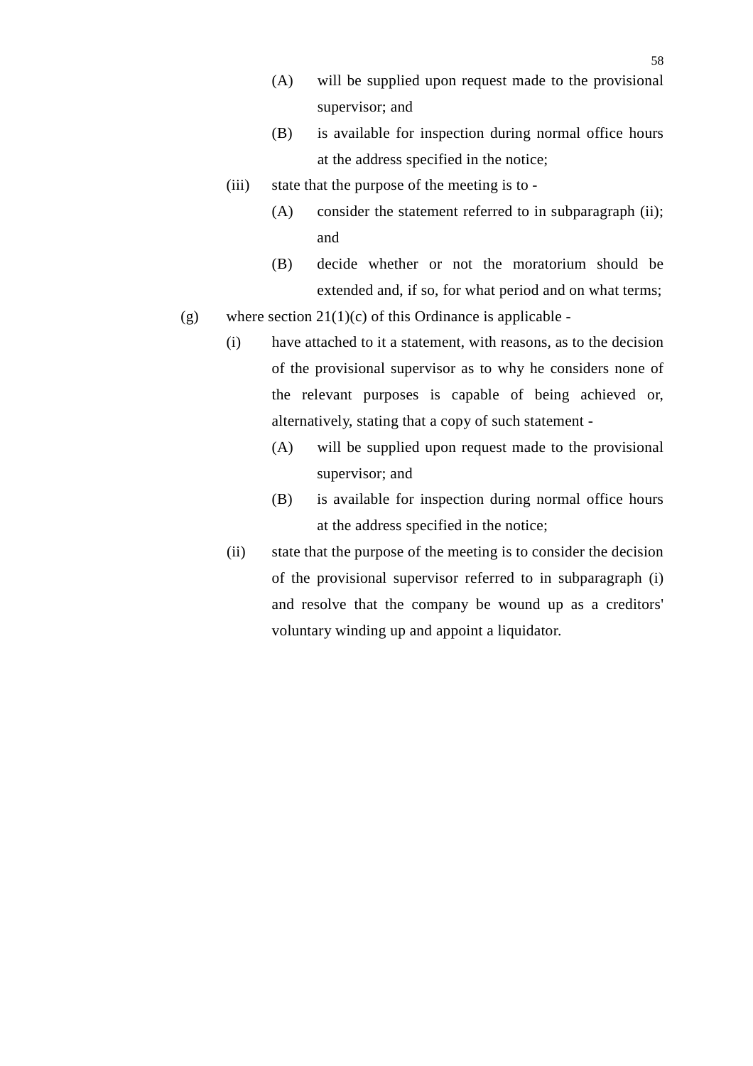(A) will be supplied upon request made to the provisional supervisor; and

(B) is available for inspection during normal office hours at the address specified in the notice;

(iii) state that the purpose of the meeting is to -

(A) consider the statement referred to in subparagraph (ii); and

(B) decide whether or not the moratorium should be extended and, if so, for what period and on what terms;

(g) where section 21(1)(c) of this Ordinance is applicable -

(i) have attached to it a statement, with reasons, as to the decision of the provisional supervisor as to why he considers none of the relevant purposes is capable of being achieved or, alternatively, stating that a copy of such statement -

(A) will be supplied upon request made to the provisional supervisor; and

(B) is available for inspection during normal office hours at the address specified in the notice;

(ii) state that the purpose of the meeting is to consider the decision of the provisional supervisor referred to in subparagraph (i) and resolve that the company be wound up as a creditors' voluntary winding up and appoint a liquidator.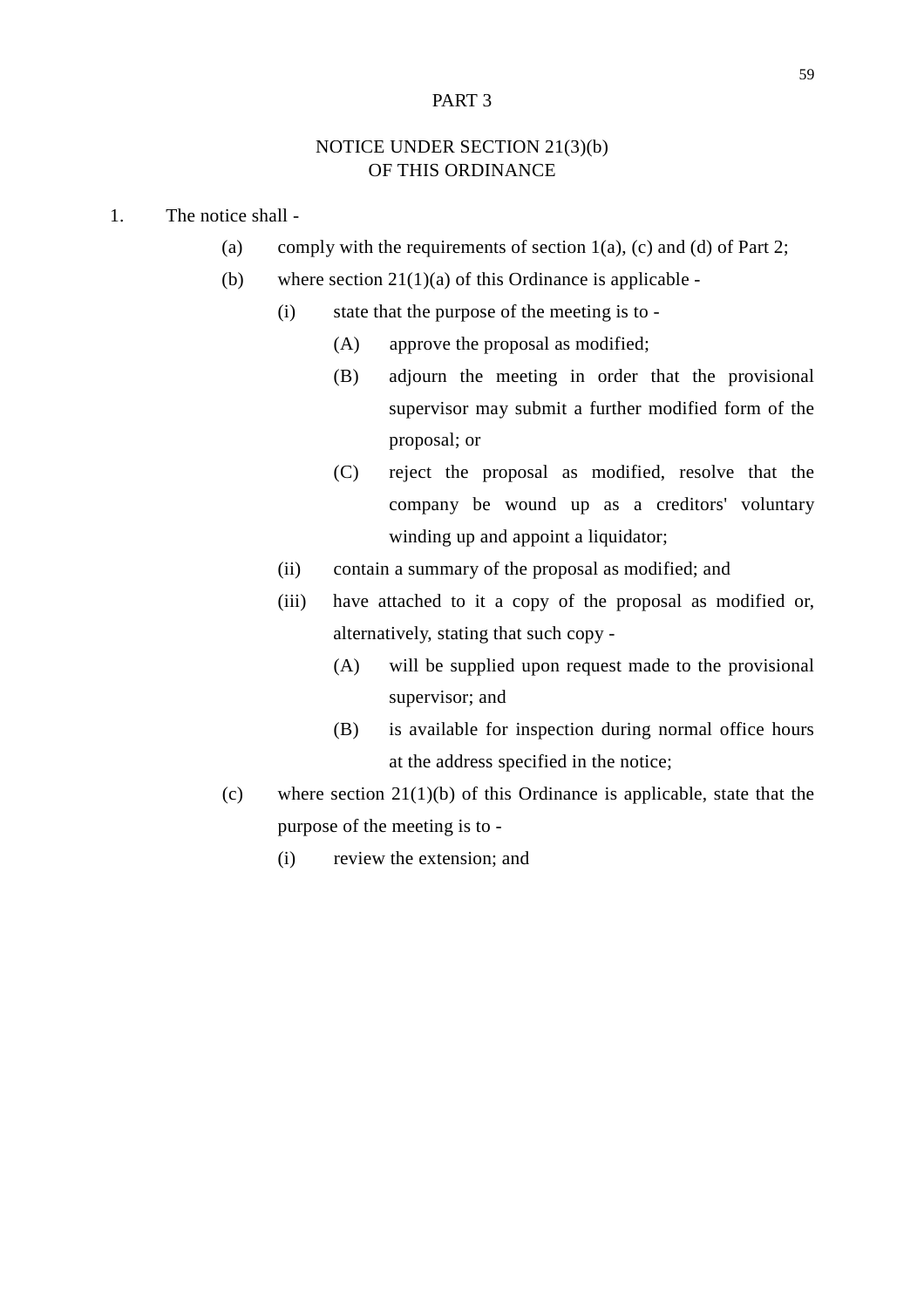## PART 3

## NOTICE UNDER SECTION 21(3)(b) OF THIS ORDINANCE

1. The notice shall -

   (a) comply with the requirements of section 1(a), (c) and (d) of Part 2;

   (b) where section 21(1)(a) of this Ordinance is applicable -

      (i) state that the purpose of the meeting is to -

         (A) approve the proposal as modified;

         (B) adjourn the meeting in order that the provisional supervisor may submit a further modified form of the proposal; or

         (C) reject the proposal as modified, resolve that the company be wound up as a creditors' voluntary winding up and appoint a liquidator;

      (ii) contain a summary of the proposal as modified; and

      (iii) have attached to it a copy of the proposal as modified or, alternatively, stating that such copy -

         (A) will be supplied upon request made to the provisional supervisor; and

         (B) is available for inspection during normal office hours at the address specified in the notice;

   (c) where section 21(1)(b) of this Ordinance is applicable, state that the purpose of the meeting is to -

      (i) review the extension; and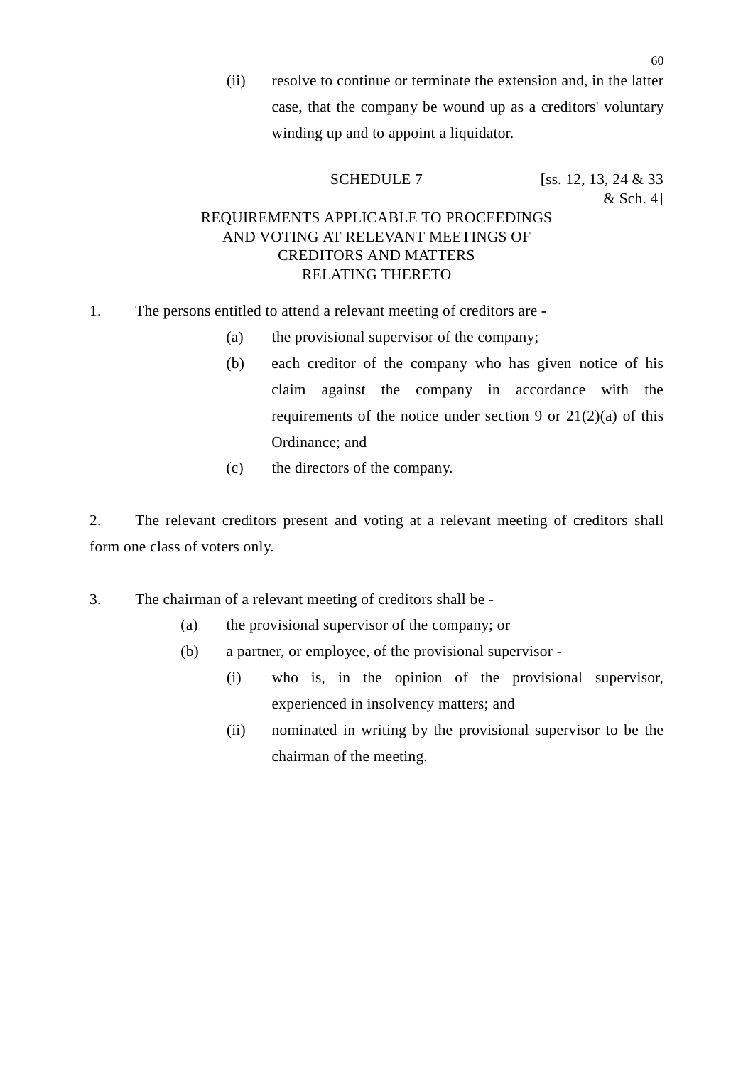(ii) resolve to continue or terminate the extension and, in the latter case, that the company be wound up as a creditors' voluntary winding up and to appoint a liquidator.

## SCHEDULE 7

[ss. 12, 13, 24 & 33 & Sch. 4]

### REQUIREMENTS APPLICABLE TO PROCEEDINGS AND VOTING AT RELEVANT MEETINGS OF CREDITORS AND MATTERS RELATING THERETO

1. The persons entitled to attend a relevant meeting of creditors are -

   (a) the provisional supervisor of the company;

   (b) each creditor of the company who has given notice of his claim against the company in accordance with the requirements of the notice under section 9 or 21(2)(a) of this Ordinance; and

   (c) the directors of the company.

2. The relevant creditors present and voting at a relevant meeting of creditors shall form one class of voters only.

3. The chairman of a relevant meeting of creditors shall be -

   (a) the provisional supervisor of the company; or

   (b) a partner, or employee, of the provisional supervisor -

      (i) who is, in the opinion of the provisional supervisor, experienced in insolvency matters; and

      (ii) nominated in writing by the provisional supervisor to be the chairman of the meeting.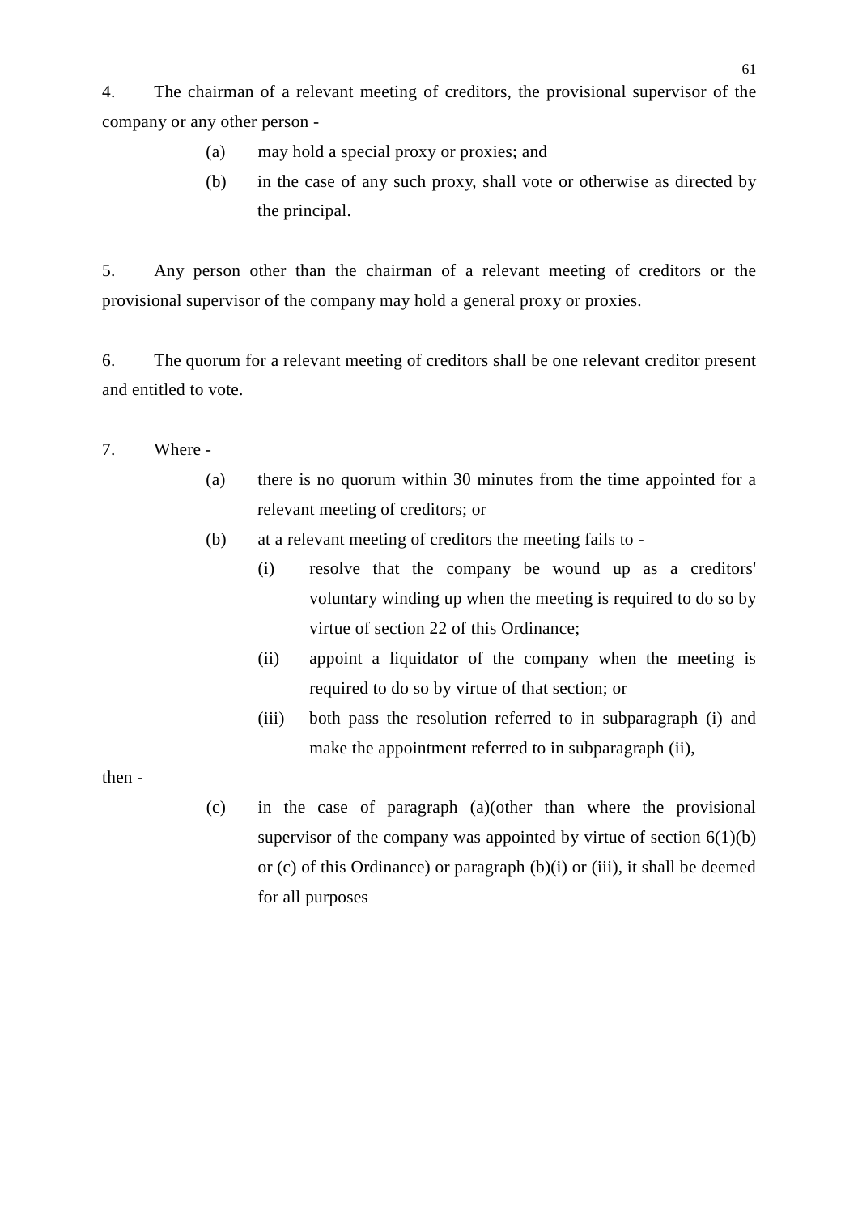4. The chairman of a relevant meeting of creditors, the provisional supervisor of the company or any other person -

   (a) may hold a special proxy or proxies; and

   (b) in the case of any such proxy, shall vote or otherwise as directed by the principal.

5. Any person other than the chairman of a relevant meeting of creditors or the provisional supervisor of the company may hold a general proxy or proxies.

6. The quorum for a relevant meeting of creditors shall be one relevant creditor present and entitled to vote.

7. Where -

   (a) there is no quorum within 30 minutes from the time appointed for a relevant meeting of creditors; or

   (b) at a relevant meeting of creditors the meeting fails to -

      (i) resolve that the company be wound up as a creditors' voluntary winding up when the meeting is required to do so by virtue of section 22 of this Ordinance;

      (ii) appoint a liquidator of the company when the meeting is required to do so by virtue of that section; or

      (iii) both pass the resolution referred to in subparagraph (i) and make the appointment referred to in subparagraph (ii),

then -

   (c) in the case of paragraph (a)(other than where the provisional supervisor of the company was appointed by virtue of section 6(1)(b) or (c) of this Ordinance) or paragraph (b)(i) or (iii), it shall be deemed for all purposes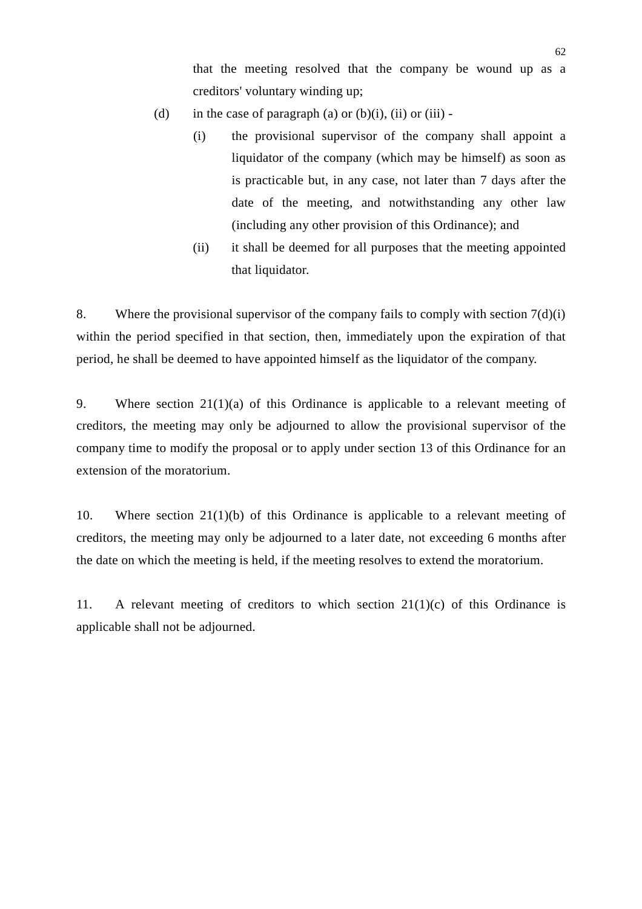that the meeting resolved that the company be wound up as a creditors' voluntary winding up;

(d) in the case of paragraph (a) or (b)(i), (ii) or (iii) -

    (i) the provisional supervisor of the company shall appoint a liquidator of the company (which may be himself) as soon as is practicable but, in any case, not later than 7 days after the date of the meeting, and notwithstanding any other law (including any other provision of this Ordinance); and

    (ii) it shall be deemed for all purposes that the meeting appointed that liquidator.

8. Where the provisional supervisor of the company fails to comply with section 7(d)(i) within the period specified in that section, then, immediately upon the expiration of that period, he shall be deemed to have appointed himself as the liquidator of the company.

9. Where section 21(1)(a) of this Ordinance is applicable to a relevant meeting of creditors, the meeting may only be adjourned to allow the provisional supervisor of the company time to modify the proposal or to apply under section 13 of this Ordinance for an extension of the moratorium.

10. Where section 21(1)(b) of this Ordinance is applicable to a relevant meeting of creditors, the meeting may only be adjourned to a later date, not exceeding 6 months after the date on which the meeting is held, if the meeting resolves to extend the moratorium.

11. A relevant meeting of creditors to which section 21(1)(c) of this Ordinance is applicable shall not be adjourned.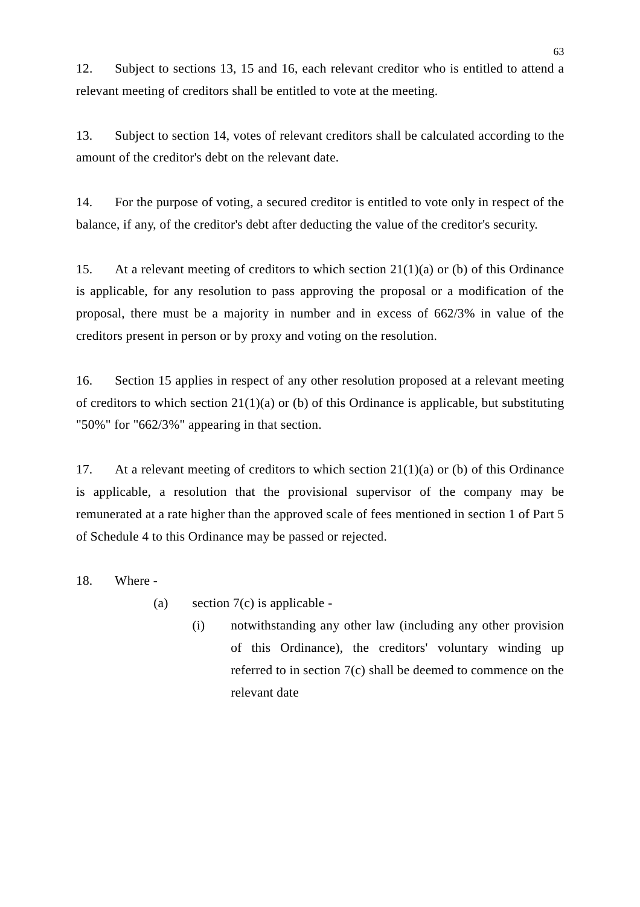12. Subject to sections 13, 15 and 16, each relevant creditor who is entitled to attend a relevant meeting of creditors shall be entitled to vote at the meeting.

13. Subject to section 14, votes of relevant creditors shall be calculated according to the amount of the creditor's debt on the relevant date.

14. For the purpose of voting, a secured creditor is entitled to vote only in respect of the balance, if any, of the creditor's debt after deducting the value of the creditor's security.

15. At a relevant meeting of creditors to which section 21(1)(a) or (b) of this Ordinance is applicable, for any resolution to pass approving the proposal or a modification of the proposal, there must be a majority in number and in excess of 662/3% in value of the creditors present in person or by proxy and voting on the resolution.

16. Section 15 applies in respect of any other resolution proposed at a relevant meeting of creditors to which section 21(1)(a) or (b) of this Ordinance is applicable, but substituting "50%" for "662/3%" appearing in that section.

17. At a relevant meeting of creditors to which section 21(1)(a) or (b) of this Ordinance is applicable, a resolution that the provisional supervisor of the company may be remunerated at a rate higher than the approved scale of fees mentioned in section 1 of Part 5 of Schedule 4 to this Ordinance may be passed or rejected.

18. Where -

   (a) section 7(c) is applicable -

      (i) notwithstanding any other law (including any other provision of this Ordinance), the creditors' voluntary winding up referred to in section 7(c) shall be deemed to commence on the relevant date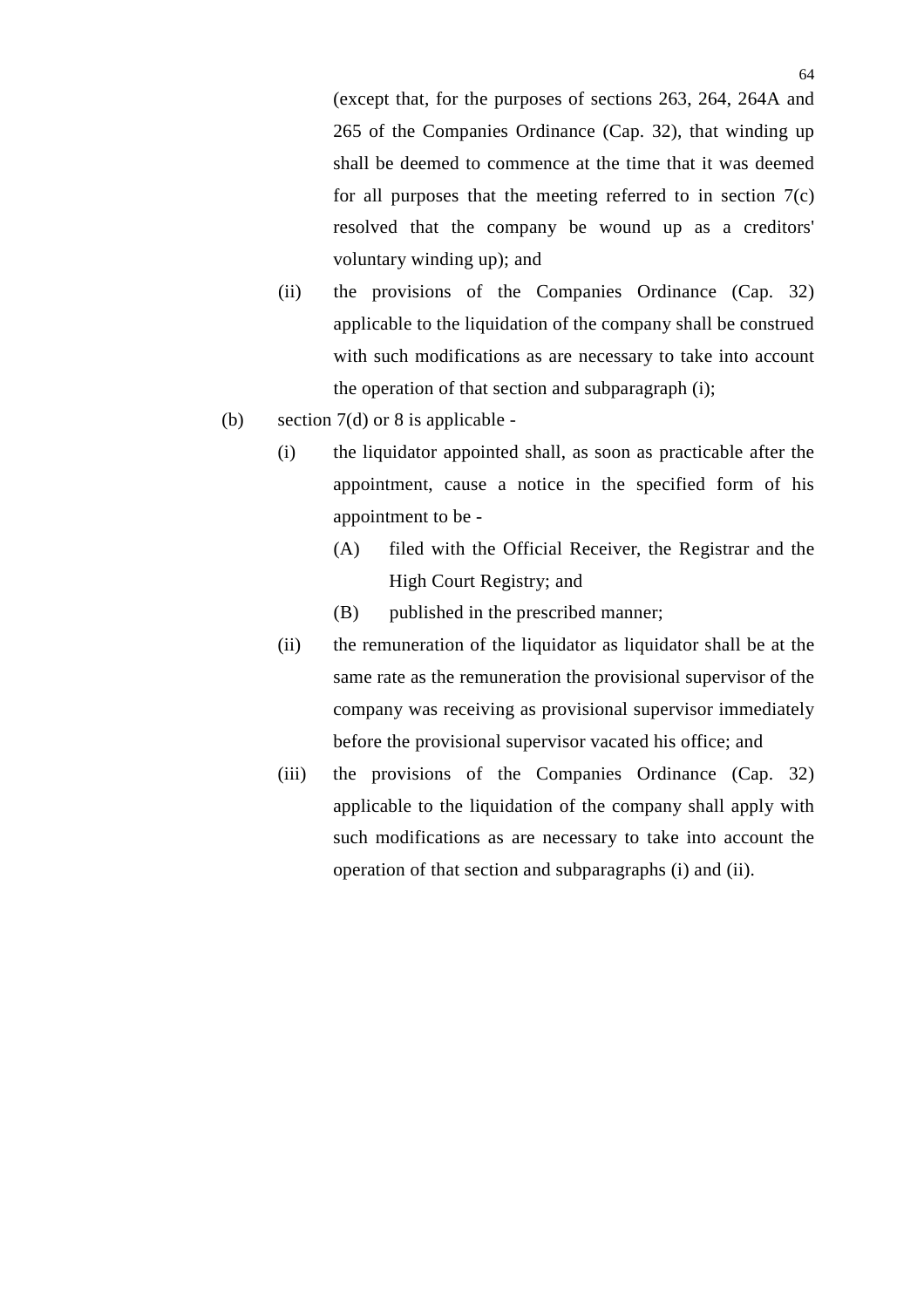(except that, for the purposes of sections 263, 264, 264A and 265 of the Companies Ordinance (Cap. 32), that winding up shall be deemed to commence at the time that it was deemed for all purposes that the meeting referred to in section 7(c) resolved that the company be wound up as a creditors' voluntary winding up); and

(ii) the provisions of the Companies Ordinance (Cap. 32) applicable to the liquidation of the company shall be construed with such modifications as are necessary to take into account the operation of that section and subparagraph (i);

(b) section 7(d) or 8 is applicable -

(i) the liquidator appointed shall, as soon as practicable after the appointment, cause a notice in the specified form of his appointment to be -

(A) filed with the Official Receiver, the Registrar and the High Court Registry; and

(B) published in the prescribed manner;

(ii) the remuneration of the liquidator as liquidator shall be at the same rate as the remuneration the provisional supervisor of the company was receiving as provisional supervisor immediately before the provisional supervisor vacated his office; and

(iii) the provisions of the Companies Ordinance (Cap. 32) applicable to the liquidation of the company shall apply with such modifications as are necessary to take into account the operation of that section and subparagraphs (i) and (ii).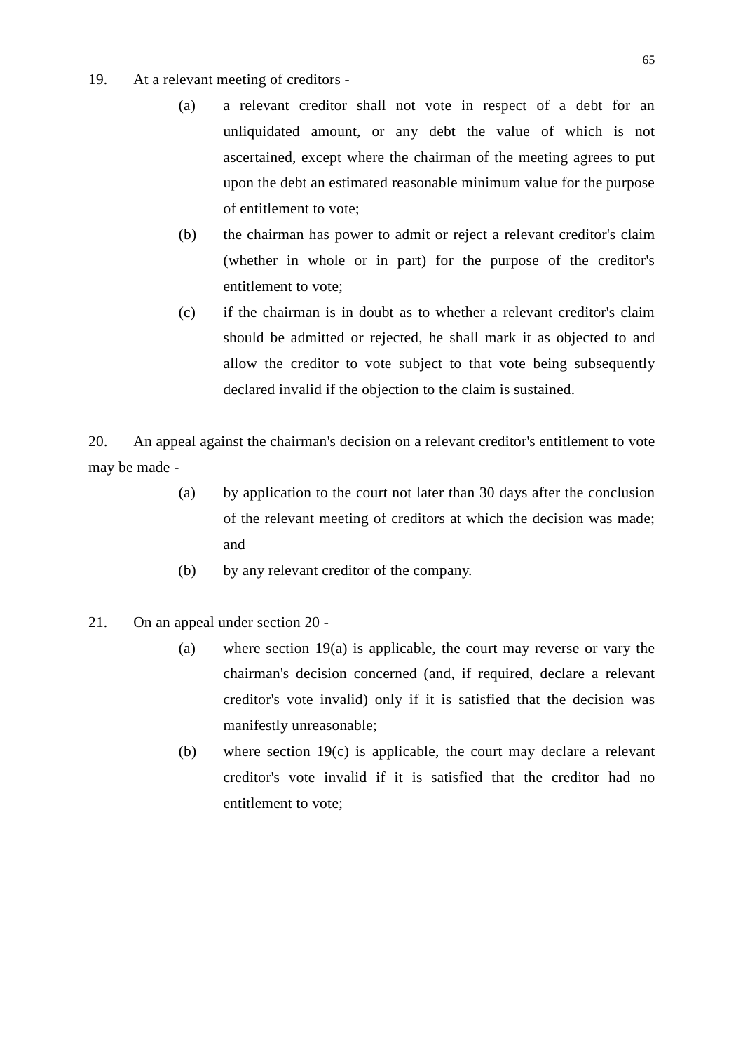19. At a relevant meeting of creditors -

(a) a relevant creditor shall not vote in respect of a debt for an unliquidated amount, or any debt the value of which is not ascertained, except where the chairman of the meeting agrees to put upon the debt an estimated reasonable minimum value for the purpose of entitlement to vote;

(b) the chairman has power to admit or reject a relevant creditor's claim (whether in whole or in part) for the purpose of the creditor's entitlement to vote;

(c) if the chairman is in doubt as to whether a relevant creditor's claim should be admitted or rejected, he shall mark it as objected to and allow the creditor to vote subject to that vote being subsequently declared invalid if the objection to the claim is sustained.

20. An appeal against the chairman's decision on a relevant creditor's entitlement to vote may be made -

(a) by application to the court not later than 30 days after the conclusion of the relevant meeting of creditors at which the decision was made; and

(b) by any relevant creditor of the company.

21. On an appeal under section 20 -

(a) where section 19(a) is applicable, the court may reverse or vary the chairman's decision concerned (and, if required, declare a relevant creditor's vote invalid) only if it is satisfied that the decision was manifestly unreasonable;

(b) where section 19(c) is applicable, the court may declare a relevant creditor's vote invalid if it is satisfied that the creditor had no entitlement to vote;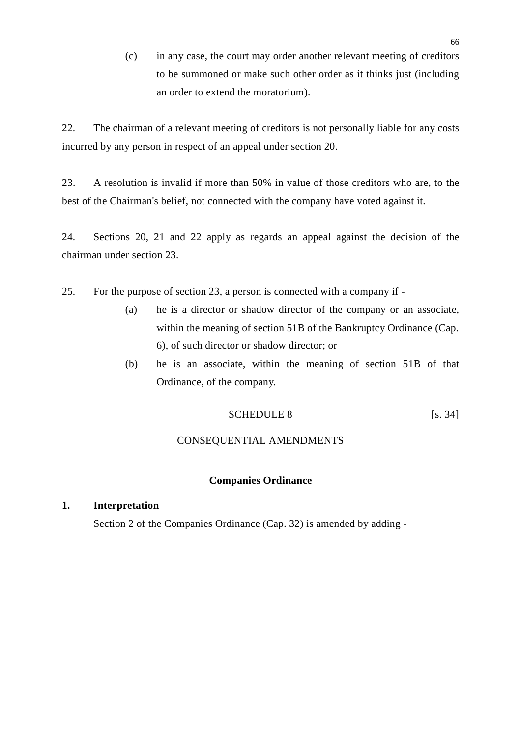(c) in any case, the court may order another relevant meeting of creditors to be summoned or make such other order as it thinks just (including an order to extend the moratorium).

22. The chairman of a relevant meeting of creditors is not personally liable for any costs incurred by any person in respect of an appeal under section 20.

23. A resolution is invalid if more than 50% in value of those creditors who are, to the best of the Chairman's belief, not connected with the company have voted against it.

24. Sections 20, 21 and 22 apply as regards an appeal against the decision of the chairman under section 23.

25. For the purpose of section 23, a person is connected with a company if -

(a) he is a director or shadow director of the company or an associate, within the meaning of section 51B of the Bankruptcy Ordinance (Cap. 6), of such director or shadow director; or

(b) he is an associate, within the meaning of section 51B of that Ordinance, of the company.

SCHEDULE 8 [s. 34]

CONSEQUENTIAL AMENDMENTS

**Companies Ordinance**

**1. Interpretation**

Section 2 of the Companies Ordinance (Cap. 32) is amended by adding -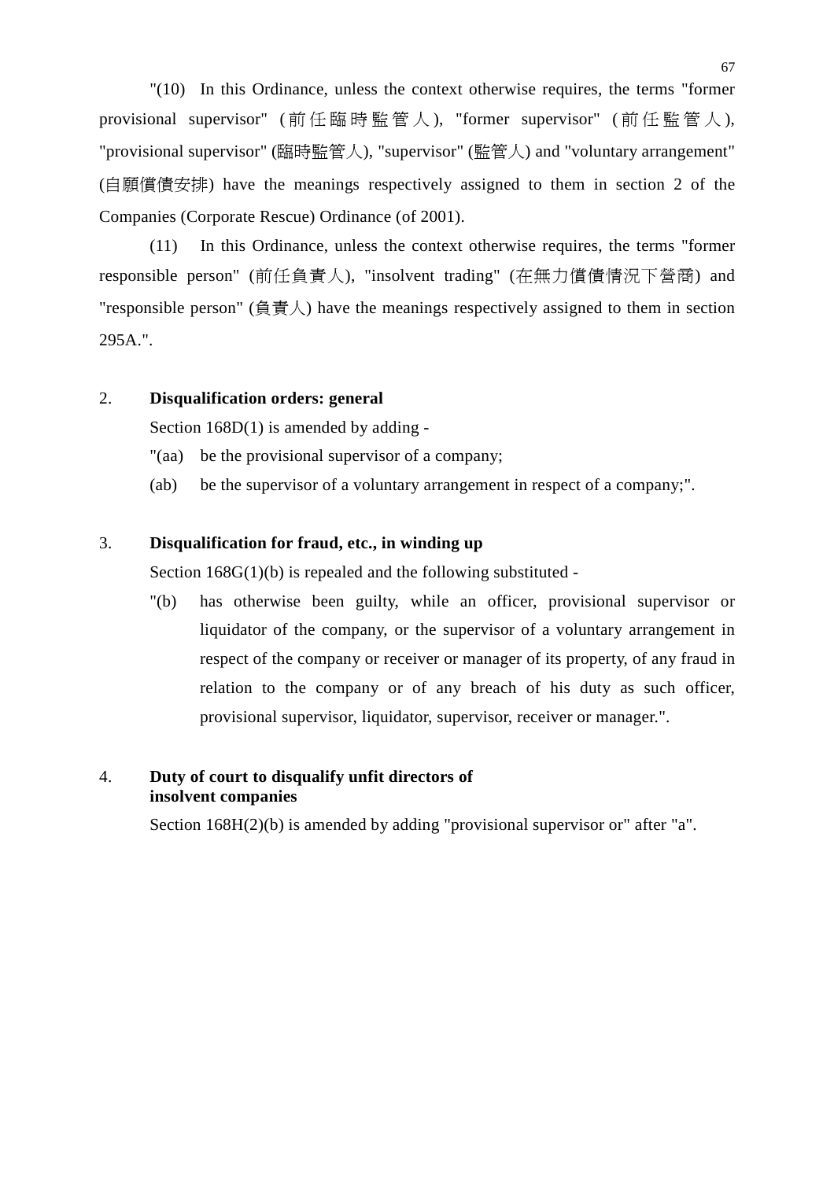"(10) In this Ordinance, unless the context otherwise requires, the terms "former provisional supervisor" (前任臨時監管人), "former supervisor" (前任監管人), "provisional supervisor" (臨時監管人), "supervisor" (監管人) and "voluntary arrangement" (自願償債安排) have the meanings respectively assigned to them in section 2 of the Companies (Corporate Rescue) Ordinance (of 2001).

(11) In this Ordinance, unless the context otherwise requires, the terms "former responsible person" (前任負責人), "insolvent trading" (在無力償債情況下營商) and "responsible person" (負責人) have the meanings respectively assigned to them in section 295A.".

2. **Disqualification orders: general**

Section 168D(1) is amended by adding -

"(aa) be the provisional supervisor of a company;

(ab) be the supervisor of a voluntary arrangement in respect of a company;".

3. **Disqualification for fraud, etc., in winding up**

Section 168G(1)(b) is repealed and the following substituted -

"(b) has otherwise been guilty, while an officer, provisional supervisor or liquidator of the company, or the supervisor of a voluntary arrangement in respect of the company or receiver or manager of its property, of any fraud in relation to the company or of any breach of his duty as such officer, provisional supervisor, liquidator, supervisor, receiver or manager.".

4. **Duty of court to disqualify unfit directors of insolvent companies**

Section 168H(2)(b) is amended by adding "provisional supervisor or" after "a".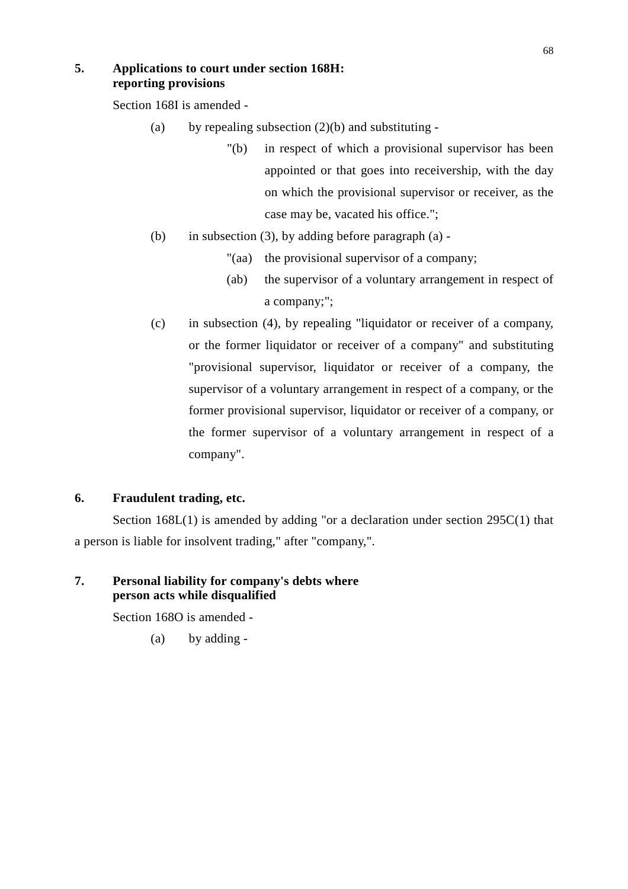**5. Applications to court under section 168H: reporting provisions**

Section 168I is amended -

(a) by repealing subsection (2)(b) and substituting -

"(b) in respect of which a provisional supervisor has been appointed or that goes into receivership, with the day on which the provisional supervisor or receiver, as the case may be, vacated his office.";

(b) in subsection (3), by adding before paragraph (a) -

"(aa) the provisional supervisor of a company;

(ab) the supervisor of a voluntary arrangement in respect of a company;";

(c) in subsection (4), by repealing "liquidator or receiver of a company, or the former liquidator or receiver of a company" and substituting "provisional supervisor, liquidator or receiver of a company, the supervisor of a voluntary arrangement in respect of a company, or the former provisional supervisor, liquidator or receiver of a company, or the former supervisor of a voluntary arrangement in respect of a company".

**6. Fraudulent trading, etc.**

Section 168L(1) is amended by adding "or a declaration under section 295C(1) that a person is liable for insolvent trading," after "company,".

**7. Personal liability for company's debts where person acts while disqualified**

Section 168O is amended -

(a) by adding -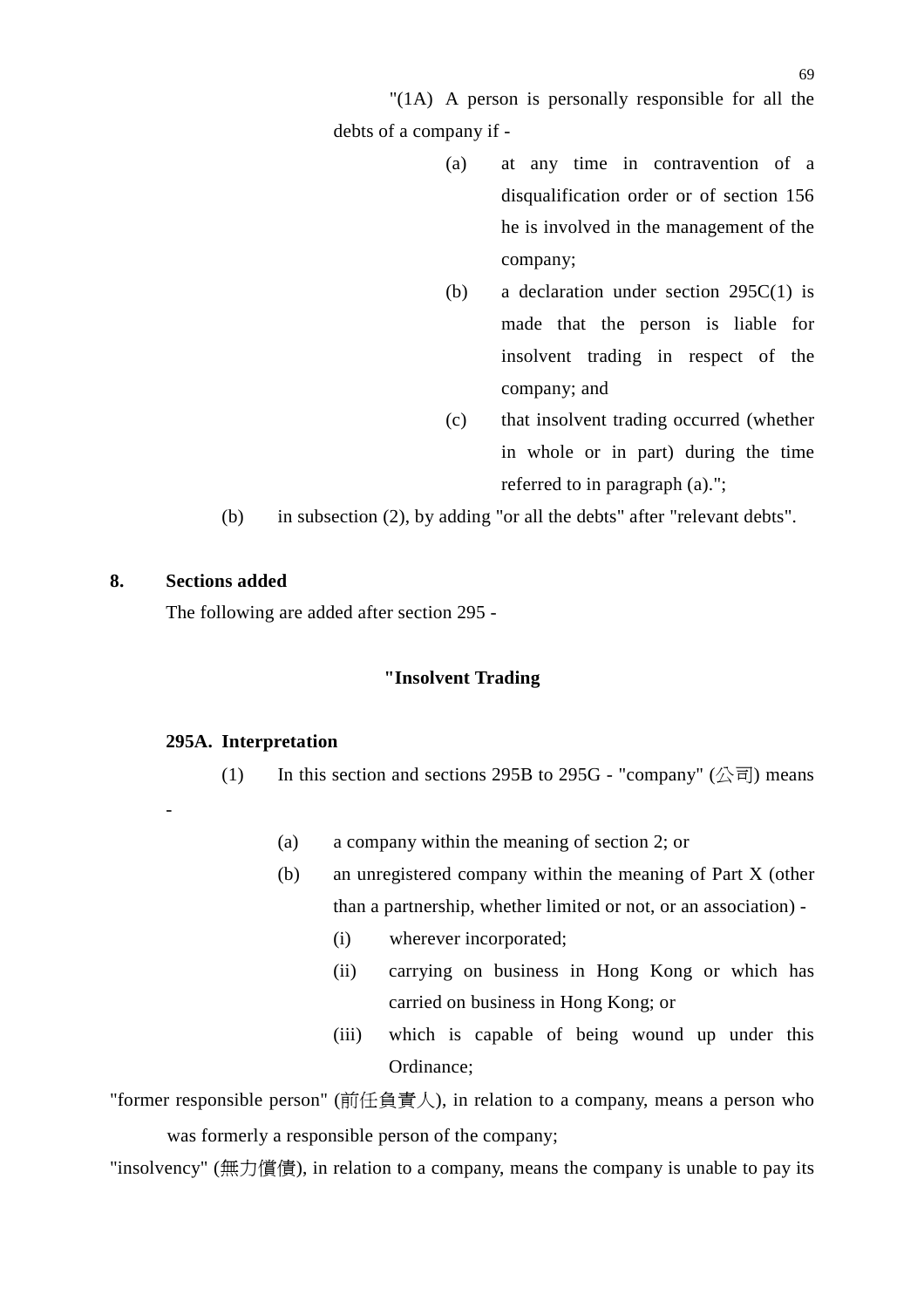"(1A) A person is personally responsible for all the debts of a company if -

(a) at any time in contravention of a disqualification order or of section 156 he is involved in the management of the company;

(b) a declaration under section 295C(1) is made that the person is liable for insolvent trading in respect of the company; and

(c) that insolvent trading occurred (whether in whole or in part) during the time referred to in paragraph (a).";

(b) in subsection (2), by adding "or all the debts" after "relevant debts".

**8. Sections added**

The following are added after section 295 -

**"Insolvent Trading**

**295A. Interpretation**

(1) In this section and sections 295B to 295G - "company" (公司) means -

(a) a company within the meaning of section 2; or

(b) an unregistered company within the meaning of Part X (other than a partnership, whether limited or not, or an association) -

(i) wherever incorporated;

(ii) carrying on business in Hong Kong or which has carried on business in Hong Kong; or

(iii) which is capable of being wound up under this Ordinance;

"former responsible person" (前任負責人), in relation to a company, means a person who was formerly a responsible person of the company;

"insolvency" (無力償債), in relation to a company, means the company is unable to pay its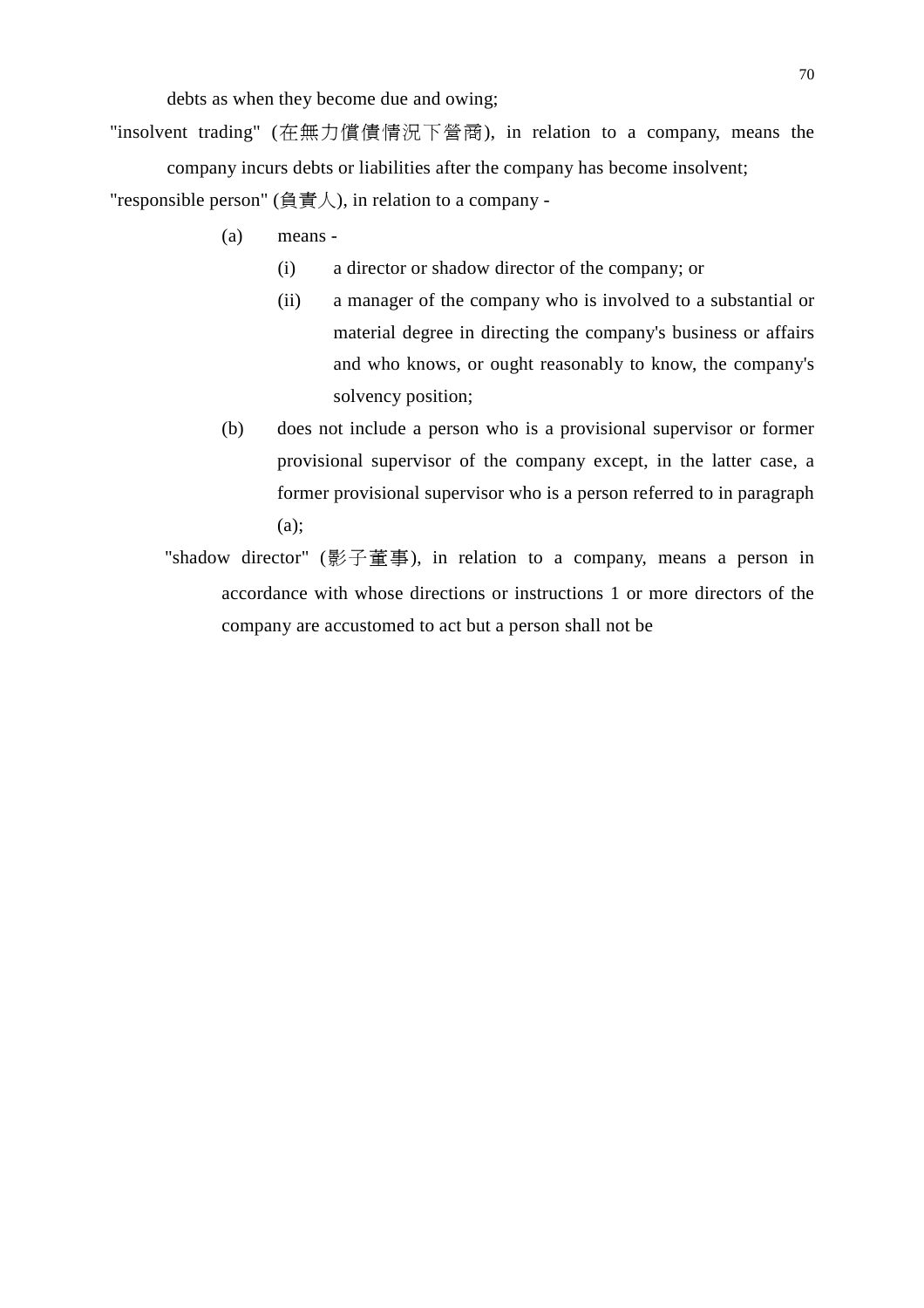debts as when they become due and owing;

"insolvent trading" (在無力償債情況下營商), in relation to a company, means the company incurs debts or liabilities after the company has become insolvent;

"responsible person" (負責人), in relation to a company -

(a) means -

(i) a director or shadow director of the company; or

(ii) a manager of the company who is involved to a substantial or material degree in directing the company's business or affairs and who knows, or ought reasonably to know, the company's solvency position;

(b) does not include a person who is a provisional supervisor or former provisional supervisor of the company except, in the latter case, a former provisional supervisor who is a person referred to in paragraph (a);

"shadow director" (影子董事), in relation to a company, means a person in accordance with whose directions or instructions 1 or more directors of the company are accustomed to act but a person shall not be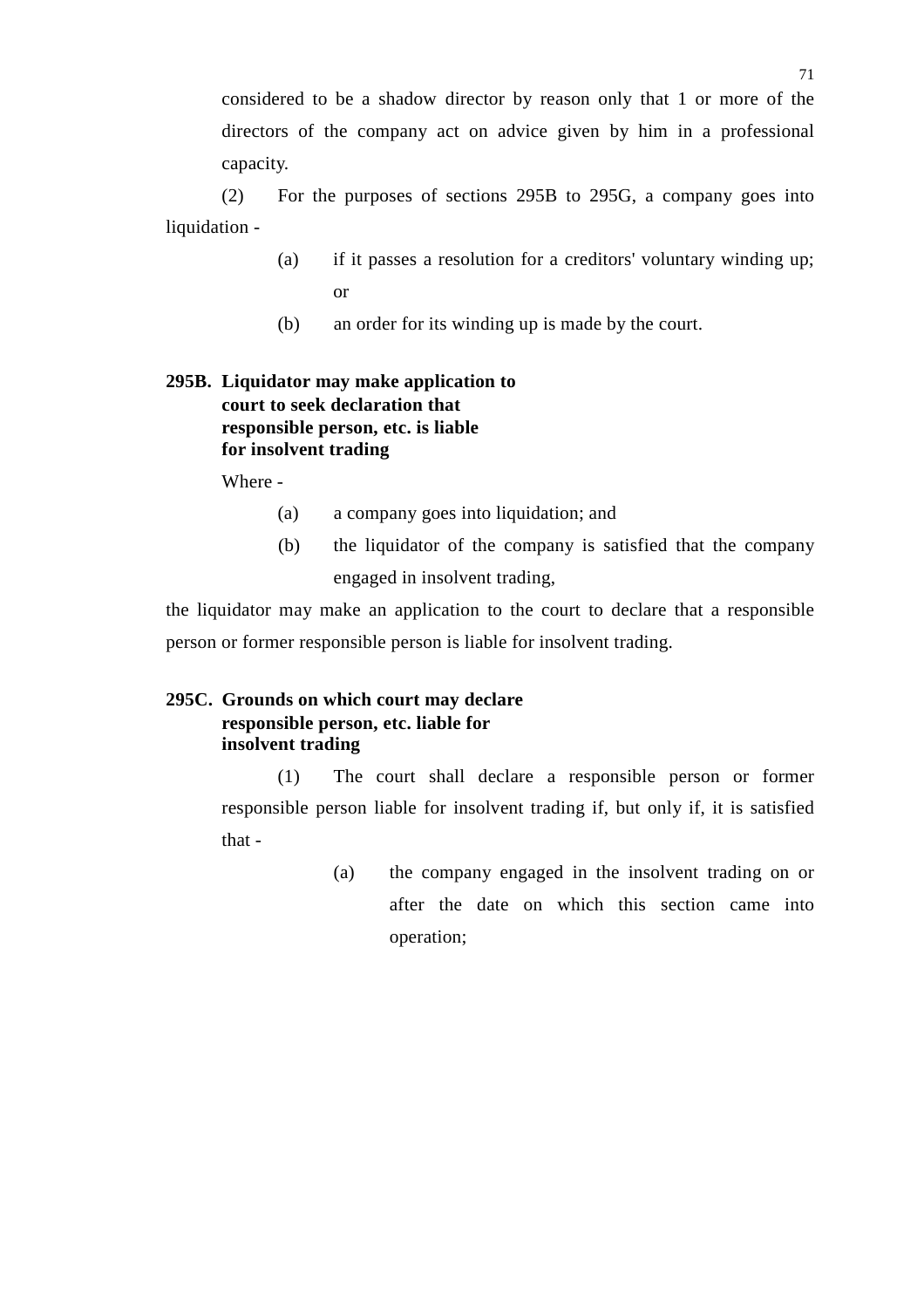considered to be a shadow director by reason only that 1 or more of the directors of the company act on advice given by him in a professional capacity.

(2) For the purposes of sections 295B to 295G, a company goes into liquidation -

(a) if it passes a resolution for a creditors' voluntary winding up; or

(b) an order for its winding up is made by the court.

**295B. Liquidator may make application to court to seek declaration that responsible person, etc. is liable for insolvent trading**

Where -

(a) a company goes into liquidation; and

(b) the liquidator of the company is satisfied that the company engaged in insolvent trading,

the liquidator may make an application to the court to declare that a responsible person or former responsible person is liable for insolvent trading.

**295C. Grounds on which court may declare responsible person, etc. liable for insolvent trading**

(1) The court shall declare a responsible person or former responsible person liable for insolvent trading if, but only if, it is satisfied that -

(a) the company engaged in the insolvent trading on or after the date on which this section came into operation;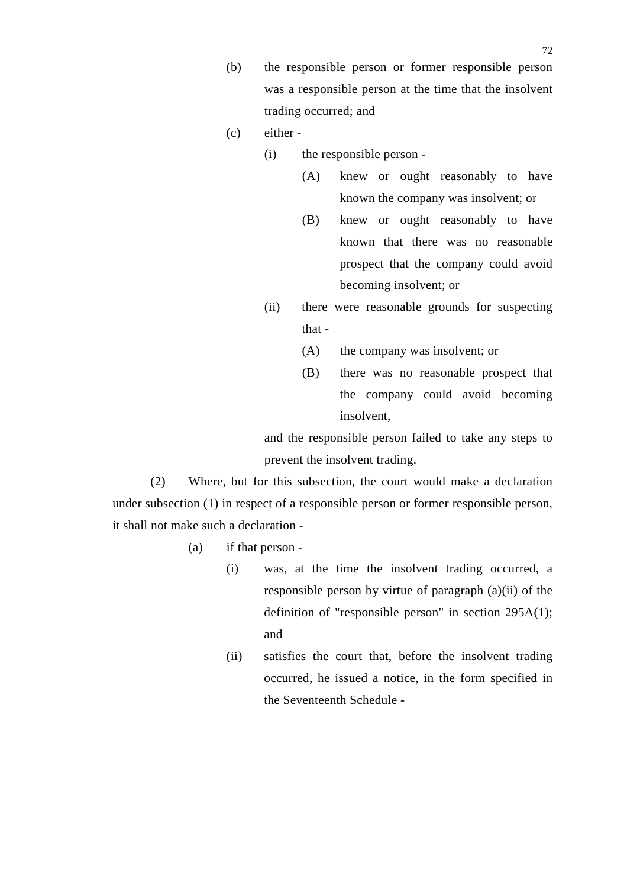(b) the responsible person or former responsible person was a responsible person at the time that the insolvent trading occurred; and

(c) either -

  (i) the responsible person -

    (A) knew or ought reasonably to have known the company was insolvent; or

    (B) knew or ought reasonably to have known that there was no reasonable prospect that the company could avoid becoming insolvent; or

  (ii) there were reasonable grounds for suspecting that -

    (A) the company was insolvent; or

    (B) there was no reasonable prospect that the company could avoid becoming insolvent,

  and the responsible person failed to take any steps to prevent the insolvent trading.

(2) Where, but for this subsection, the court would make a declaration under subsection (1) in respect of a responsible person or former responsible person, it shall not make such a declaration -

(a) if that person -

  (i) was, at the time the insolvent trading occurred, a responsible person by virtue of paragraph (a)(ii) of the definition of "responsible person" in section 295A(1); and

  (ii) satisfies the court that, before the insolvent trading occurred, he issued a notice, in the form specified in the Seventeenth Schedule -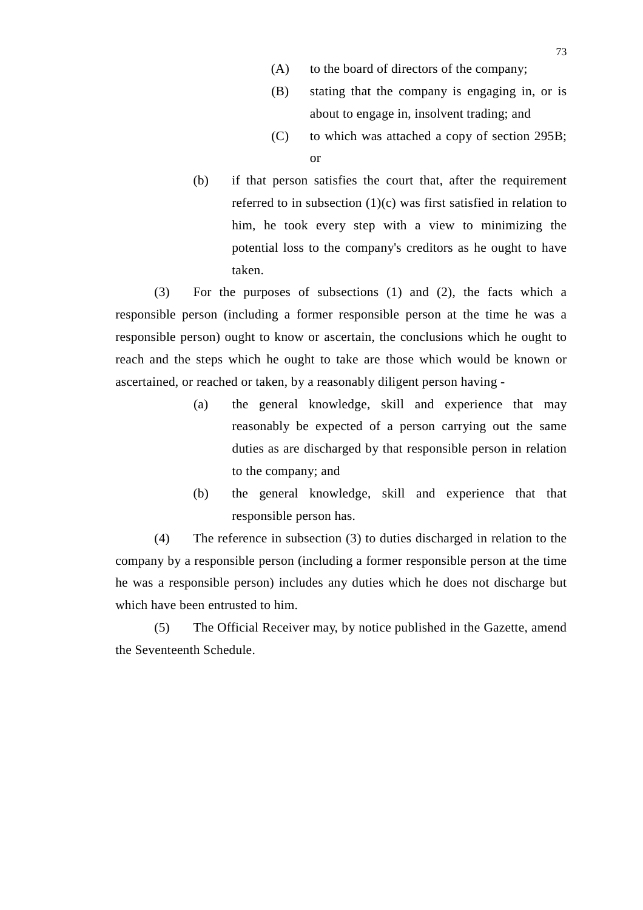(A) to the board of directors of the company;

(B) stating that the company is engaging in, or is about to engage in, insolvent trading; and

(C) to which was attached a copy of section 295B; or

(b) if that person satisfies the court that, after the requirement referred to in subsection (1)(c) was first satisfied in relation to him, he took every step with a view to minimizing the potential loss to the company's creditors as he ought to have taken.

(3) For the purposes of subsections (1) and (2), the facts which a responsible person (including a former responsible person at the time he was a responsible person) ought to know or ascertain, the conclusions which he ought to reach and the steps which he ought to take are those which would be known or ascertained, or reached or taken, by a reasonably diligent person having -

(a) the general knowledge, skill and experience that may reasonably be expected of a person carrying out the same duties as are discharged by that responsible person in relation to the company; and

(b) the general knowledge, skill and experience that that responsible person has.

(4) The reference in subsection (3) to duties discharged in relation to the company by a responsible person (including a former responsible person at the time he was a responsible person) includes any duties which he does not discharge but which have been entrusted to him.

(5) The Official Receiver may, by notice published in the Gazette, amend the Seventeenth Schedule.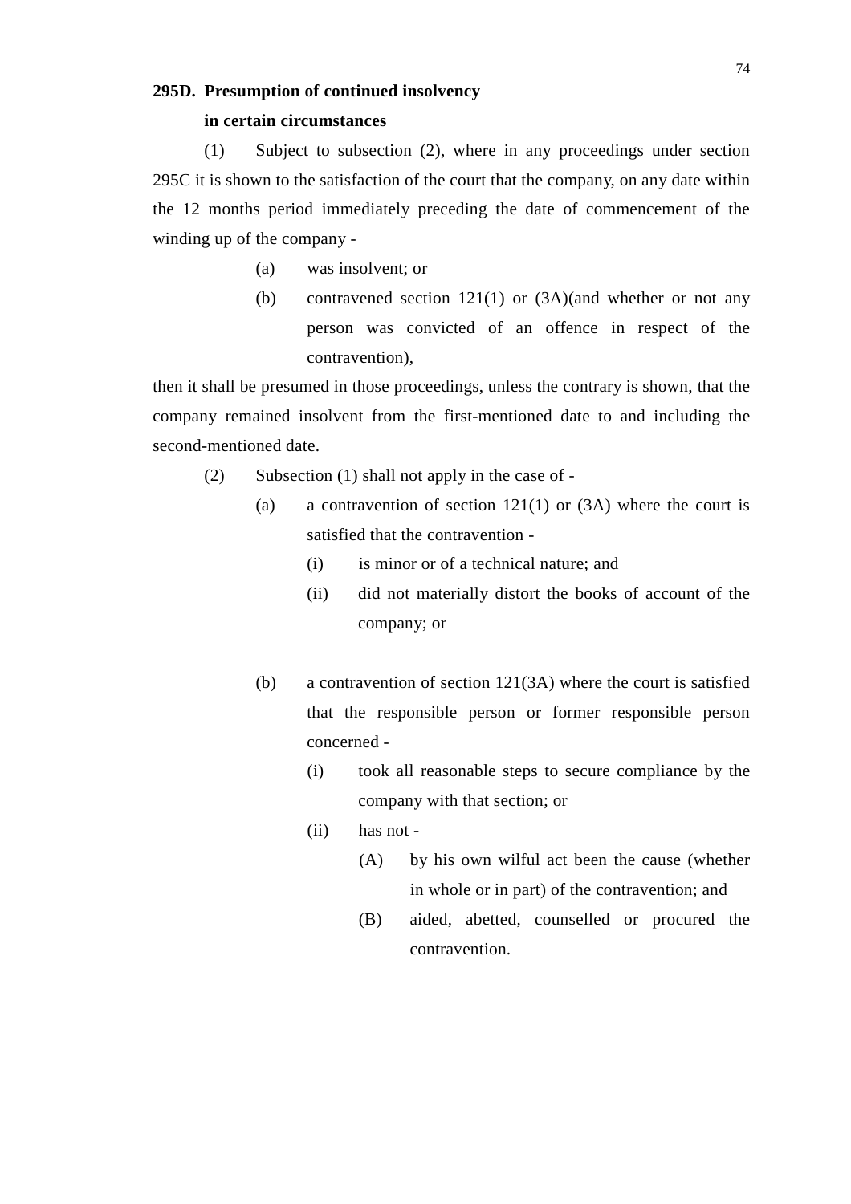**295D. Presumption of continued insolvency in certain circumstances**

(1) Subject to subsection (2), where in any proceedings under section 295C it is shown to the satisfaction of the court that the company, on any date within the 12 months period immediately preceding the date of commencement of the winding up of the company -

- (a) was insolvent; or
- (b) contravened section 121(1) or (3A)(and whether or not any person was convicted of an offence in respect of the contravention),

then it shall be presumed in those proceedings, unless the contrary is shown, that the company remained insolvent from the first-mentioned date to and including the second-mentioned date.

(2) Subsection (1) shall not apply in the case of -

- (a) a contravention of section 121(1) or (3A) where the court is satisfied that the contravention -
  - (i) is minor or of a technical nature; and
  - (ii) did not materially distort the books of account of the company; or
- (b) a contravention of section 121(3A) where the court is satisfied that the responsible person or former responsible person concerned -
  - (i) took all reasonable steps to secure compliance by the company with that section; or
  - (ii) has not -
    - (A) by his own wilful act been the cause (whether in whole or in part) of the contravention; and
    - (B) aided, abetted, counselled or procured the contravention.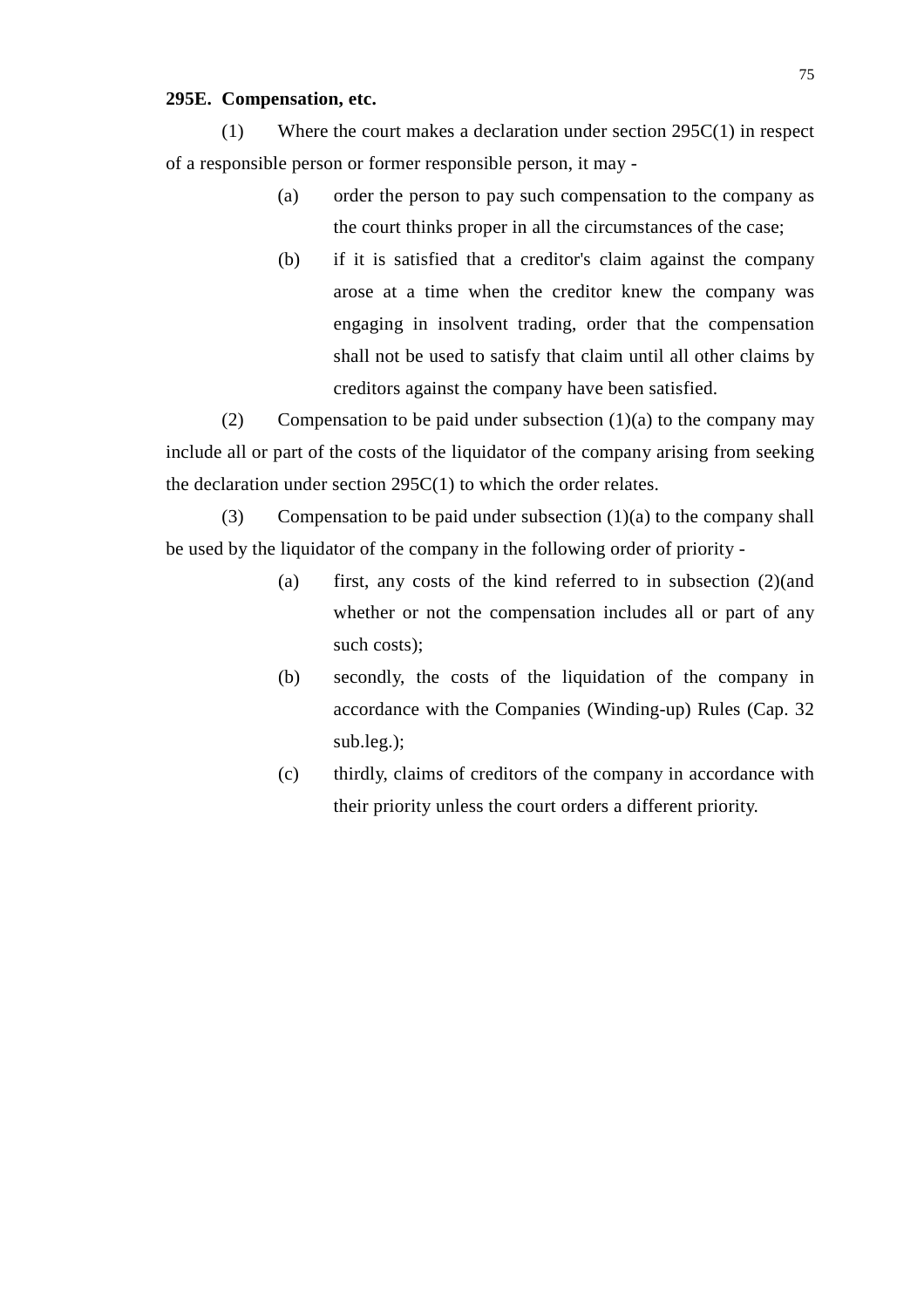**295E. Compensation, etc.**

(1) Where the court makes a declaration under section 295C(1) in respect of a responsible person or former responsible person, it may -

(a) order the person to pay such compensation to the company as the court thinks proper in all the circumstances of the case;

(b) if it is satisfied that a creditor's claim against the company arose at a time when the creditor knew the company was engaging in insolvent trading, order that the compensation shall not be used to satisfy that claim until all other claims by creditors against the company have been satisfied.

(2) Compensation to be paid under subsection (1)(a) to the company may include all or part of the costs of the liquidator of the company arising from seeking the declaration under section 295C(1) to which the order relates.

(3) Compensation to be paid under subsection (1)(a) to the company shall be used by the liquidator of the company in the following order of priority -

(a) first, any costs of the kind referred to in subsection (2)(and whether or not the compensation includes all or part of any such costs);

(b) secondly, the costs of the liquidation of the company in accordance with the Companies (Winding-up) Rules (Cap. 32 sub.leg.);

(c) thirdly, claims of creditors of the company in accordance with their priority unless the court orders a different priority.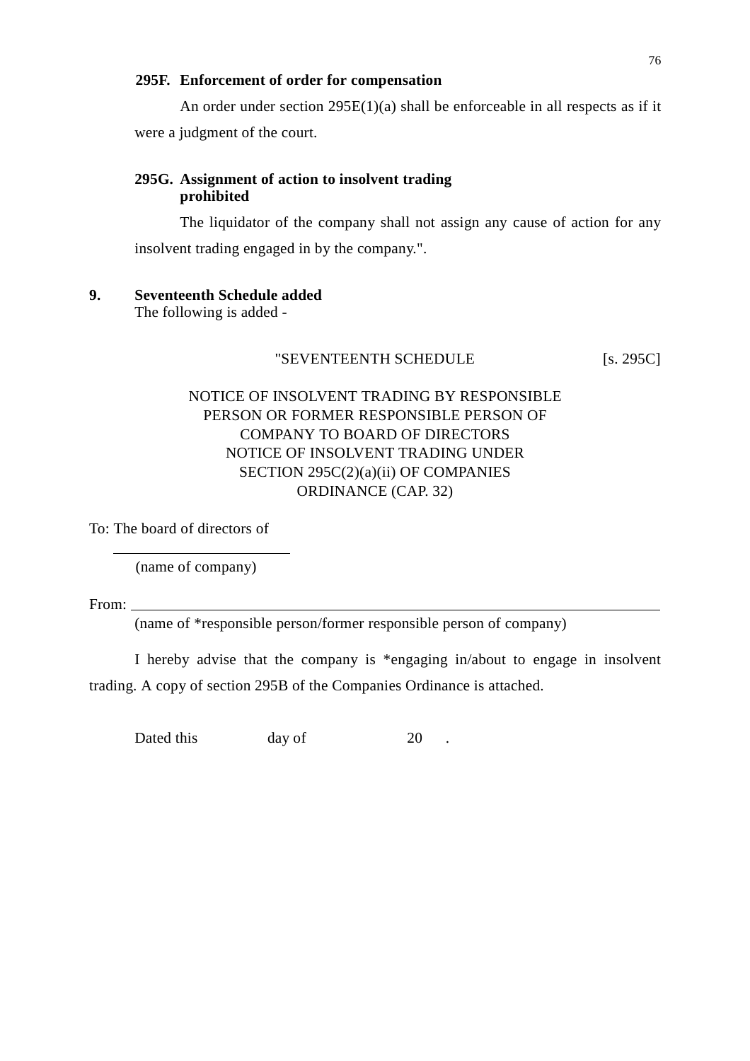**295F. Enforcement of order for compensation**

An order under section 295E(1)(a) shall be enforceable in all respects as if it were a judgment of the court.

**295G. Assignment of action to insolvent trading prohibited**

The liquidator of the company shall not assign any cause of action for any insolvent trading engaged in by the company.".

**9. Seventeenth Schedule added**

The following is added -

"SEVENTEENTH SCHEDULE [s. 295C]

NOTICE OF INSOLVENT TRADING BY RESPONSIBLE PERSON OR FORMER RESPONSIBLE PERSON OF COMPANY TO BOARD OF DIRECTORS
NOTICE OF INSOLVENT TRADING UNDER SECTION 295C(2)(a)(ii) OF COMPANIES ORDINANCE (CAP. 32)

To: The board of directors of

______________________
(name of company)

From: ______________________________________________
(name of *responsible person/former responsible person of company)

I hereby advise that the company is *engaging in/about to engage in insolvent trading. A copy of section 295B of the Companies Ordinance is attached.

Dated this &nbsp;&nbsp;&nbsp;&nbsp;&nbsp;&nbsp; day of &nbsp;&nbsp;&nbsp;&nbsp;&nbsp;&nbsp;&nbsp;&nbsp; 20 &nbsp;&nbsp; .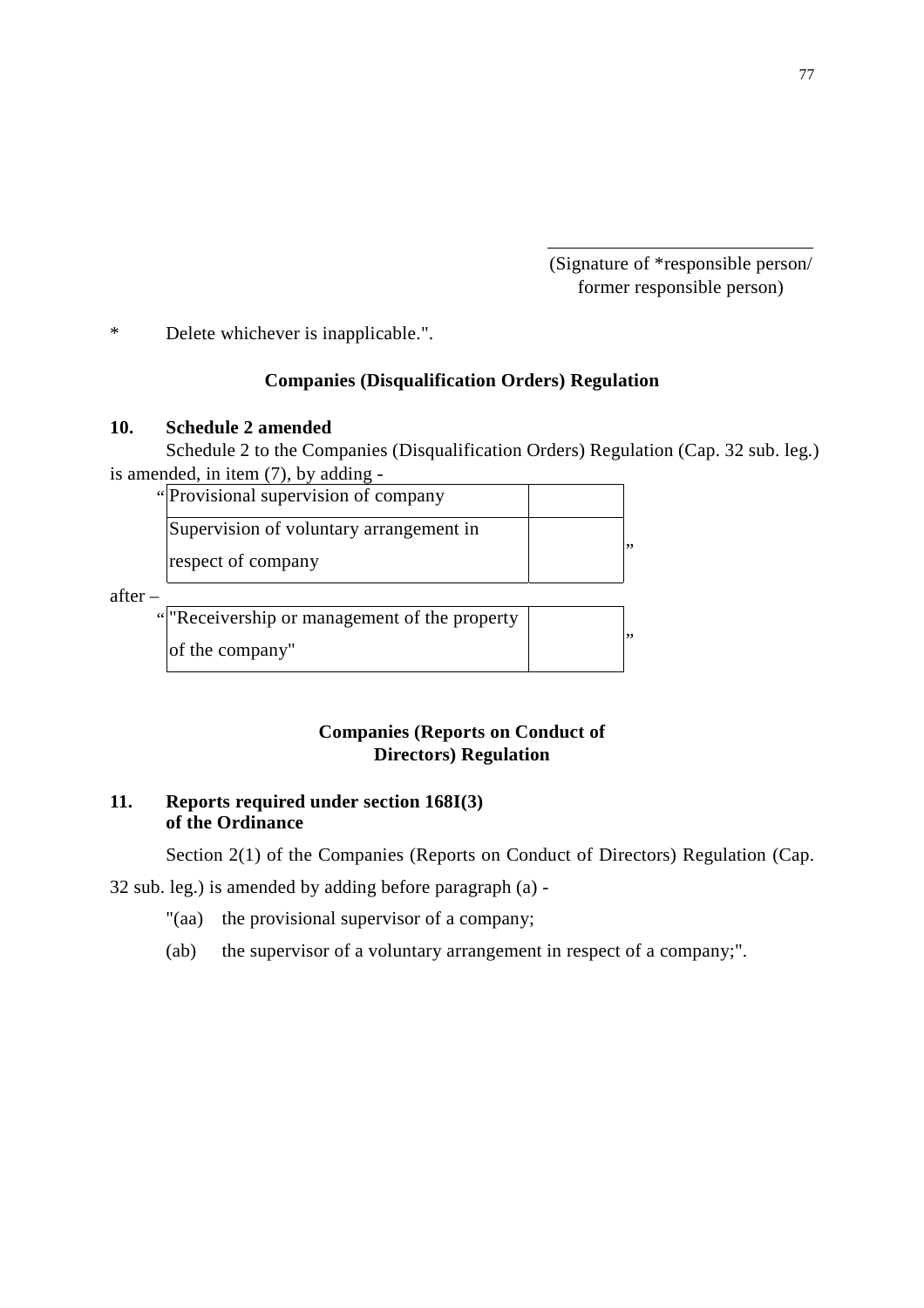\_\_\_\_\_\_\_\_\_\_\_\_\_\_\_\_\_\_\_\_\_\_\_\_\_\_\_\_\_\_

(Signature of *responsible person/ former responsible person)

*  Delete whichever is inapplicable.".

**Companies (Disqualification Orders) Regulation**

**10. Schedule 2 amended**

Schedule 2 to the Companies (Disqualification Orders) Regulation (Cap. 32 sub. leg.) is amended, in item (7), by adding -

"

| Provisional supervision of company | |
|---|---|
| Supervision of voluntary arrangement in respect of company | |

"

after –

"

| "Receivership or management of the property of the company" | |
|---|---|

"

**Companies (Reports on Conduct of Directors) Regulation**

**11. Reports required under section 168I(3) of the Ordinance**

Section 2(1) of the Companies (Reports on Conduct of Directors) Regulation (Cap. 32 sub. leg.) is amended by adding before paragraph (a) -

"(aa) the provisional supervisor of a company;

(ab) the supervisor of a voluntary arrangement in respect of a company;".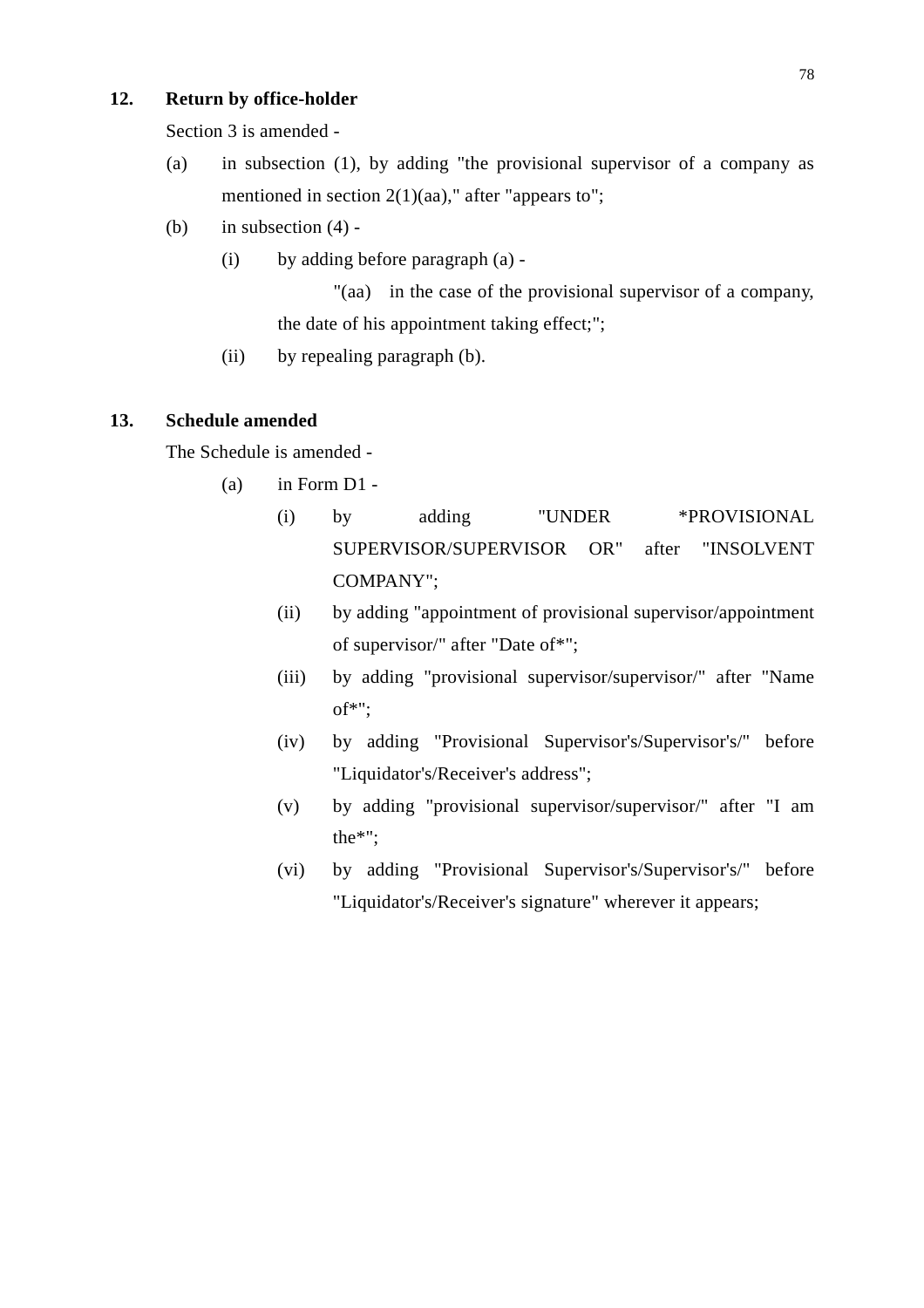**12. Return by office-holder**

Section 3 is amended -

(a) in subsection (1), by adding "the provisional supervisor of a company as mentioned in section 2(1)(aa)," after "appears to";

(b) in subsection (4) -

  (i) by adding before paragraph (a) -

    "(aa) in the case of the provisional supervisor of a company, the date of his appointment taking effect;";

  (ii) by repealing paragraph (b).

**13. Schedule amended**

The Schedule is amended -

  (a) in Form D1 -

    (i) by adding "UNDER *PROVISIONAL SUPERVISOR/SUPERVISOR OR" after "INSOLVENT COMPANY";

    (ii) by adding "appointment of provisional supervisor/appointment of supervisor/" after "Date of*";

    (iii) by adding "provisional supervisor/supervisor/" after "Name of*";

    (iv) by adding "Provisional Supervisor's/Supervisor's/" before "Liquidator's/Receiver's address";

    (v) by adding "provisional supervisor/supervisor/" after "I am the*";

    (vi) by adding "Provisional Supervisor's/Supervisor's/" before "Liquidator's/Receiver's signature" wherever it appears;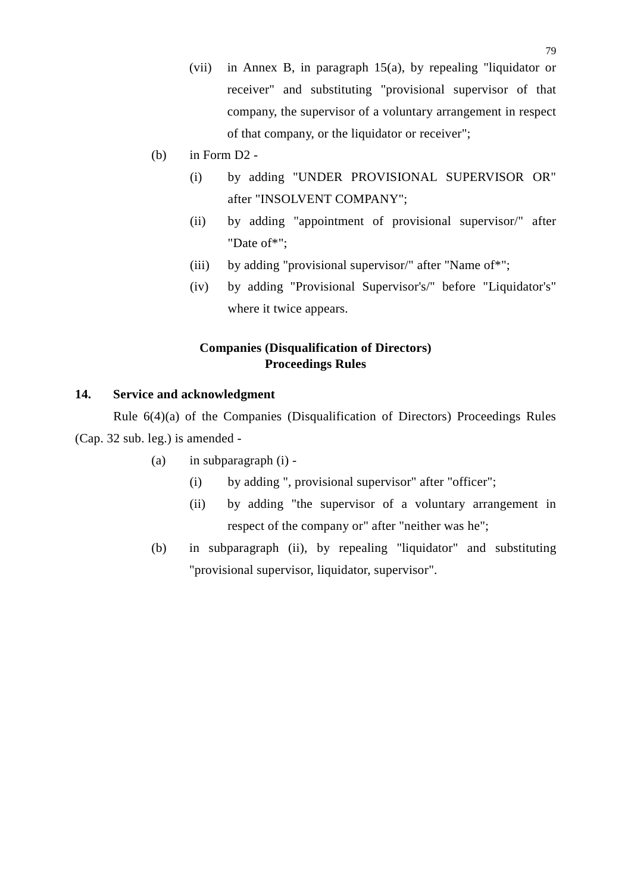(vii) in Annex B, in paragraph 15(a), by repealing "liquidator or receiver" and substituting "provisional supervisor of that company, the supervisor of a voluntary arrangement in respect of that company, or the liquidator or receiver";

(b) in Form D2 -

(i) by adding "UNDER PROVISIONAL SUPERVISOR OR" after "INSOLVENT COMPANY";

(ii) by adding "appointment of provisional supervisor/" after "Date of*";

(iii) by adding "provisional supervisor/" after "Name of*";

(iv) by adding "Provisional Supervisor's/" before "Liquidator's" where it twice appears.

**Companies (Disqualification of Directors) Proceedings Rules**

**14. Service and acknowledgment**

Rule 6(4)(a) of the Companies (Disqualification of Directors) Proceedings Rules (Cap. 32 sub. leg.) is amended -

(a) in subparagraph (i) -

(i) by adding ", provisional supervisor" after "officer";

(ii) by adding "the supervisor of a voluntary arrangement in respect of the company or" after "neither was he";

(b) in subparagraph (ii), by repealing "liquidator" and substituting "provisional supervisor, liquidator, supervisor".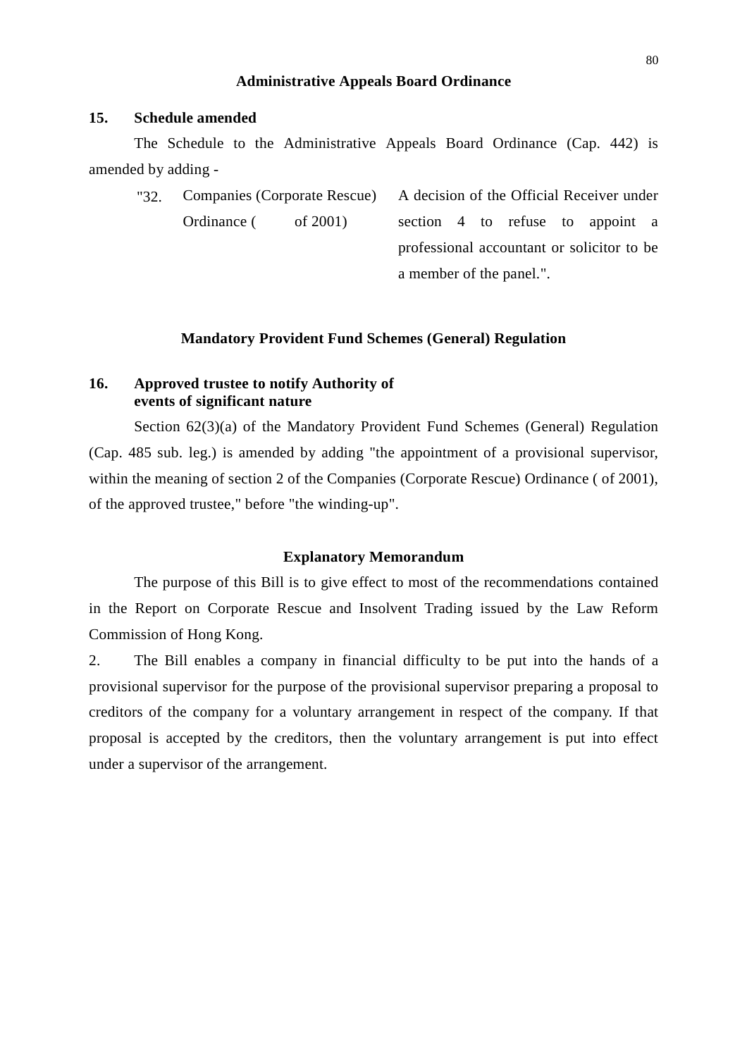## Administrative Appeals Board Ordinance

**15. Schedule amended**

The Schedule to the Administrative Appeals Board Ordinance (Cap. 442) is amended by adding -

| | | |
|---|---|---|
| "32. | Companies (Corporate Rescue) Ordinance (    of 2001) | A decision of the Official Receiver under section 4 to refuse to appoint a professional accountant or solicitor to be a member of the panel.". |

## Mandatory Provident Fund Schemes (General) Regulation

**16. Approved trustee to notify Authority of events of significant nature**

Section 62(3)(a) of the Mandatory Provident Fund Schemes (General) Regulation (Cap. 485 sub. leg.) is amended by adding "the appointment of a provisional supervisor, within the meaning of section 2 of the Companies (Corporate Rescue) Ordinance ( of 2001), of the approved trustee," before "the winding-up".

## Explanatory Memorandum

The purpose of this Bill is to give effect to most of the recommendations contained in the Report on Corporate Rescue and Insolvent Trading issued by the Law Reform Commission of Hong Kong.

2. The Bill enables a company in financial difficulty to be put into the hands of a provisional supervisor for the purpose of the provisional supervisor preparing a proposal to creditors of the company for a voluntary arrangement in respect of the company. If that proposal is accepted by the creditors, then the voluntary arrangement is put into effect under a supervisor of the arrangement.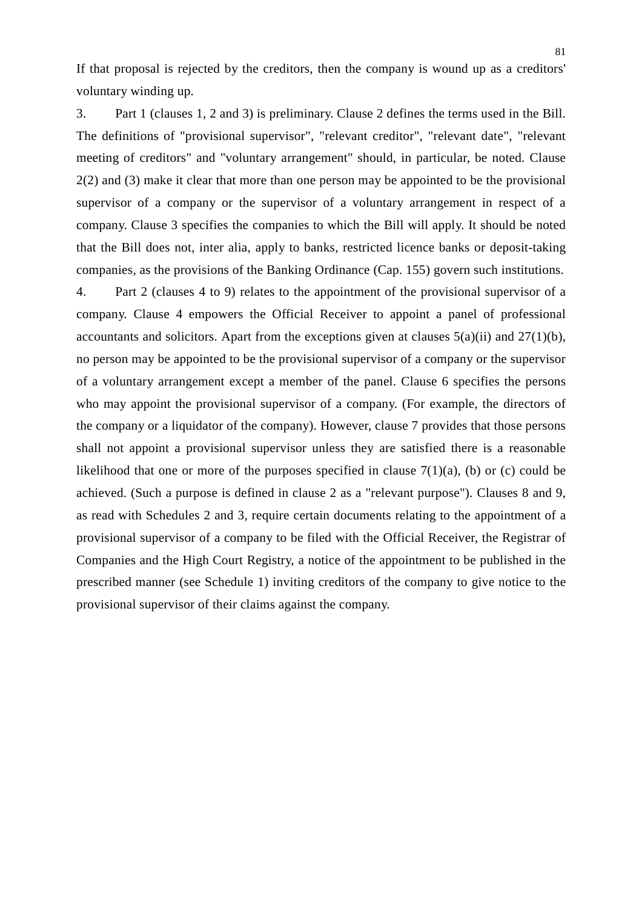If that proposal is rejected by the creditors, then the company is wound up as a creditors' voluntary winding up.

3. Part 1 (clauses 1, 2 and 3) is preliminary. Clause 2 defines the terms used in the Bill. The definitions of "provisional supervisor", "relevant creditor", "relevant date", "relevant meeting of creditors" and "voluntary arrangement" should, in particular, be noted. Clause 2(2) and (3) make it clear that more than one person may be appointed to be the provisional supervisor of a company or the supervisor of a voluntary arrangement in respect of a company. Clause 3 specifies the companies to which the Bill will apply. It should be noted that the Bill does not, inter alia, apply to banks, restricted licence banks or deposit-taking companies, as the provisions of the Banking Ordinance (Cap. 155) govern such institutions.

4. Part 2 (clauses 4 to 9) relates to the appointment of the provisional supervisor of a company. Clause 4 empowers the Official Receiver to appoint a panel of professional accountants and solicitors. Apart from the exceptions given at clauses 5(a)(ii) and 27(1)(b), no person may be appointed to be the provisional supervisor of a company or the supervisor of a voluntary arrangement except a member of the panel. Clause 6 specifies the persons who may appoint the provisional supervisor of a company. (For example, the directors of the company or a liquidator of the company). However, clause 7 provides that those persons shall not appoint a provisional supervisor unless they are satisfied there is a reasonable likelihood that one or more of the purposes specified in clause 7(1)(a), (b) or (c) could be achieved. (Such a purpose is defined in clause 2 as a "relevant purpose"). Clauses 8 and 9, as read with Schedules 2 and 3, require certain documents relating to the appointment of a provisional supervisor of a company to be filed with the Official Receiver, the Registrar of Companies and the High Court Registry, a notice of the appointment to be published in the prescribed manner (see Schedule 1) inviting creditors of the company to give notice to the provisional supervisor of their claims against the company.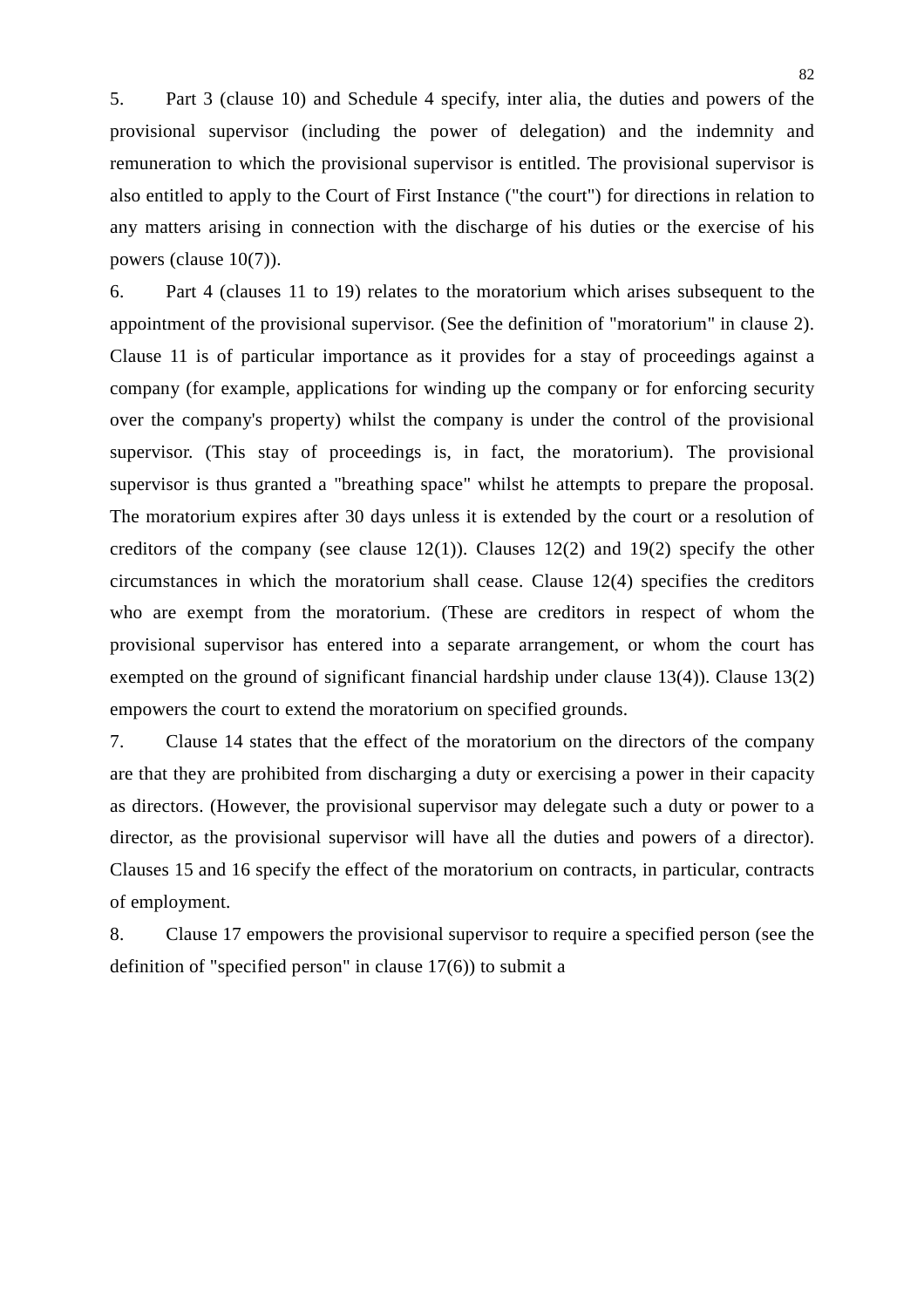5. Part 3 (clause 10) and Schedule 4 specify, inter alia, the duties and powers of the provisional supervisor (including the power of delegation) and the indemnity and remuneration to which the provisional supervisor is entitled. The provisional supervisor is also entitled to apply to the Court of First Instance ("the court") for directions in relation to any matters arising in connection with the discharge of his duties or the exercise of his powers (clause 10(7)).

6. Part 4 (clauses 11 to 19) relates to the moratorium which arises subsequent to the appointment of the provisional supervisor. (See the definition of "moratorium" in clause 2). Clause 11 is of particular importance as it provides for a stay of proceedings against a company (for example, applications for winding up the company or for enforcing security over the company's property) whilst the company is under the control of the provisional supervisor. (This stay of proceedings is, in fact, the moratorium). The provisional supervisor is thus granted a "breathing space" whilst he attempts to prepare the proposal. The moratorium expires after 30 days unless it is extended by the court or a resolution of creditors of the company (see clause 12(1)). Clauses 12(2) and 19(2) specify the other circumstances in which the moratorium shall cease. Clause 12(4) specifies the creditors who are exempt from the moratorium. (These are creditors in respect of whom the provisional supervisor has entered into a separate arrangement, or whom the court has exempted on the ground of significant financial hardship under clause 13(4)). Clause 13(2) empowers the court to extend the moratorium on specified grounds.

7. Clause 14 states that the effect of the moratorium on the directors of the company are that they are prohibited from discharging a duty or exercising a power in their capacity as directors. (However, the provisional supervisor may delegate such a duty or power to a director, as the provisional supervisor will have all the duties and powers of a director). Clauses 15 and 16 specify the effect of the moratorium on contracts, in particular, contracts of employment.

8. Clause 17 empowers the provisional supervisor to require a specified person (see the definition of "specified person" in clause 17(6)) to submit a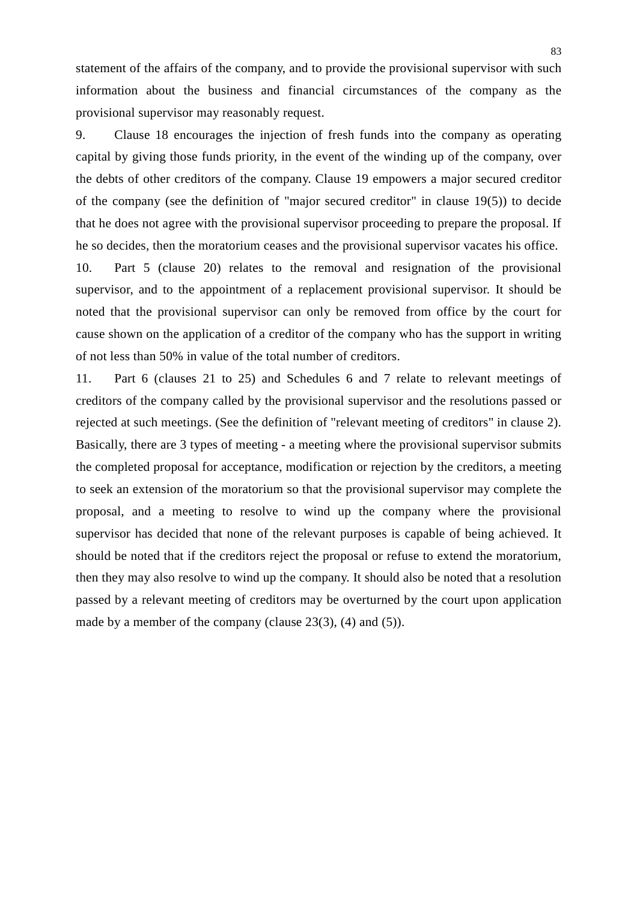statement of the affairs of the company, and to provide the provisional supervisor with such information about the business and financial circumstances of the company as the provisional supervisor may reasonably request.

9. Clause 18 encourages the injection of fresh funds into the company as operating capital by giving those funds priority, in the event of the winding up of the company, over the debts of other creditors of the company. Clause 19 empowers a major secured creditor of the company (see the definition of "major secured creditor" in clause 19(5)) to decide that he does not agree with the provisional supervisor proceeding to prepare the proposal. If he so decides, then the moratorium ceases and the provisional supervisor vacates his office.

10. Part 5 (clause 20) relates to the removal and resignation of the provisional supervisor, and to the appointment of a replacement provisional supervisor. It should be noted that the provisional supervisor can only be removed from office by the court for cause shown on the application of a creditor of the company who has the support in writing of not less than 50% in value of the total number of creditors.

11. Part 6 (clauses 21 to 25) and Schedules 6 and 7 relate to relevant meetings of creditors of the company called by the provisional supervisor and the resolutions passed or rejected at such meetings. (See the definition of "relevant meeting of creditors" in clause 2). Basically, there are 3 types of meeting - a meeting where the provisional supervisor submits the completed proposal for acceptance, modification or rejection by the creditors, a meeting to seek an extension of the moratorium so that the provisional supervisor may complete the proposal, and a meeting to resolve to wind up the company where the provisional supervisor has decided that none of the relevant purposes is capable of being achieved. It should be noted that if the creditors reject the proposal or refuse to extend the moratorium, then they may also resolve to wind up the company. It should also be noted that a resolution passed by a relevant meeting of creditors may be overturned by the court upon application made by a member of the company (clause 23(3), (4) and (5)).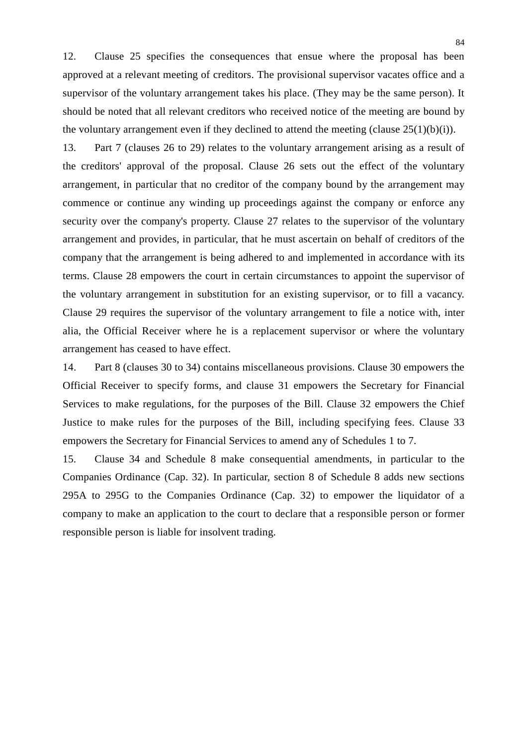12. Clause 25 specifies the consequences that ensue where the proposal has been approved at a relevant meeting of creditors. The provisional supervisor vacates office and a supervisor of the voluntary arrangement takes his place. (They may be the same person). It should be noted that all relevant creditors who received notice of the meeting are bound by the voluntary arrangement even if they declined to attend the meeting (clause 25(1)(b)(i)).

13. Part 7 (clauses 26 to 29) relates to the voluntary arrangement arising as a result of the creditors' approval of the proposal. Clause 26 sets out the effect of the voluntary arrangement, in particular that no creditor of the company bound by the arrangement may commence or continue any winding up proceedings against the company or enforce any security over the company's property. Clause 27 relates to the supervisor of the voluntary arrangement and provides, in particular, that he must ascertain on behalf of creditors of the company that the arrangement is being adhered to and implemented in accordance with its terms. Clause 28 empowers the court in certain circumstances to appoint the supervisor of the voluntary arrangement in substitution for an existing supervisor, or to fill a vacancy. Clause 29 requires the supervisor of the voluntary arrangement to file a notice with, inter alia, the Official Receiver where he is a replacement supervisor or where the voluntary arrangement has ceased to have effect.

14. Part 8 (clauses 30 to 34) contains miscellaneous provisions. Clause 30 empowers the Official Receiver to specify forms, and clause 31 empowers the Secretary for Financial Services to make regulations, for the purposes of the Bill. Clause 32 empowers the Chief Justice to make rules for the purposes of the Bill, including specifying fees. Clause 33 empowers the Secretary for Financial Services to amend any of Schedules 1 to 7.

15. Clause 34 and Schedule 8 make consequential amendments, in particular to the Companies Ordinance (Cap. 32). In particular, section 8 of Schedule 8 adds new sections 295A to 295G to the Companies Ordinance (Cap. 32) to empower the liquidator of a company to make an application to the court to declare that a responsible person or former responsible person is liable for insolvent trading.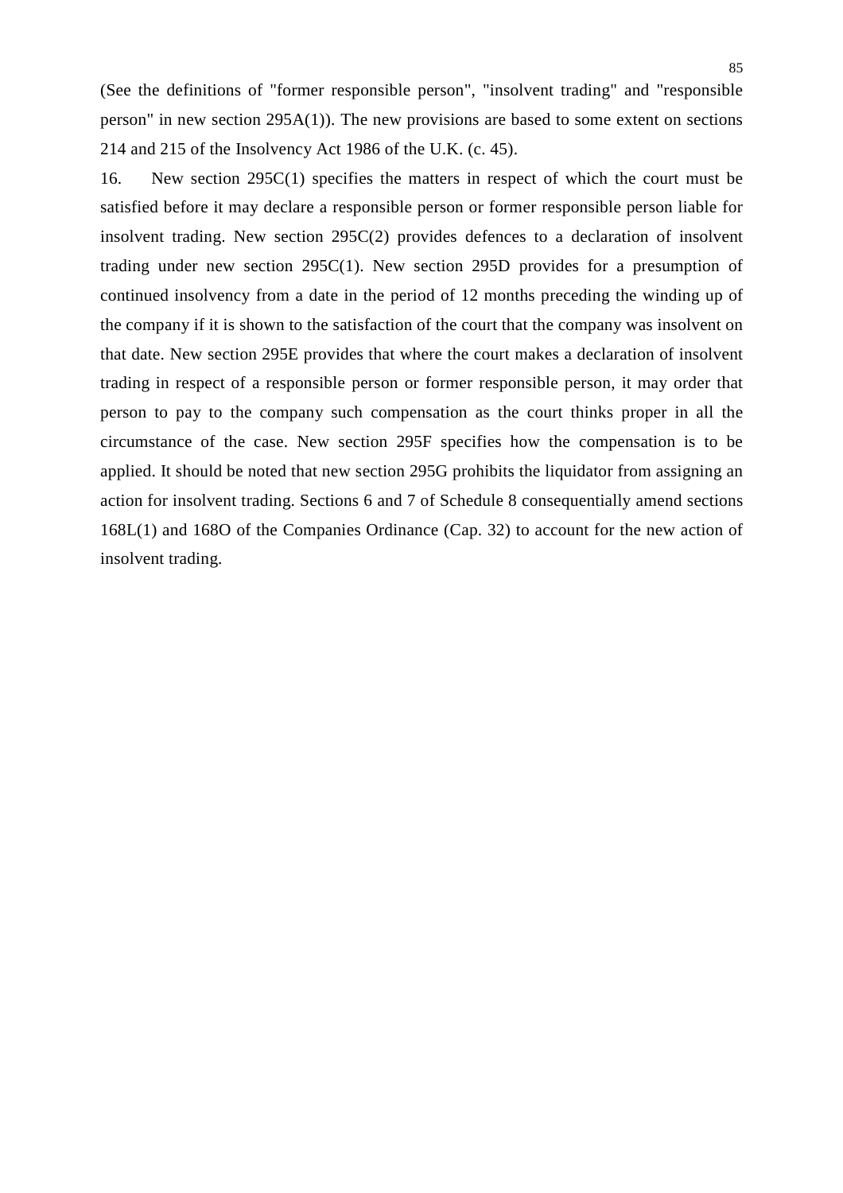(See the definitions of "former responsible person", "insolvent trading" and "responsible person" in new section 295A(1)). The new provisions are based to some extent on sections 214 and 215 of the Insolvency Act 1986 of the U.K. (c. 45).

16. New section 295C(1) specifies the matters in respect of which the court must be satisfied before it may declare a responsible person or former responsible person liable for insolvent trading. New section 295C(2) provides defences to a declaration of insolvent trading under new section 295C(1). New section 295D provides for a presumption of continued insolvency from a date in the period of 12 months preceding the winding up of the company if it is shown to the satisfaction of the court that the company was insolvent on that date. New section 295E provides that where the court makes a declaration of insolvent trading in respect of a responsible person or former responsible person, it may order that person to pay to the company such compensation as the court thinks proper in all the circumstance of the case. New section 295F specifies how the compensation is to be applied. It should be noted that new section 295G prohibits the liquidator from assigning an action for insolvent trading. Sections 6 and 7 of Schedule 8 consequentially amend sections 168L(1) and 168O of the Companies Ordinance (Cap. 32) to account for the new action of insolvent trading.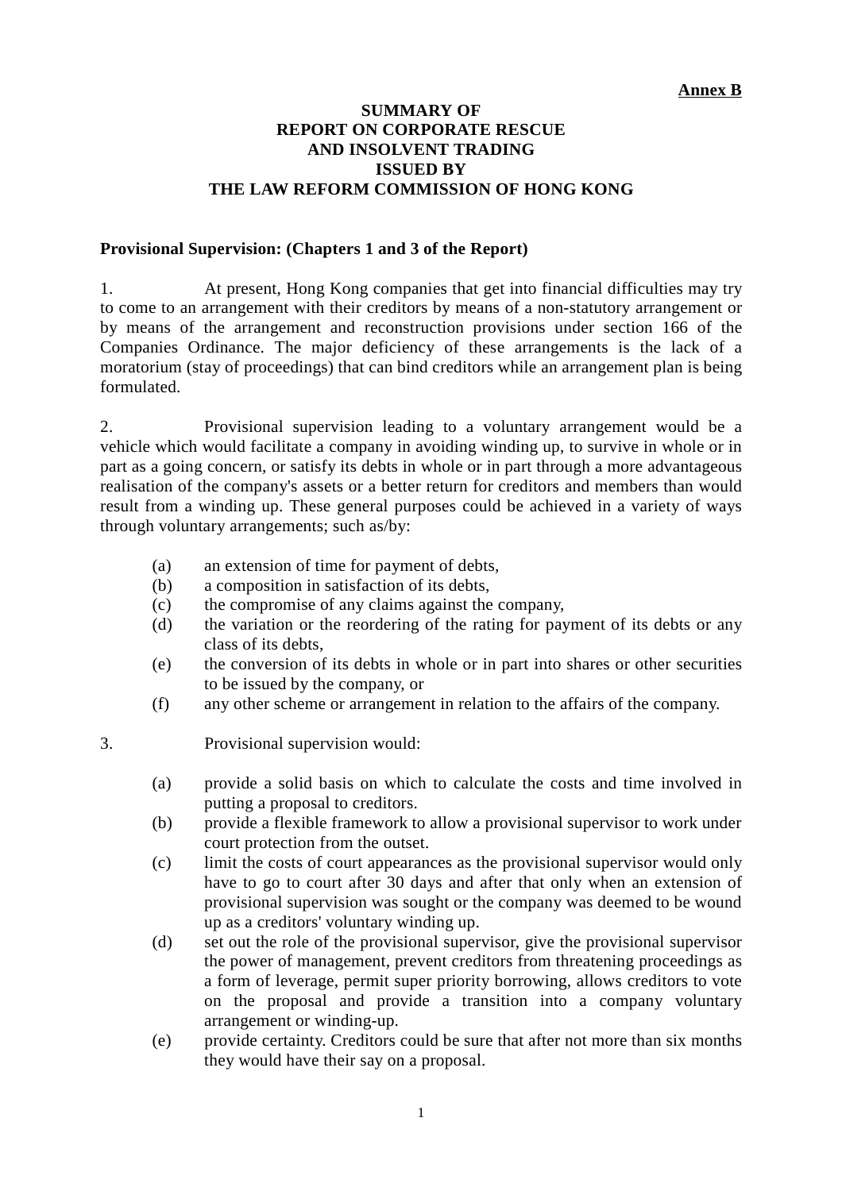**Annex B**

# SUMMARY OF REPORT ON CORPORATE RESCUE AND INSOLVENT TRADING ISSUED BY THE LAW REFORM COMMISSION OF HONG KONG

**Provisional Supervision: (Chapters 1 and 3 of the Report)**

1. At present, Hong Kong companies that get into financial difficulties may try to come to an arrangement with their creditors by means of a non-statutory arrangement or by means of the arrangement and reconstruction provisions under section 166 of the Companies Ordinance. The major deficiency of these arrangements is the lack of a moratorium (stay of proceedings) that can bind creditors while an arrangement plan is being formulated.

2. Provisional supervision leading to a voluntary arrangement would be a vehicle which would facilitate a company in avoiding winding up, to survive in whole or in part as a going concern, or satisfy its debts in whole or in part through a more advantageous realisation of the company's assets or a better return for creditors and members than would result from a winding up. These general purposes could be achieved in a variety of ways through voluntary arrangements; such as/by:

   (a) an extension of time for payment of debts,
   (b) a composition in satisfaction of its debts,
   (c) the compromise of any claims against the company,
   (d) the variation or the reordering of the rating for payment of its debts or any class of its debts,
   (e) the conversion of its debts in whole or in part into shares or other securities to be issued by the company, or
   (f) any other scheme or arrangement in relation to the affairs of the company.

3. Provisional supervision would:

   (a) provide a solid basis on which to calculate the costs and time involved in putting a proposal to creditors.
   (b) provide a flexible framework to allow a provisional supervisor to work under court protection from the outset.
   (c) limit the costs of court appearances as the provisional supervisor would only have to go to court after 30 days and after that only when an extension of provisional supervision was sought or the company was deemed to be wound up as a creditors' voluntary winding up.
   (d) set out the role of the provisional supervisor, give the provisional supervisor the power of management, prevent creditors from threatening proceedings as a form of leverage, permit super priority borrowing, allows creditors to vote on the proposal and provide a transition into a company voluntary arrangement or winding-up.
   (e) provide certainty. Creditors could be sure that after not more than six months they would have their say on a proposal.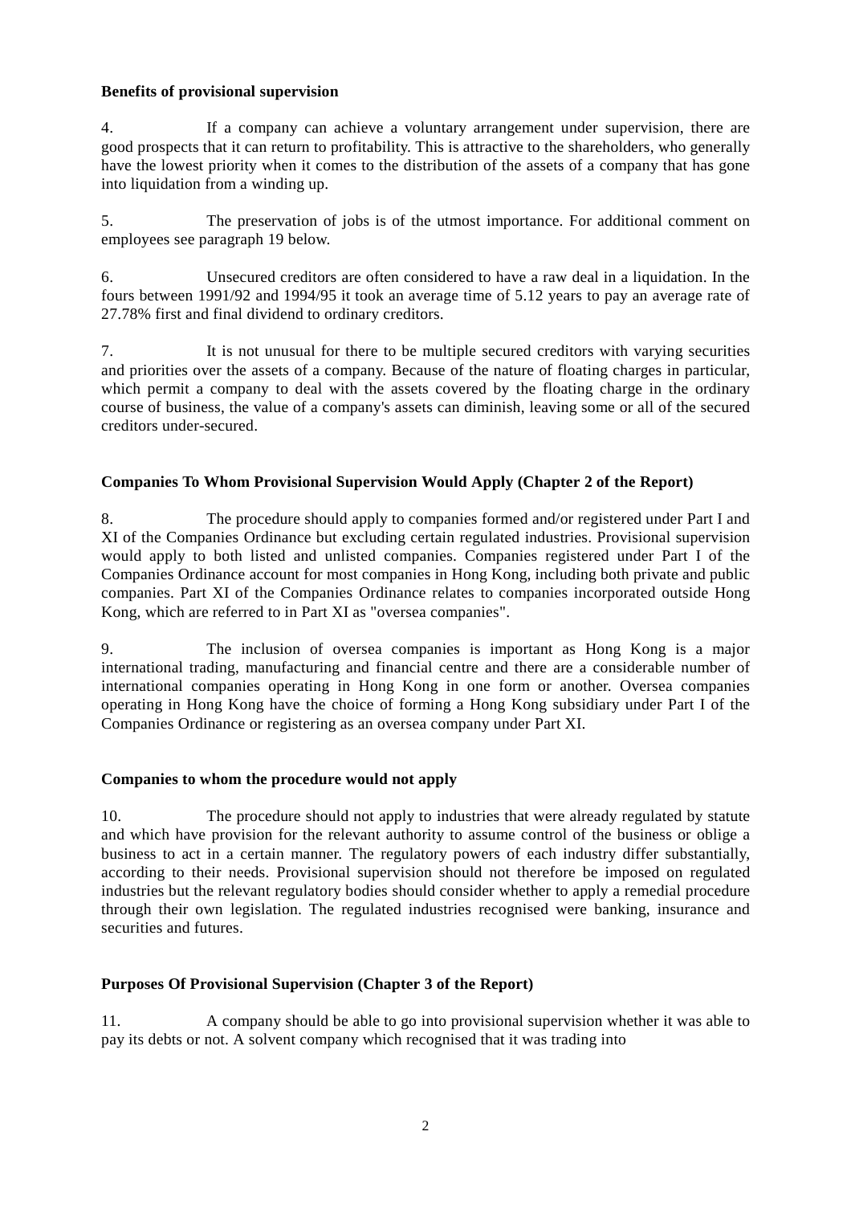**Benefits of provisional supervision**

4. If a company can achieve a voluntary arrangement under supervision, there are good prospects that it can return to profitability. This is attractive to the shareholders, who generally have the lowest priority when it comes to the distribution of the assets of a company that has gone into liquidation from a winding up.

5. The preservation of jobs is of the utmost importance. For additional comment on employees see paragraph 19 below.

6. Unsecured creditors are often considered to have a raw deal in a liquidation. In the fours between 1991/92 and 1994/95 it took an average time of 5.12 years to pay an average rate of 27.78% first and final dividend to ordinary creditors.

7. It is not unusual for there to be multiple secured creditors with varying securities and priorities over the assets of a company. Because of the nature of floating charges in particular, which permit a company to deal with the assets covered by the floating charge in the ordinary course of business, the value of a company's assets can diminish, leaving some or all of the secured creditors under-secured.

**Companies To Whom Provisional Supervision Would Apply (Chapter 2 of the Report)**

8. The procedure should apply to companies formed and/or registered under Part I and XI of the Companies Ordinance but excluding certain regulated industries. Provisional supervision would apply to both listed and unlisted companies. Companies registered under Part I of the Companies Ordinance account for most companies in Hong Kong, including both private and public companies. Part XI of the Companies Ordinance relates to companies incorporated outside Hong Kong, which are referred to in Part XI as "oversea companies".

9. The inclusion of oversea companies is important as Hong Kong is a major international trading, manufacturing and financial centre and there are a considerable number of international companies operating in Hong Kong in one form or another. Oversea companies operating in Hong Kong have the choice of forming a Hong Kong subsidiary under Part I of the Companies Ordinance or registering as an oversea company under Part XI.

**Companies to whom the procedure would not apply**

10. The procedure should not apply to industries that were already regulated by statute and which have provision for the relevant authority to assume control of the business or oblige a business to act in a certain manner. The regulatory powers of each industry differ substantially, according to their needs. Provisional supervision should not therefore be imposed on regulated industries but the relevant regulatory bodies should consider whether to apply a remedial procedure through their own legislation. The regulated industries recognised were banking, insurance and securities and futures.

**Purposes Of Provisional Supervision (Chapter 3 of the Report)**

11. A company should be able to go into provisional supervision whether it was able to pay its debts or not. A solvent company which recognised that it was trading into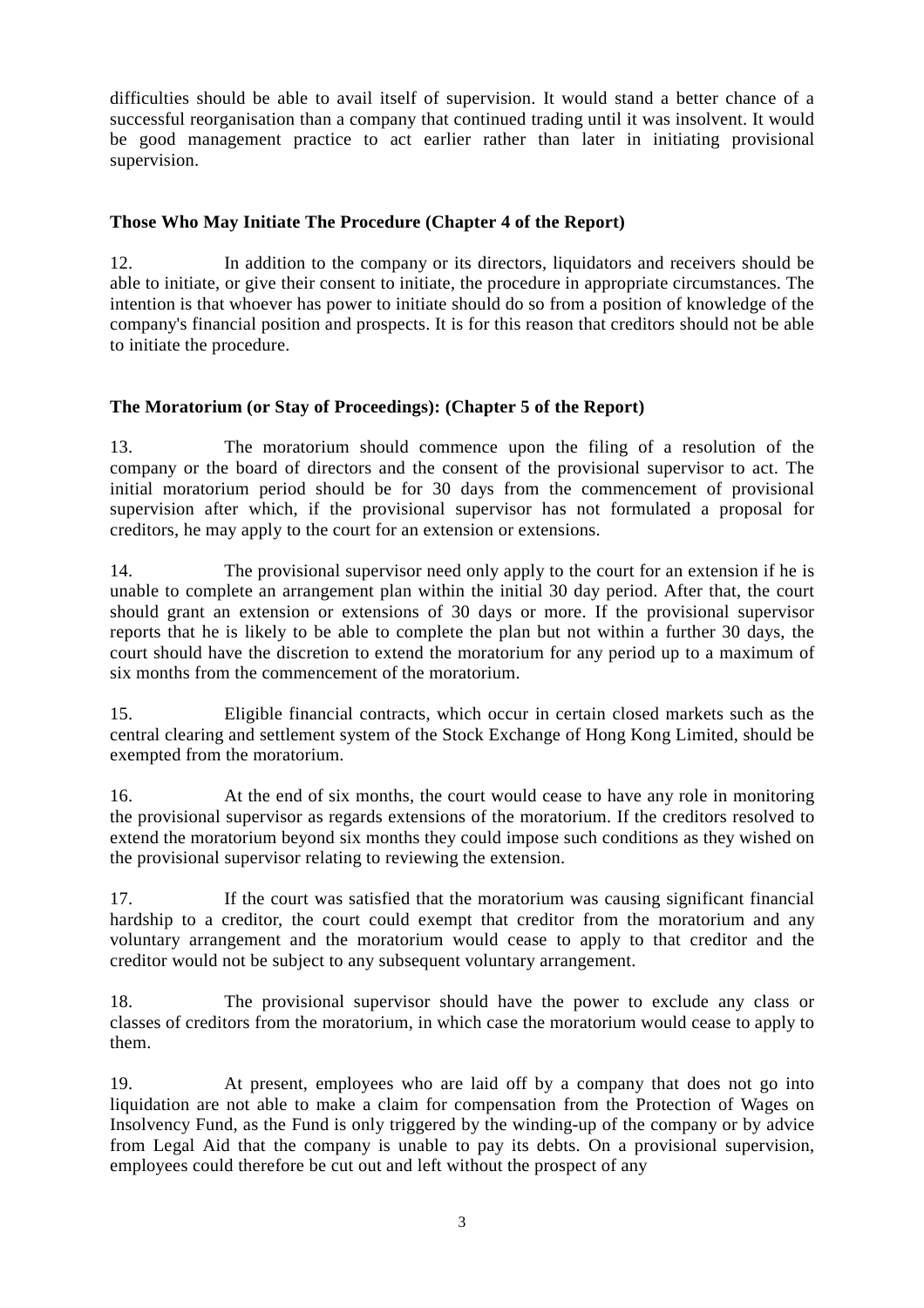difficulties should be able to avail itself of supervision. It would stand a better chance of a successful reorganisation than a company that continued trading until it was insolvent. It would be good management practice to act earlier rather than later in initiating provisional supervision.

**Those Who May Initiate The Procedure (Chapter 4 of the Report)**

12. In addition to the company or its directors, liquidators and receivers should be able to initiate, or give their consent to initiate, the procedure in appropriate circumstances. The intention is that whoever has power to initiate should do so from a position of knowledge of the company's financial position and prospects. It is for this reason that creditors should not be able to initiate the procedure.

**The Moratorium (or Stay of Proceedings): (Chapter 5 of the Report)**

13. The moratorium should commence upon the filing of a resolution of the company or the board of directors and the consent of the provisional supervisor to act. The initial moratorium period should be for 30 days from the commencement of provisional supervision after which, if the provisional supervisor has not formulated a proposal for creditors, he may apply to the court for an extension or extensions.

14. The provisional supervisor need only apply to the court for an extension if he is unable to complete an arrangement plan within the initial 30 day period. After that, the court should grant an extension or extensions of 30 days or more. If the provisional supervisor reports that he is likely to be able to complete the plan but not within a further 30 days, the court should have the discretion to extend the moratorium for any period up to a maximum of six months from the commencement of the moratorium.

15. Eligible financial contracts, which occur in certain closed markets such as the central clearing and settlement system of the Stock Exchange of Hong Kong Limited, should be exempted from the moratorium.

16. At the end of six months, the court would cease to have any role in monitoring the provisional supervisor as regards extensions of the moratorium. If the creditors resolved to extend the moratorium beyond six months they could impose such conditions as they wished on the provisional supervisor relating to reviewing the extension.

17. If the court was satisfied that the moratorium was causing significant financial hardship to a creditor, the court could exempt that creditor from the moratorium and any voluntary arrangement and the moratorium would cease to apply to that creditor and the creditor would not be subject to any subsequent voluntary arrangement.

18. The provisional supervisor should have the power to exclude any class or classes of creditors from the moratorium, in which case the moratorium would cease to apply to them.

19. At present, employees who are laid off by a company that does not go into liquidation are not able to make a claim for compensation from the Protection of Wages on Insolvency Fund, as the Fund is only triggered by the winding-up of the company or by advice from Legal Aid that the company is unable to pay its debts. On a provisional supervision, employees could therefore be cut out and left without the prospect of any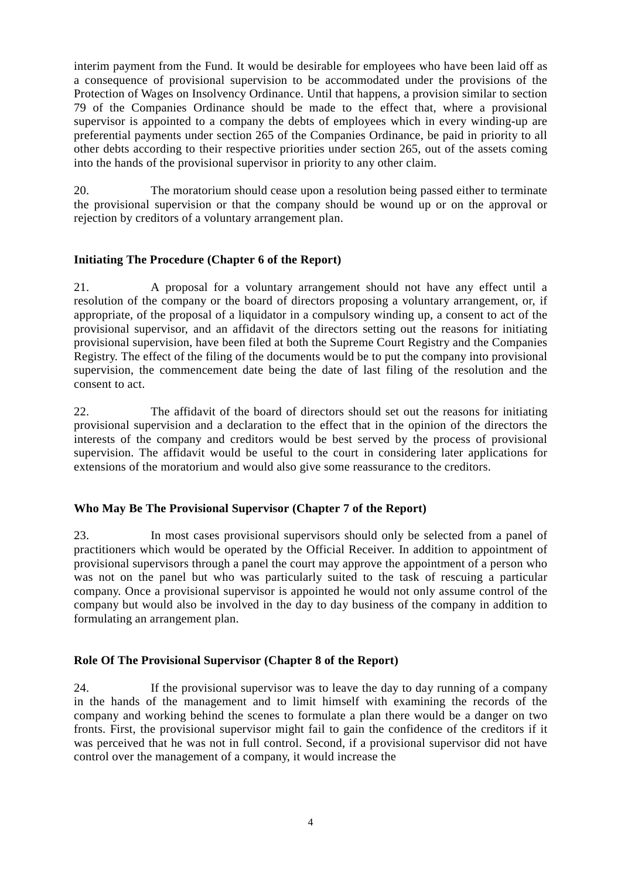interim payment from the Fund. It would be desirable for employees who have been laid off as a consequence of provisional supervision to be accommodated under the provisions of the Protection of Wages on Insolvency Ordinance. Until that happens, a provision similar to section 79 of the Companies Ordinance should be made to the effect that, where a provisional supervisor is appointed to a company the debts of employees which in every winding-up are preferential payments under section 265 of the Companies Ordinance, be paid in priority to all other debts according to their respective priorities under section 265, out of the assets coming into the hands of the provisional supervisor in priority to any other claim.

20. The moratorium should cease upon a resolution being passed either to terminate the provisional supervision or that the company should be wound up or on the approval or rejection by creditors of a voluntary arrangement plan.

**Initiating The Procedure (Chapter 6 of the Report)**

21. A proposal for a voluntary arrangement should not have any effect until a resolution of the company or the board of directors proposing a voluntary arrangement, or, if appropriate, of the proposal of a liquidator in a compulsory winding up, a consent to act of the provisional supervisor, and an affidavit of the directors setting out the reasons for initiating provisional supervision, have been filed at both the Supreme Court Registry and the Companies Registry. The effect of the filing of the documents would be to put the company into provisional supervision, the commencement date being the date of last filing of the resolution and the consent to act.

22. The affidavit of the board of directors should set out the reasons for initiating provisional supervision and a declaration to the effect that in the opinion of the directors the interests of the company and creditors would be best served by the process of provisional supervision. The affidavit would be useful to the court in considering later applications for extensions of the moratorium and would also give some reassurance to the creditors.

**Who May Be The Provisional Supervisor (Chapter 7 of the Report)**

23. In most cases provisional supervisors should only be selected from a panel of practitioners which would be operated by the Official Receiver. In addition to appointment of provisional supervisors through a panel the court may approve the appointment of a person who was not on the panel but who was particularly suited to the task of rescuing a particular company. Once a provisional supervisor is appointed he would not only assume control of the company but would also be involved in the day to day business of the company in addition to formulating an arrangement plan.

**Role Of The Provisional Supervisor (Chapter 8 of the Report)**

24. If the provisional supervisor was to leave the day to day running of a company in the hands of the management and to limit himself with examining the records of the company and working behind the scenes to formulate a plan there would be a danger on two fronts. First, the provisional supervisor might fail to gain the confidence of the creditors if it was perceived that he was not in full control. Second, if a provisional supervisor did not have control over the management of a company, it would increase the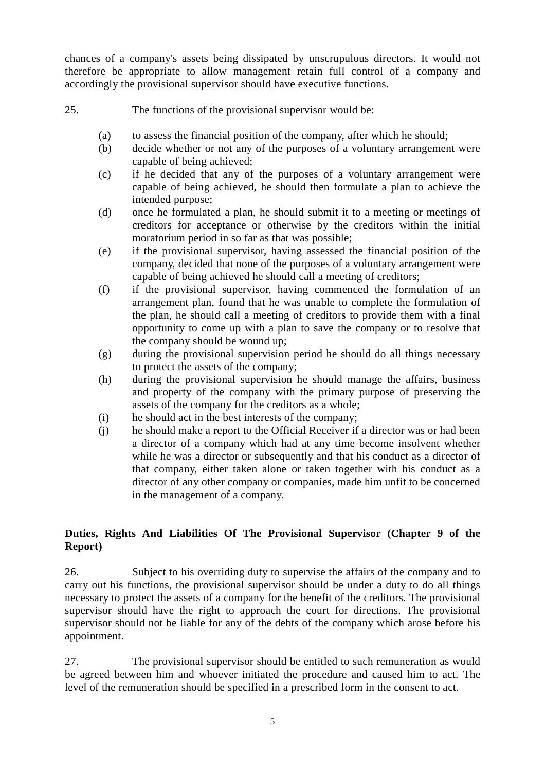chances of a company's assets being dissipated by unscrupulous directors. It would not therefore be appropriate to allow management retain full control of a company and accordingly the provisional supervisor should have executive functions.

25. The functions of the provisional supervisor would be:

(a) to assess the financial position of the company, after which he should;
(b) decide whether or not any of the purposes of a voluntary arrangement were capable of being achieved;
(c) if he decided that any of the purposes of a voluntary arrangement were capable of being achieved, he should then formulate a plan to achieve the intended purpose;
(d) once he formulated a plan, he should submit it to a meeting or meetings of creditors for acceptance or otherwise by the creditors within the initial moratorium period in so far as that was possible;
(e) if the provisional supervisor, having assessed the financial position of the company, decided that none of the purposes of a voluntary arrangement were capable of being achieved he should call a meeting of creditors;
(f) if the provisional supervisor, having commenced the formulation of an arrangement plan, found that he was unable to complete the formulation of the plan, he should call a meeting of creditors to provide them with a final opportunity to come up with a plan to save the company or to resolve that the company should be wound up;
(g) during the provisional supervision period he should do all things necessary to protect the assets of the company;
(h) during the provisional supervision he should manage the affairs, business and property of the company with the primary purpose of preserving the assets of the company for the creditors as a whole;
(i) he should act in the best interests of the company;
(j) he should make a report to the Official Receiver if a director was or had been a director of a company which had at any time become insolvent whether while he was a director or subsequently and that his conduct as a director of that company, either taken alone or taken together with his conduct as a director of any other company or companies, made him unfit to be concerned in the management of a company.

**Duties, Rights And Liabilities Of The Provisional Supervisor (Chapter 9 of the Report)**

26. Subject to his overriding duty to supervise the affairs of the company and to carry out his functions, the provisional supervisor should be under a duty to do all things necessary to protect the assets of a company for the benefit of the creditors. The provisional supervisor should have the right to approach the court for directions. The provisional supervisor should not be liable for any of the debts of the company which arose before his appointment.

27. The provisional supervisor should be entitled to such remuneration as would be agreed between him and whoever initiated the procedure and caused him to act. The level of the remuneration should be specified in a prescribed form in the consent to act.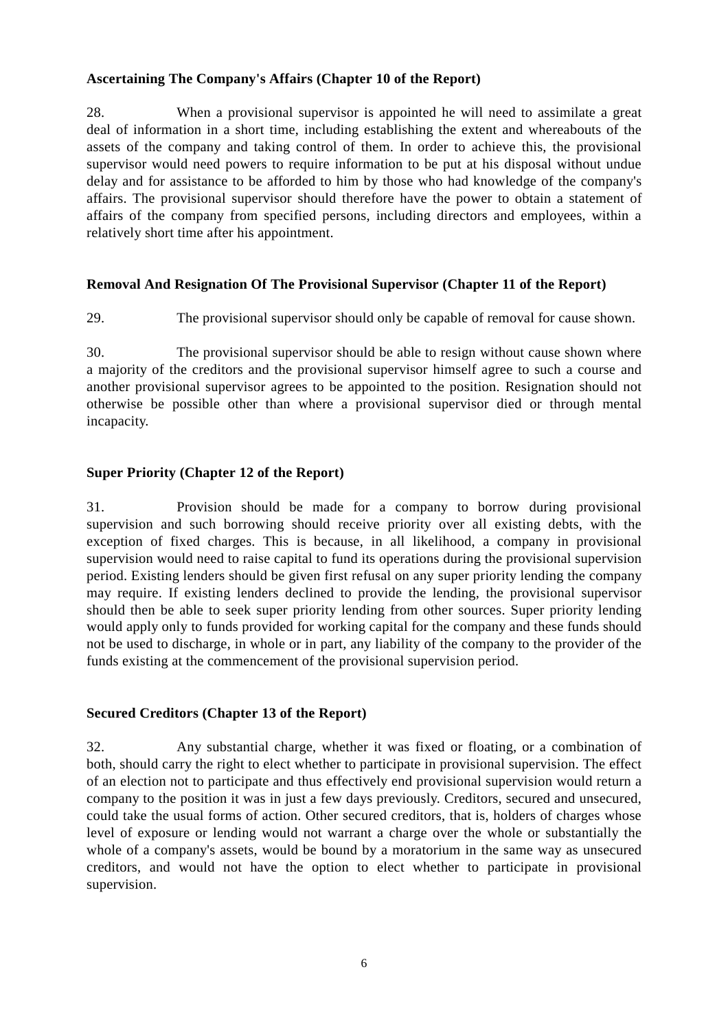**Ascertaining The Company's Affairs (Chapter 10 of the Report)**

28. When a provisional supervisor is appointed he will need to assimilate a great deal of information in a short time, including establishing the extent and whereabouts of the assets of the company and taking control of them. In order to achieve this, the provisional supervisor would need powers to require information to be put at his disposal without undue delay and for assistance to be afforded to him by those who had knowledge of the company's affairs. The provisional supervisor should therefore have the power to obtain a statement of affairs of the company from specified persons, including directors and employees, within a relatively short time after his appointment.

**Removal And Resignation Of The Provisional Supervisor (Chapter 11 of the Report)**

29. The provisional supervisor should only be capable of removal for cause shown.

30. The provisional supervisor should be able to resign without cause shown where a majority of the creditors and the provisional supervisor himself agree to such a course and another provisional supervisor agrees to be appointed to the position. Resignation should not otherwise be possible other than where a provisional supervisor died or through mental incapacity.

**Super Priority (Chapter 12 of the Report)**

31. Provision should be made for a company to borrow during provisional supervision and such borrowing should receive priority over all existing debts, with the exception of fixed charges. This is because, in all likelihood, a company in provisional supervision would need to raise capital to fund its operations during the provisional supervision period. Existing lenders should be given first refusal on any super priority lending the company may require. If existing lenders declined to provide the lending, the provisional supervisor should then be able to seek super priority lending from other sources. Super priority lending would apply only to funds provided for working capital for the company and these funds should not be used to discharge, in whole or in part, any liability of the company to the provider of the funds existing at the commencement of the provisional supervision period.

**Secured Creditors (Chapter 13 of the Report)**

32. Any substantial charge, whether it was fixed or floating, or a combination of both, should carry the right to elect whether to participate in provisional supervision. The effect of an election not to participate and thus effectively end provisional supervision would return a company to the position it was in just a few days previously. Creditors, secured and unsecured, could take the usual forms of action. Other secured creditors, that is, holders of charges whose level of exposure or lending would not warrant a charge over the whole or substantially the whole of a company's assets, would be bound by a moratorium in the same way as unsecured creditors, and would not have the option to elect whether to participate in provisional supervision.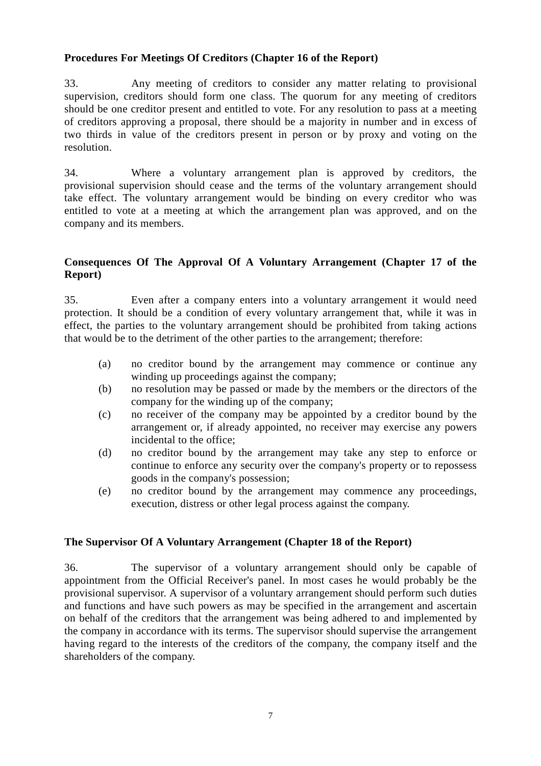**Procedures For Meetings Of Creditors (Chapter 16 of the Report)**

33. Any meeting of creditors to consider any matter relating to provisional supervision, creditors should form one class. The quorum for any meeting of creditors should be one creditor present and entitled to vote. For any resolution to pass at a meeting of creditors approving a proposal, there should be a majority in number and in excess of two thirds in value of the creditors present in person or by proxy and voting on the resolution.

34. Where a voluntary arrangement plan is approved by creditors, the provisional supervision should cease and the terms of the voluntary arrangement should take effect. The voluntary arrangement would be binding on every creditor who was entitled to vote at a meeting at which the arrangement plan was approved, and on the company and its members.

**Consequences Of The Approval Of A Voluntary Arrangement (Chapter 17 of the Report)**

35. Even after a company enters into a voluntary arrangement it would need protection. It should be a condition of every voluntary arrangement that, while it was in effect, the parties to the voluntary arrangement should be prohibited from taking actions that would be to the detriment of the other parties to the arrangement; therefore:

(a) no creditor bound by the arrangement may commence or continue any winding up proceedings against the company;
(b) no resolution may be passed or made by the members or the directors of the company for the winding up of the company;
(c) no receiver of the company may be appointed by a creditor bound by the arrangement or, if already appointed, no receiver may exercise any powers incidental to the office;
(d) no creditor bound by the arrangement may take any step to enforce or continue to enforce any security over the company's property or to repossess goods in the company's possession;
(e) no creditor bound by the arrangement may commence any proceedings, execution, distress or other legal process against the company.

**The Supervisor Of A Voluntary Arrangement (Chapter 18 of the Report)**

36. The supervisor of a voluntary arrangement should only be capable of appointment from the Official Receiver's panel. In most cases he would probably be the provisional supervisor. A supervisor of a voluntary arrangement should perform such duties and functions and have such powers as may be specified in the arrangement and ascertain on behalf of the creditors that the arrangement was being adhered to and implemented by the company in accordance with its terms. The supervisor should supervise the arrangement having regard to the interests of the creditors of the company, the company itself and the shareholders of the company.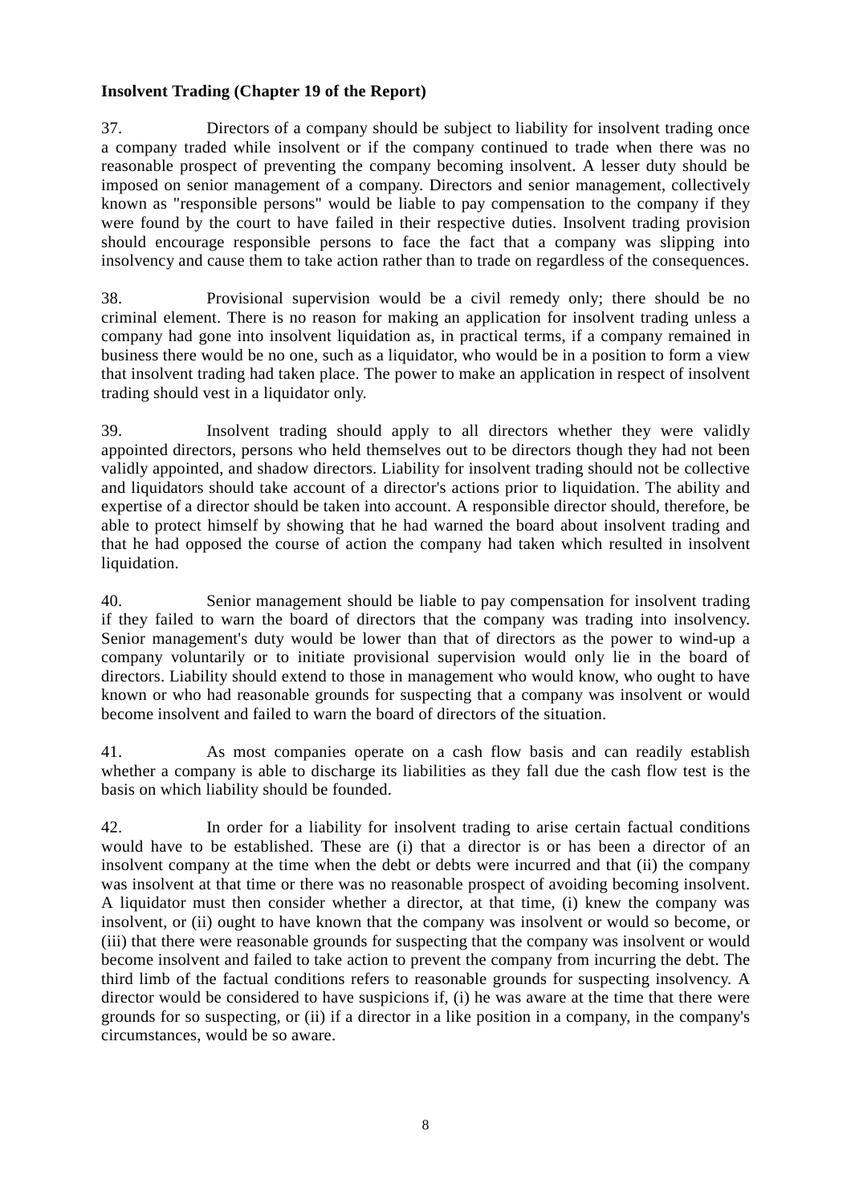**Insolvent Trading (Chapter 19 of the Report)**

37. Directors of a company should be subject to liability for insolvent trading once a company traded while insolvent or if the company continued to trade when there was no reasonable prospect of preventing the company becoming insolvent. A lesser duty should be imposed on senior management of a company. Directors and senior management, collectively known as "responsible persons" would be liable to pay compensation to the company if they were found by the court to have failed in their respective duties. Insolvent trading provision should encourage responsible persons to face the fact that a company was slipping into insolvency and cause them to take action rather than to trade on regardless of the consequences.

38. Provisional supervision would be a civil remedy only; there should be no criminal element. There is no reason for making an application for insolvent trading unless a company had gone into insolvent liquidation as, in practical terms, if a company remained in business there would be no one, such as a liquidator, who would be in a position to form a view that insolvent trading had taken place. The power to make an application in respect of insolvent trading should vest in a liquidator only.

39. Insolvent trading should apply to all directors whether they were validly appointed directors, persons who held themselves out to be directors though they had not been validly appointed, and shadow directors. Liability for insolvent trading should not be collective and liquidators should take account of a director's actions prior to liquidation. The ability and expertise of a director should be taken into account. A responsible director should, therefore, be able to protect himself by showing that he had warned the board about insolvent trading and that he had opposed the course of action the company had taken which resulted in insolvent liquidation.

40. Senior management should be liable to pay compensation for insolvent trading if they failed to warn the board of directors that the company was trading into insolvency. Senior management's duty would be lower than that of directors as the power to wind-up a company voluntarily or to initiate provisional supervision would only lie in the board of directors. Liability should extend to those in management who would know, who ought to have known or who had reasonable grounds for suspecting that a company was insolvent or would become insolvent and failed to warn the board of directors of the situation.

41. As most companies operate on a cash flow basis and can readily establish whether a company is able to discharge its liabilities as they fall due the cash flow test is the basis on which liability should be founded.

42. In order for a liability for insolvent trading to arise certain factual conditions would have to be established. These are (i) that a director is or has been a director of an insolvent company at the time when the debt or debts were incurred and that (ii) the company was insolvent at that time or there was no reasonable prospect of avoiding becoming insolvent. A liquidator must then consider whether a director, at that time, (i) knew the company was insolvent, or (ii) ought to have known that the company was insolvent or would so become, or (iii) that there were reasonable grounds for suspecting that the company was insolvent or would become insolvent and failed to take action to prevent the company from incurring the debt. The third limb of the factual conditions refers to reasonable grounds for suspecting insolvency. A director would be considered to have suspicions if, (i) he was aware at the time that there were grounds for so suspecting, or (ii) if a director in a like position in a company, in the company's circumstances, would be so aware.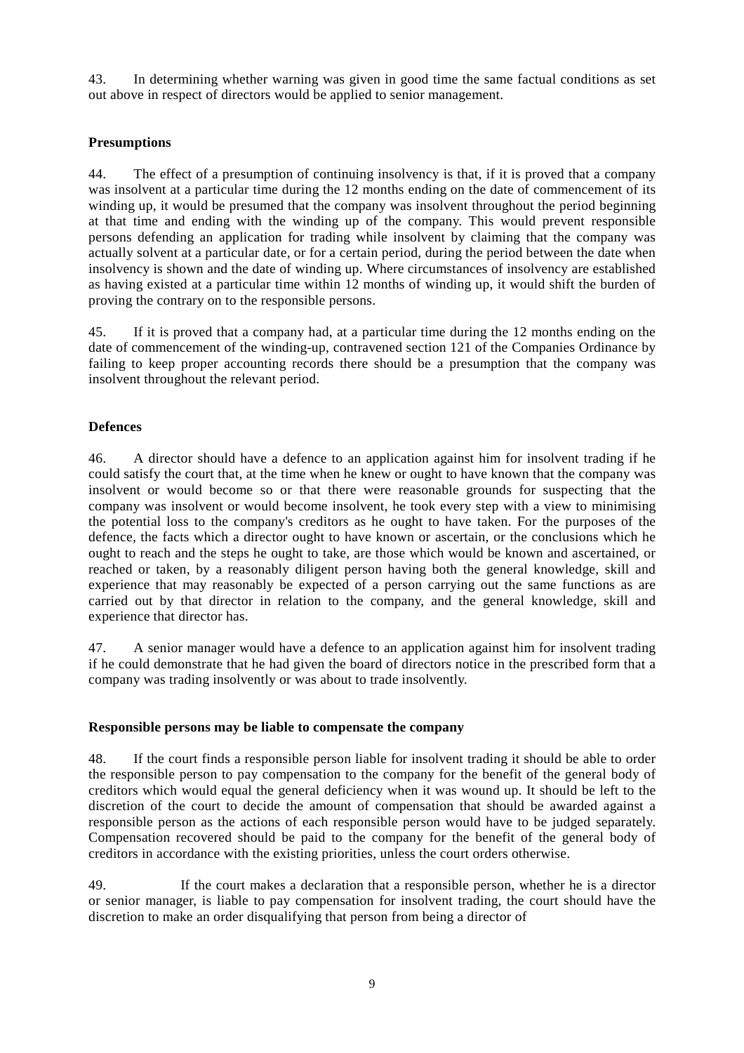43. In determining whether warning was given in good time the same factual conditions as set out above in respect of directors would be applied to senior management.

**Presumptions**

44. The effect of a presumption of continuing insolvency is that, if it is proved that a company was insolvent at a particular time during the 12 months ending on the date of commencement of its winding up, it would be presumed that the company was insolvent throughout the period beginning at that time and ending with the winding up of the company. This would prevent responsible persons defending an application for trading while insolvent by claiming that the company was actually solvent at a particular date, or for a certain period, during the period between the date when insolvency is shown and the date of winding up. Where circumstances of insolvency are established as having existed at a particular time within 12 months of winding up, it would shift the burden of proving the contrary on to the responsible persons.

45. If it is proved that a company had, at a particular time during the 12 months ending on the date of commencement of the winding-up, contravened section 121 of the Companies Ordinance by failing to keep proper accounting records there should be a presumption that the company was insolvent throughout the relevant period.

**Defences**

46. A director should have a defence to an application against him for insolvent trading if he could satisfy the court that, at the time when he knew or ought to have known that the company was insolvent or would become so or that there were reasonable grounds for suspecting that the company was insolvent or would become insolvent, he took every step with a view to minimising the potential loss to the company's creditors as he ought to have taken. For the purposes of the defence, the facts which a director ought to have known or ascertain, or the conclusions which he ought to reach and the steps he ought to take, are those which would be known and ascertained, or reached or taken, by a reasonably diligent person having both the general knowledge, skill and experience that may reasonably be expected of a person carrying out the same functions as are carried out by that director in relation to the company, and the general knowledge, skill and experience that director has.

47. A senior manager would have a defence to an application against him for insolvent trading if he could demonstrate that he had given the board of directors notice in the prescribed form that a company was trading insolvently or was about to trade insolvently.

**Responsible persons may be liable to compensate the company**

48. If the court finds a responsible person liable for insolvent trading it should be able to order the responsible person to pay compensation to the company for the benefit of the general body of creditors which would equal the general deficiency when it was wound up. It should be left to the discretion of the court to decide the amount of compensation that should be awarded against a responsible person as the actions of each responsible person would have to be judged separately. Compensation recovered should be paid to the company for the benefit of the general body of creditors in accordance with the existing priorities, unless the court orders otherwise.

49. If the court makes a declaration that a responsible person, whether he is a director or senior manager, is liable to pay compensation for insolvent trading, the court should have the discretion to make an order disqualifying that person from being a director of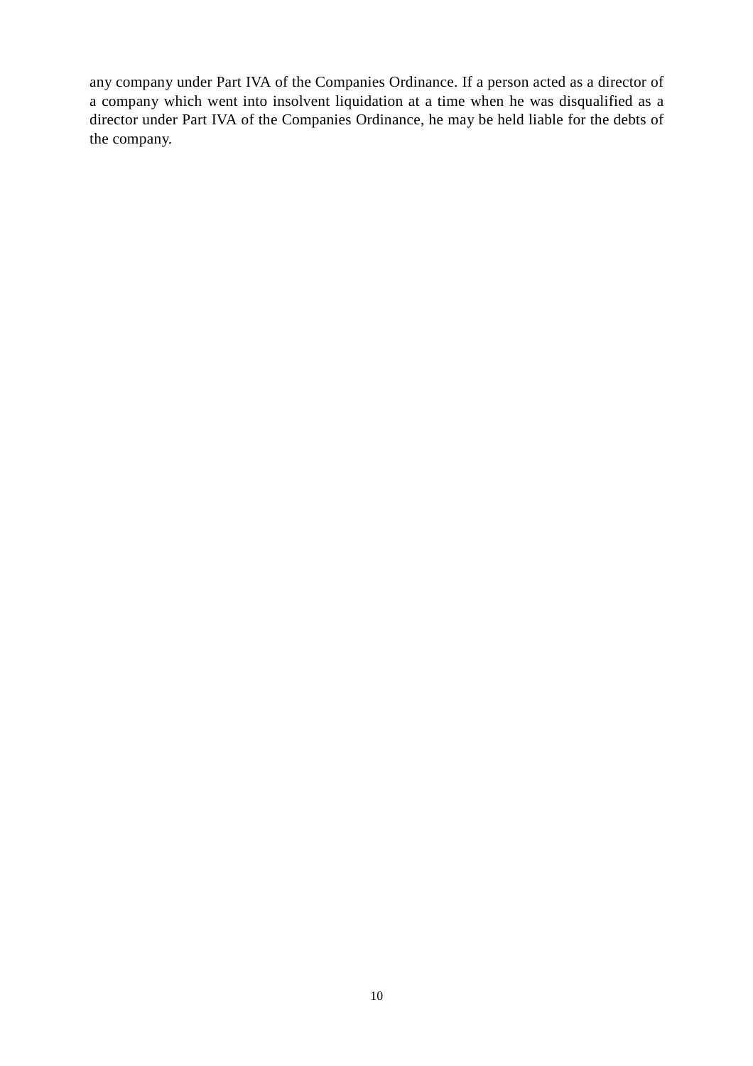any company under Part IVA of the Companies Ordinance. If a person acted as a director of a company which went into insolvent liquidation at a time when he was disqualified as a director under Part IVA of the Companies Ordinance, he may be held liable for the debts of the company.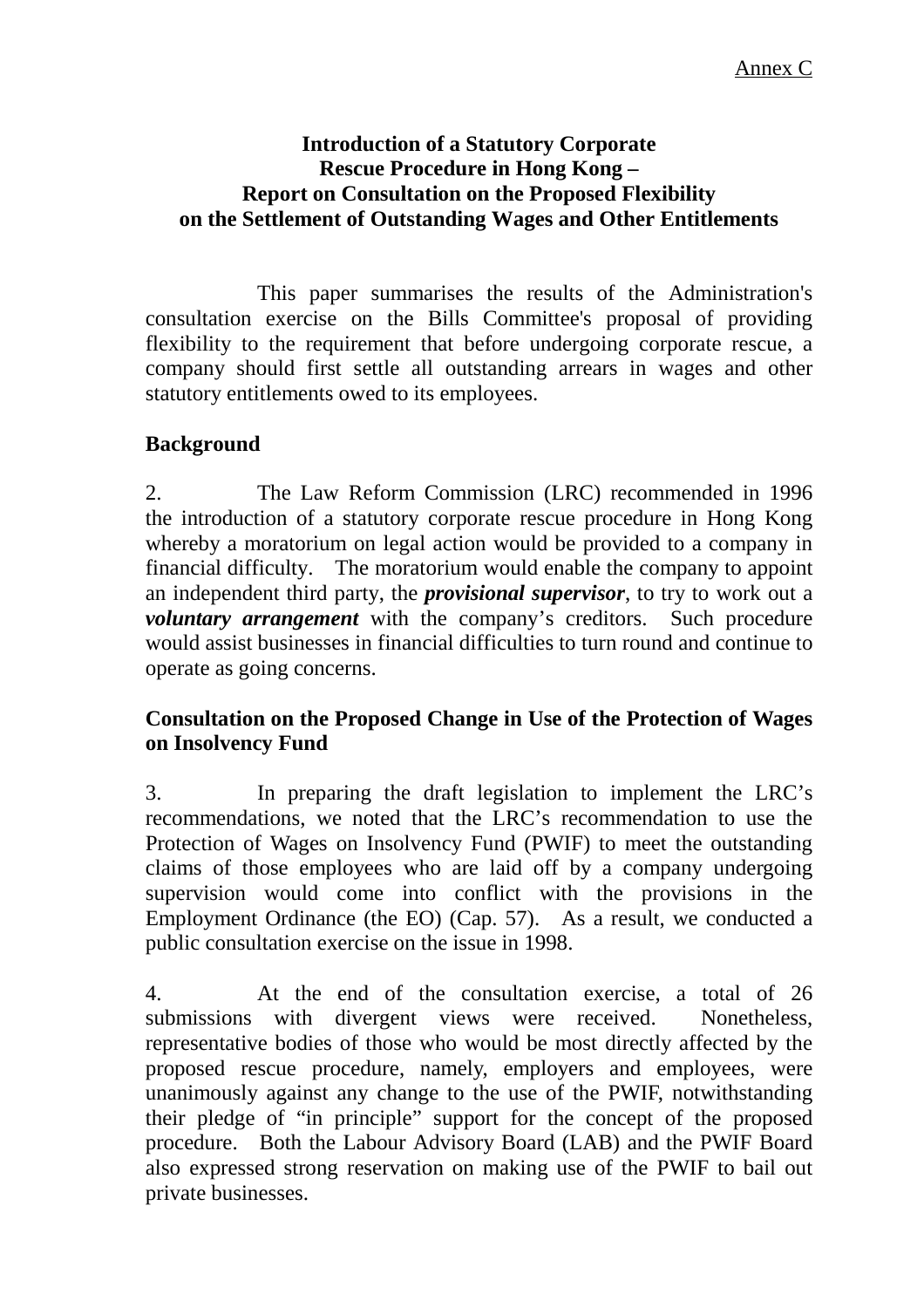Annex C

# Introduction of a Statutory Corporate Rescue Procedure in Hong Kong – Report on Consultation on the Proposed Flexibility on the Settlement of Outstanding Wages and Other Entitlements

This paper summarises the results of the Administration's consultation exercise on the Bills Committee's proposal of providing flexibility to the requirement that before undergoing corporate rescue, a company should first settle all outstanding arrears in wages and other statutory entitlements owed to its employees.

## Background

2. The Law Reform Commission (LRC) recommended in 1996 the introduction of a statutory corporate rescue procedure in Hong Kong whereby a moratorium on legal action would be provided to a company in financial difficulty. The moratorium would enable the company to appoint an independent third party, the ***provisional supervisor***, to try to work out a ***voluntary arrangement*** with the company's creditors. Such procedure would assist businesses in financial difficulties to turn round and continue to operate as going concerns.

## Consultation on the Proposed Change in Use of the Protection of Wages on Insolvency Fund

3. In preparing the draft legislation to implement the LRC's recommendations, we noted that the LRC's recommendation to use the Protection of Wages on Insolvency Fund (PWIF) to meet the outstanding claims of those employees who are laid off by a company undergoing supervision would come into conflict with the provisions in the Employment Ordinance (the EO) (Cap. 57). As a result, we conducted a public consultation exercise on the issue in 1998.

4. At the end of the consultation exercise, a total of 26 submissions with divergent views were received. Nonetheless, representative bodies of those who would be most directly affected by the proposed rescue procedure, namely, employers and employees, were unanimously against any change to the use of the PWIF, notwithstanding their pledge of "in principle" support for the concept of the proposed procedure. Both the Labour Advisory Board (LAB) and the PWIF Board also expressed strong reservation on making use of the PWIF to bail out private businesses.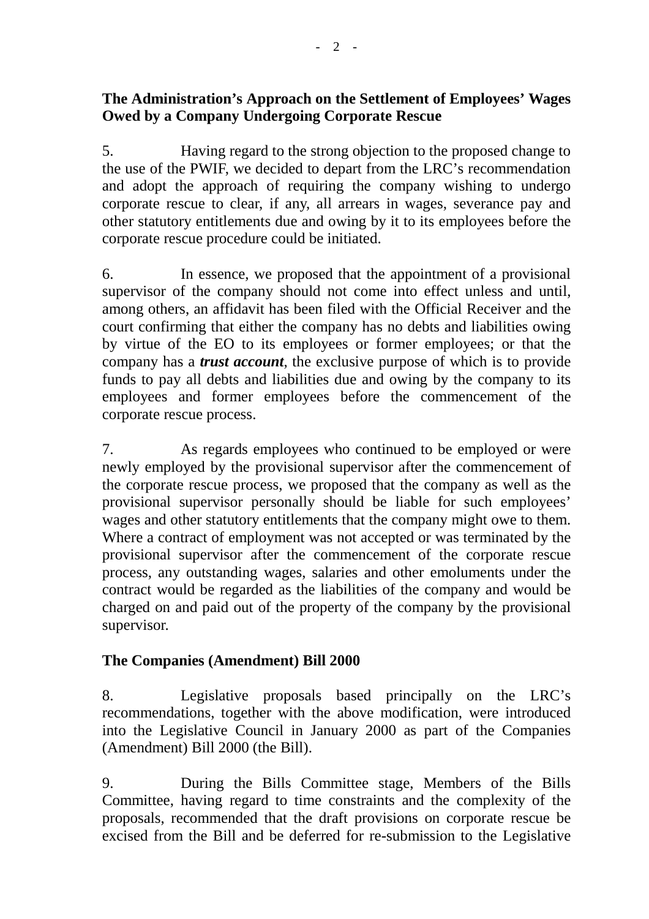**The Administration's Approach on the Settlement of Employees' Wages Owed by a Company Undergoing Corporate Rescue**

5. Having regard to the strong objection to the proposed change to the use of the PWIF, we decided to depart from the LRC's recommendation and adopt the approach of requiring the company wishing to undergo corporate rescue to clear, if any, all arrears in wages, severance pay and other statutory entitlements due and owing by it to its employees before the corporate rescue procedure could be initiated.

6. In essence, we proposed that the appointment of a provisional supervisor of the company should not come into effect unless and until, among others, an affidavit has been filed with the Official Receiver and the court confirming that either the company has no debts and liabilities owing by virtue of the EO to its employees or former employees; or that the company has a ***trust account***, the exclusive purpose of which is to provide funds to pay all debts and liabilities due and owing by the company to its employees and former employees before the commencement of the corporate rescue process.

7. As regards employees who continued to be employed or were newly employed by the provisional supervisor after the commencement of the corporate rescue process, we proposed that the company as well as the provisional supervisor personally should be liable for such employees' wages and other statutory entitlements that the company might owe to them. Where a contract of employment was not accepted or was terminated by the provisional supervisor after the commencement of the corporate rescue process, any outstanding wages, salaries and other emoluments under the contract would be regarded as the liabilities of the company and would be charged on and paid out of the property of the company by the provisional supervisor.

**The Companies (Amendment) Bill 2000**

8. Legislative proposals based principally on the LRC's recommendations, together with the above modification, were introduced into the Legislative Council in January 2000 as part of the Companies (Amendment) Bill 2000 (the Bill).

9. During the Bills Committee stage, Members of the Bills Committee, having regard to time constraints and the complexity of the proposals, recommended that the draft provisions on corporate rescue be excised from the Bill and be deferred for re-submission to the Legislative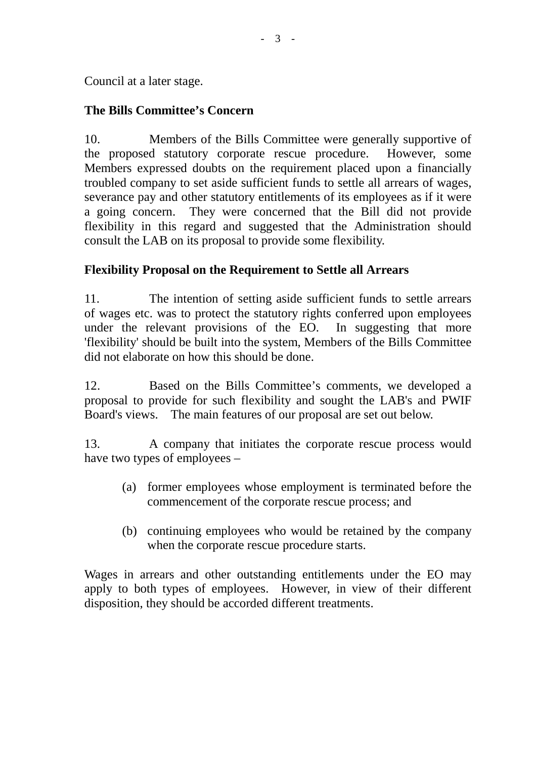Council at a later stage.

**The Bills Committee's Concern**

10. Members of the Bills Committee were generally supportive of the proposed statutory corporate rescue procedure. However, some Members expressed doubts on the requirement placed upon a financially troubled company to set aside sufficient funds to settle all arrears of wages, severance pay and other statutory entitlements of its employees as if it were a going concern. They were concerned that the Bill did not provide flexibility in this regard and suggested that the Administration should consult the LAB on its proposal to provide some flexibility.

**Flexibility Proposal on the Requirement to Settle all Arrears**

11. The intention of setting aside sufficient funds to settle arrears of wages etc. was to protect the statutory rights conferred upon employees under the relevant provisions of the EO. In suggesting that more 'flexibility' should be built into the system, Members of the Bills Committee did not elaborate on how this should be done.

12. Based on the Bills Committee's comments, we developed a proposal to provide for such flexibility and sought the LAB's and PWIF Board's views. The main features of our proposal are set out below.

13. A company that initiates the corporate rescue process would have two types of employees –

(a) former employees whose employment is terminated before the commencement of the corporate rescue process; and

(b) continuing employees who would be retained by the company when the corporate rescue procedure starts.

Wages in arrears and other outstanding entitlements under the EO may apply to both types of employees. However, in view of their different disposition, they should be accorded different treatments.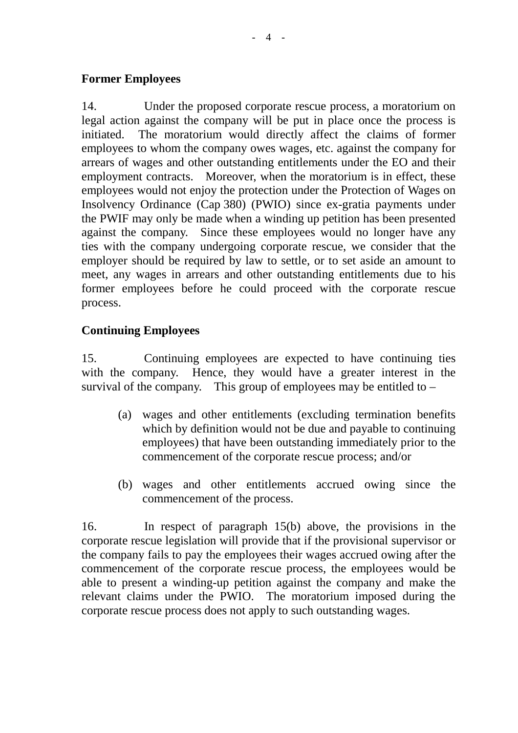**Former Employees**

14. Under the proposed corporate rescue process, a moratorium on legal action against the company will be put in place once the process is initiated. The moratorium would directly affect the claims of former employees to whom the company owes wages, etc. against the company for arrears of wages and other outstanding entitlements under the EO and their employment contracts. Moreover, when the moratorium is in effect, these employees would not enjoy the protection under the Protection of Wages on Insolvency Ordinance (Cap 380) (PWIO) since ex-gratia payments under the PWIF may only be made when a winding up petition has been presented against the company. Since these employees would no longer have any ties with the company undergoing corporate rescue, we consider that the employer should be required by law to settle, or to set aside an amount to meet, any wages in arrears and other outstanding entitlements due to his former employees before he could proceed with the corporate rescue process.

**Continuing Employees**

15. Continuing employees are expected to have continuing ties with the company. Hence, they would have a greater interest in the survival of the company. This group of employees may be entitled to –

(a) wages and other entitlements (excluding termination benefits which by definition would not be due and payable to continuing employees) that have been outstanding immediately prior to the commencement of the corporate rescue process; and/or

(b) wages and other entitlements accrued owing since the commencement of the process.

16. In respect of paragraph 15(b) above, the provisions in the corporate rescue legislation will provide that if the provisional supervisor or the company fails to pay the employees their wages accrued owing after the commencement of the corporate rescue process, the employees would be able to present a winding-up petition against the company and make the relevant claims under the PWIO. The moratorium imposed during the corporate rescue process does not apply to such outstanding wages.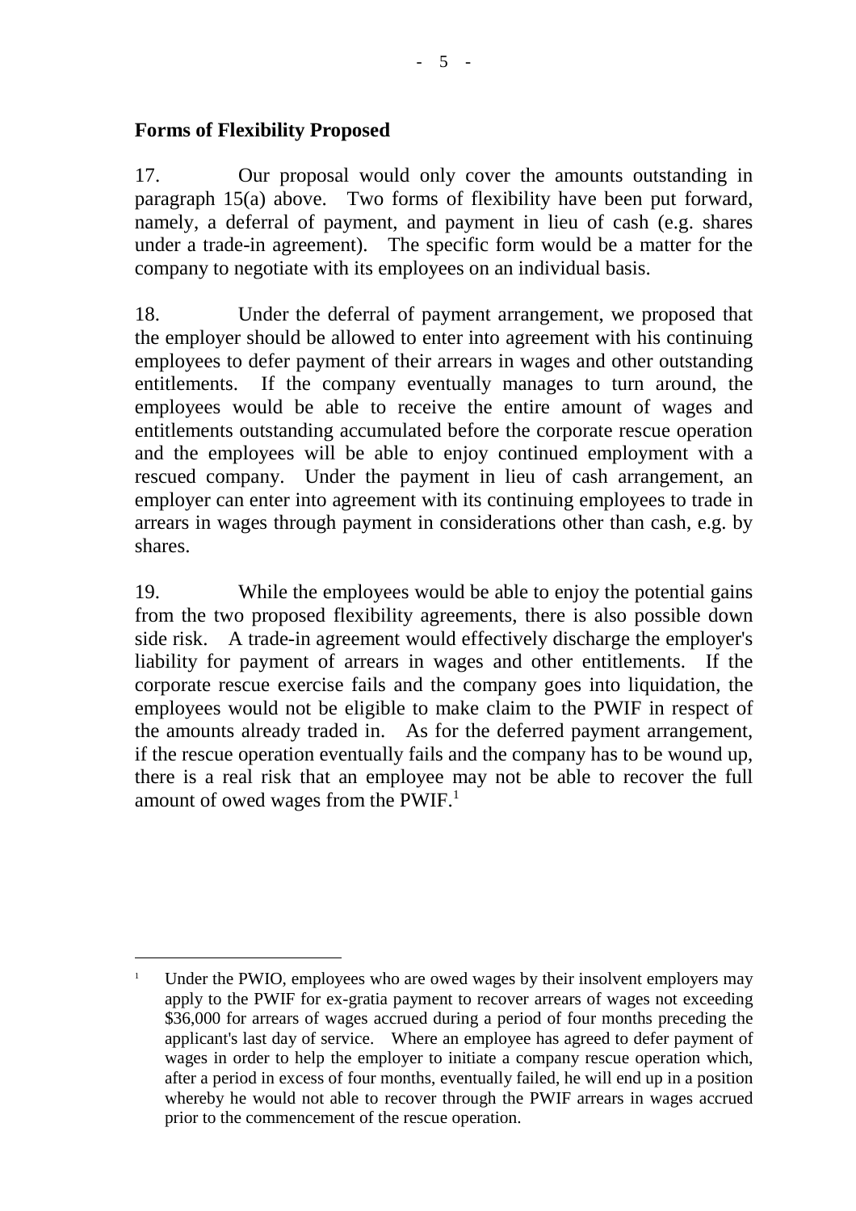**Forms of Flexibility Proposed**

17. Our proposal would only cover the amounts outstanding in paragraph 15(a) above. Two forms of flexibility have been put forward, namely, a deferral of payment, and payment in lieu of cash (e.g. shares under a trade-in agreement). The specific form would be a matter for the company to negotiate with its employees on an individual basis.

18. Under the deferral of payment arrangement, we proposed that the employer should be allowed to enter into agreement with his continuing employees to defer payment of their arrears in wages and other outstanding entitlements. If the company eventually manages to turn around, the employees would be able to receive the entire amount of wages and entitlements outstanding accumulated before the corporate rescue operation and the employees will be able to enjoy continued employment with a rescued company. Under the payment in lieu of cash arrangement, an employer can enter into agreement with its continuing employees to trade in arrears in wages through payment in considerations other than cash, e.g. by shares.

19. While the employees would be able to enjoy the potential gains from the two proposed flexibility agreements, there is also possible down side risk. A trade-in agreement would effectively discharge the employer's liability for payment of arrears in wages and other entitlements. If the corporate rescue exercise fails and the company goes into liquidation, the employees would not be eligible to make claim to the PWIF in respect of the amounts already traded in. As for the deferred payment arrangement, if the rescue operation eventually fails and the company has to be wound up, there is a real risk that an employee may not be able to recover the full amount of owed wages from the PWIF.[1]

---

[1] Under the PWIO, employees who are owed wages by their insolvent employers may apply to the PWIF for ex-gratia payment to recover arrears of wages not exceeding $36,000 for arrears of wages accrued during a period of four months preceding the applicant's last day of service. Where an employee has agreed to defer payment of wages in order to help the employer to initiate a company rescue operation which, after a period in excess of four months, eventually failed, he will end up in a position whereby he would not able to recover through the PWIF arrears in wages accrued prior to the commencement of the rescue operation.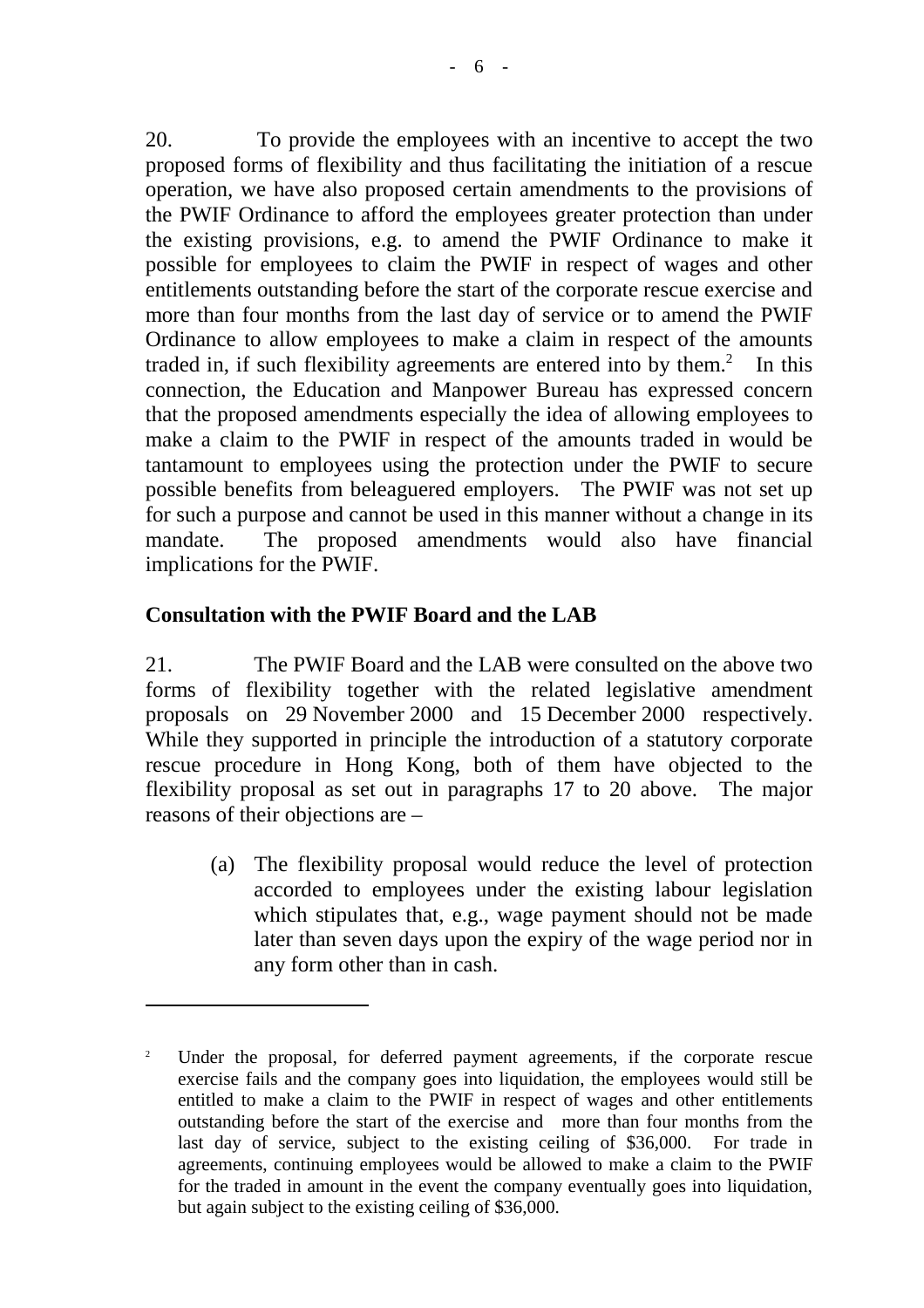20. To provide the employees with an incentive to accept the two proposed forms of flexibility and thus facilitating the initiation of a rescue operation, we have also proposed certain amendments to the provisions of the PWIF Ordinance to afford the employees greater protection than under the existing provisions, e.g. to amend the PWIF Ordinance to make it possible for employees to claim the PWIF in respect of wages and other entitlements outstanding before the start of the corporate rescue exercise and more than four months from the last day of service or to amend the PWIF Ordinance to allow employees to make a claim in respect of the amounts traded in, if such flexibility agreements are entered into by them.[2] In this connection, the Education and Manpower Bureau has expressed concern that the proposed amendments especially the idea of allowing employees to make a claim to the PWIF in respect of the amounts traded in would be tantamount to employees using the protection under the PWIF to secure possible benefits from beleaguered employers. The PWIF was not set up for such a purpose and cannot be used in this manner without a change in its mandate. The proposed amendments would also have financial implications for the PWIF.

**Consultation with the PWIF Board and the LAB**

21. The PWIF Board and the LAB were consulted on the above two forms of flexibility together with the related legislative amendment proposals on 29 November 2000 and 15 December 2000 respectively. While they supported in principle the introduction of a statutory corporate rescue procedure in Hong Kong, both of them have objected to the flexibility proposal as set out in paragraphs 17 to 20 above. The major reasons of their objections are –

(a) The flexibility proposal would reduce the level of protection accorded to employees under the existing labour legislation which stipulates that, e.g., wage payment should not be made later than seven days upon the expiry of the wage period nor in any form other than in cash.

---

[2] Under the proposal, for deferred payment agreements, if the corporate rescue exercise fails and the company goes into liquidation, the employees would still be entitled to make a claim to the PWIF in respect of wages and other entitlements outstanding before the start of the exercise and more than four months from the last day of service, subject to the existing ceiling of $36,000. For trade in agreements, continuing employees would be allowed to make a claim to the PWIF for the traded in amount in the event the company eventually goes into liquidation, but again subject to the existing ceiling of $36,000.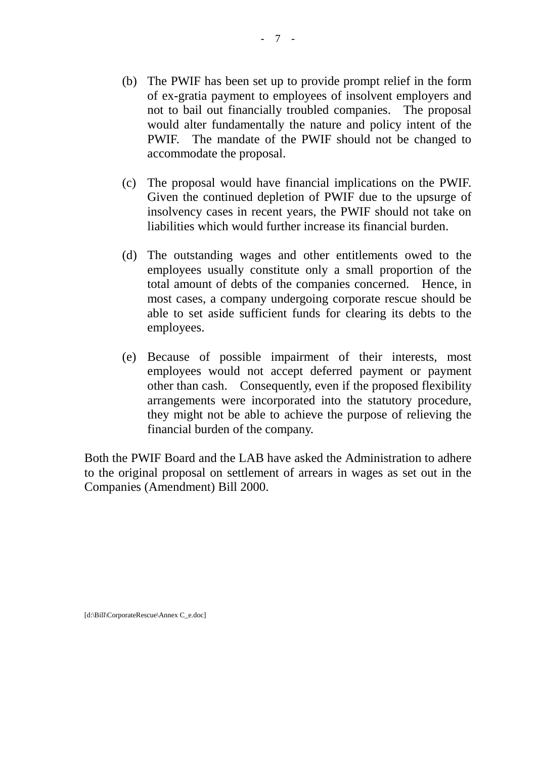(b) The PWIF has been set up to provide prompt relief in the form of ex-gratia payment to employees of insolvent employers and not to bail out financially troubled companies. The proposal would alter fundamentally the nature and policy intent of the PWIF. The mandate of the PWIF should not be changed to accommodate the proposal.

(c) The proposal would have financial implications on the PWIF. Given the continued depletion of PWIF due to the upsurge of insolvency cases in recent years, the PWIF should not take on liabilities which would further increase its financial burden.

(d) The outstanding wages and other entitlements owed to the employees usually constitute only a small proportion of the total amount of debts of the companies concerned. Hence, in most cases, a company undergoing corporate rescue should be able to set aside sufficient funds for clearing its debts to the employees.

(e) Because of possible impairment of their interests, most employees would not accept deferred payment or payment other than cash. Consequently, even if the proposed flexibility arrangements were incorporated into the statutory procedure, they might not be able to achieve the purpose of relieving the financial burden of the company.

Both the PWIF Board and the LAB have asked the Administration to adhere to the original proposal on settlement of arrears in wages as set out in the Companies (Amendment) Bill 2000.

[d:\Bill\CorporateRescue\Annex C_e.doc]